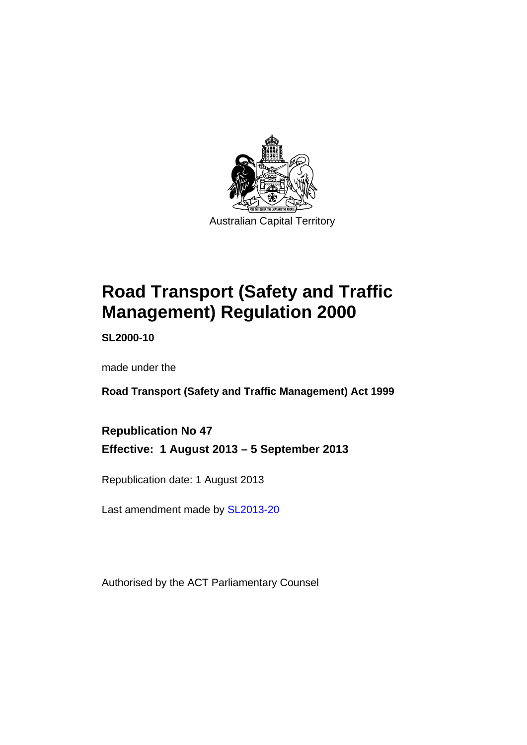Australian Capital Territory

# Road Transport (Safety and Traffic Management) Regulation 2000

**SL2000-10**

made under the

**Road Transport (Safety and Traffic Management) Act 1999**

**Republication No 47**

**Effective: 1 August 2013 – 5 September 2013**

Republication date: 1 August 2013

Last amendment made by SL2013-20

Authorised by the ACT Parliamentary Counsel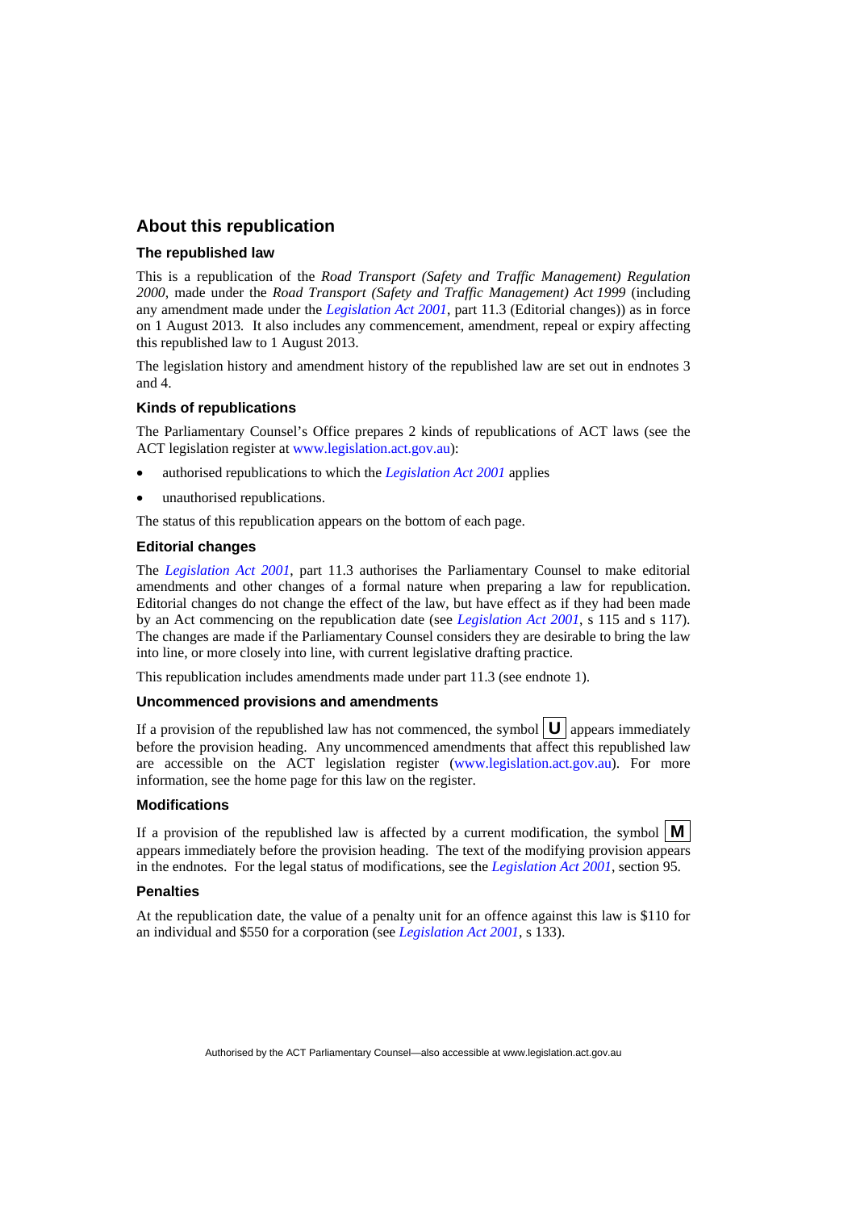## About this republication

### The republished law

This is a republication of the *Road Transport (Safety and Traffic Management) Regulation 2000*, made under the *Road Transport (Safety and Traffic Management) Act 1999* (including any amendment made under the *Legislation Act 2001*, part 11.3 (Editorial changes)) as in force on 1 August 2013*.* It also includes any commencement, amendment, repeal or expiry affecting this republished law to 1 August 2013.

The legislation history and amendment history of the republished law are set out in endnotes 3 and 4.

### Kinds of republications

The Parliamentary Counsel's Office prepares 2 kinds of republications of ACT laws (see the ACT legislation register at www.legislation.act.gov.au):

- authorised republications to which the *Legislation Act 2001* applies
- unauthorised republications.

The status of this republication appears on the bottom of each page.

### Editorial changes

The *Legislation Act 2001*, part 11.3 authorises the Parliamentary Counsel to make editorial amendments and other changes of a formal nature when preparing a law for republication. Editorial changes do not change the effect of the law, but have effect as if they had been made by an Act commencing on the republication date (see *Legislation Act 2001*, s 115 and s 117). The changes are made if the Parliamentary Counsel considers they are desirable to bring the law into line, or more closely into line, with current legislative drafting practice.

This republication includes amendments made under part 11.3 (see endnote 1).

### Uncommenced provisions and amendments

If a provision of the republished law has not commenced, the symbol **U** appears immediately before the provision heading. Any uncommenced amendments that affect this republished law are accessible on the ACT legislation register (www.legislation.act.gov.au). For more information, see the home page for this law on the register.

### Modifications

If a provision of the republished law is affected by a current modification, the symbol **M** appears immediately before the provision heading. The text of the modifying provision appears in the endnotes. For the legal status of modifications, see the *Legislation Act 2001*, section 95.

### Penalties

At the republication date, the value of a penalty unit for an offence against this law is $110 for an individual and $550 for a corporation (see *Legislation Act 2001*, s 133).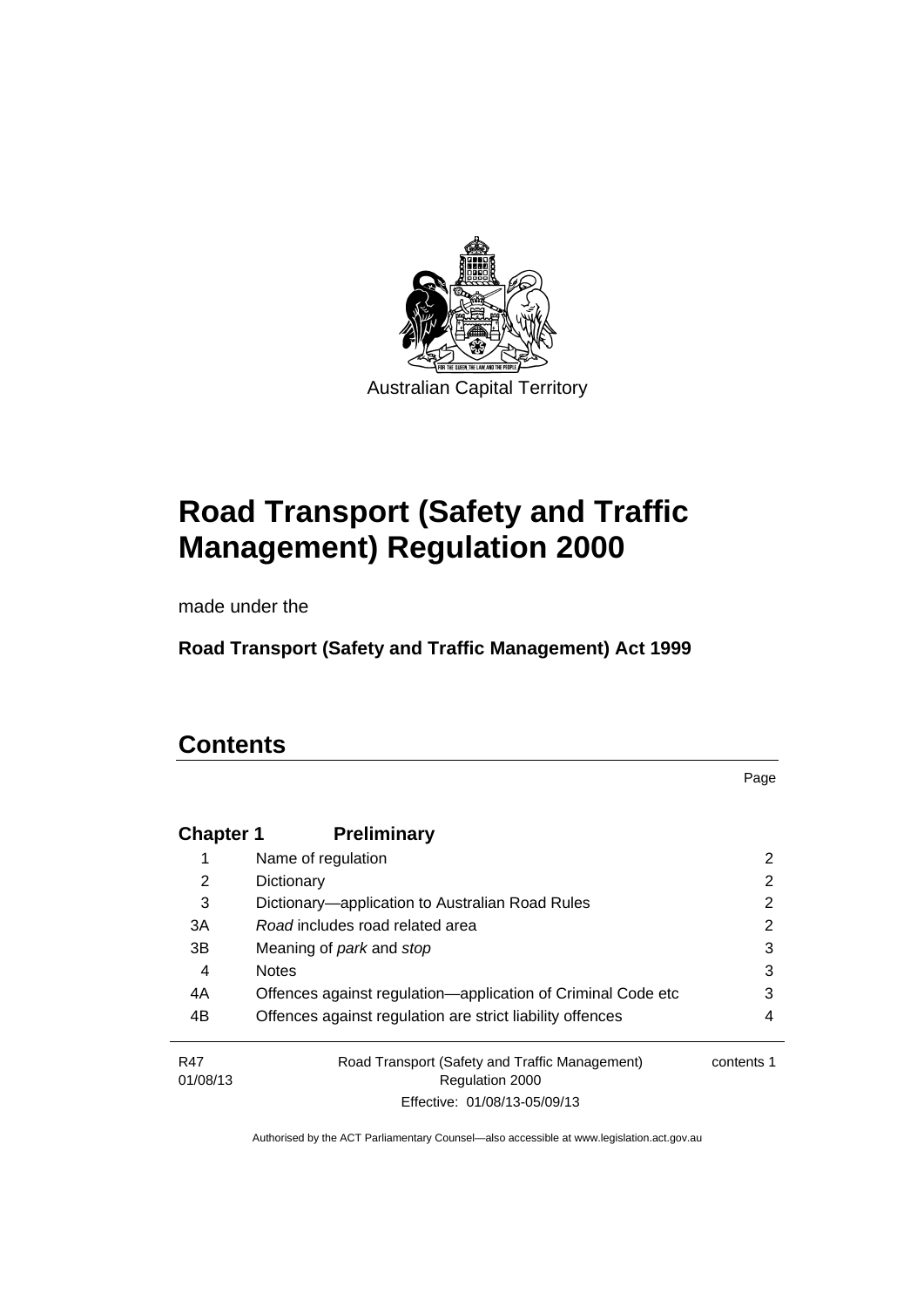Australian Capital Territory

# Road Transport (Safety and Traffic Management) Regulation 2000

made under the

**Road Transport (Safety and Traffic Management) Act 1999**

## Contents

| | | Page |
|---|---|---|
| **Chapter 1** | **Preliminary** | |
| 1 | Name of regulation | 2 |
| 2 | Dictionary | 2 |
| 3 | Dictionary—application to Australian Road Rules | 2 |
| 3A | *Road* includes road related area | 2 |
| 3B | Meaning of *park* and *stop* | 3 |
| 4 | Notes | 3 |
| 4A | Offences against regulation—application of Criminal Code etc | 3 |
| 4B | Offences against regulation are strict liability offences | 4 |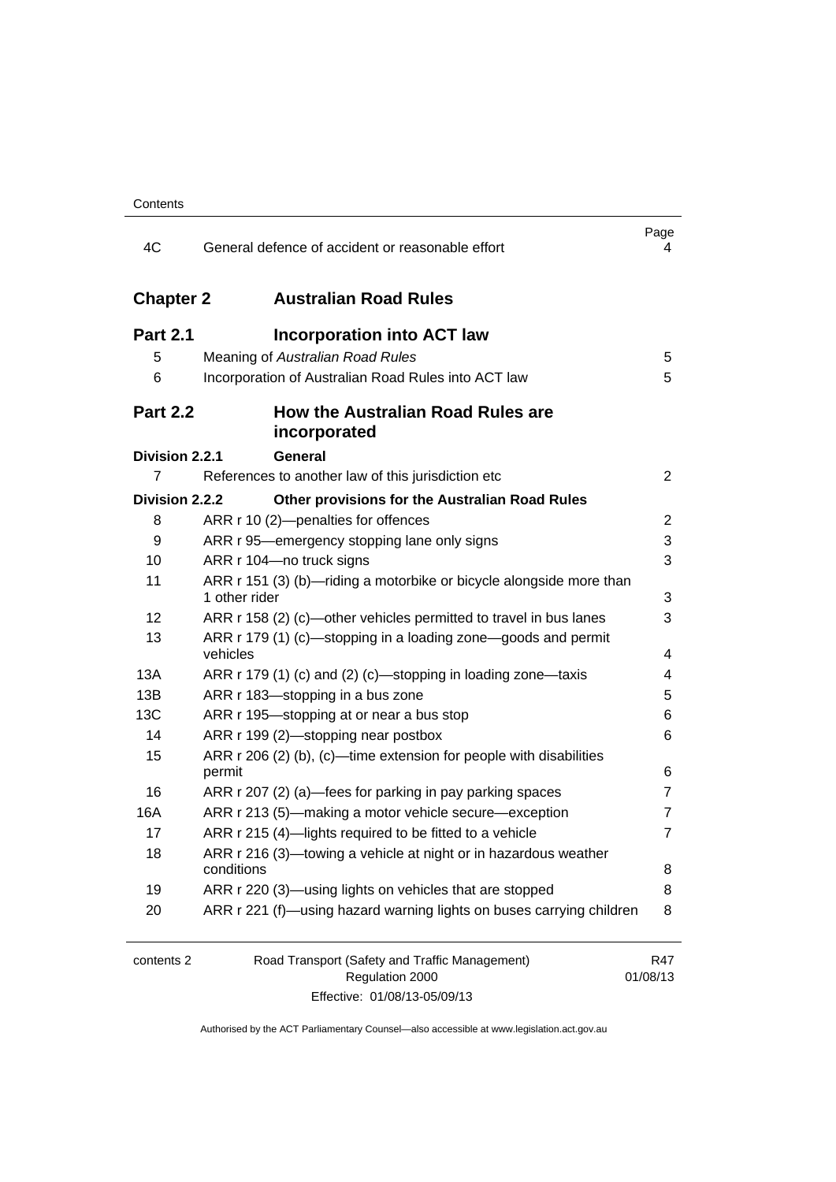| | | Page |
|---|---|---|
| 4C | General defence of accident or reasonable effort | 4 |
| **Chapter 2** | **Australian Road Rules** | |
| **Part 2.1** | **Incorporation into ACT law** | |
| 5 | Meaning of *Australian Road Rules* | 5 |
| 6 | Incorporation of Australian Road Rules into ACT law | 5 |
| **Part 2.2** | **How the Australian Road Rules are incorporated** | |
| **Division 2.2.1** | **General** | |
| 7 | References to another law of this jurisdiction etc | 2 |
| **Division 2.2.2** | **Other provisions for the Australian Road Rules** | |
| 8 | ARR r 10 (2)—penalties for offences | 2 |
| 9 | ARR r 95—emergency stopping lane only signs | 3 |
| 10 | ARR r 104—no truck signs | 3 |
| 11 | ARR r 151 (3) (b)—riding a motorbike or bicycle alongside more than 1 other rider | 3 |
| 12 | ARR r 158 (2) (c)—other vehicles permitted to travel in bus lanes | 3 |
| 13 | ARR r 179 (1) (c)—stopping in a loading zone—goods and permit vehicles | 4 |
| 13A | ARR r 179 (1) (c) and (2) (c)—stopping in loading zone—taxis | 4 |
| 13B | ARR r 183—stopping in a bus zone | 5 |
| 13C | ARR r 195—stopping at or near a bus stop | 6 |
| 14 | ARR r 199 (2)—stopping near postbox | 6 |
| 15 | ARR r 206 (2) (b), (c)—time extension for people with disabilities permit | 6 |
| 16 | ARR r 207 (2) (a)—fees for parking in pay parking spaces | 7 |
| 16A | ARR r 213 (5)—making a motor vehicle secure—exception | 7 |
| 17 | ARR r 215 (4)—lights required to be fitted to a vehicle | 7 |
| 18 | ARR r 216 (3)—towing a vehicle at night or in hazardous weather conditions | 8 |
| 19 | ARR r 220 (3)—using lights on vehicles that are stopped | 8 |
| 20 | ARR r 221 (f)—using hazard warning lights on buses carrying children | 8 |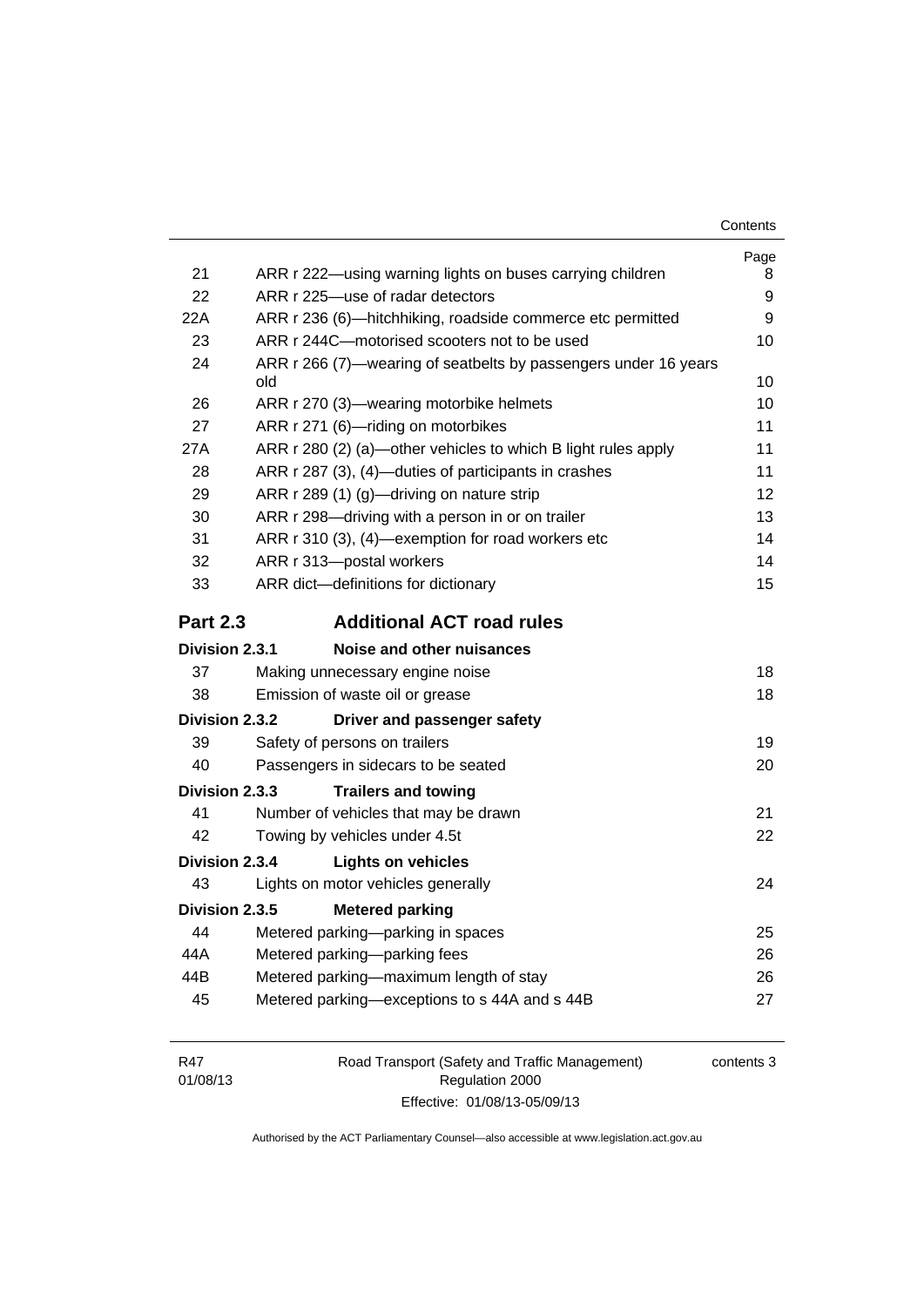| | | Page |
|---|---|---|
| 21 | ARR r 222—using warning lights on buses carrying children | 8 |
| 22 | ARR r 225—use of radar detectors | 9 |
| 22A | ARR r 236 (6)—hitchhiking, roadside commerce etc permitted | 9 |
| 23 | ARR r 244C—motorised scooters not to be used | 10 |
| 24 | ARR r 266 (7)—wearing of seatbelts by passengers under 16 years old | 10 |
| 26 | ARR r 270 (3)—wearing motorbike helmets | 10 |
| 27 | ARR r 271 (6)—riding on motorbikes | 11 |
| 27A | ARR r 280 (2) (a)—other vehicles to which B light rules apply | 11 |
| 28 | ARR r 287 (3), (4)—duties of participants in crashes | 11 |
| 29 | ARR r 289 (1) (g)—driving on nature strip | 12 |
| 30 | ARR r 298—driving with a person in or on trailer | 13 |
| 31 | ARR r 310 (3), (4)—exemption for road workers etc | 14 |
| 32 | ARR r 313—postal workers | 14 |
| 33 | ARR dict—definitions for dictionary | 15 |

## Part 2.3 Additional ACT road rules

### Division 2.3.1 Noise and other nuisances

| | | |
|---|---|---|
| 37 | Making unnecessary engine noise | 18 |
| 38 | Emission of waste oil or grease | 18 |

### Division 2.3.2 Driver and passenger safety

| | | |
|---|---|---|
| 39 | Safety of persons on trailers | 19 |
| 40 | Passengers in sidecars to be seated | 20 |

### Division 2.3.3 Trailers and towing

| | | |
|---|---|---|
| 41 | Number of vehicles that may be drawn | 21 |
| 42 | Towing by vehicles under 4.5t | 22 |

### Division 2.3.4 Lights on vehicles

| | | |
|---|---|---|
| 43 | Lights on motor vehicles generally | 24 |

### Division 2.3.5 Metered parking

| | | |
|---|---|---|
| 44 | Metered parking—parking in spaces | 25 |
| 44A | Metered parking—parking fees | 26 |
| 44B | Metered parking—maximum length of stay | 26 |
| 45 | Metered parking—exceptions to s 44A and s 44B | 27 |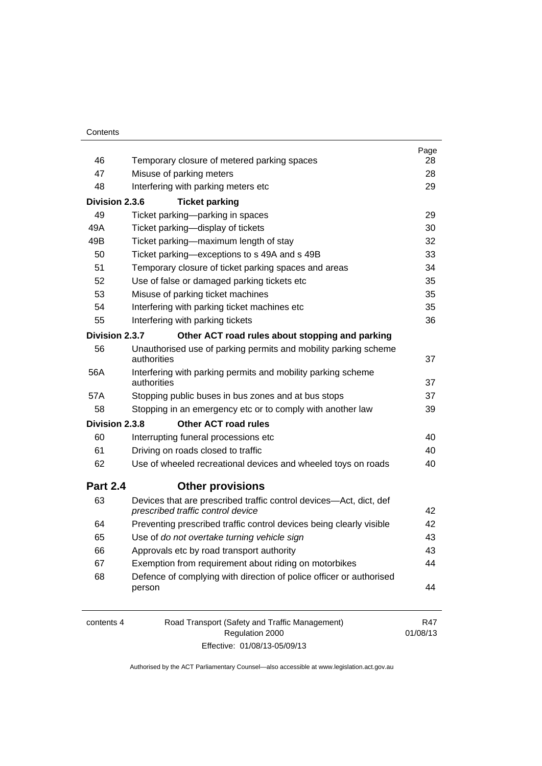| | | Page |
|---|---|---|
| 46 | Temporary closure of metered parking spaces | 28 |
| 47 | Misuse of parking meters | 28 |
| 48 | Interfering with parking meters etc | 29 |
| **Division 2.3.6** | **Ticket parking** | |
| 49 | Ticket parking—parking in spaces | 29 |
| 49A | Ticket parking—display of tickets | 30 |
| 49B | Ticket parking—maximum length of stay | 32 |
| 50 | Ticket parking—exceptions to s 49A and s 49B | 33 |
| 51 | Temporary closure of ticket parking spaces and areas | 34 |
| 52 | Use of false or damaged parking tickets etc | 35 |
| 53 | Misuse of parking ticket machines | 35 |
| 54 | Interfering with parking ticket machines etc | 35 |
| 55 | Interfering with parking tickets | 36 |
| **Division 2.3.7** | **Other ACT road rules about stopping and parking** | |
| 56 | Unauthorised use of parking permits and mobility parking scheme authorities | 37 |
| 56A | Interfering with parking permits and mobility parking scheme authorities | 37 |
| 57A | Stopping public buses in bus zones and at bus stops | 37 |
| 58 | Stopping in an emergency etc or to comply with another law | 39 |
| **Division 2.3.8** | **Other ACT road rules** | |
| 60 | Interrupting funeral processions etc | 40 |
| 61 | Driving on roads closed to traffic | 40 |
| 62 | Use of wheeled recreational devices and wheeled toys on roads | 40 |

## Part 2.4 Other provisions

| | | |
|---|---|---|
| 63 | Devices that are prescribed traffic control devices—Act, dict, def *prescribed traffic control device* | 42 |
| 64 | Preventing prescribed traffic control devices being clearly visible | 42 |
| 65 | Use of *do not overtake turning vehicle sign* | 43 |
| 66 | Approvals etc by road transport authority | 43 |
| 67 | Exemption from requirement about riding on motorbikes | 44 |
| 68 | Defence of complying with direction of police officer or authorised person | 44 |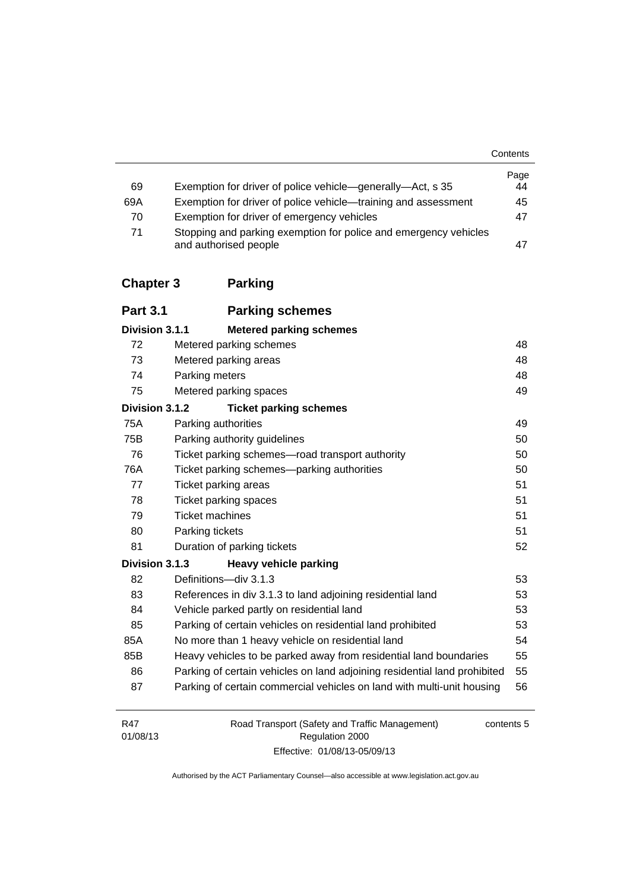| | | Page |
|---|---|---|
| 69 | Exemption for driver of police vehicle—generally—Act, s 35 | 44 |
| 69A | Exemption for driver of police vehicle—training and assessment | 45 |
| 70 | Exemption for driver of emergency vehicles | 47 |
| 71 | Stopping and parking exemption for police and emergency vehicles and authorised people | 47 |

## Chapter 3 Parking

### Part 3.1 Parking schemes

**Division 3.1.1 Metered parking schemes**

| | | |
|---|---|---|
| 72 | Metered parking schemes | 48 |
| 73 | Metered parking areas | 48 |
| 74 | Parking meters | 48 |
| 75 | Metered parking spaces | 49 |

**Division 3.1.2 Ticket parking schemes**

| | | |
|---|---|---|
| 75A | Parking authorities | 49 |
| 75B | Parking authority guidelines | 50 |
| 76 | Ticket parking schemes—road transport authority | 50 |
| 76A | Ticket parking schemes—parking authorities | 50 |
| 77 | Ticket parking areas | 51 |
| 78 | Ticket parking spaces | 51 |
| 79 | Ticket machines | 51 |
| 80 | Parking tickets | 51 |
| 81 | Duration of parking tickets | 52 |

**Division 3.1.3 Heavy vehicle parking**

| | | |
|---|---|---|
| 82 | Definitions—div 3.1.3 | 53 |
| 83 | References in div 3.1.3 to land adjoining residential land | 53 |
| 84 | Vehicle parked partly on residential land | 53 |
| 85 | Parking of certain vehicles on residential land prohibited | 53 |
| 85A | No more than 1 heavy vehicle on residential land | 54 |
| 85B | Heavy vehicles to be parked away from residential land boundaries | 55 |
| 86 | Parking of certain vehicles on land adjoining residential land prohibited | 55 |
| 87 | Parking of certain commercial vehicles on land with multi-unit housing | 56 |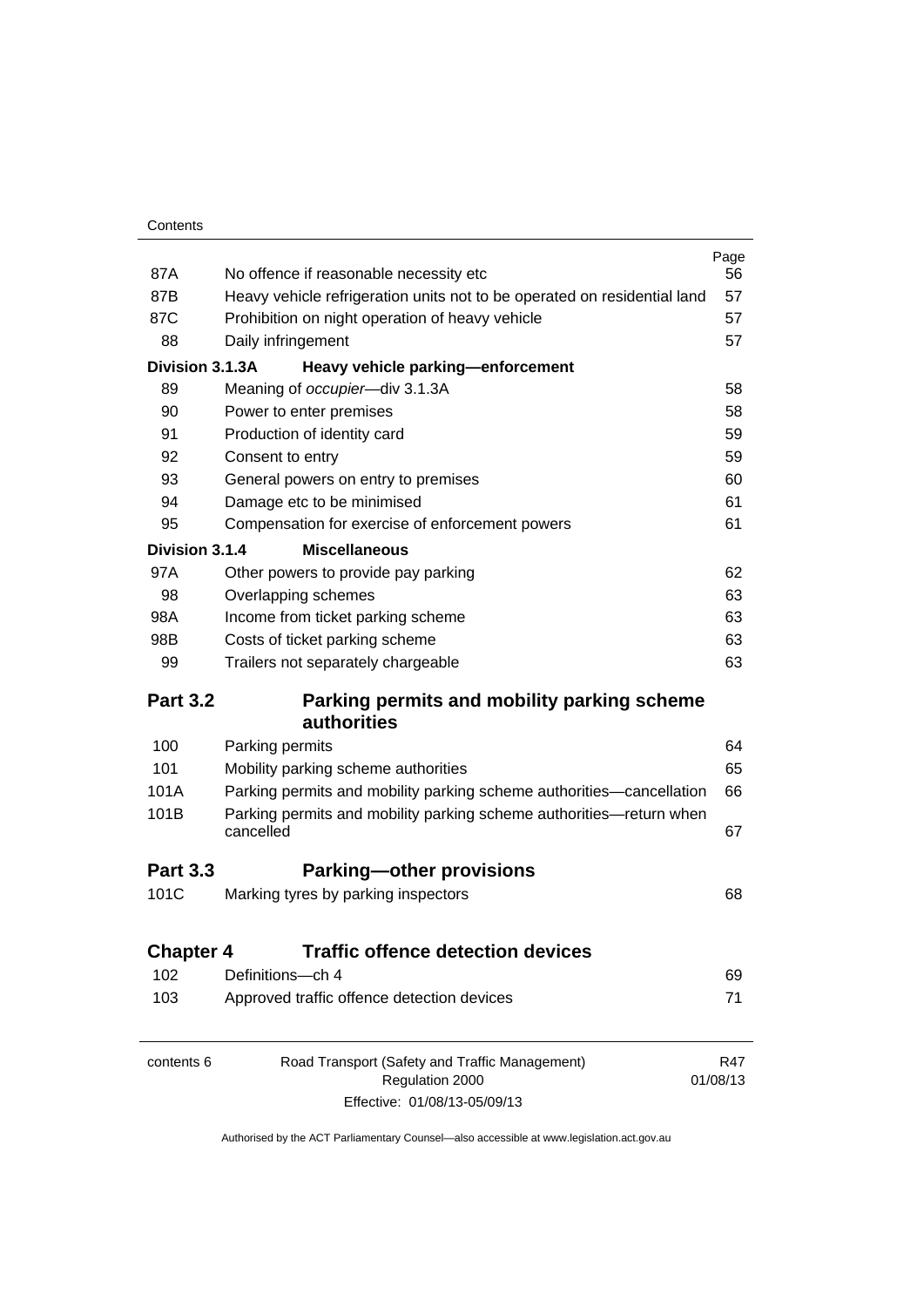| | | Page |
|---|---|---|
| 87A | No offence if reasonable necessity etc | 56 |
| 87B | Heavy vehicle refrigeration units not to be operated on residential land | 57 |
| 87C | Prohibition on night operation of heavy vehicle | 57 |
| 88 | Daily infringement | 57 |
| **Division 3.1.3A** | **Heavy vehicle parking—enforcement** | |
| 89 | Meaning of *occupier*—div 3.1.3A | 58 |
| 90 | Power to enter premises | 58 |
| 91 | Production of identity card | 59 |
| 92 | Consent to entry | 59 |
| 93 | General powers on entry to premises | 60 |
| 94 | Damage etc to be minimised | 61 |
| 95 | Compensation for exercise of enforcement powers | 61 |
| **Division 3.1.4** | **Miscellaneous** | |
| 97A | Other powers to provide pay parking | 62 |
| 98 | Overlapping schemes | 63 |
| 98A | Income from ticket parking scheme | 63 |
| 98B | Costs of ticket parking scheme | 63 |
| 99 | Trailers not separately chargeable | 63 |
| **Part 3.2** | **Parking permits and mobility parking scheme authorities** | |
| 100 | Parking permits | 64 |
| 101 | Mobility parking scheme authorities | 65 |
| 101A | Parking permits and mobility parking scheme authorities—cancellation | 66 |
| 101B | Parking permits and mobility parking scheme authorities—return when cancelled | 67 |
| **Part 3.3** | **Parking—other provisions** | |
| 101C | Marking tyres by parking inspectors | 68 |
| **Chapter 4** | **Traffic offence detection devices** | |
| 102 | Definitions—ch 4 | 69 |
| 103 | Approved traffic offence detection devices | 71 |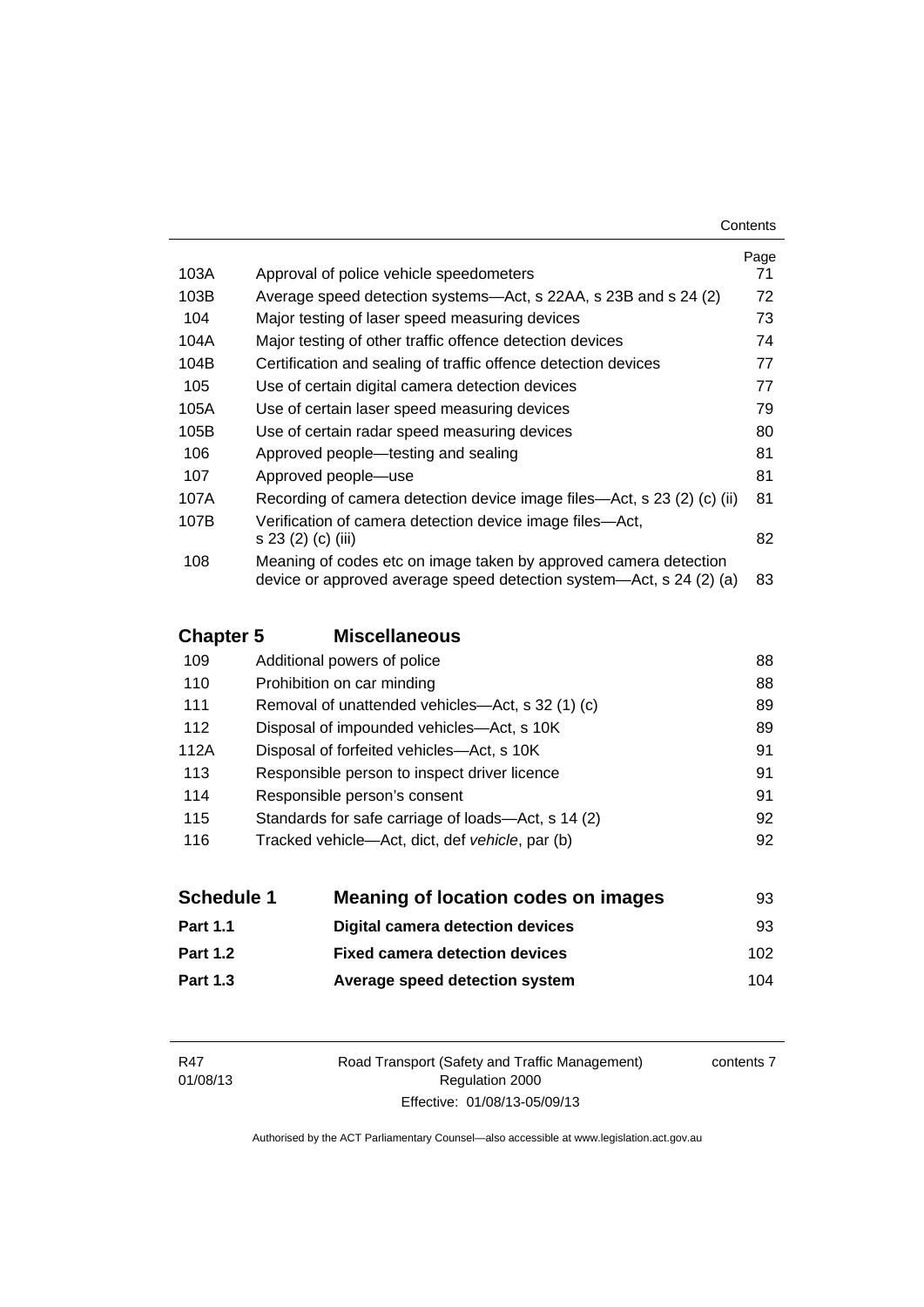| | | Page |
|---|---|---|
| 103A | Approval of police vehicle speedometers | 71 |
| 103B | Average speed detection systems—Act, s 22AA, s 23B and s 24 (2) | 72 |
| 104 | Major testing of laser speed measuring devices | 73 |
| 104A | Major testing of other traffic offence detection devices | 74 |
| 104B | Certification and sealing of traffic offence detection devices | 77 |
| 105 | Use of certain digital camera detection devices | 77 |
| 105A | Use of certain laser speed measuring devices | 79 |
| 105B | Use of certain radar speed measuring devices | 80 |
| 106 | Approved people—testing and sealing | 81 |
| 107 | Approved people—use | 81 |
| 107A | Recording of camera detection device image files—Act, s 23 (2) (c) (ii) | 81 |
| 107B | Verification of camera detection device image files—Act, s 23 (2) (c) (iii) | 82 |
| 108 | Meaning of codes etc on image taken by approved camera detection device or approved average speed detection system—Act, s 24 (2) (a) | 83 |

## Chapter 5 Miscellaneous

| | | |
|---|---|---|
| 109 | Additional powers of police | 88 |
| 110 | Prohibition on car minding | 88 |
| 111 | Removal of unattended vehicles—Act, s 32 (1) (c) | 89 |
| 112 | Disposal of impounded vehicles—Act, s 10K | 89 |
| 112A | Disposal of forfeited vehicles—Act, s 10K | 91 |
| 113 | Responsible person to inspect driver licence | 91 |
| 114 | Responsible person's consent | 91 |
| 115 | Standards for safe carriage of loads—Act, s 14 (2) | 92 |
| 116 | Tracked vehicle—Act, dict, def *vehicle*, par (b) | 92 |

| | | |
|---|---|---|
| **Schedule 1** | **Meaning of location codes on images** | 93 |
| **Part 1.1** | **Digital camera detection devices** | 93 |
| **Part 1.2** | **Fixed camera detection devices** | 102 |
| **Part 1.3** | **Average speed detection system** | 104 |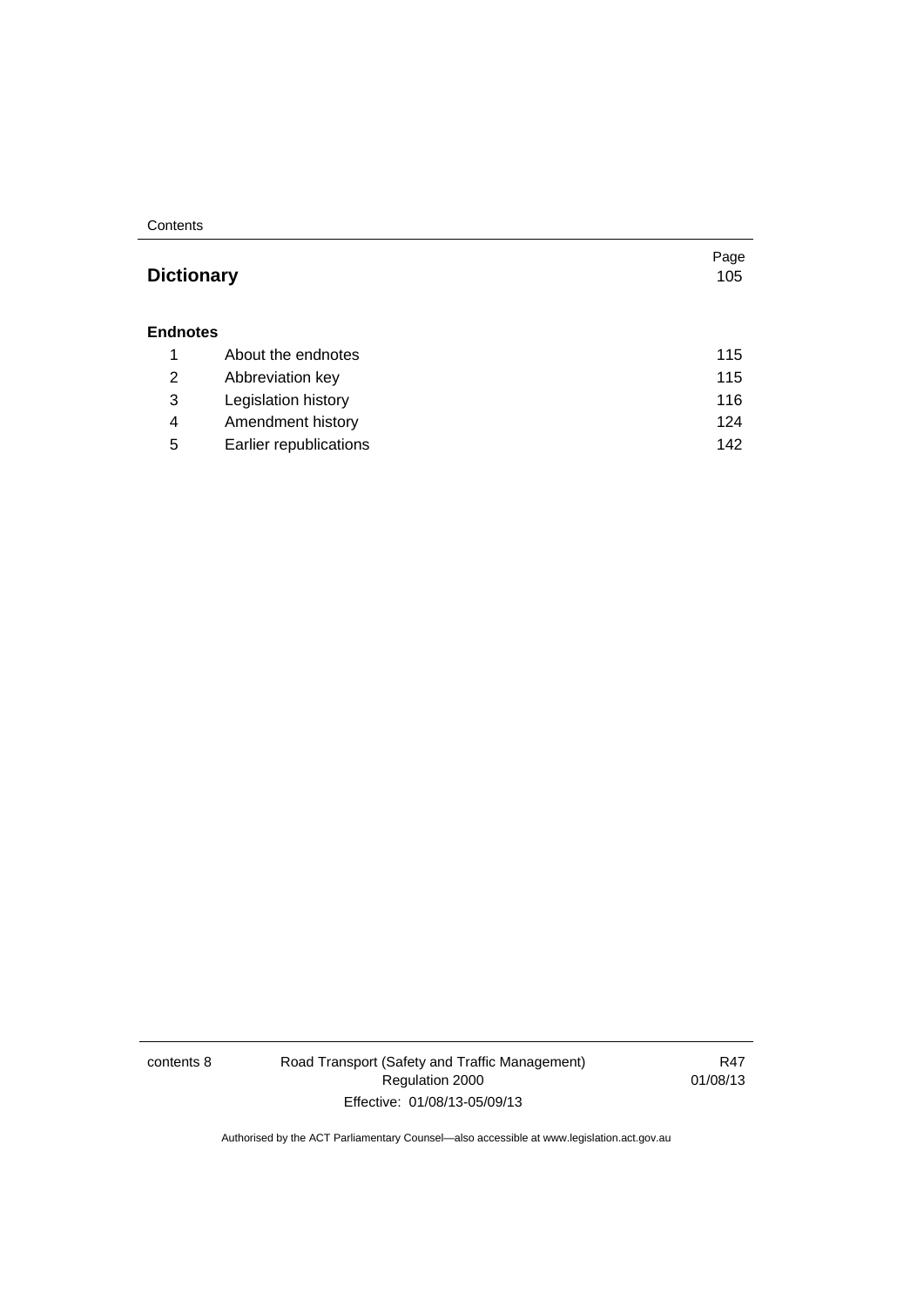| | | Page |
|---|---|---|
| **Dictionary** | | 105 |
| **Endnotes** | | |
| 1 | About the endnotes | 115 |
| 2 | Abbreviation key | 115 |
| 3 | Legislation history | 116 |
| 4 | Amendment history | 124 |
| 5 | Earlier republications | 142 |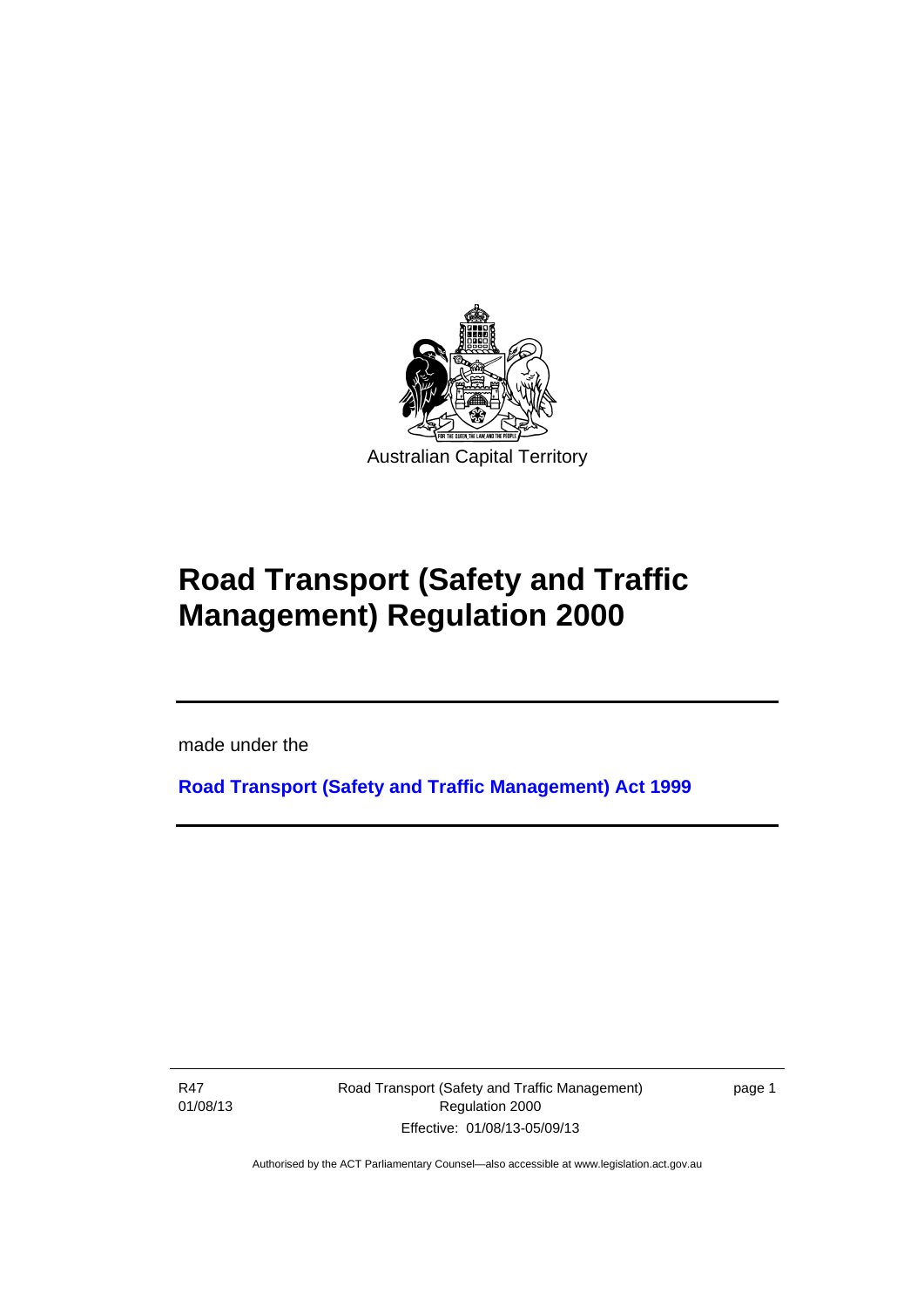Australian Capital Territory

# Road Transport (Safety and Traffic Management) Regulation 2000

made under the

**Road Transport (Safety and Traffic Management) Act 1999**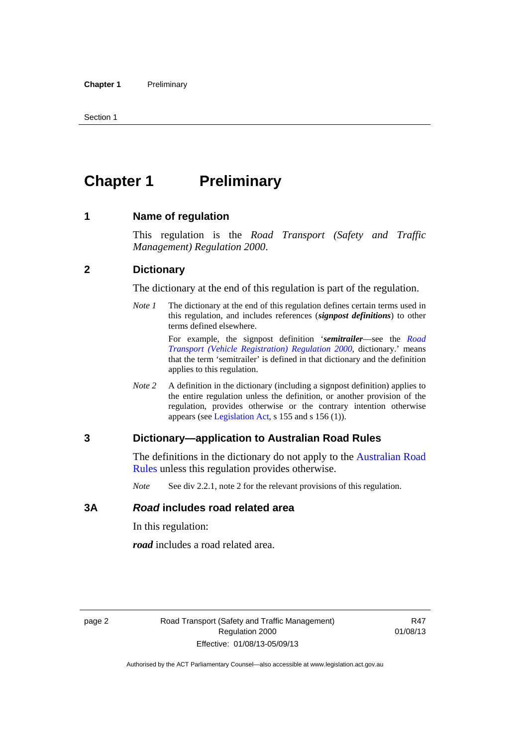# Chapter 1 Preliminary

## 1 Name of regulation

This regulation is the *Road Transport (Safety and Traffic Management) Regulation 2000*.

## 2 Dictionary

The dictionary at the end of this regulation is part of the regulation.

*Note 1* The dictionary at the end of this regulation defines certain terms used in this regulation, and includes references (***signpost definitions***) to other terms defined elsewhere.

For example, the signpost definition '***semitrailer***—see the *Road Transport (Vehicle Registration) Regulation 2000*, dictionary.' means that the term 'semitrailer' is defined in that dictionary and the definition applies to this regulation.

*Note 2* A definition in the dictionary (including a signpost definition) applies to the entire regulation unless the definition, or another provision of the regulation, provides otherwise or the contrary intention otherwise appears (see Legislation Act, s 155 and s 156 (1)).

## 3 Dictionary—application to Australian Road Rules

The definitions in the dictionary do not apply to the Australian Road Rules unless this regulation provides otherwise.

*Note* See div 2.2.1, note 2 for the relevant provisions of this regulation.

## 3A *Road* includes road related area

In this regulation:

***road*** includes a road related area.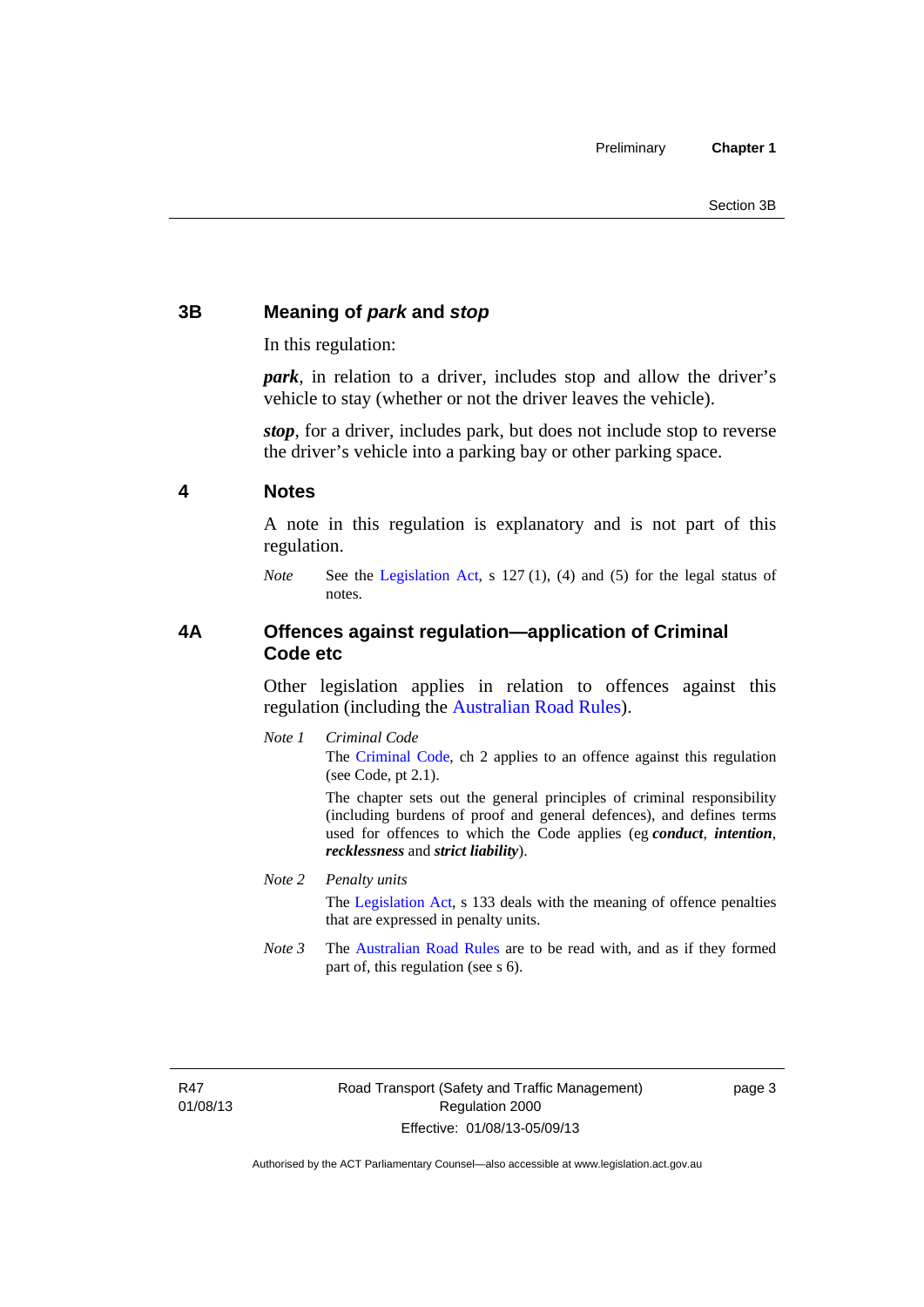## 3B Meaning of *park* and *stop*

In this regulation:

***park***, in relation to a driver, includes stop and allow the driver's vehicle to stay (whether or not the driver leaves the vehicle).

***stop***, for a driver, includes park, but does not include stop to reverse the driver's vehicle into a parking bay or other parking space.

## 4 Notes

A note in this regulation is explanatory and is not part of this regulation.

*Note* See the Legislation Act, s 127 (1), (4) and (5) for the legal status of notes.

## 4A Offences against regulation—application of Criminal Code etc

Other legislation applies in relation to offences against this regulation (including the Australian Road Rules).

*Note 1* *Criminal Code*

The Criminal Code, ch 2 applies to an offence against this regulation (see Code, pt 2.1).

The chapter sets out the general principles of criminal responsibility (including burdens of proof and general defences), and defines terms used for offences to which the Code applies (eg ***conduct***, ***intention***, ***recklessness*** and ***strict liability***).

*Note 2* *Penalty units*

The Legislation Act, s 133 deals with the meaning of offence penalties that are expressed in penalty units.

*Note 3* The Australian Road Rules are to be read with, and as if they formed part of, this regulation (see s 6).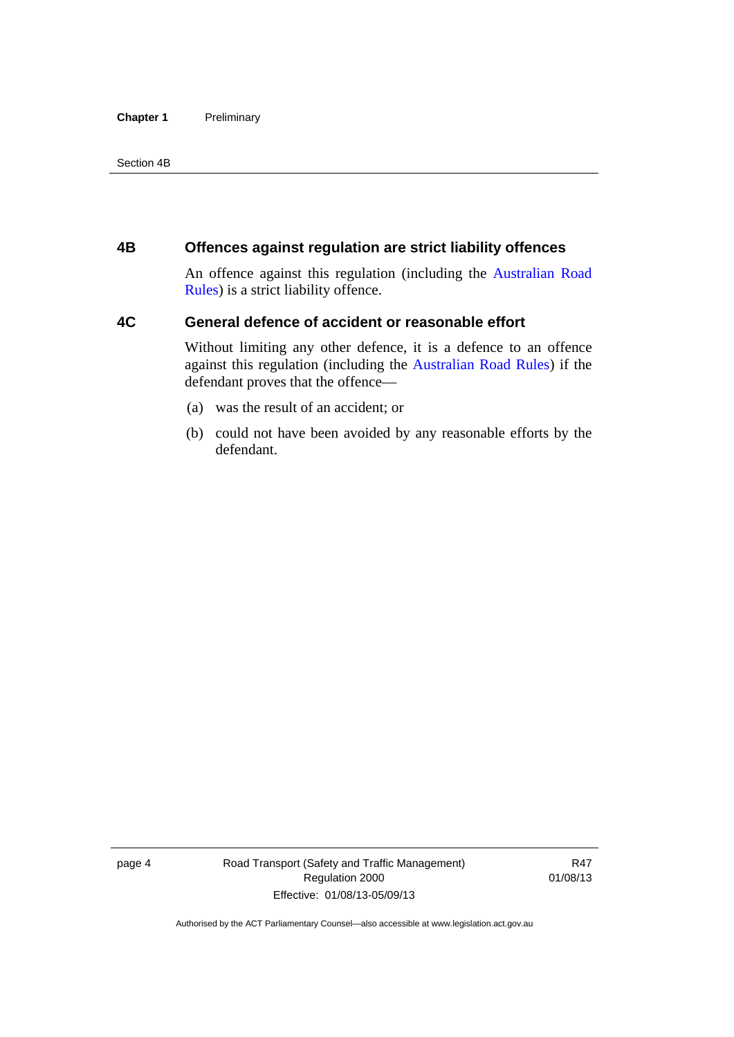## 4B Offences against regulation are strict liability offences

An offence against this regulation (including the Australian Road Rules) is a strict liability offence.

## 4C General defence of accident or reasonable effort

Without limiting any other defence, it is a defence to an offence against this regulation (including the Australian Road Rules) if the defendant proves that the offence—

(a) was the result of an accident; or

(b) could not have been avoided by any reasonable efforts by the defendant.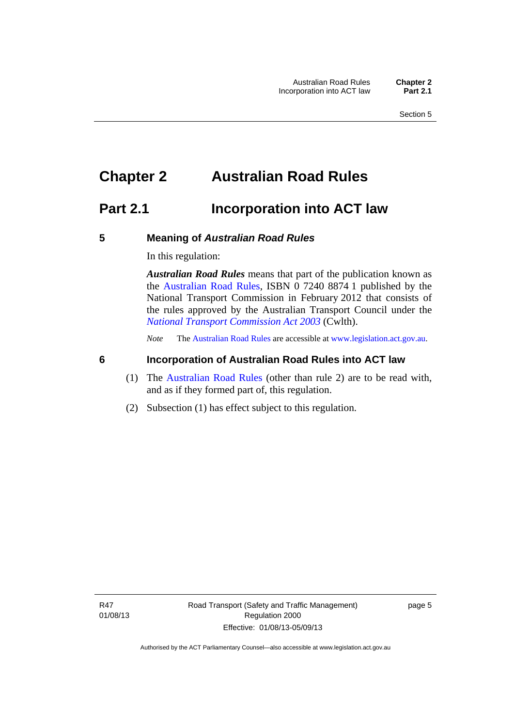# Chapter 2 Australian Road Rules

## Part 2.1 Incorporation into ACT law

### 5 Meaning of *Australian Road Rules*

In this regulation:

***Australian Road Rules*** means that part of the publication known as the Australian Road Rules, ISBN 0 7240 8874 1 published by the National Transport Commission in February 2012 that consists of the rules approved by the Australian Transport Council under the *National Transport Commission Act 2003* (Cwlth).

*Note* The Australian Road Rules are accessible at www.legislation.act.gov.au.

### 6 Incorporation of Australian Road Rules into ACT law

(1) The Australian Road Rules (other than rule 2) are to be read with, and as if they formed part of, this regulation.

(2) Subsection (1) has effect subject to this regulation.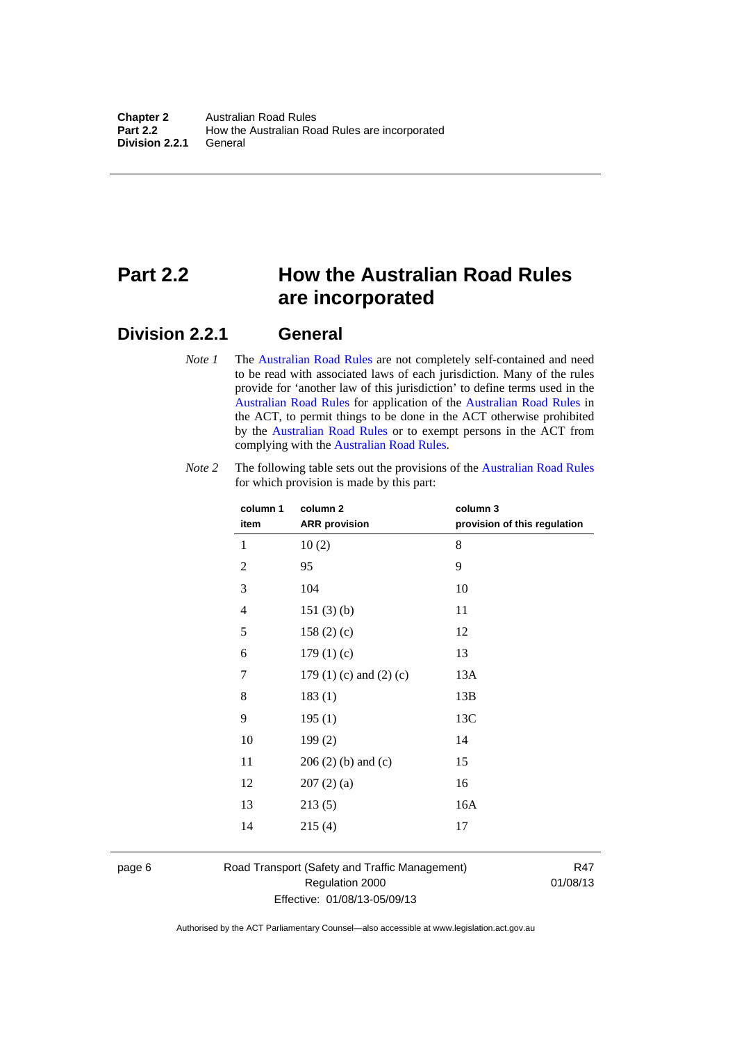# Part 2.2 How the Australian Road Rules are incorporated

## Division 2.2.1 General

*Note 1* The Australian Road Rules are not completely self-contained and need to be read with associated laws of each jurisdiction. Many of the rules provide for 'another law of this jurisdiction' to define terms used in the Australian Road Rules for application of the Australian Road Rules in the ACT, to permit things to be done in the ACT otherwise prohibited by the Australian Road Rules or to exempt persons in the ACT from complying with the Australian Road Rules.

*Note 2* The following table sets out the provisions of the Australian Road Rules for which provision is made by this part:

| column 1 item | column 2 ARR provision | column 3 provision of this regulation |
|---|---|---|
| 1 | 10 (2) | 8 |
| 2 | 95 | 9 |
| 3 | 104 | 10 |
| 4 | 151 (3) (b) | 11 |
| 5 | 158 (2) (c) | 12 |
| 6 | 179 (1) (c) | 13 |
| 7 | 179 (1) (c) and (2) (c) | 13A |
| 8 | 183 (1) | 13B |
| 9 | 195 (1) | 13C |
| 10 | 199 (2) | 14 |
| 11 | 206 (2) (b) and (c) | 15 |
| 12 | 207 (2) (a) | 16 |
| 13 | 213 (5) | 16A |
| 14 | 215 (4) | 17 |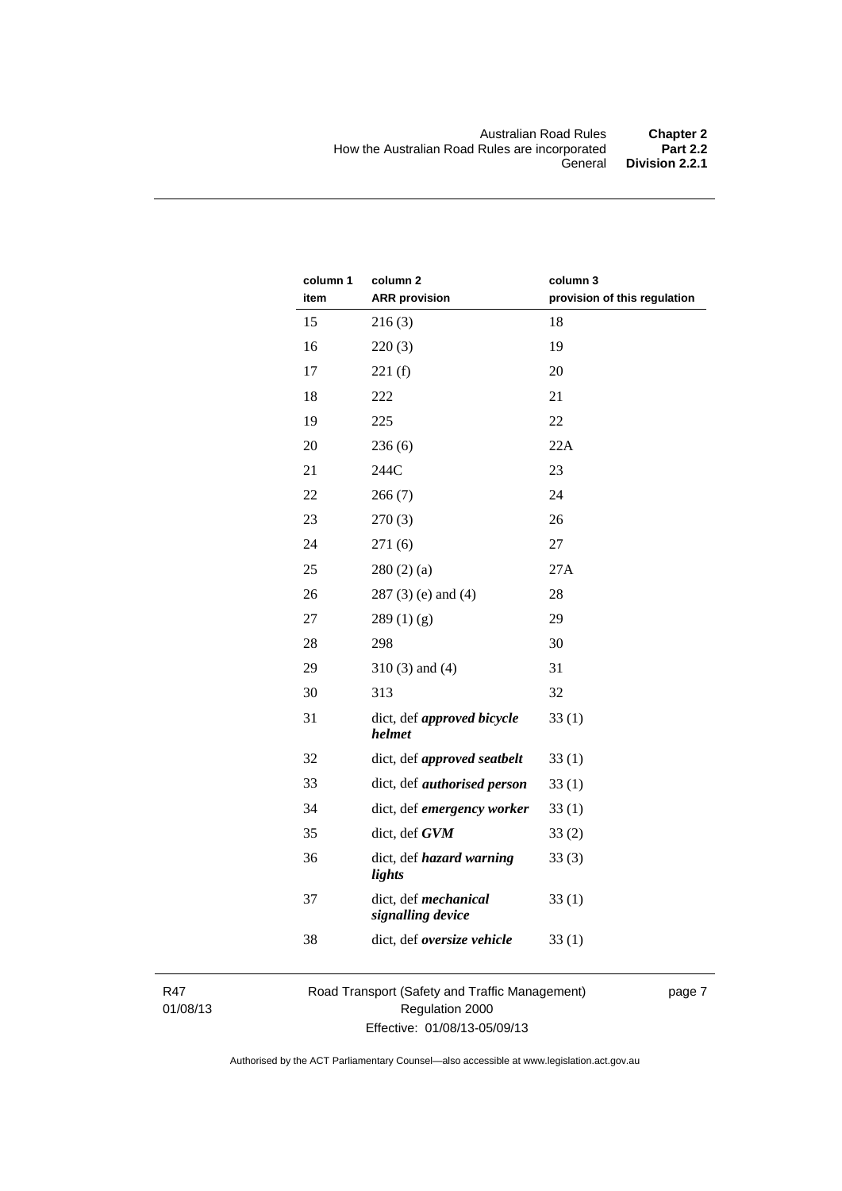| column 1 item | column 2 ARR provision | column 3 provision of this regulation |
|---|---|---|
| 15 | 216 (3) | 18 |
| 16 | 220 (3) | 19 |
| 17 | 221 (f) | 20 |
| 18 | 222 | 21 |
| 19 | 225 | 22 |
| 20 | 236 (6) | 22A |
| 21 | 244C | 23 |
| 22 | 266 (7) | 24 |
| 23 | 270 (3) | 26 |
| 24 | 271 (6) | 27 |
| 25 | 280 (2) (a) | 27A |
| 26 | 287 (3) (e) and (4) | 28 |
| 27 | 289 (1) (g) | 29 |
| 28 | 298 | 30 |
| 29 | 310 (3) and (4) | 31 |
| 30 | 313 | 32 |
| 31 | dict, def ***approved bicycle helmet*** | 33 (1) |
| 32 | dict, def ***approved seatbelt*** | 33 (1) |
| 33 | dict, def ***authorised person*** | 33 (1) |
| 34 | dict, def ***emergency worker*** | 33 (1) |
| 35 | dict, def ***GVM*** | 33 (2) |
| 36 | dict, def ***hazard warning lights*** | 33 (3) |
| 37 | dict, def ***mechanical signalling device*** | 33 (1) |
| 38 | dict, def ***oversize vehicle*** | 33 (1) |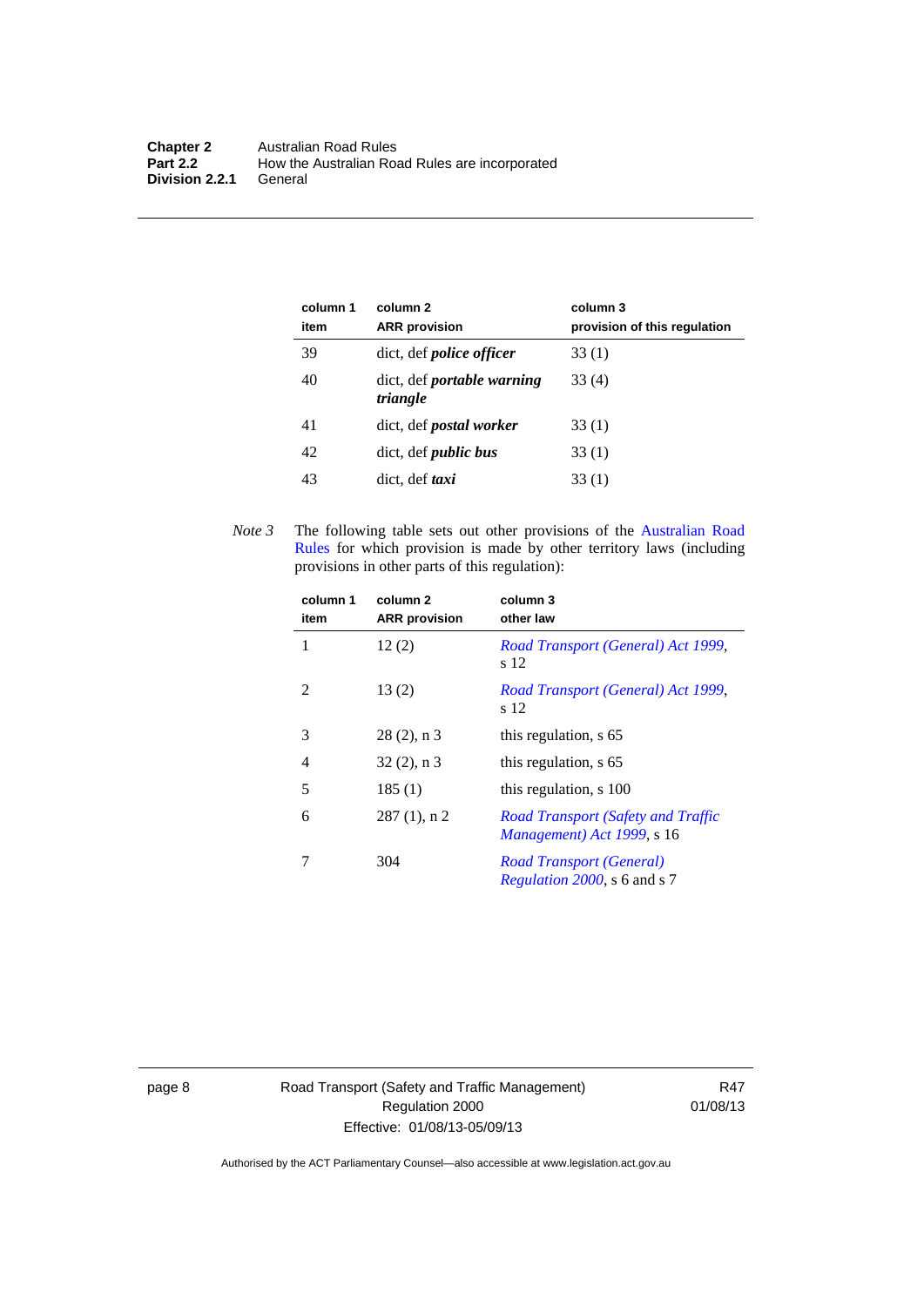| column 1 item | column 2 ARR provision | column 3 provision of this regulation |
|---|---|---|
| 39 | dict, def ***police officer*** | 33 (1) |
| 40 | dict, def ***portable warning triangle*** | 33 (4) |
| 41 | dict, def ***postal worker*** | 33 (1) |
| 42 | dict, def ***public bus*** | 33 (1) |
| 43 | dict, def ***taxi*** | 33 (1) |

*Note 3* The following table sets out other provisions of the Australian Road Rules for which provision is made by other territory laws (including provisions in other parts of this regulation):

| column 1 item | column 2 ARR provision | column 3 other law |
|---|---|---|
| 1 | 12 (2) | *Road Transport (General) Act 1999*, s 12 |
| 2 | 13 (2) | *Road Transport (General) Act 1999*, s 12 |
| 3 | 28 (2), n 3 | this regulation, s 65 |
| 4 | 32 (2), n 3 | this regulation, s 65 |
| 5 | 185 (1) | this regulation, s 100 |
| 6 | 287 (1), n 2 | *Road Transport (Safety and Traffic Management) Act 1999*, s 16 |
| 7 | 304 | *Road Transport (General) Regulation 2000*, s 6 and s 7 |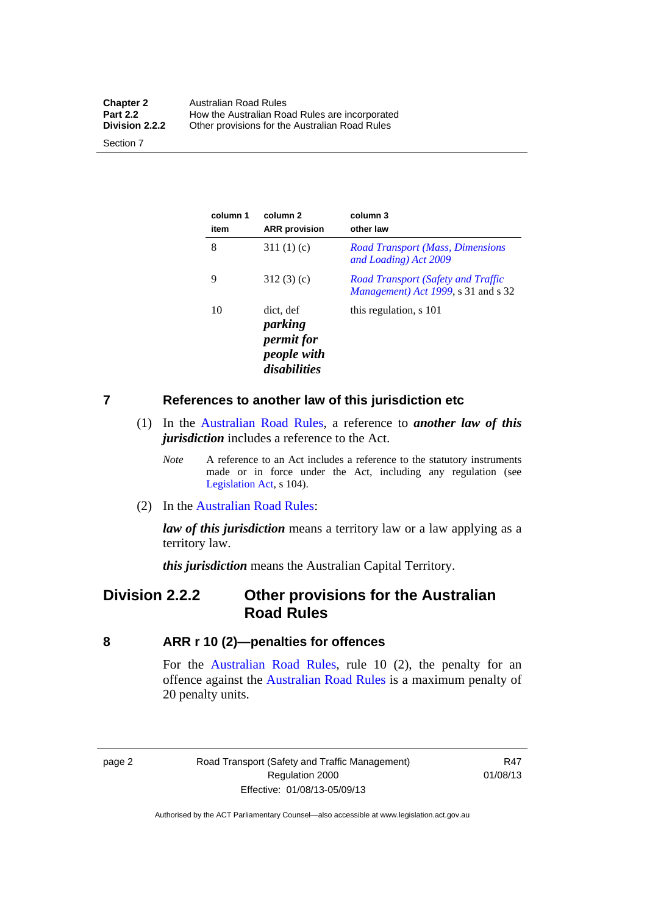| column 1 item | column 2 ARR provision | column 3 other law |
|---|---|---|
| 8 | 311 (1) (c) | *Road Transport (Mass, Dimensions and Loading) Act 2009* |
| 9 | 312 (3) (c) | *Road Transport (Safety and Traffic Management) Act 1999*, s 31 and s 32 |
| 10 | dict, def ***parking permit for people with disabilities*** | this regulation, s 101 |

## 7 References to another law of this jurisdiction etc

(1) In the Australian Road Rules, a reference to ***another law of this jurisdiction*** includes a reference to the Act.

*Note* A reference to an Act includes a reference to the statutory instruments made or in force under the Act, including any regulation (see Legislation Act, s 104).

(2) In the Australian Road Rules:

***law of this jurisdiction*** means a territory law or a law applying as a territory law.

***this jurisdiction*** means the Australian Capital Territory.

# Division 2.2.2 Other provisions for the Australian Road Rules

## 8 ARR r 10 (2)—penalties for offences

For the Australian Road Rules, rule 10 (2), the penalty for an offence against the Australian Road Rules is a maximum penalty of 20 penalty units.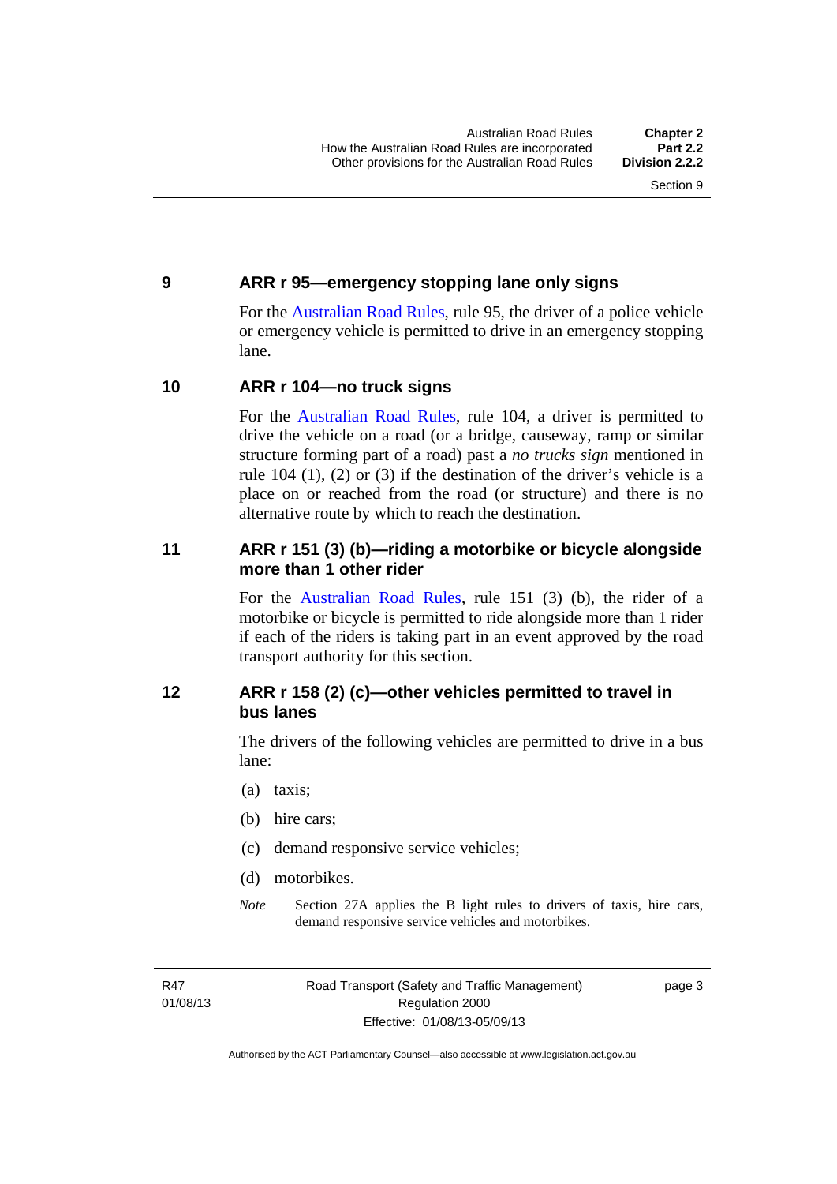## 9 ARR r 95—emergency stopping lane only signs

For the Australian Road Rules, rule 95, the driver of a police vehicle or emergency vehicle is permitted to drive in an emergency stopping lane.

## 10 ARR r 104—no truck signs

For the Australian Road Rules, rule 104, a driver is permitted to drive the vehicle on a road (or a bridge, causeway, ramp or similar structure forming part of a road) past a *no trucks sign* mentioned in rule 104 (1), (2) or (3) if the destination of the driver's vehicle is a place on or reached from the road (or structure) and there is no alternative route by which to reach the destination.

## 11 ARR r 151 (3) (b)—riding a motorbike or bicycle alongside more than 1 other rider

For the Australian Road Rules, rule 151 (3) (b), the rider of a motorbike or bicycle is permitted to ride alongside more than 1 rider if each of the riders is taking part in an event approved by the road transport authority for this section.

## 12 ARR r 158 (2) (c)—other vehicles permitted to travel in bus lanes

The drivers of the following vehicles are permitted to drive in a bus lane:

(a) taxis;

(b) hire cars;

(c) demand responsive service vehicles;

(d) motorbikes.

*Note* Section 27A applies the B light rules to drivers of taxis, hire cars, demand responsive service vehicles and motorbikes.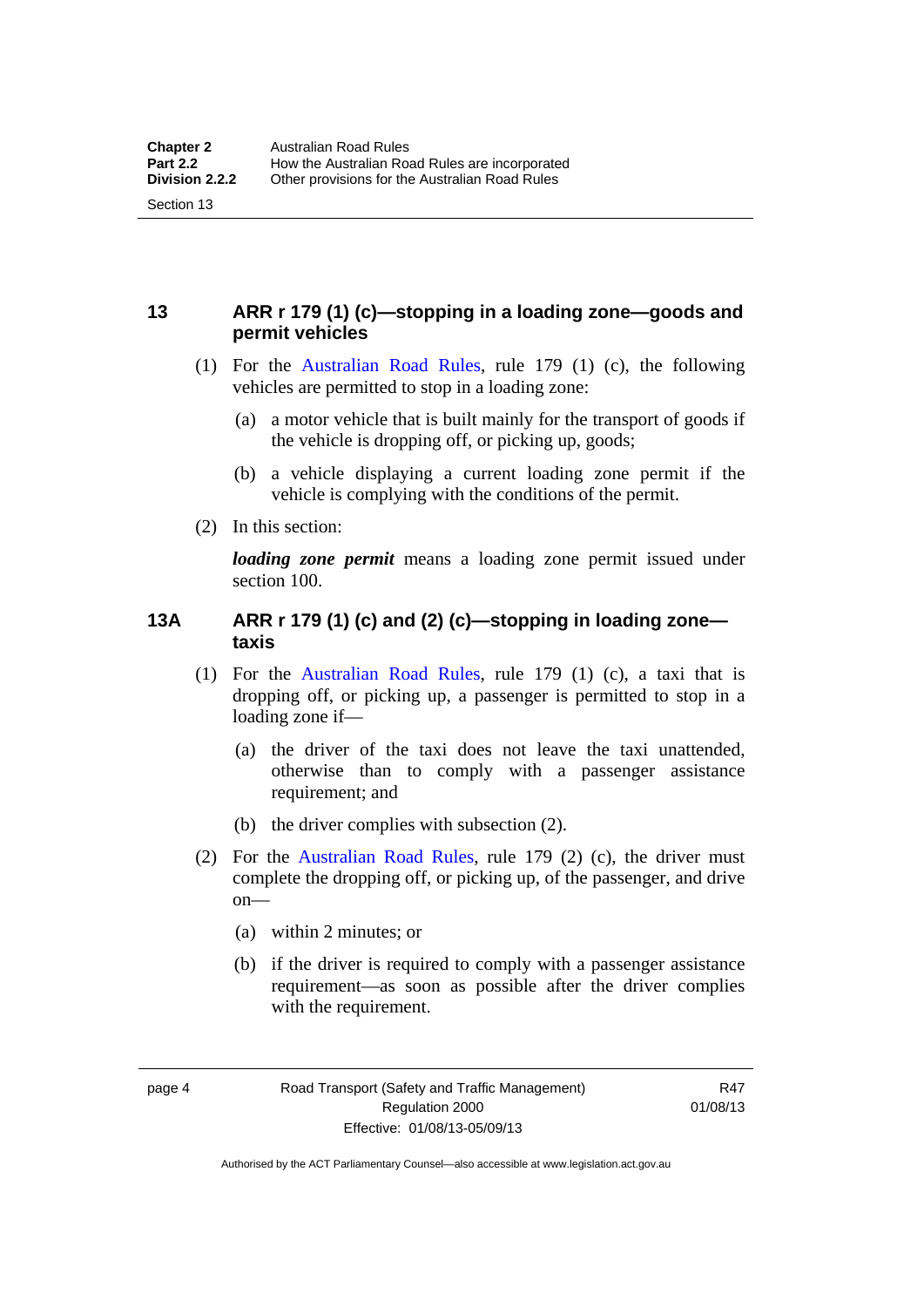## 13 ARR r 179 (1) (c)—stopping in a loading zone—goods and permit vehicles

(1) For the Australian Road Rules, rule 179 (1) (c), the following vehicles are permitted to stop in a loading zone:

(a) a motor vehicle that is built mainly for the transport of goods if the vehicle is dropping off, or picking up, goods;

(b) a vehicle displaying a current loading zone permit if the vehicle is complying with the conditions of the permit.

(2) In this section:

***loading zone permit*** means a loading zone permit issued under section 100.

## 13A ARR r 179 (1) (c) and (2) (c)—stopping in loading zone—taxis

(1) For the Australian Road Rules, rule 179 (1) (c), a taxi that is dropping off, or picking up, a passenger is permitted to stop in a loading zone if—

(a) the driver of the taxi does not leave the taxi unattended, otherwise than to comply with a passenger assistance requirement; and

(b) the driver complies with subsection (2).

(2) For the Australian Road Rules, rule 179 (2) (c), the driver must complete the dropping off, or picking up, of the passenger, and drive on—

(a) within 2 minutes; or

(b) if the driver is required to comply with a passenger assistance requirement—as soon as possible after the driver complies with the requirement.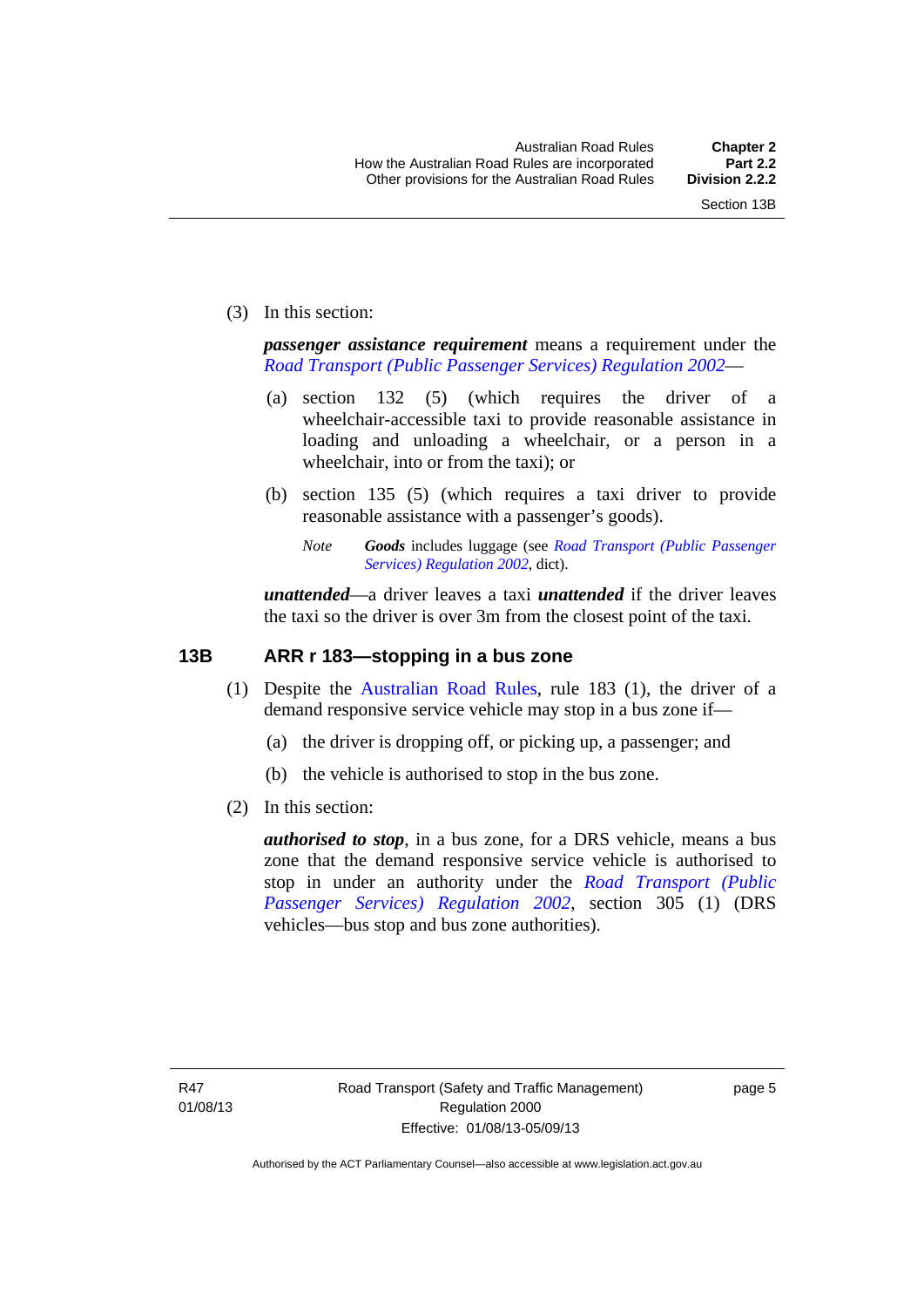(3) In this section:

***passenger assistance requirement*** means a requirement under the *Road Transport (Public Passenger Services) Regulation 2002*—

(a) section 132 (5) (which requires the driver of a wheelchair-accessible taxi to provide reasonable assistance in loading and unloading a wheelchair, or a person in a wheelchair, into or from the taxi); or

(b) section 135 (5) (which requires a taxi driver to provide reasonable assistance with a passenger's goods).

*Note* ***Goods*** includes luggage (see *Road Transport (Public Passenger Services) Regulation 2002*, dict).

***unattended***—a driver leaves a taxi ***unattended*** if the driver leaves the taxi so the driver is over 3m from the closest point of the taxi.

## 13B ARR r 183—stopping in a bus zone

(1) Despite the Australian Road Rules, rule 183 (1), the driver of a demand responsive service vehicle may stop in a bus zone if—

(a) the driver is dropping off, or picking up, a passenger; and

(b) the vehicle is authorised to stop in the bus zone.

(2) In this section:

***authorised to stop***, in a bus zone, for a DRS vehicle, means a bus zone that the demand responsive service vehicle is authorised to stop in under an authority under the *Road Transport (Public Passenger Services) Regulation 2002*, section 305 (1) (DRS vehicles—bus stop and bus zone authorities).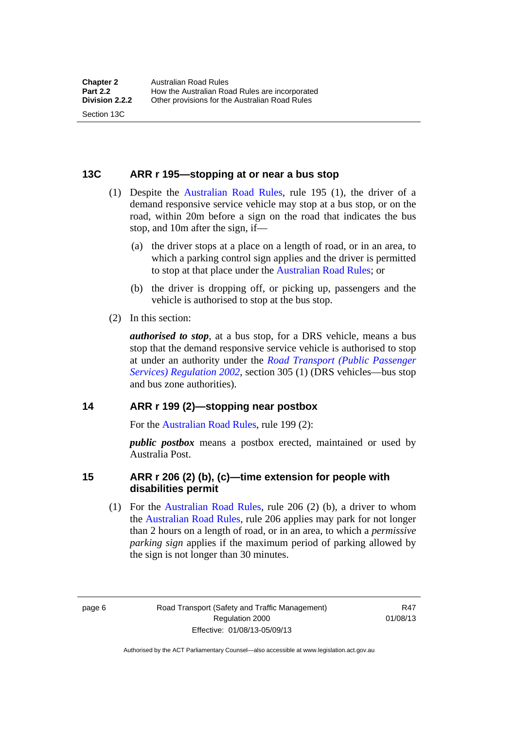## 13C ARR r 195—stopping at or near a bus stop

(1) Despite the Australian Road Rules, rule 195 (1), the driver of a demand responsive service vehicle may stop at a bus stop, or on the road, within 20m before a sign on the road that indicates the bus stop, and 10m after the sign, if—

(a) the driver stops at a place on a length of road, or in an area, to which a parking control sign applies and the driver is permitted to stop at that place under the Australian Road Rules; or

(b) the driver is dropping off, or picking up, passengers and the vehicle is authorised to stop at the bus stop.

(2) In this section:

***authorised to stop***, at a bus stop, for a DRS vehicle, means a bus stop that the demand responsive service vehicle is authorised to stop at under an authority under the *Road Transport (Public Passenger Services) Regulation 2002*, section 305 (1) (DRS vehicles—bus stop and bus zone authorities).

## 14 ARR r 199 (2)—stopping near postbox

For the Australian Road Rules, rule 199 (2):

***public postbox*** means a postbox erected, maintained or used by Australia Post.

## 15 ARR r 206 (2) (b), (c)—time extension for people with disabilities permit

(1) For the Australian Road Rules, rule 206 (2) (b), a driver to whom the Australian Road Rules, rule 206 applies may park for not longer than 2 hours on a length of road, or in an area, to which a *permissive parking sign* applies if the maximum period of parking allowed by the sign is not longer than 30 minutes.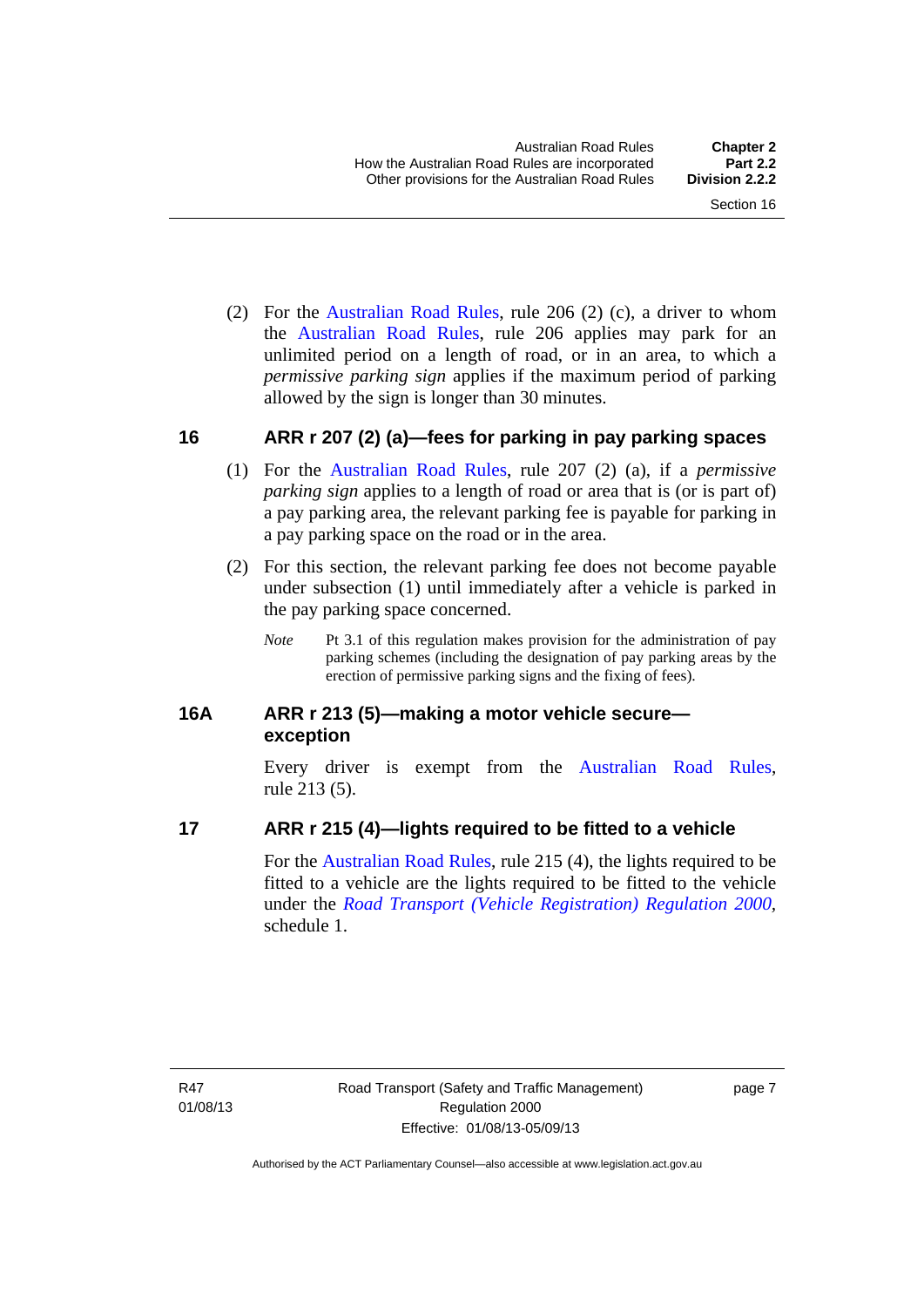(2) For the Australian Road Rules, rule 206 (2) (c), a driver to whom the Australian Road Rules, rule 206 applies may park for an unlimited period on a length of road, or in an area, to which a *permissive parking sign* applies if the maximum period of parking allowed by the sign is longer than 30 minutes.

## 16 ARR r 207 (2) (a)—fees for parking in pay parking spaces

(1) For the Australian Road Rules, rule 207 (2) (a), if a *permissive parking sign* applies to a length of road or area that is (or is part of) a pay parking area, the relevant parking fee is payable for parking in a pay parking space on the road or in the area.

(2) For this section, the relevant parking fee does not become payable under subsection (1) until immediately after a vehicle is parked in the pay parking space concerned.

*Note* Pt 3.1 of this regulation makes provision for the administration of pay parking schemes (including the designation of pay parking areas by the erection of permissive parking signs and the fixing of fees).

## 16A ARR r 213 (5)—making a motor vehicle secure—exception

Every driver is exempt from the Australian Road Rules, rule 213 (5).

## 17 ARR r 215 (4)—lights required to be fitted to a vehicle

For the Australian Road Rules, rule 215 (4), the lights required to be fitted to a vehicle are the lights required to be fitted to the vehicle under the *Road Transport (Vehicle Registration) Regulation 2000*, schedule 1.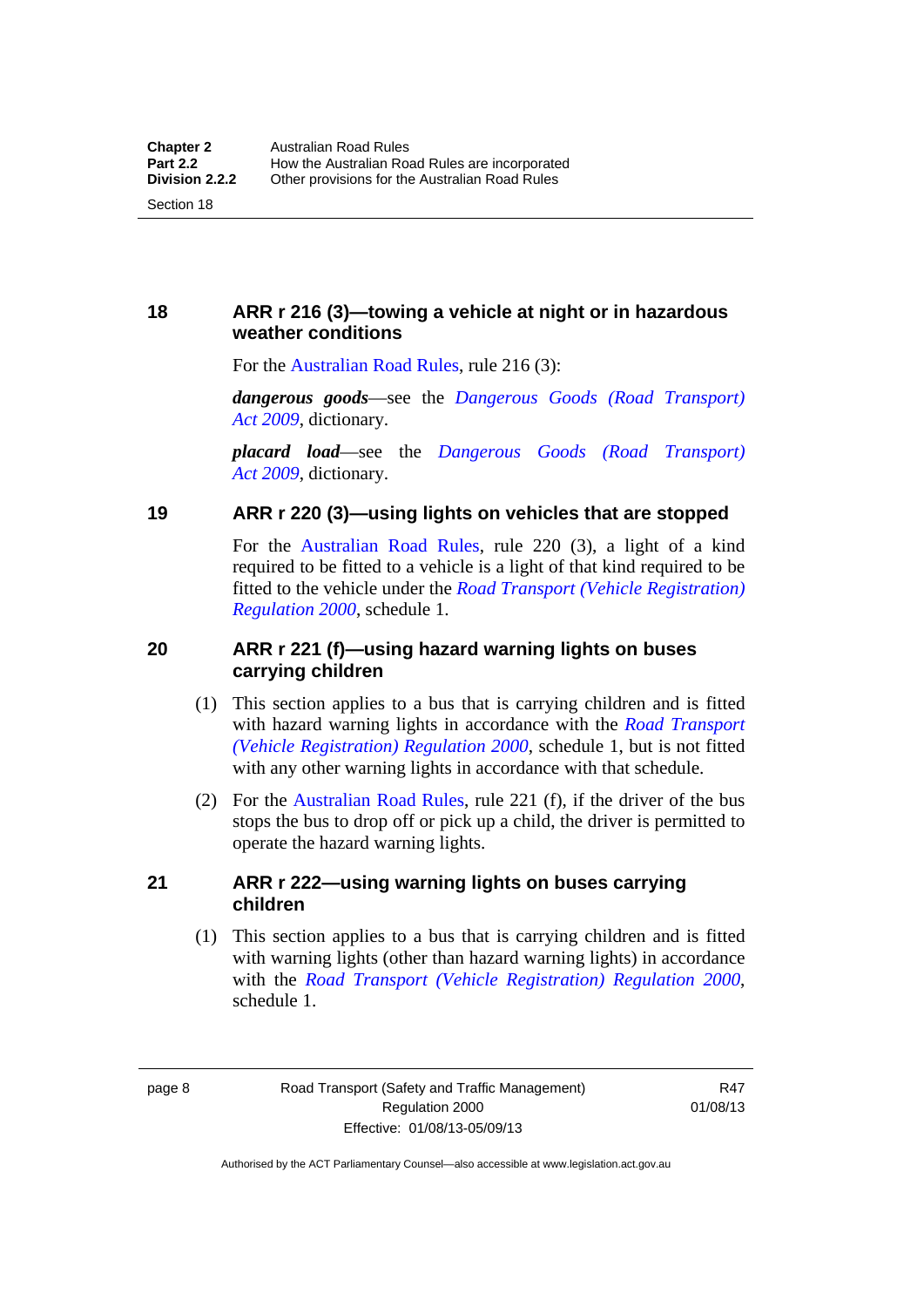## 18 ARR r 216 (3)—towing a vehicle at night or in hazardous weather conditions

For the Australian Road Rules, rule 216 (3):

***dangerous goods***—see the *Dangerous Goods (Road Transport) Act 2009*, dictionary.

***placard load***—see the *Dangerous Goods (Road Transport) Act 2009*, dictionary.

## 19 ARR r 220 (3)—using lights on vehicles that are stopped

For the Australian Road Rules, rule 220 (3), a light of a kind required to be fitted to a vehicle is a light of that kind required to be fitted to the vehicle under the *Road Transport (Vehicle Registration) Regulation 2000*, schedule 1.

## 20 ARR r 221 (f)—using hazard warning lights on buses carrying children

(1) This section applies to a bus that is carrying children and is fitted with hazard warning lights in accordance with the *Road Transport (Vehicle Registration) Regulation 2000*, schedule 1, but is not fitted with any other warning lights in accordance with that schedule.

(2) For the Australian Road Rules, rule 221 (f), if the driver of the bus stops the bus to drop off or pick up a child, the driver is permitted to operate the hazard warning lights.

## 21 ARR r 222—using warning lights on buses carrying children

(1) This section applies to a bus that is carrying children and is fitted with warning lights (other than hazard warning lights) in accordance with the *Road Transport (Vehicle Registration) Regulation 2000*, schedule 1.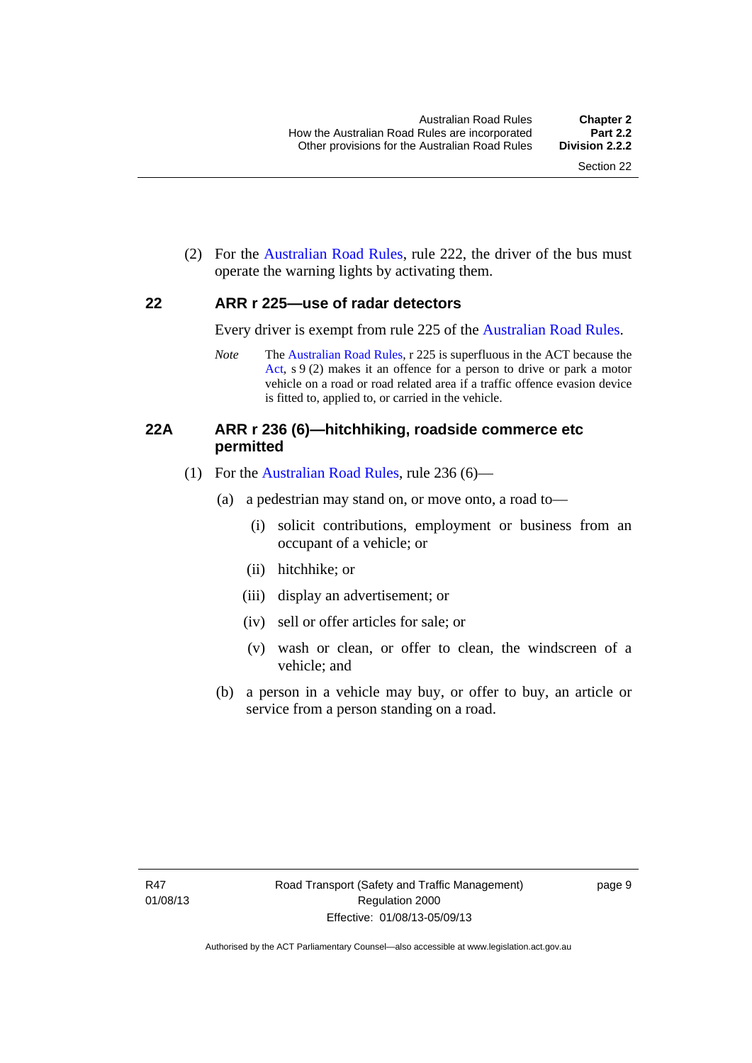(2) For the Australian Road Rules, rule 222, the driver of the bus must operate the warning lights by activating them.

## 22 ARR r 225—use of radar detectors

Every driver is exempt from rule 225 of the Australian Road Rules.

*Note* The Australian Road Rules, r 225 is superfluous in the ACT because the Act, s 9 (2) makes it an offence for a person to drive or park a motor vehicle on a road or road related area if a traffic offence evasion device is fitted to, applied to, or carried in the vehicle.

## 22A ARR r 236 (6)—hitchhiking, roadside commerce etc permitted

(1) For the Australian Road Rules, rule 236 (6)—

(a) a pedestrian may stand on, or move onto, a road to—

(i) solicit contributions, employment or business from an occupant of a vehicle; or

(ii) hitchhike; or

(iii) display an advertisement; or

(iv) sell or offer articles for sale; or

(v) wash or clean, or offer to clean, the windscreen of a vehicle; and

(b) a person in a vehicle may buy, or offer to buy, an article or service from a person standing on a road.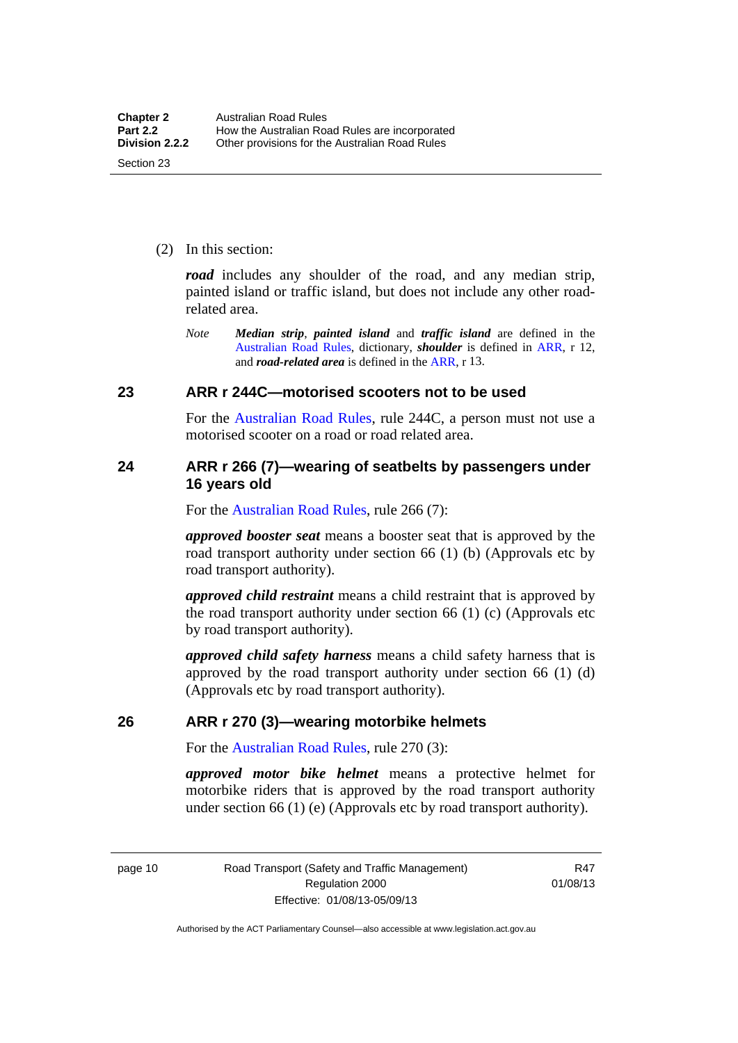(2) In this section:

***road*** includes any shoulder of the road, and any median strip, painted island or traffic island, but does not include any other road-related area.

*Note* ***Median strip***, ***painted island*** and ***traffic island*** are defined in the Australian Road Rules, dictionary, ***shoulder*** is defined in ARR, r 12, and ***road-related area*** is defined in the ARR, r 13.

## 23 ARR r 244C—motorised scooters not to be used

For the Australian Road Rules, rule 244C, a person must not use a motorised scooter on a road or road related area.

## 24 ARR r 266 (7)—wearing of seatbelts by passengers under 16 years old

For the Australian Road Rules, rule 266 (7):

***approved booster seat*** means a booster seat that is approved by the road transport authority under section 66 (1) (b) (Approvals etc by road transport authority).

***approved child restraint*** means a child restraint that is approved by the road transport authority under section 66 (1) (c) (Approvals etc by road transport authority).

***approved child safety harness*** means a child safety harness that is approved by the road transport authority under section 66 (1) (d) (Approvals etc by road transport authority).

## 26 ARR r 270 (3)—wearing motorbike helmets

For the Australian Road Rules, rule 270 (3):

***approved motor bike helmet*** means a protective helmet for motorbike riders that is approved by the road transport authority under section 66 (1) (e) (Approvals etc by road transport authority).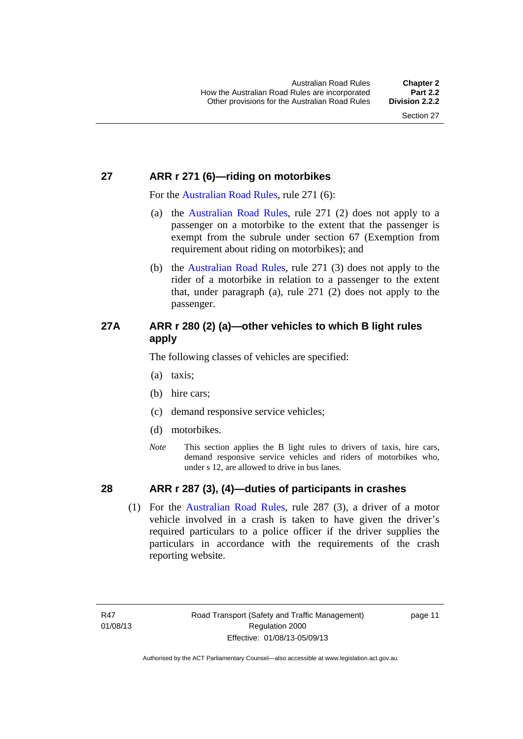## 27 ARR r 271 (6)—riding on motorbikes

For the Australian Road Rules, rule 271 (6):

(a) the Australian Road Rules, rule 271 (2) does not apply to a passenger on a motorbike to the extent that the passenger is exempt from the subrule under section 67 (Exemption from requirement about riding on motorbikes); and

(b) the Australian Road Rules, rule 271 (3) does not apply to the rider of a motorbike in relation to a passenger to the extent that, under paragraph (a), rule 271 (2) does not apply to the passenger.

## 27A ARR r 280 (2) (a)—other vehicles to which B light rules apply

The following classes of vehicles are specified:

(a) taxis;

(b) hire cars;

(c) demand responsive service vehicles;

(d) motorbikes.

*Note* This section applies the B light rules to drivers of taxis, hire cars, demand responsive service vehicles and riders of motorbikes who, under s 12, are allowed to drive in bus lanes.

## 28 ARR r 287 (3), (4)—duties of participants in crashes

(1) For the Australian Road Rules, rule 287 (3), a driver of a motor vehicle involved in a crash is taken to have given the driver's required particulars to a police officer if the driver supplies the particulars in accordance with the requirements of the crash reporting website.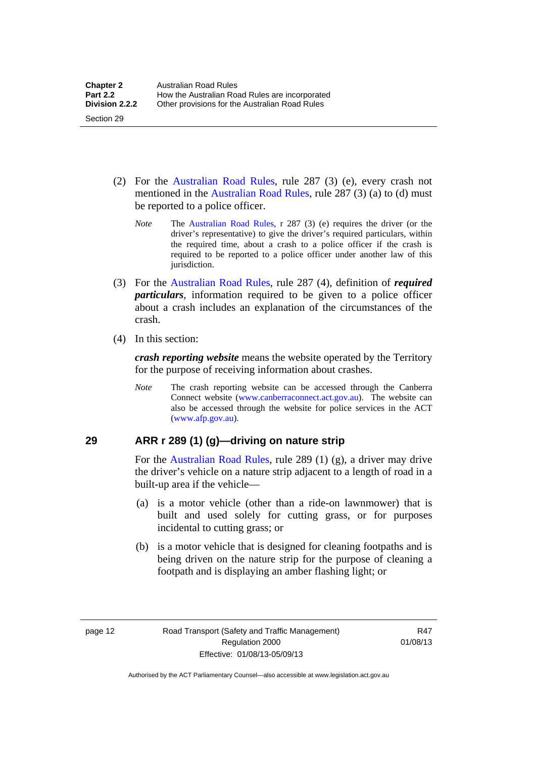(2) For the Australian Road Rules, rule 287 (3) (e), every crash not mentioned in the Australian Road Rules, rule 287 (3) (a) to (d) must be reported to a police officer.

*Note* The Australian Road Rules, r 287 (3) (e) requires the driver (or the driver's representative) to give the driver's required particulars, within the required time, about a crash to a police officer if the crash is required to be reported to a police officer under another law of this jurisdiction.

(3) For the Australian Road Rules, rule 287 (4), definition of ***required particulars***, information required to be given to a police officer about a crash includes an explanation of the circumstances of the crash.

(4) In this section:

***crash reporting website*** means the website operated by the Territory for the purpose of receiving information about crashes.

*Note* The crash reporting website can be accessed through the Canberra Connect website (www.canberraconnect.act.gov.au). The website can also be accessed through the website for police services in the ACT (www.afp.gov.au).

## 29 ARR r 289 (1) (g)—driving on nature strip

For the Australian Road Rules, rule 289 (1) (g), a driver may drive the driver's vehicle on a nature strip adjacent to a length of road in a built-up area if the vehicle—

(a) is a motor vehicle (other than a ride-on lawnmower) that is built and used solely for cutting grass, or for purposes incidental to cutting grass; or

(b) is a motor vehicle that is designed for cleaning footpaths and is being driven on the nature strip for the purpose of cleaning a footpath and is displaying an amber flashing light; or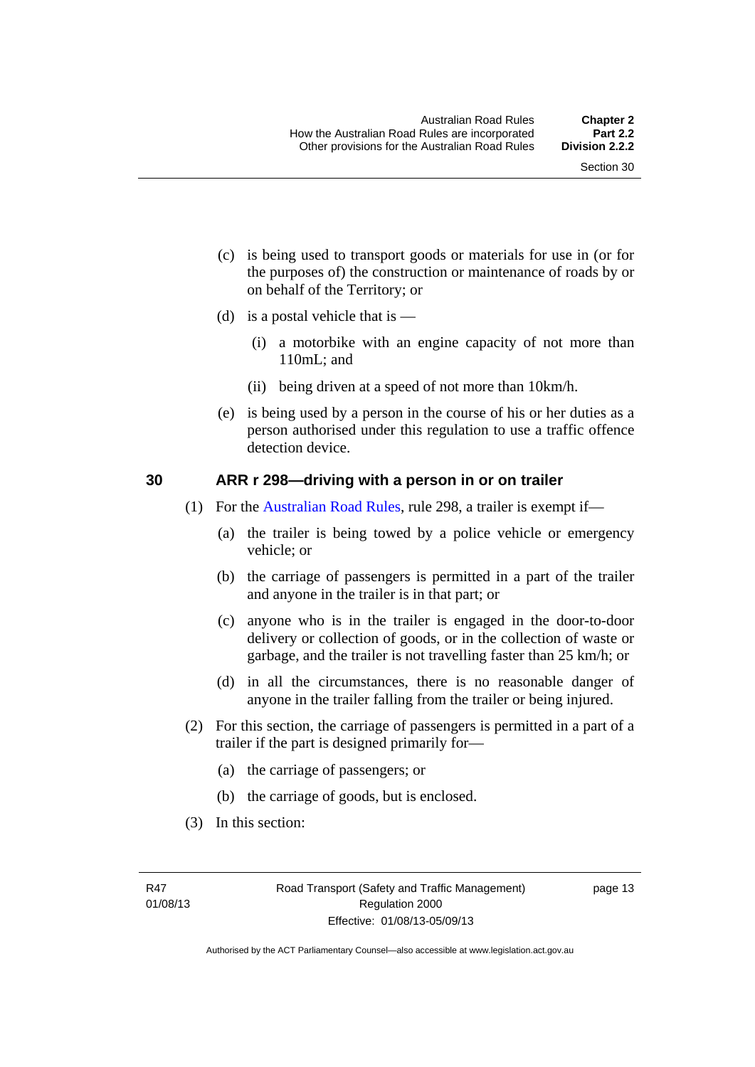(c) is being used to transport goods or materials for use in (or for the purposes of) the construction or maintenance of roads by or on behalf of the Territory; or

(d) is a postal vehicle that is —

(i) a motorbike with an engine capacity of not more than 110mL; and

(ii) being driven at a speed of not more than 10km/h.

(e) is being used by a person in the course of his or her duties as a person authorised under this regulation to use a traffic offence detection device.

### 30 ARR r 298—driving with a person in or on trailer

(1) For the Australian Road Rules, rule 298, a trailer is exempt if—

(a) the trailer is being towed by a police vehicle or emergency vehicle; or

(b) the carriage of passengers is permitted in a part of the trailer and anyone in the trailer is in that part; or

(c) anyone who is in the trailer is engaged in the door-to-door delivery or collection of goods, or in the collection of waste or garbage, and the trailer is not travelling faster than 25 km/h; or

(d) in all the circumstances, there is no reasonable danger of anyone in the trailer falling from the trailer or being injured.

(2) For this section, the carriage of passengers is permitted in a part of a trailer if the part is designed primarily for—

(a) the carriage of passengers; or

(b) the carriage of goods, but is enclosed.

(3) In this section: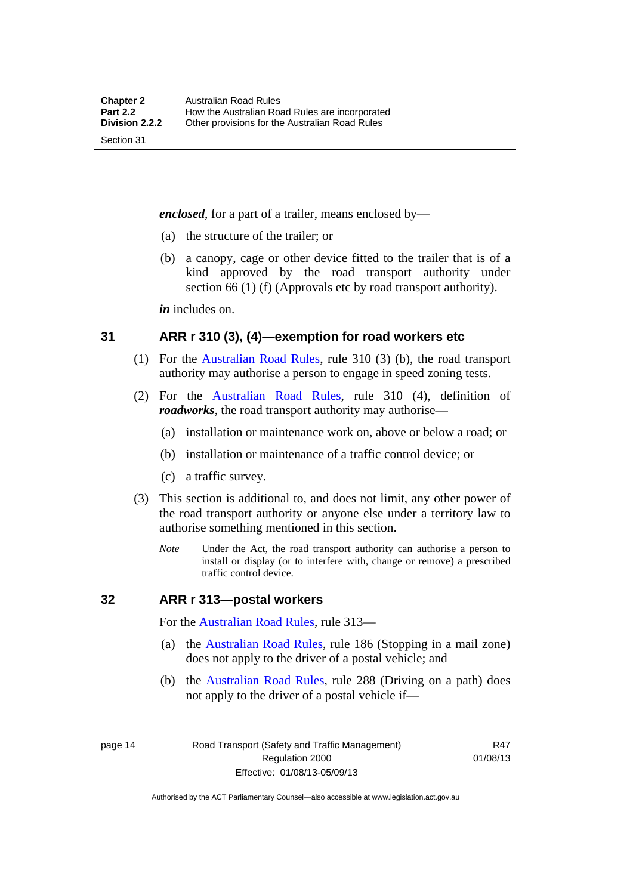***enclosed***, for a part of a trailer, means enclosed by—

(a) the structure of the trailer; or

(b) a canopy, cage or other device fitted to the trailer that is of a kind approved by the road transport authority under section 66 (1) (f) (Approvals etc by road transport authority).

***in*** includes on.

## 31 ARR r 310 (3), (4)—exemption for road workers etc

(1) For the Australian Road Rules, rule 310 (3) (b), the road transport authority may authorise a person to engage in speed zoning tests.

(2) For the Australian Road Rules, rule 310 (4), definition of ***roadworks***, the road transport authority may authorise—

(a) installation or maintenance work on, above or below a road; or

(b) installation or maintenance of a traffic control device; or

(c) a traffic survey.

(3) This section is additional to, and does not limit, any other power of the road transport authority or anyone else under a territory law to authorise something mentioned in this section.

*Note* Under the Act, the road transport authority can authorise a person to install or display (or to interfere with, change or remove) a prescribed traffic control device.

## 32 ARR r 313—postal workers

For the Australian Road Rules, rule 313—

(a) the Australian Road Rules, rule 186 (Stopping in a mail zone) does not apply to the driver of a postal vehicle; and

(b) the Australian Road Rules, rule 288 (Driving on a path) does not apply to the driver of a postal vehicle if—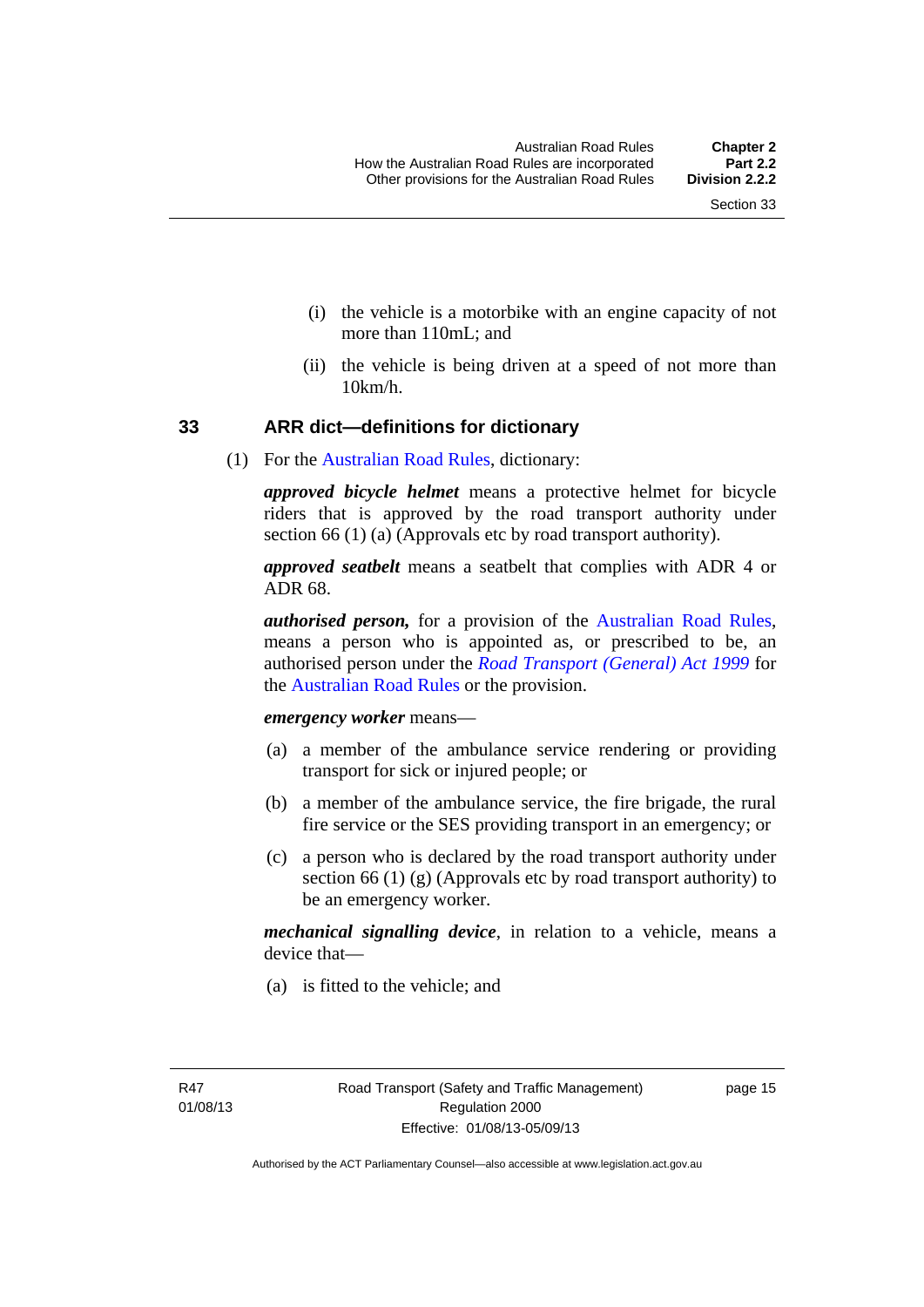(i) the vehicle is a motorbike with an engine capacity of not more than 110mL; and

(ii) the vehicle is being driven at a speed of not more than 10km/h.

## 33 ARR dict—definitions for dictionary

(1) For the Australian Road Rules, dictionary:

***approved bicycle helmet*** means a protective helmet for bicycle riders that is approved by the road transport authority under section 66 (1) (a) (Approvals etc by road transport authority).

***approved seatbelt*** means a seatbelt that complies with ADR 4 or ADR 68.

***authorised person,*** for a provision of the Australian Road Rules, means a person who is appointed as, or prescribed to be, an authorised person under the *Road Transport (General) Act 1999* for the Australian Road Rules or the provision.

***emergency worker*** means—

(a) a member of the ambulance service rendering or providing transport for sick or injured people; or

(b) a member of the ambulance service, the fire brigade, the rural fire service or the SES providing transport in an emergency; or

(c) a person who is declared by the road transport authority under section 66 (1) (g) (Approvals etc by road transport authority) to be an emergency worker.

***mechanical signalling device***, in relation to a vehicle, means a device that—

(a) is fitted to the vehicle; and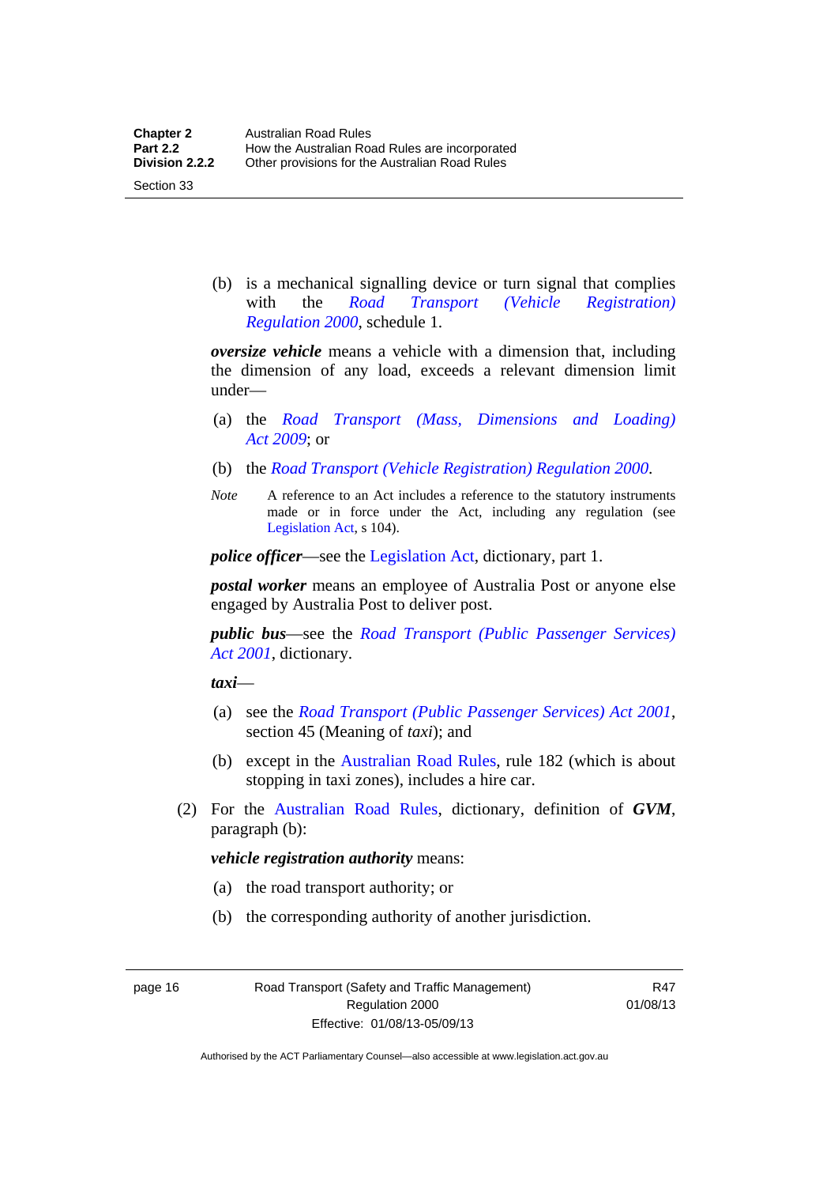(b) is a mechanical signalling device or turn signal that complies with the *Road Transport (Vehicle Registration) Regulation 2000*, schedule 1.

***oversize vehicle*** means a vehicle with a dimension that, including the dimension of any load, exceeds a relevant dimension limit under—

(a) the *Road Transport (Mass, Dimensions and Loading) Act 2009*; or

(b) the *Road Transport (Vehicle Registration) Regulation 2000*.

*Note* A reference to an Act includes a reference to the statutory instruments made or in force under the Act, including any regulation (see Legislation Act, s 104).

***police officer***—see the Legislation Act, dictionary, part 1.

***postal worker*** means an employee of Australia Post or anyone else engaged by Australia Post to deliver post.

***public bus***—see the *Road Transport (Public Passenger Services) Act 2001*, dictionary.

***taxi***—

(a) see the *Road Transport (Public Passenger Services) Act 2001*, section 45 (Meaning of *taxi*); and

(b) except in the Australian Road Rules, rule 182 (which is about stopping in taxi zones), includes a hire car.

(2) For the Australian Road Rules, dictionary, definition of ***GVM***, paragraph (b):

***vehicle registration authority*** means:

(a) the road transport authority; or

(b) the corresponding authority of another jurisdiction.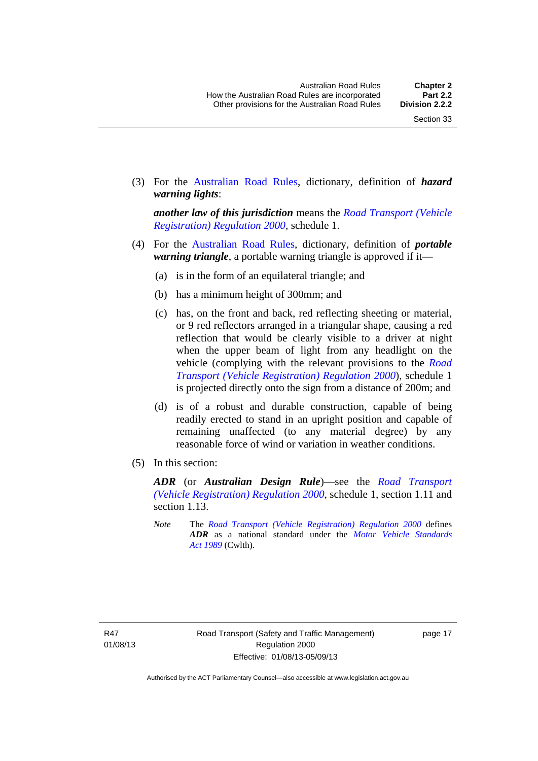(3) For the Australian Road Rules, dictionary, definition of ***hazard warning lights***:

***another law of this jurisdiction*** means the *Road Transport (Vehicle Registration) Regulation 2000*, schedule 1.

(4) For the Australian Road Rules, dictionary, definition of ***portable warning triangle***, a portable warning triangle is approved if it—

(a) is in the form of an equilateral triangle; and

(b) has a minimum height of 300mm; and

(c) has, on the front and back, red reflecting sheeting or material, or 9 red reflectors arranged in a triangular shape, causing a red reflection that would be clearly visible to a driver at night when the upper beam of light from any headlight on the vehicle (complying with the relevant provisions to the *Road Transport (Vehicle Registration) Regulation 2000*), schedule 1 is projected directly onto the sign from a distance of 200m; and

(d) is of a robust and durable construction, capable of being readily erected to stand in an upright position and capable of remaining unaffected (to any material degree) by any reasonable force of wind or variation in weather conditions.

(5) In this section:

***ADR*** (or ***Australian Design Rule***)—see the *Road Transport (Vehicle Registration) Regulation 2000*, schedule 1, section 1.11 and section 1.13.

*Note* The *Road Transport (Vehicle Registration) Regulation 2000* defines ***ADR*** as a national standard under the *Motor Vehicle Standards Act 1989* (Cwlth).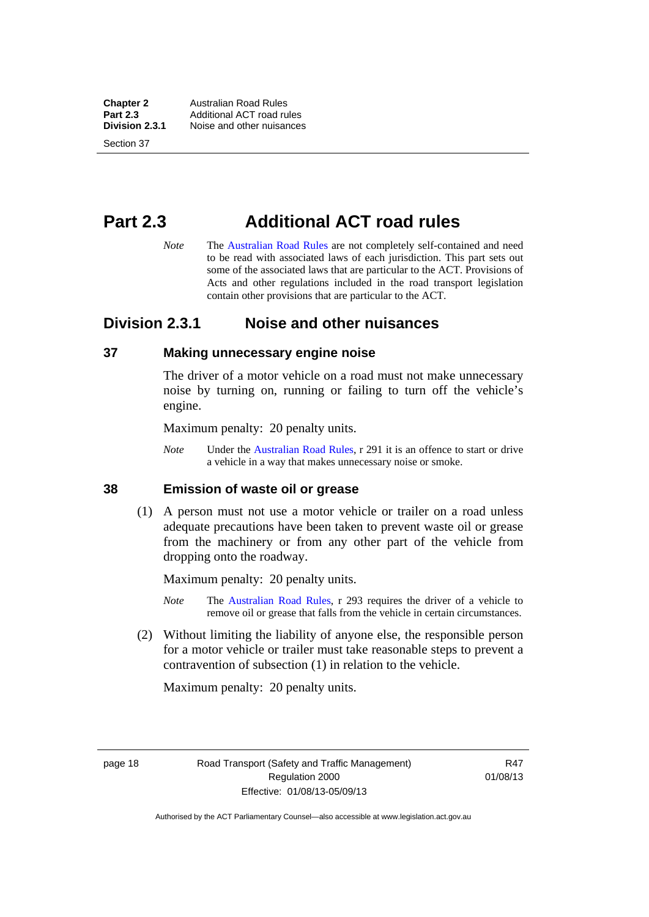# Part 2.3 Additional ACT road rules

*Note* The Australian Road Rules are not completely self-contained and need to be read with associated laws of each jurisdiction. This part sets out some of the associated laws that are particular to the ACT. Provisions of Acts and other regulations included in the road transport legislation contain other provisions that are particular to the ACT.

## Division 2.3.1 Noise and other nuisances

### 37 Making unnecessary engine noise

The driver of a motor vehicle on a road must not make unnecessary noise by turning on, running or failing to turn off the vehicle's engine.

Maximum penalty: 20 penalty units.

*Note* Under the Australian Road Rules, r 291 it is an offence to start or drive a vehicle in a way that makes unnecessary noise or smoke.

### 38 Emission of waste oil or grease

(1) A person must not use a motor vehicle or trailer on a road unless adequate precautions have been taken to prevent waste oil or grease from the machinery or from any other part of the vehicle from dropping onto the roadway.

Maximum penalty: 20 penalty units.

*Note* The Australian Road Rules, r 293 requires the driver of a vehicle to remove oil or grease that falls from the vehicle in certain circumstances.

(2) Without limiting the liability of anyone else, the responsible person for a motor vehicle or trailer must take reasonable steps to prevent a contravention of subsection (1) in relation to the vehicle.

Maximum penalty: 20 penalty units.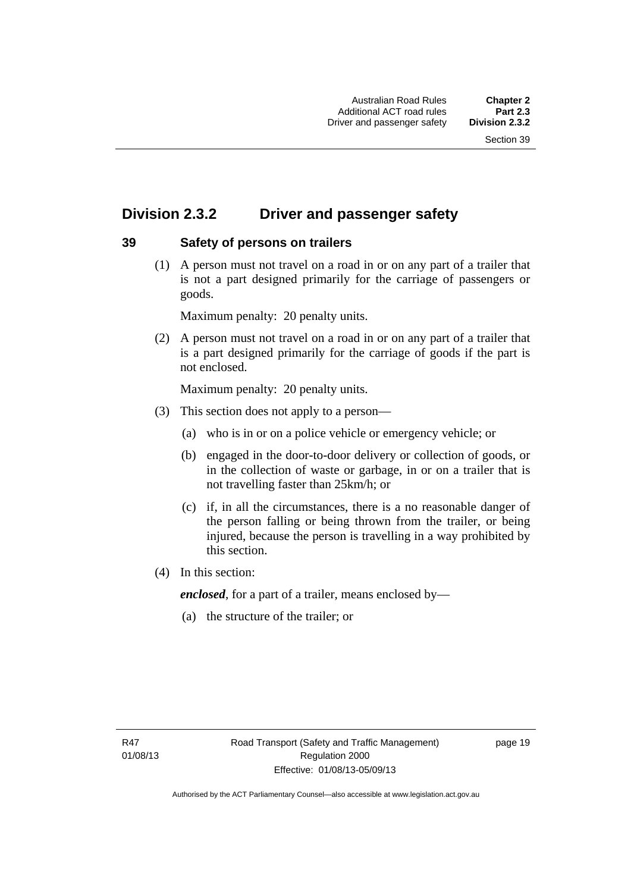## Division 2.3.2 Driver and passenger safety

### 39 Safety of persons on trailers

(1) A person must not travel on a road in or on any part of a trailer that is not a part designed primarily for the carriage of passengers or goods.

Maximum penalty: 20 penalty units.

(2) A person must not travel on a road in or on any part of a trailer that is a part designed primarily for the carriage of goods if the part is not enclosed.

Maximum penalty: 20 penalty units.

(3) This section does not apply to a person—

(a) who is in or on a police vehicle or emergency vehicle; or

(b) engaged in the door-to-door delivery or collection of goods, or in the collection of waste or garbage, in or on a trailer that is not travelling faster than 25km/h; or

(c) if, in all the circumstances, there is a no reasonable danger of the person falling or being thrown from the trailer, or being injured, because the person is travelling in a way prohibited by this section.

(4) In this section:

***enclosed***, for a part of a trailer, means enclosed by—

(a) the structure of the trailer; or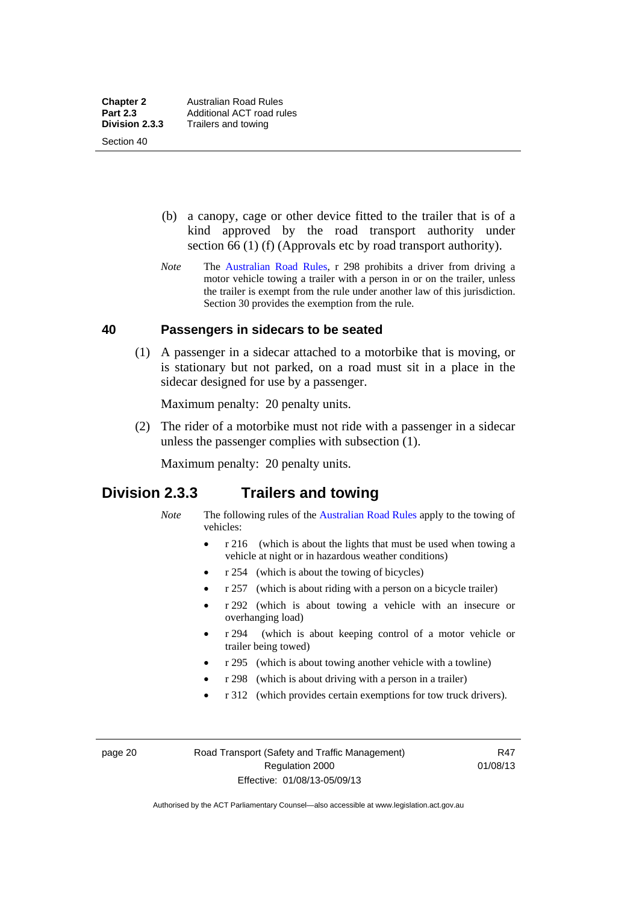(b) a canopy, cage or other device fitted to the trailer that is of a kind approved by the road transport authority under section 66 (1) (f) (Approvals etc by road transport authority).

*Note* The Australian Road Rules, r 298 prohibits a driver from driving a motor vehicle towing a trailer with a person in or on the trailer, unless the trailer is exempt from the rule under another law of this jurisdiction. Section 30 provides the exemption from the rule.

### 40 Passengers in sidecars to be seated

(1) A passenger in a sidecar attached to a motorbike that is moving, or is stationary but not parked, on a road must sit in a place in the sidecar designed for use by a passenger.

Maximum penalty: 20 penalty units.

(2) The rider of a motorbike must not ride with a passenger in a sidecar unless the passenger complies with subsection (1).

Maximum penalty: 20 penalty units.

## Division 2.3.3 Trailers and towing

*Note* The following rules of the Australian Road Rules apply to the towing of vehicles:

- r 216 (which is about the lights that must be used when towing a vehicle at night or in hazardous weather conditions)
- r 254 (which is about the towing of bicycles)
- r 257 (which is about riding with a person on a bicycle trailer)
- r 292 (which is about towing a vehicle with an insecure or overhanging load)
- r 294 (which is about keeping control of a motor vehicle or trailer being towed)
- r 295 (which is about towing another vehicle with a towline)
- r 298 (which is about driving with a person in a trailer)
- r 312 (which provides certain exemptions for tow truck drivers).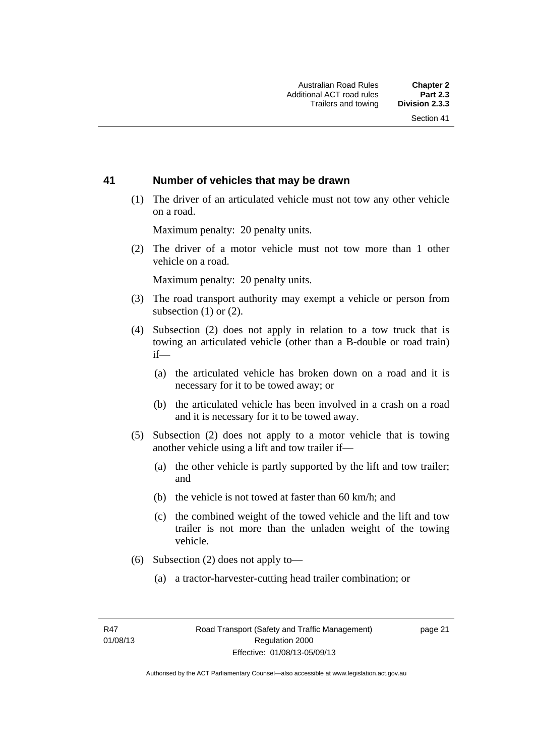## 41 Number of vehicles that may be drawn

(1) The driver of an articulated vehicle must not tow any other vehicle on a road.

Maximum penalty: 20 penalty units.

(2) The driver of a motor vehicle must not tow more than 1 other vehicle on a road.

Maximum penalty: 20 penalty units.

(3) The road transport authority may exempt a vehicle or person from subsection (1) or (2).

(4) Subsection (2) does not apply in relation to a tow truck that is towing an articulated vehicle (other than a B-double or road train) if—

(a) the articulated vehicle has broken down on a road and it is necessary for it to be towed away; or

(b) the articulated vehicle has been involved in a crash on a road and it is necessary for it to be towed away.

(5) Subsection (2) does not apply to a motor vehicle that is towing another vehicle using a lift and tow trailer if—

(a) the other vehicle is partly supported by the lift and tow trailer; and

(b) the vehicle is not towed at faster than 60 km/h; and

(c) the combined weight of the towed vehicle and the lift and tow trailer is not more than the unladen weight of the towing vehicle.

(6) Subsection (2) does not apply to—

(a) a tractor-harvester-cutting head trailer combination; or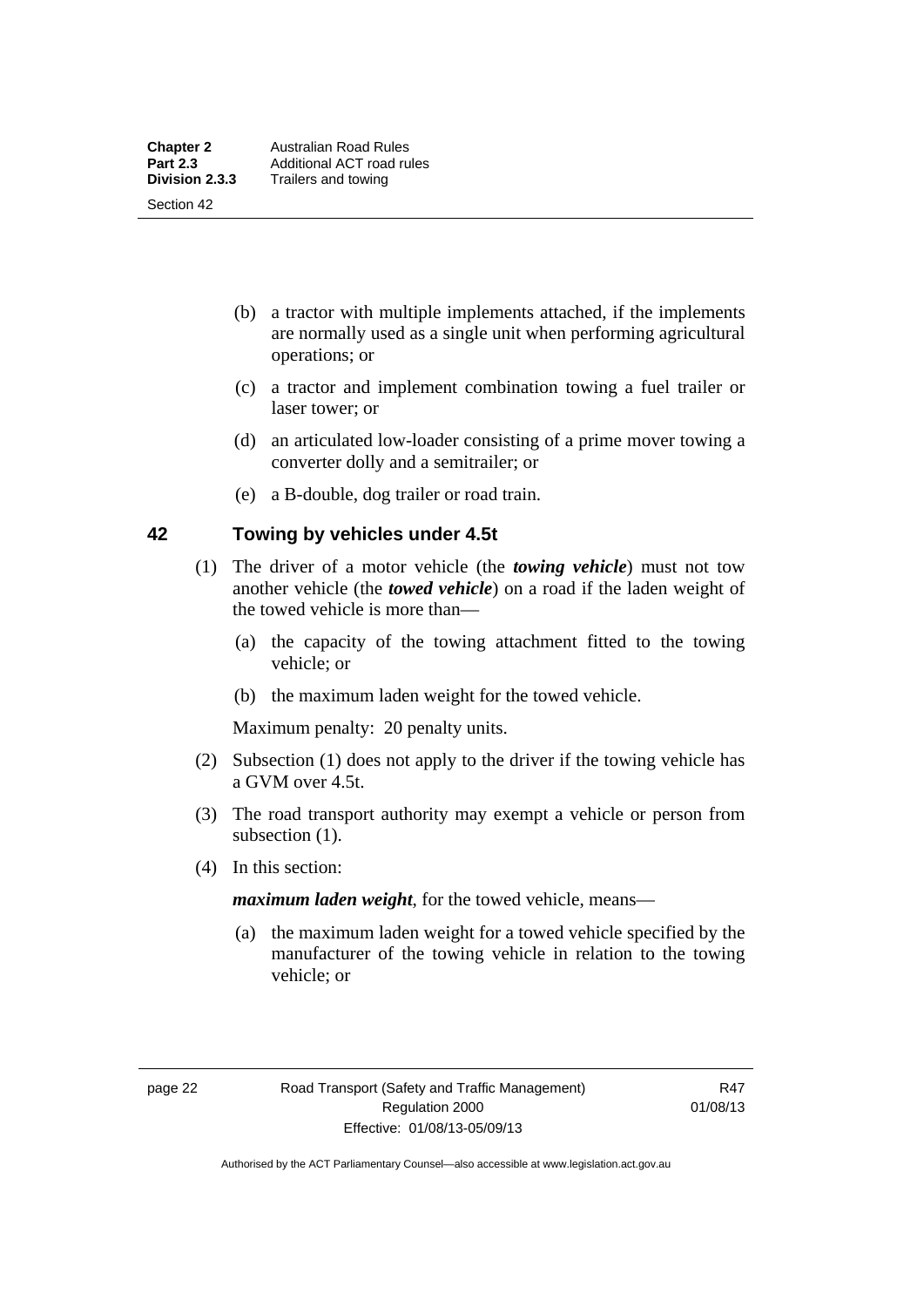- (b) a tractor with multiple implements attached, if the implements are normally used as a single unit when performing agricultural operations; or
- (c) a tractor and implement combination towing a fuel trailer or laser tower; or
- (d) an articulated low-loader consisting of a prime mover towing a converter dolly and a semitrailer; or
- (e) a B-double, dog trailer or road train.

## 42 Towing by vehicles under 4.5t

(1) The driver of a motor vehicle (the ***towing vehicle***) must not tow another vehicle (the ***towed vehicle***) on a road if the laden weight of the towed vehicle is more than—

- (a) the capacity of the towing attachment fitted to the towing vehicle; or
- (b) the maximum laden weight for the towed vehicle.

Maximum penalty: 20 penalty units.

(2) Subsection (1) does not apply to the driver if the towing vehicle has a GVM over 4.5t.

(3) The road transport authority may exempt a vehicle or person from subsection (1).

(4) In this section:

***maximum laden weight***, for the towed vehicle, means—

- (a) the maximum laden weight for a towed vehicle specified by the manufacturer of the towing vehicle in relation to the towing vehicle; or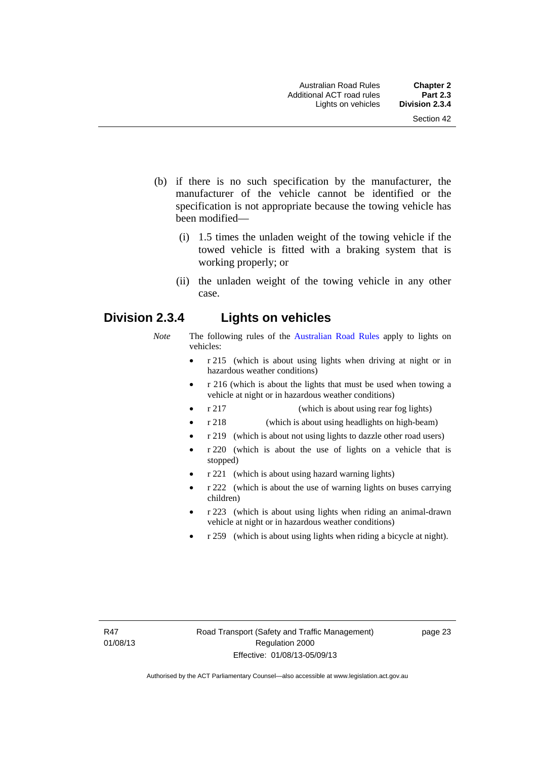(b) if there is no such specification by the manufacturer, the manufacturer of the vehicle cannot be identified or the specification is not appropriate because the towing vehicle has been modified—

  (i) 1.5 times the unladen weight of the towing vehicle if the towed vehicle is fitted with a braking system that is working properly; or

  (ii) the unladen weight of the towing vehicle in any other case.

## Division 2.3.4 Lights on vehicles

*Note* The following rules of the Australian Road Rules apply to lights on vehicles:

- r 215 (which is about using lights when driving at night or in hazardous weather conditions)
- r 216 (which is about the lights that must be used when towing a vehicle at night or in hazardous weather conditions)
- r 217 (which is about using rear fog lights)
- r 218 (which is about using headlights on high-beam)
- r 219 (which is about not using lights to dazzle other road users)
- r 220 (which is about the use of lights on a vehicle that is stopped)
- r 221 (which is about using hazard warning lights)
- r 222 (which is about the use of warning lights on buses carrying children)
- r 223 (which is about using lights when riding an animal-drawn vehicle at night or in hazardous weather conditions)
- r 259 (which is about using lights when riding a bicycle at night).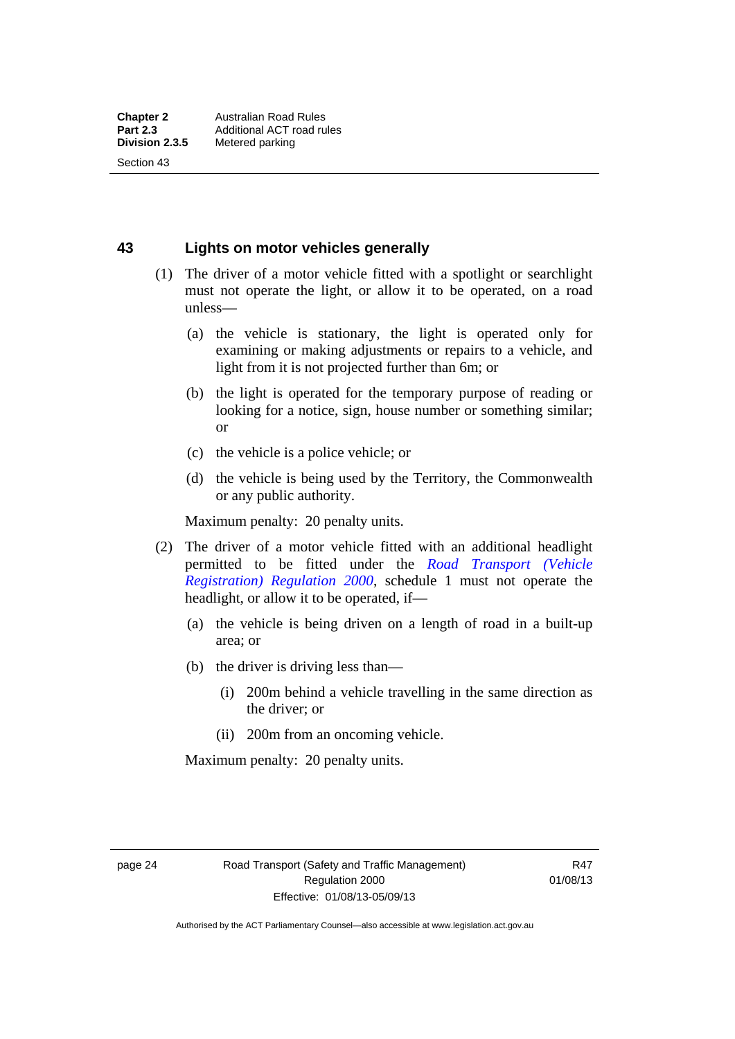## 43 Lights on motor vehicles generally

(1) The driver of a motor vehicle fitted with a spotlight or searchlight must not operate the light, or allow it to be operated, on a road unless—

(a) the vehicle is stationary, the light is operated only for examining or making adjustments or repairs to a vehicle, and light from it is not projected further than 6m; or

(b) the light is operated for the temporary purpose of reading or looking for a notice, sign, house number or something similar; or

(c) the vehicle is a police vehicle; or

(d) the vehicle is being used by the Territory, the Commonwealth or any public authority.

Maximum penalty: 20 penalty units.

(2) The driver of a motor vehicle fitted with an additional headlight permitted to be fitted under the *Road Transport (Vehicle Registration) Regulation 2000*, schedule 1 must not operate the headlight, or allow it to be operated, if—

(a) the vehicle is being driven on a length of road in a built-up area; or

(b) the driver is driving less than—

(i) 200m behind a vehicle travelling in the same direction as the driver; or

(ii) 200m from an oncoming vehicle.

Maximum penalty: 20 penalty units.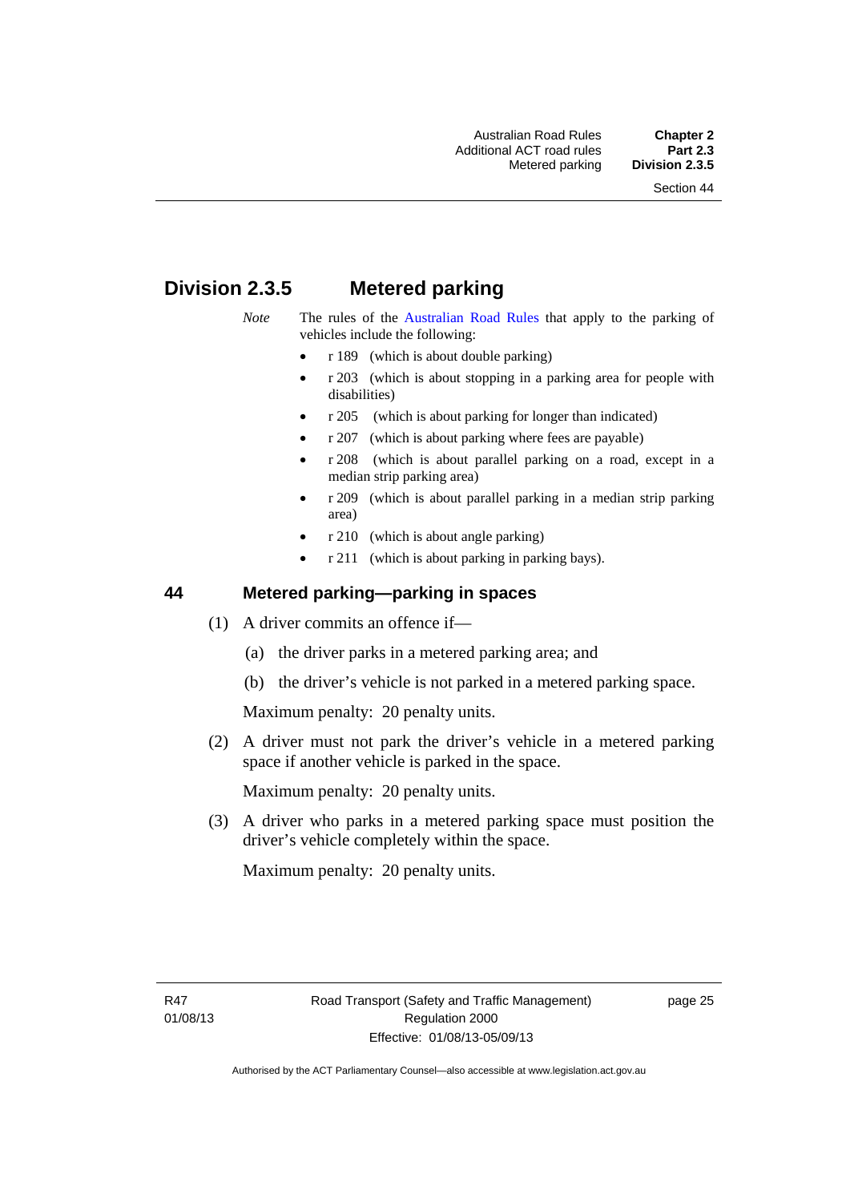## Division 2.3.5 Metered parking

*Note* The rules of the Australian Road Rules that apply to the parking of vehicles include the following:

- r 189 (which is about double parking)
- r 203 (which is about stopping in a parking area for people with disabilities)
- r 205 (which is about parking for longer than indicated)
- r 207 (which is about parking where fees are payable)
- r 208 (which is about parallel parking on a road, except in a median strip parking area)
- r 209 (which is about parallel parking in a median strip parking area)
- r 210 (which is about angle parking)
- r 211 (which is about parking in parking bays).

### 44 Metered parking—parking in spaces

(1) A driver commits an offence if—

(a) the driver parks in a metered parking area; and

(b) the driver's vehicle is not parked in a metered parking space.

Maximum penalty: 20 penalty units.

(2) A driver must not park the driver's vehicle in a metered parking space if another vehicle is parked in the space.

Maximum penalty: 20 penalty units.

(3) A driver who parks in a metered parking space must position the driver's vehicle completely within the space.

Maximum penalty: 20 penalty units.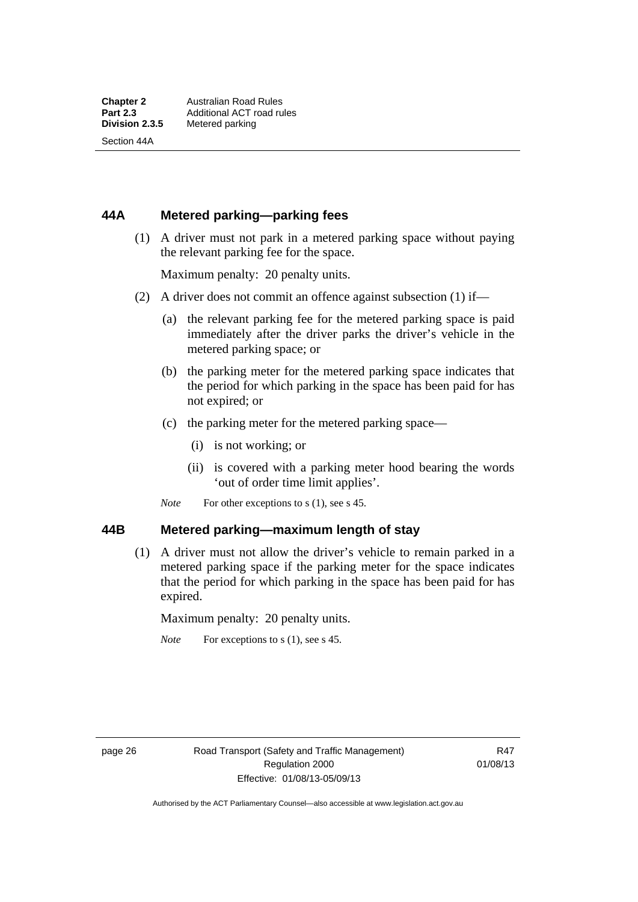## 44A Metered parking—parking fees

(1) A driver must not park in a metered parking space without paying the relevant parking fee for the space.

Maximum penalty: 20 penalty units.

(2) A driver does not commit an offence against subsection (1) if—

- (a) the relevant parking fee for the metered parking space is paid immediately after the driver parks the driver's vehicle in the metered parking space; or
- (b) the parking meter for the metered parking space indicates that the period for which parking in the space has been paid for has not expired; or
- (c) the parking meter for the metered parking space—
  - (i) is not working; or
  - (ii) is covered with a parking meter hood bearing the words 'out of order time limit applies'.

*Note* For other exceptions to s (1), see s 45.

## 44B Metered parking—maximum length of stay

(1) A driver must not allow the driver's vehicle to remain parked in a metered parking space if the parking meter for the space indicates that the period for which parking in the space has been paid for has expired.

Maximum penalty: 20 penalty units.

*Note* For exceptions to s (1), see s 45.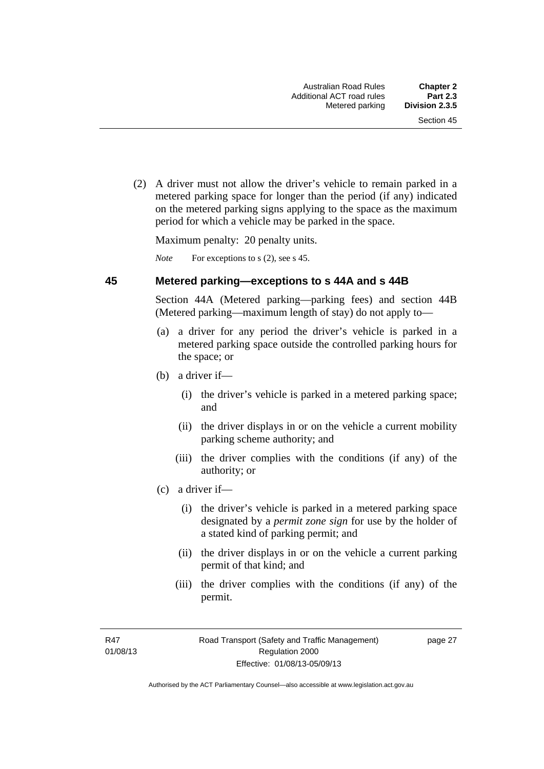(2) A driver must not allow the driver's vehicle to remain parked in a metered parking space for longer than the period (if any) indicated on the metered parking signs applying to the space as the maximum period for which a vehicle may be parked in the space.

Maximum penalty: 20 penalty units.

*Note* For exceptions to s (2), see s 45.

## 45 Metered parking—exceptions to s 44A and s 44B

Section 44A (Metered parking—parking fees) and section 44B (Metered parking—maximum length of stay) do not apply to—

(a) a driver for any period the driver's vehicle is parked in a metered parking space outside the controlled parking hours for the space; or

(b) a driver if—

(i) the driver's vehicle is parked in a metered parking space; and

(ii) the driver displays in or on the vehicle a current mobility parking scheme authority; and

(iii) the driver complies with the conditions (if any) of the authority; or

(c) a driver if—

(i) the driver's vehicle is parked in a metered parking space designated by a ***permit zone sign*** for use by the holder of a stated kind of parking permit; and

(ii) the driver displays in or on the vehicle a current parking permit of that kind; and

(iii) the driver complies with the conditions (if any) of the permit.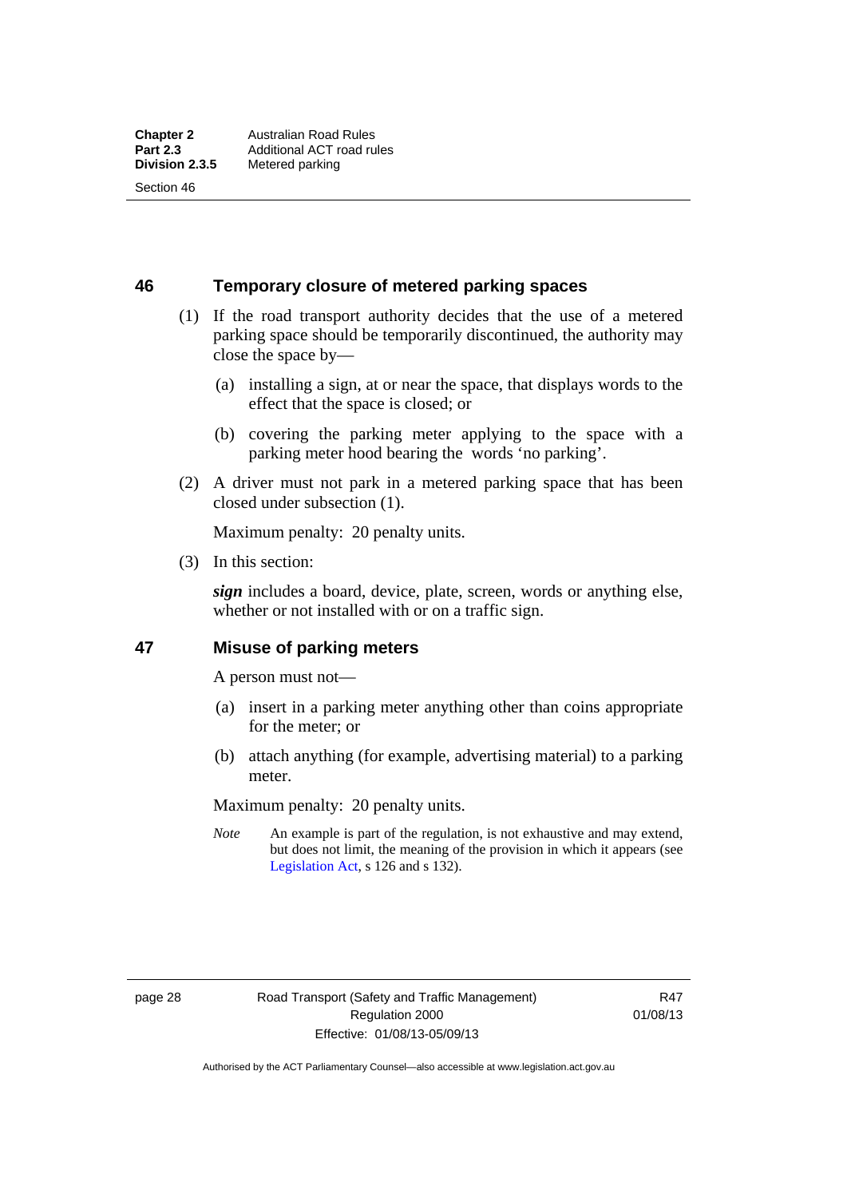### 46 Temporary closure of metered parking spaces

(1) If the road transport authority decides that the use of a metered parking space should be temporarily discontinued, the authority may close the space by—

(a) installing a sign, at or near the space, that displays words to the effect that the space is closed; or

(b) covering the parking meter applying to the space with a parking meter hood bearing the words 'no parking'.

(2) A driver must not park in a metered parking space that has been closed under subsection (1).

Maximum penalty: 20 penalty units.

(3) In this section:

***sign*** includes a board, device, plate, screen, words or anything else, whether or not installed with or on a traffic sign.

### 47 Misuse of parking meters

A person must not—

(a) insert in a parking meter anything other than coins appropriate for the meter; or

(b) attach anything (for example, advertising material) to a parking meter.

Maximum penalty: 20 penalty units.

*Note* An example is part of the regulation, is not exhaustive and may extend, but does not limit, the meaning of the provision in which it appears (see Legislation Act, s 126 and s 132).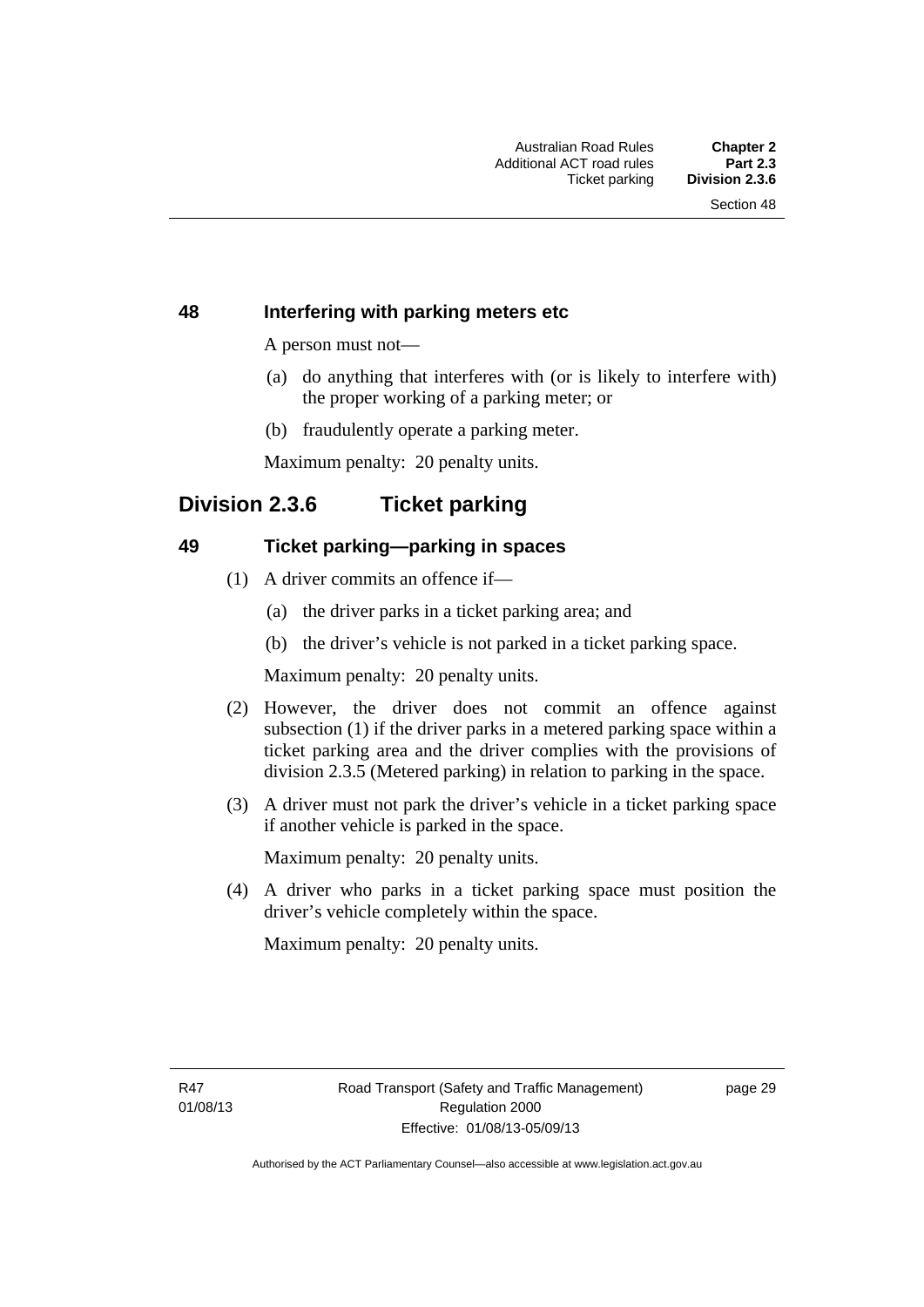### 48 Interfering with parking meters etc

A person must not—

(a) do anything that interferes with (or is likely to interfere with) the proper working of a parking meter; or

(b) fraudulently operate a parking meter.

Maximum penalty: 20 penalty units.

## Division 2.3.6 Ticket parking

### 49 Ticket parking—parking in spaces

(1) A driver commits an offence if—

(a) the driver parks in a ticket parking area; and

(b) the driver's vehicle is not parked in a ticket parking space.

Maximum penalty: 20 penalty units.

(2) However, the driver does not commit an offence against subsection (1) if the driver parks in a metered parking space within a ticket parking area and the driver complies with the provisions of division 2.3.5 (Metered parking) in relation to parking in the space.

(3) A driver must not park the driver's vehicle in a ticket parking space if another vehicle is parked in the space.

Maximum penalty: 20 penalty units.

(4) A driver who parks in a ticket parking space must position the driver's vehicle completely within the space.

Maximum penalty: 20 penalty units.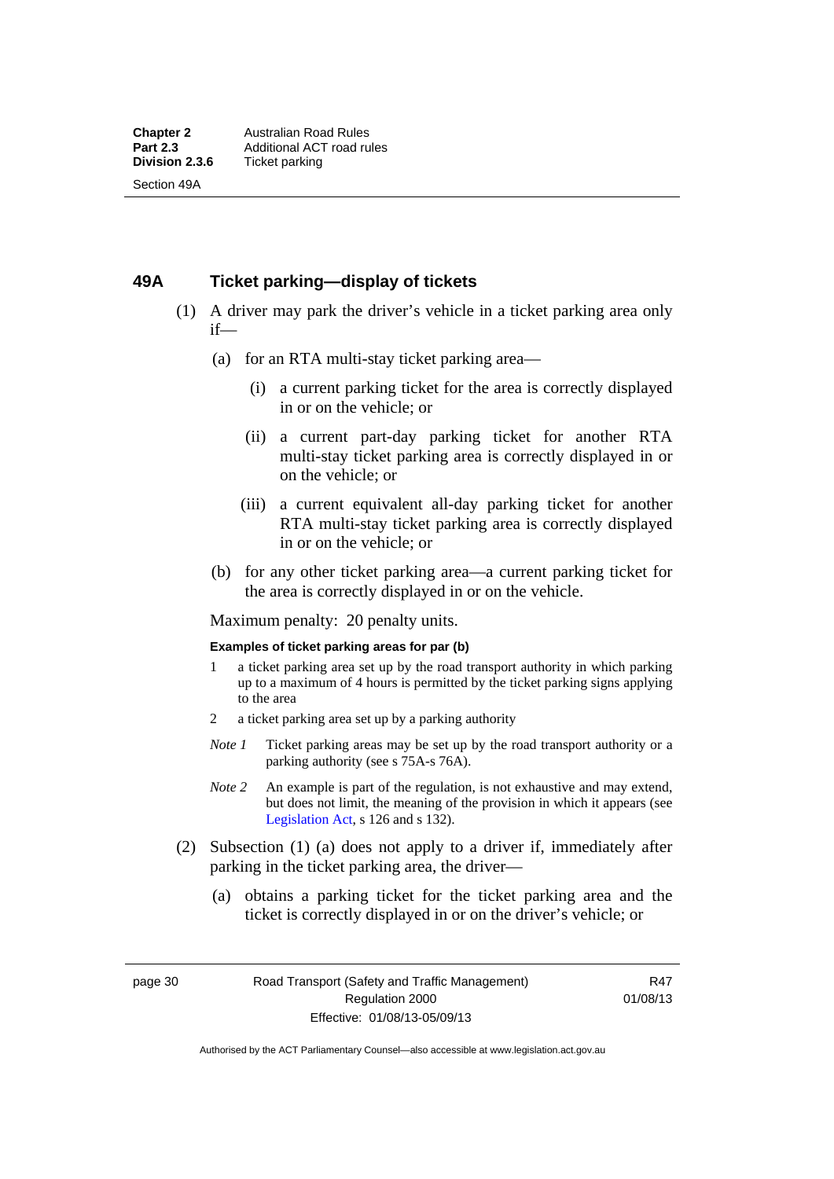## 49A Ticket parking—display of tickets

(1) A driver may park the driver's vehicle in a ticket parking area only if—

(a) for an RTA multi-stay ticket parking area—

(i) a current parking ticket for the area is correctly displayed in or on the vehicle; or

(ii) a current part-day parking ticket for another RTA multi-stay ticket parking area is correctly displayed in or on the vehicle; or

(iii) a current equivalent all-day parking ticket for another RTA multi-stay ticket parking area is correctly displayed in or on the vehicle; or

(b) for any other ticket parking area—a current parking ticket for the area is correctly displayed in or on the vehicle.

Maximum penalty: 20 penalty units.

**Examples of ticket parking areas for par (b)**

1 a ticket parking area set up by the road transport authority in which parking up to a maximum of 4 hours is permitted by the ticket parking signs applying to the area

2 a ticket parking area set up by a parking authority

*Note 1* Ticket parking areas may be set up by the road transport authority or a parking authority (see s 75A-s 76A).

*Note 2* An example is part of the regulation, is not exhaustive and may extend, but does not limit, the meaning of the provision in which it appears (see Legislation Act, s 126 and s 132).

(2) Subsection (1) (a) does not apply to a driver if, immediately after parking in the ticket parking area, the driver—

(a) obtains a parking ticket for the ticket parking area and the ticket is correctly displayed in or on the driver's vehicle; or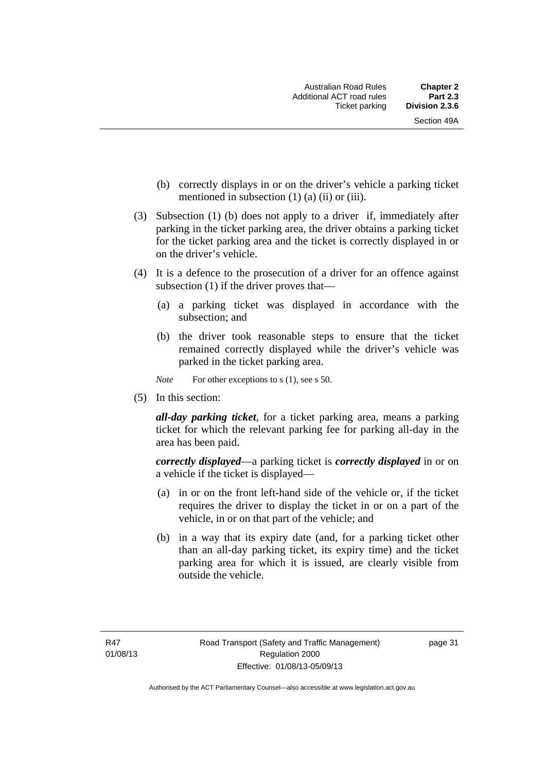(b) correctly displays in or on the driver's vehicle a parking ticket mentioned in subsection (1) (a) (ii) or (iii).

(3) Subsection (1) (b) does not apply to a driver if, immediately after parking in the ticket parking area, the driver obtains a parking ticket for the ticket parking area and the ticket is correctly displayed in or on the driver's vehicle.

(4) It is a defence to the prosecution of a driver for an offence against subsection (1) if the driver proves that—

(a) a parking ticket was displayed in accordance with the subsection; and

(b) the driver took reasonable steps to ensure that the ticket remained correctly displayed while the driver's vehicle was parked in the ticket parking area.

*Note* For other exceptions to s (1), see s 50.

(5) In this section:

***all-day parking ticket***, for a ticket parking area, means a parking ticket for which the relevant parking fee for parking all-day in the area has been paid.

***correctly displayed***—a parking ticket is ***correctly displayed*** in or on a vehicle if the ticket is displayed—

(a) in or on the front left-hand side of the vehicle or, if the ticket requires the driver to display the ticket in or on a part of the vehicle, in or on that part of the vehicle; and

(b) in a way that its expiry date (and, for a parking ticket other than an all-day parking ticket, its expiry time) and the ticket parking area for which it is issued, are clearly visible from outside the vehicle.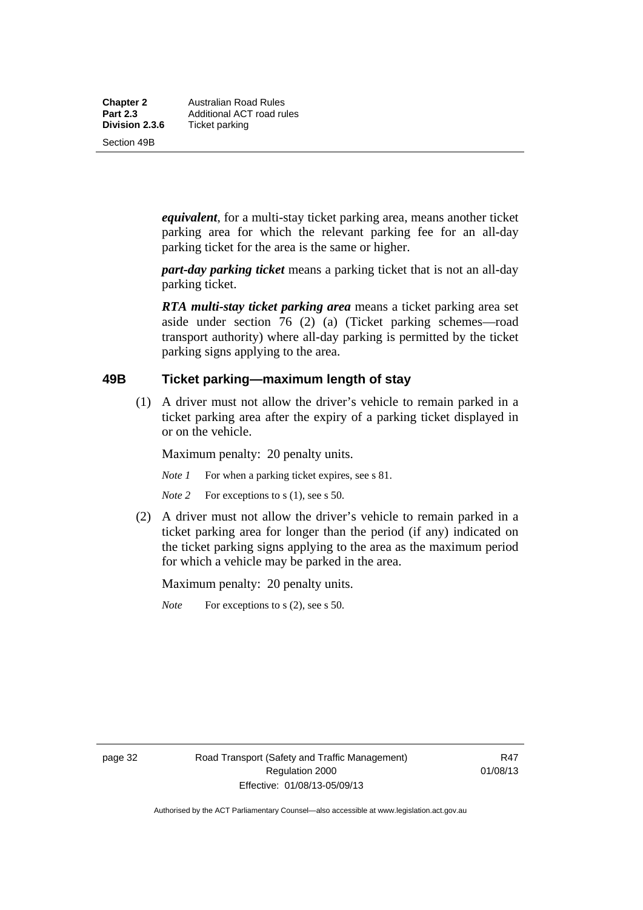***equivalent***, for a multi-stay ticket parking area, means another ticket parking area for which the relevant parking fee for an all-day parking ticket for the area is the same or higher.

***part-day parking ticket*** means a parking ticket that is not an all-day parking ticket.

***RTA multi-stay ticket parking area*** means a ticket parking area set aside under section 76 (2) (a) (Ticket parking schemes—road transport authority) where all-day parking is permitted by the ticket parking signs applying to the area.

## 49B Ticket parking—maximum length of stay

(1) A driver must not allow the driver's vehicle to remain parked in a ticket parking area after the expiry of a parking ticket displayed in or on the vehicle.

Maximum penalty: 20 penalty units.

*Note 1* For when a parking ticket expires, see s 81.

*Note 2* For exceptions to s (1), see s 50.

(2) A driver must not allow the driver's vehicle to remain parked in a ticket parking area for longer than the period (if any) indicated on the ticket parking signs applying to the area as the maximum period for which a vehicle may be parked in the area.

Maximum penalty: 20 penalty units.

*Note* For exceptions to s (2), see s 50.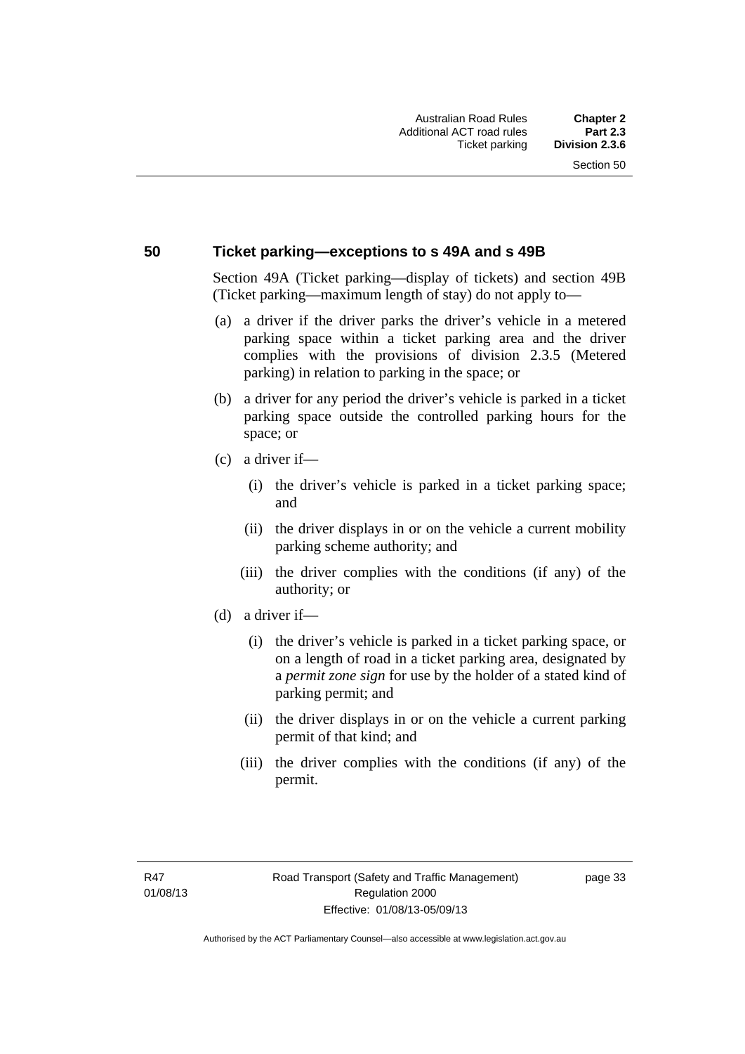## 50 Ticket parking—exceptions to s 49A and s 49B

Section 49A (Ticket parking—display of tickets) and section 49B (Ticket parking—maximum length of stay) do not apply to—

(a) a driver if the driver parks the driver's vehicle in a metered parking space within a ticket parking area and the driver complies with the provisions of division 2.3.5 (Metered parking) in relation to parking in the space; or

(b) a driver for any period the driver's vehicle is parked in a ticket parking space outside the controlled parking hours for the space; or

(c) a driver if—

  (i) the driver's vehicle is parked in a ticket parking space; and

  (ii) the driver displays in or on the vehicle a current mobility parking scheme authority; and

  (iii) the driver complies with the conditions (if any) of the authority; or

(d) a driver if—

  (i) the driver's vehicle is parked in a ticket parking space, or on a length of road in a ticket parking area, designated by a ***permit zone sign*** for use by the holder of a stated kind of parking permit; and

  (ii) the driver displays in or on the vehicle a current parking permit of that kind; and

  (iii) the driver complies with the conditions (if any) of the permit.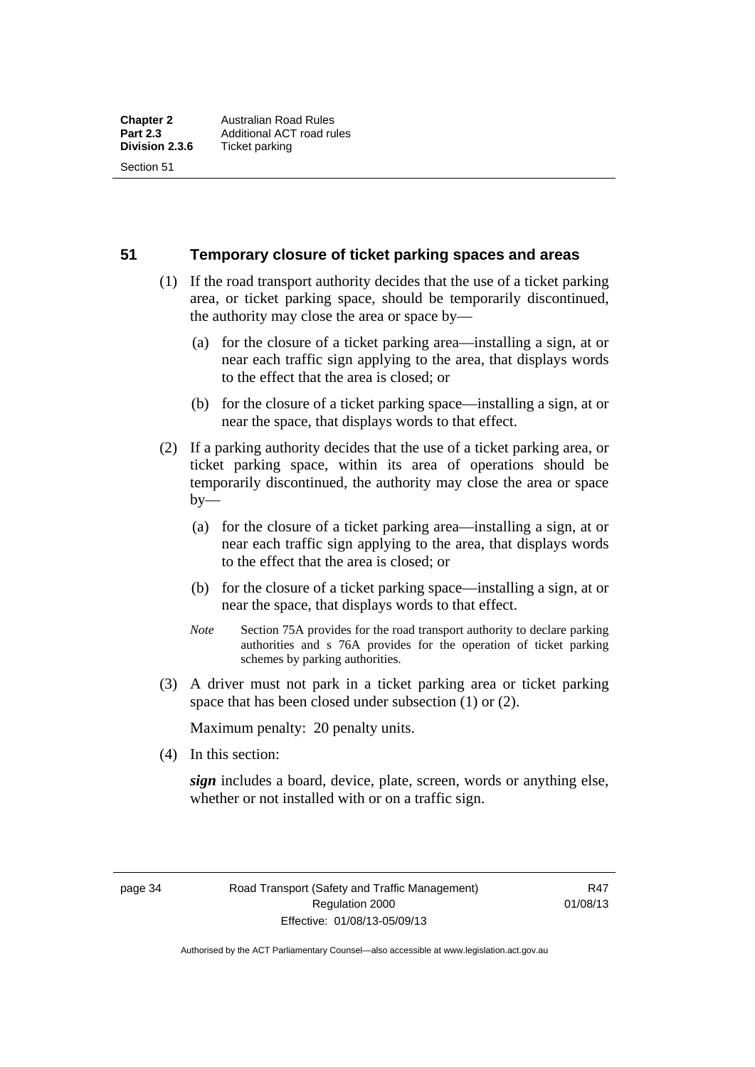## 51 Temporary closure of ticket parking spaces and areas

(1) If the road transport authority decides that the use of a ticket parking area, or ticket parking space, should be temporarily discontinued, the authority may close the area or space by—

(a) for the closure of a ticket parking area—installing a sign, at or near each traffic sign applying to the area, that displays words to the effect that the area is closed; or

(b) for the closure of a ticket parking space—installing a sign, at or near the space, that displays words to that effect.

(2) If a parking authority decides that the use of a ticket parking area, or ticket parking space, within its area of operations should be temporarily discontinued, the authority may close the area or space by—

(a) for the closure of a ticket parking area—installing a sign, at or near each traffic sign applying to the area, that displays words to the effect that the area is closed; or

(b) for the closure of a ticket parking space—installing a sign, at or near the space, that displays words to that effect.

*Note* Section 75A provides for the road transport authority to declare parking authorities and s 76A provides for the operation of ticket parking schemes by parking authorities.

(3) A driver must not park in a ticket parking area or ticket parking space that has been closed under subsection (1) or (2).

Maximum penalty: 20 penalty units.

(4) In this section:

***sign*** includes a board, device, plate, screen, words or anything else, whether or not installed with or on a traffic sign.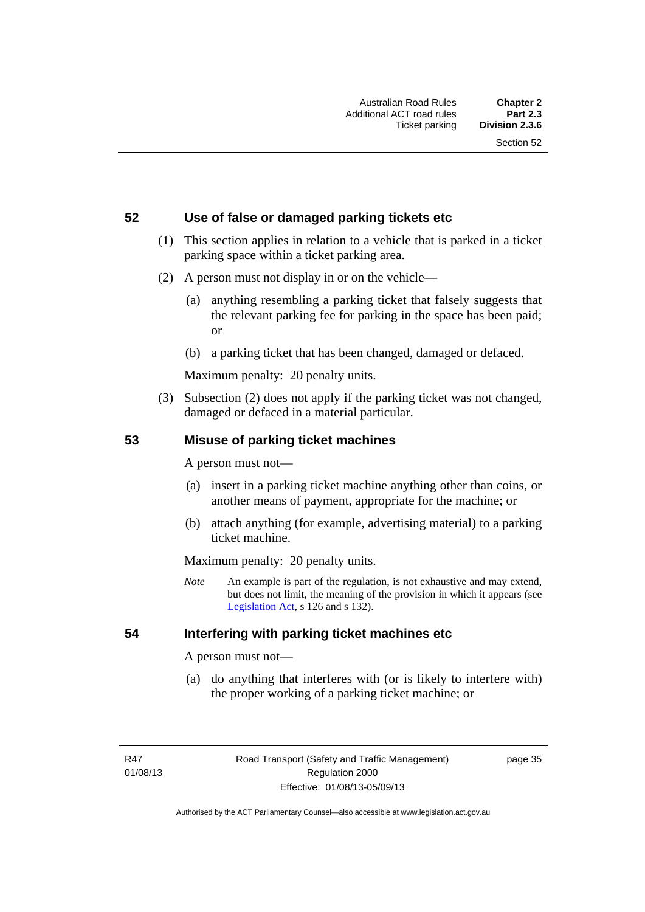## 52 Use of false or damaged parking tickets etc

(1) This section applies in relation to a vehicle that is parked in a ticket parking space within a ticket parking area.

(2) A person must not display in or on the vehicle—

(a) anything resembling a parking ticket that falsely suggests that the relevant parking fee for parking in the space has been paid; or

(b) a parking ticket that has been changed, damaged or defaced.

Maximum penalty: 20 penalty units.

(3) Subsection (2) does not apply if the parking ticket was not changed, damaged or defaced in a material particular.

## 53 Misuse of parking ticket machines

A person must not—

(a) insert in a parking ticket machine anything other than coins, or another means of payment, appropriate for the machine; or

(b) attach anything (for example, advertising material) to a parking ticket machine.

Maximum penalty: 20 penalty units.

*Note* An example is part of the regulation, is not exhaustive and may extend, but does not limit, the meaning of the provision in which it appears (see Legislation Act, s 126 and s 132).

## 54 Interfering with parking ticket machines etc

A person must not—

(a) do anything that interferes with (or is likely to interfere with) the proper working of a parking ticket machine; or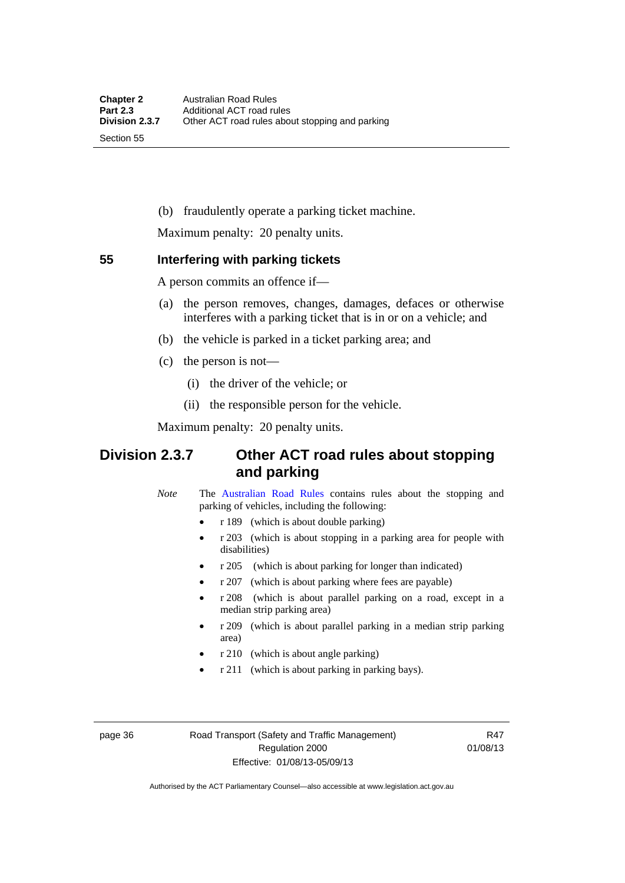(b) fraudulently operate a parking ticket machine.

Maximum penalty: 20 penalty units.

### 55 Interfering with parking tickets

A person commits an offence if—

(a) the person removes, changes, damages, defaces or otherwise interferes with a parking ticket that is in or on a vehicle; and

(b) the vehicle is parked in a ticket parking area; and

(c) the person is not—

(i) the driver of the vehicle; or

(ii) the responsible person for the vehicle.

Maximum penalty: 20 penalty units.

## Division 2.3.7 Other ACT road rules about stopping and parking

*Note* The Australian Road Rules contains rules about the stopping and parking of vehicles, including the following:

- r 189 (which is about double parking)
- r 203 (which is about stopping in a parking area for people with disabilities)
- r 205 (which is about parking for longer than indicated)
- r 207 (which is about parking where fees are payable)
- r 208 (which is about parallel parking on a road, except in a median strip parking area)
- r 209 (which is about parallel parking in a median strip parking area)
- r 210 (which is about angle parking)
- r 211 (which is about parking in parking bays).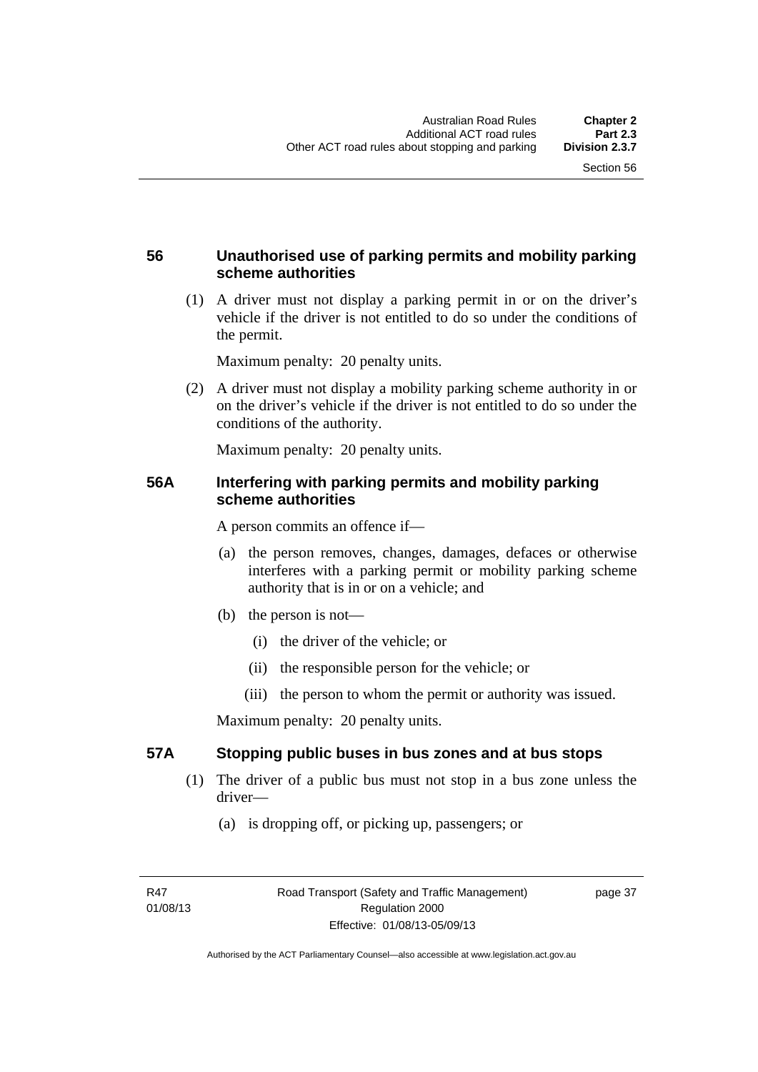### 56 Unauthorised use of parking permits and mobility parking scheme authorities

(1) A driver must not display a parking permit in or on the driver's vehicle if the driver is not entitled to do so under the conditions of the permit.

Maximum penalty: 20 penalty units.

(2) A driver must not display a mobility parking scheme authority in or on the driver's vehicle if the driver is not entitled to do so under the conditions of the authority.

Maximum penalty: 20 penalty units.

### 56A Interfering with parking permits and mobility parking scheme authorities

A person commits an offence if—

(a) the person removes, changes, damages, defaces or otherwise interferes with a parking permit or mobility parking scheme authority that is in or on a vehicle; and

(b) the person is not—

(i) the driver of the vehicle; or

(ii) the responsible person for the vehicle; or

(iii) the person to whom the permit or authority was issued.

Maximum penalty: 20 penalty units.

### 57A Stopping public buses in bus zones and at bus stops

(1) The driver of a public bus must not stop in a bus zone unless the driver—

(a) is dropping off, or picking up, passengers; or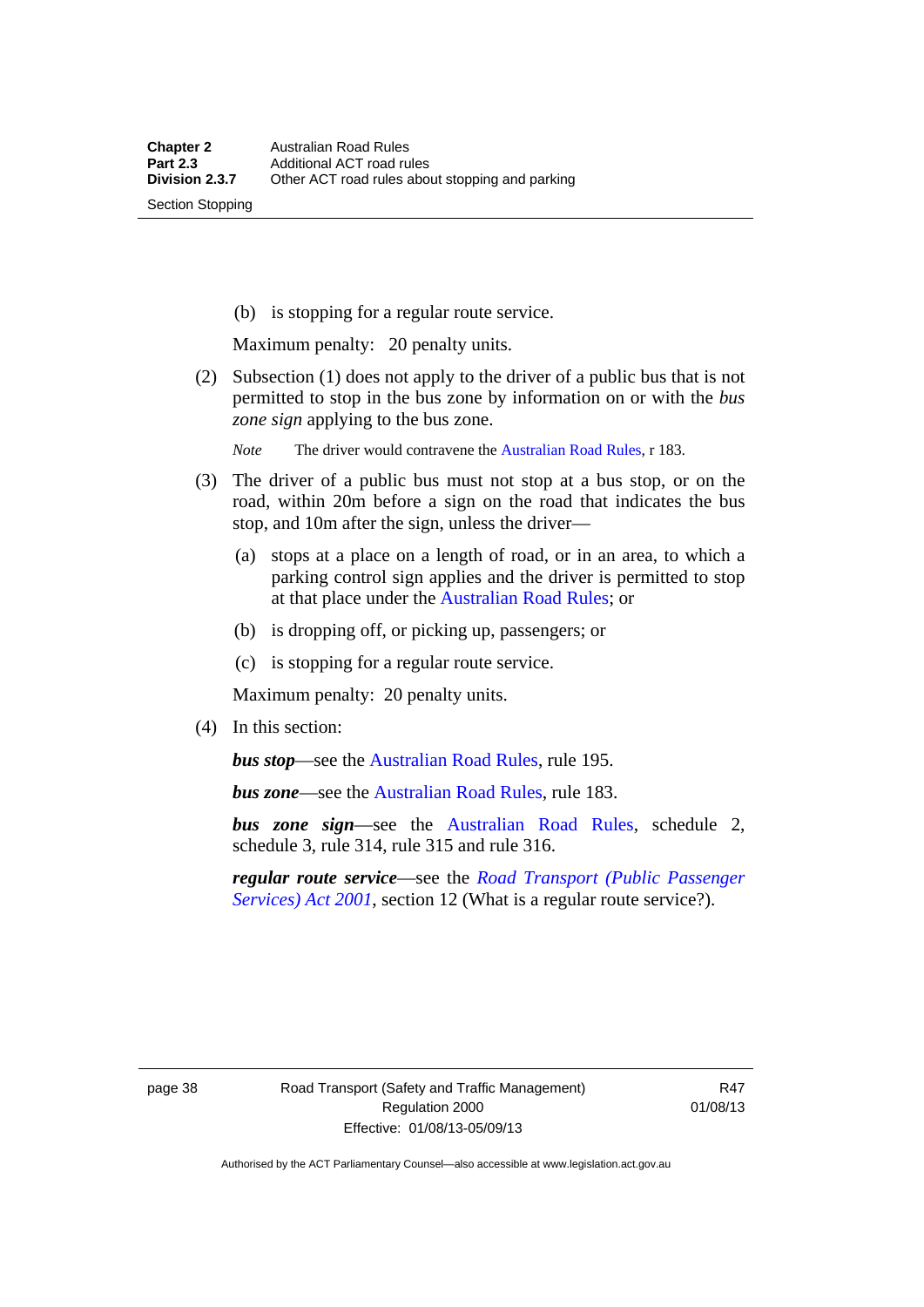(b) is stopping for a regular route service.

Maximum penalty: 20 penalty units.

(2) Subsection (1) does not apply to the driver of a public bus that is not permitted to stop in the bus zone by information on or with the *bus zone sign* applying to the bus zone.

*Note* The driver would contravene the Australian Road Rules, r 183.

(3) The driver of a public bus must not stop at a bus stop, or on the road, within 20m before a sign on the road that indicates the bus stop, and 10m after the sign, unless the driver—

(a) stops at a place on a length of road, or in an area, to which a parking control sign applies and the driver is permitted to stop at that place under the Australian Road Rules; or

(b) is dropping off, or picking up, passengers; or

(c) is stopping for a regular route service.

Maximum penalty: 20 penalty units.

(4) In this section:

***bus stop***—see the Australian Road Rules, rule 195.

***bus zone***—see the Australian Road Rules, rule 183.

***bus zone sign***—see the Australian Road Rules, schedule 2, schedule 3, rule 314, rule 315 and rule 316.

***regular route service***—see the *Road Transport (Public Passenger Services) Act 2001*, section 12 (What is a regular route service?).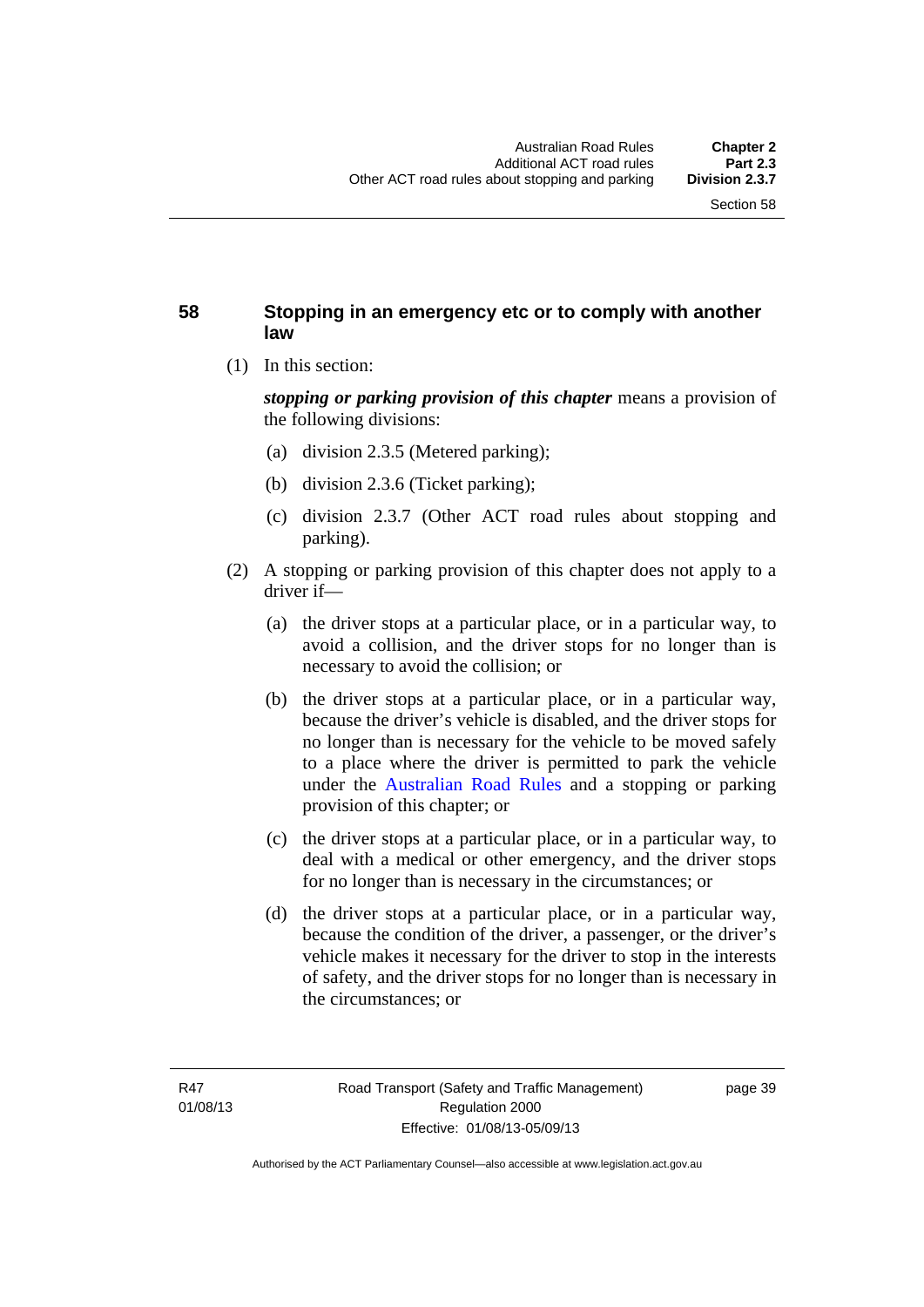## 58 Stopping in an emergency etc or to comply with another law

(1) In this section:

***stopping or parking provision of this chapter*** means a provision of the following divisions:

(a) division 2.3.5 (Metered parking);

(b) division 2.3.6 (Ticket parking);

(c) division 2.3.7 (Other ACT road rules about stopping and parking).

(2) A stopping or parking provision of this chapter does not apply to a driver if—

(a) the driver stops at a particular place, or in a particular way, to avoid a collision, and the driver stops for no longer than is necessary to avoid the collision; or

(b) the driver stops at a particular place, or in a particular way, because the driver's vehicle is disabled, and the driver stops for no longer than is necessary for the vehicle to be moved safely to a place where the driver is permitted to park the vehicle under the Australian Road Rules and a stopping or parking provision of this chapter; or

(c) the driver stops at a particular place, or in a particular way, to deal with a medical or other emergency, and the driver stops for no longer than is necessary in the circumstances; or

(d) the driver stops at a particular place, or in a particular way, because the condition of the driver, a passenger, or the driver's vehicle makes it necessary for the driver to stop in the interests of safety, and the driver stops for no longer than is necessary in the circumstances; or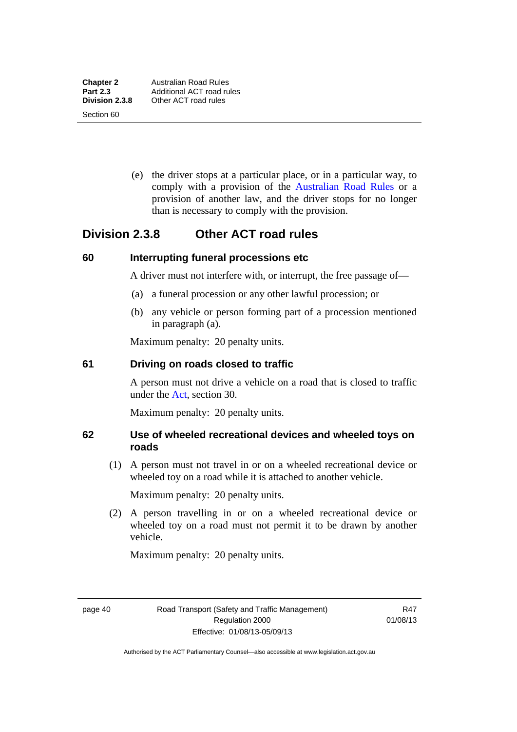(e) the driver stops at a particular place, or in a particular way, to comply with a provision of the Australian Road Rules or a provision of another law, and the driver stops for no longer than is necessary to comply with the provision.

## Division 2.3.8 Other ACT road rules

### 60 Interrupting funeral processions etc

A driver must not interfere with, or interrupt, the free passage of—

(a) a funeral procession or any other lawful procession; or

(b) any vehicle or person forming part of a procession mentioned in paragraph (a).

Maximum penalty: 20 penalty units.

### 61 Driving on roads closed to traffic

A person must not drive a vehicle on a road that is closed to traffic under the Act, section 30.

Maximum penalty: 20 penalty units.

### 62 Use of wheeled recreational devices and wheeled toys on roads

(1) A person must not travel in or on a wheeled recreational device or wheeled toy on a road while it is attached to another vehicle.

Maximum penalty: 20 penalty units.

(2) A person travelling in or on a wheeled recreational device or wheeled toy on a road must not permit it to be drawn by another vehicle.

Maximum penalty: 20 penalty units.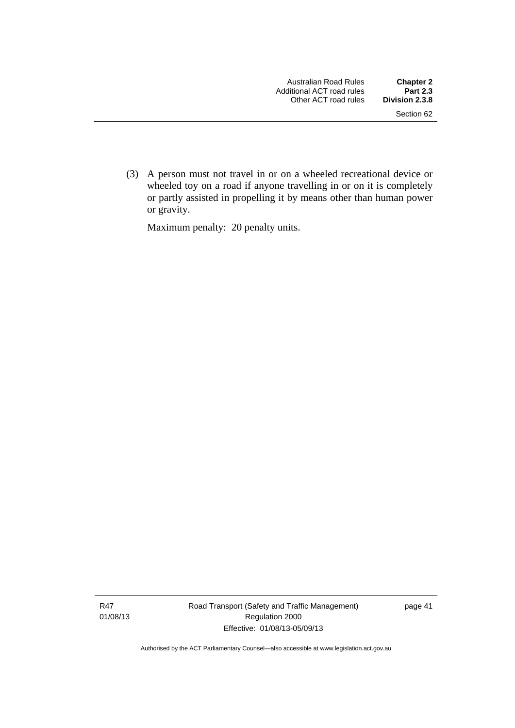(3) A person must not travel in or on a wheeled recreational device or wheeled toy on a road if anyone travelling in or on it is completely or partly assisted in propelling it by means other than human power or gravity.

Maximum penalty: 20 penalty units.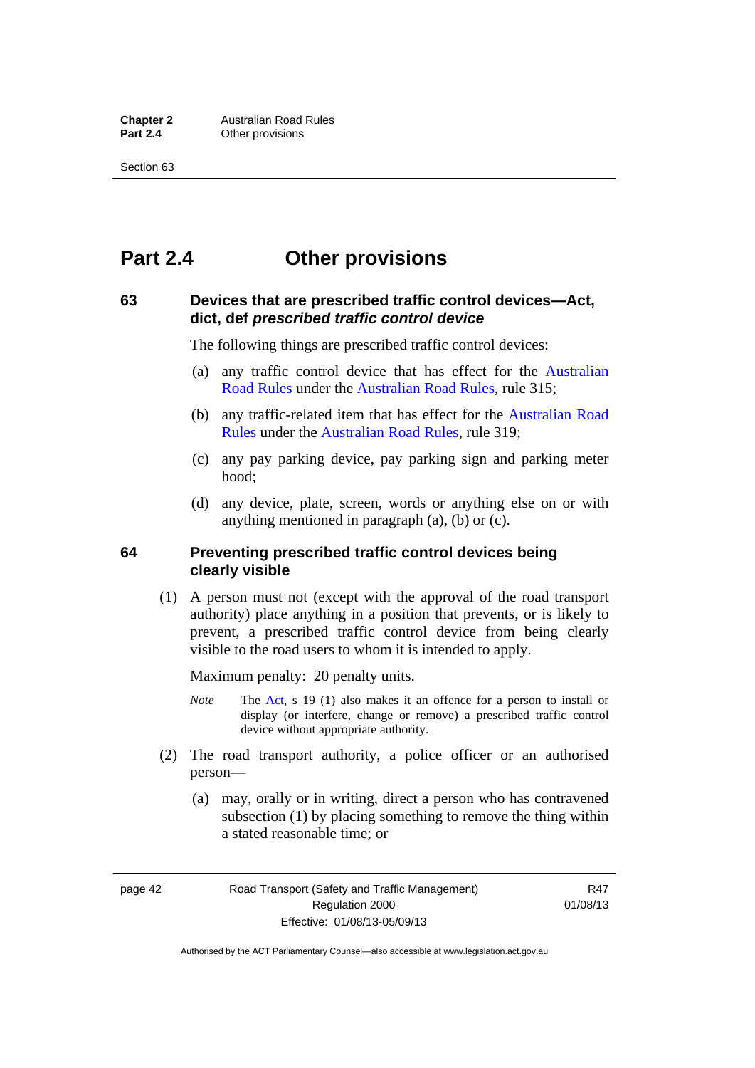# Part 2.4 Other provisions

### 63 Devices that are prescribed traffic control devices—Act, dict, def *prescribed traffic control device*

The following things are prescribed traffic control devices:

(a) any traffic control device that has effect for the Australian Road Rules under the Australian Road Rules, rule 315;

(b) any traffic-related item that has effect for the Australian Road Rules under the Australian Road Rules, rule 319;

(c) any pay parking device, pay parking sign and parking meter hood;

(d) any device, plate, screen, words or anything else on or with anything mentioned in paragraph (a), (b) or (c).

### 64 Preventing prescribed traffic control devices being clearly visible

(1) A person must not (except with the approval of the road transport authority) place anything in a position that prevents, or is likely to prevent, a prescribed traffic control device from being clearly visible to the road users to whom it is intended to apply.

Maximum penalty: 20 penalty units.

*Note* The Act, s 19 (1) also makes it an offence for a person to install or display (or interfere, change or remove) a prescribed traffic control device without appropriate authority.

(2) The road transport authority, a police officer or an authorised person—

(a) may, orally or in writing, direct a person who has contravened subsection (1) by placing something to remove the thing within a stated reasonable time; or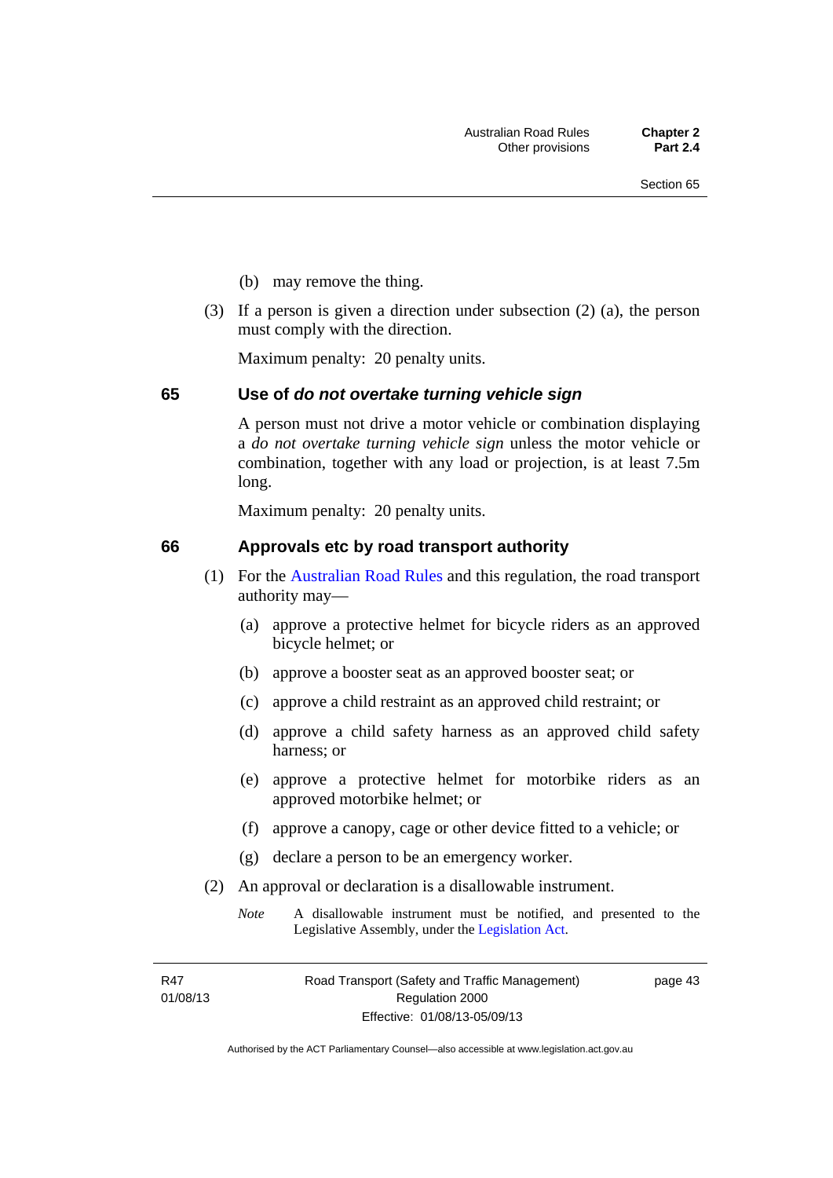(b) may remove the thing.

(3) If a person is given a direction under subsection (2) (a), the person must comply with the direction.

Maximum penalty: 20 penalty units.

## 65 Use of *do not overtake turning vehicle sign*

A person must not drive a motor vehicle or combination displaying a *do not overtake turning vehicle sign* unless the motor vehicle or combination, together with any load or projection, is at least 7.5m long.

Maximum penalty: 20 penalty units.

## 66 Approvals etc by road transport authority

(1) For the Australian Road Rules and this regulation, the road transport authority may—

(a) approve a protective helmet for bicycle riders as an approved bicycle helmet; or

(b) approve a booster seat as an approved booster seat; or

(c) approve a child restraint as an approved child restraint; or

(d) approve a child safety harness as an approved child safety harness; or

(e) approve a protective helmet for motorbike riders as an approved motorbike helmet; or

(f) approve a canopy, cage or other device fitted to a vehicle; or

(g) declare a person to be an emergency worker.

(2) An approval or declaration is a disallowable instrument.

*Note* A disallowable instrument must be notified, and presented to the Legislative Assembly, under the Legislation Act.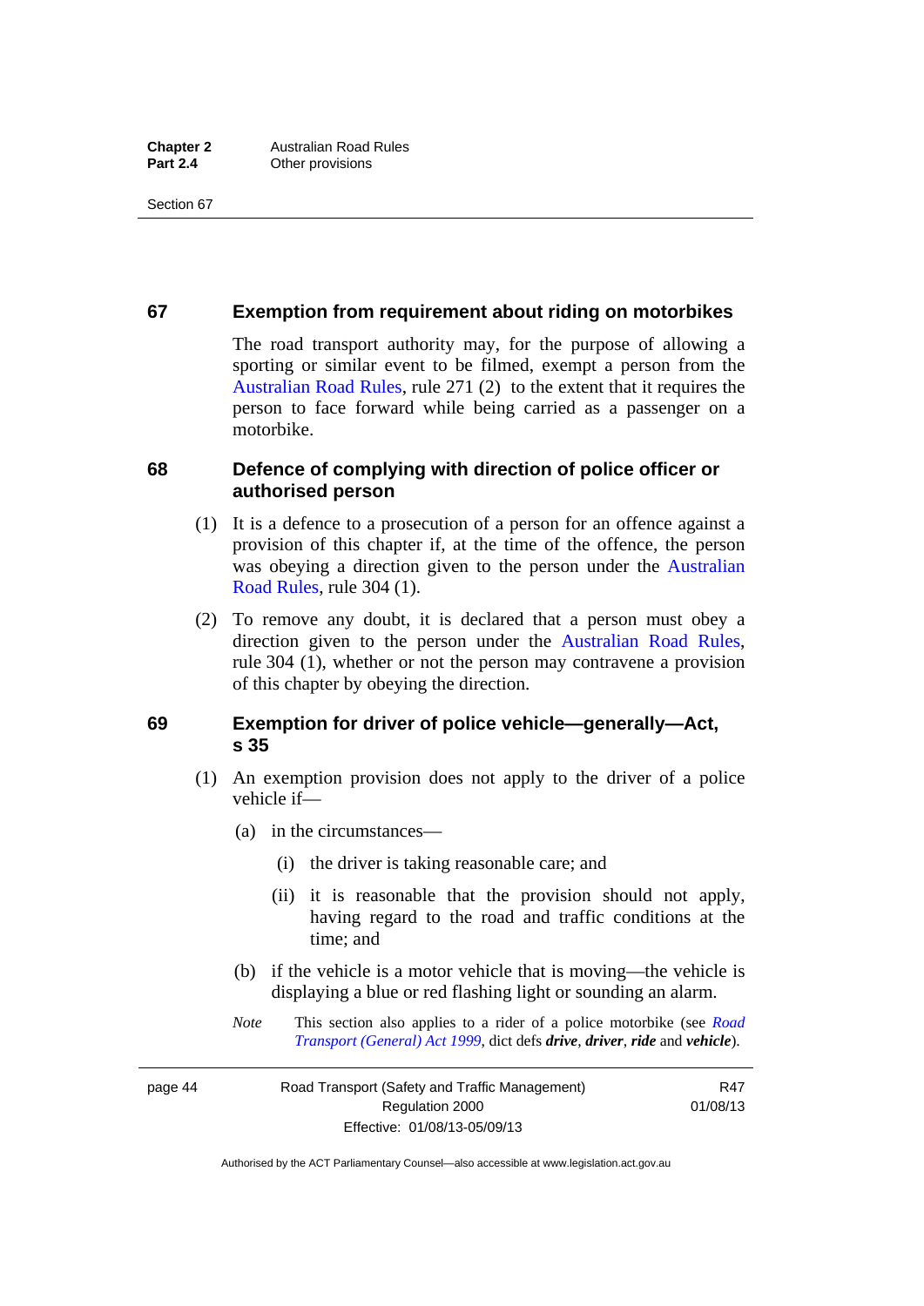### 67 Exemption from requirement about riding on motorbikes

The road transport authority may, for the purpose of allowing a sporting or similar event to be filmed, exempt a person from the Australian Road Rules, rule 271 (2) to the extent that it requires the person to face forward while being carried as a passenger on a motorbike.

### 68 Defence of complying with direction of police officer or authorised person

(1) It is a defence to a prosecution of a person for an offence against a provision of this chapter if, at the time of the offence, the person was obeying a direction given to the person under the Australian Road Rules, rule 304 (1).

(2) To remove any doubt, it is declared that a person must obey a direction given to the person under the Australian Road Rules, rule 304 (1), whether or not the person may contravene a provision of this chapter by obeying the direction.

### 69 Exemption for driver of police vehicle—generally—Act, s 35

(1) An exemption provision does not apply to the driver of a police vehicle if—

(a) in the circumstances—

(i) the driver is taking reasonable care; and

(ii) it is reasonable that the provision should not apply, having regard to the road and traffic conditions at the time; and

(b) if the vehicle is a motor vehicle that is moving—the vehicle is displaying a blue or red flashing light or sounding an alarm.

*Note* This section also applies to a rider of a police motorbike (see *Road Transport (General) Act 1999*, dict defs ***drive***, ***driver***, ***ride*** and ***vehicle***).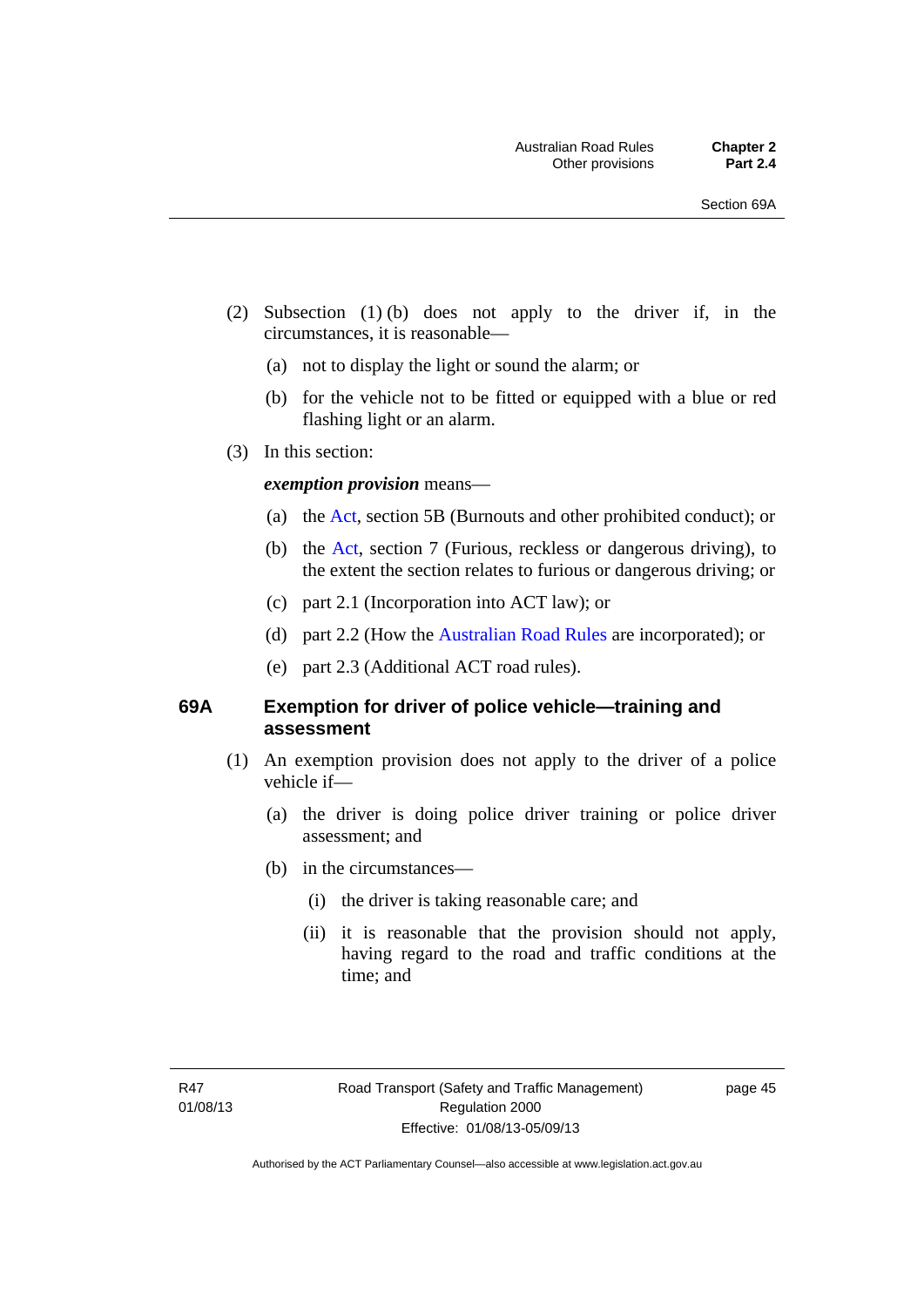(2) Subsection (1) (b) does not apply to the driver if, in the circumstances, it is reasonable—

(a) not to display the light or sound the alarm; or

(b) for the vehicle not to be fitted or equipped with a blue or red flashing light or an alarm.

(3) In this section:

***exemption provision*** means—

(a) the Act, section 5B (Burnouts and other prohibited conduct); or

(b) the Act, section 7 (Furious, reckless or dangerous driving), to the extent the section relates to furious or dangerous driving; or

(c) part 2.1 (Incorporation into ACT law); or

(d) part 2.2 (How the Australian Road Rules are incorporated); or

(e) part 2.3 (Additional ACT road rules).

## 69A Exemption for driver of police vehicle—training and assessment

(1) An exemption provision does not apply to the driver of a police vehicle if—

(a) the driver is doing police driver training or police driver assessment; and

(b) in the circumstances—

(i) the driver is taking reasonable care; and

(ii) it is reasonable that the provision should not apply, having regard to the road and traffic conditions at the time; and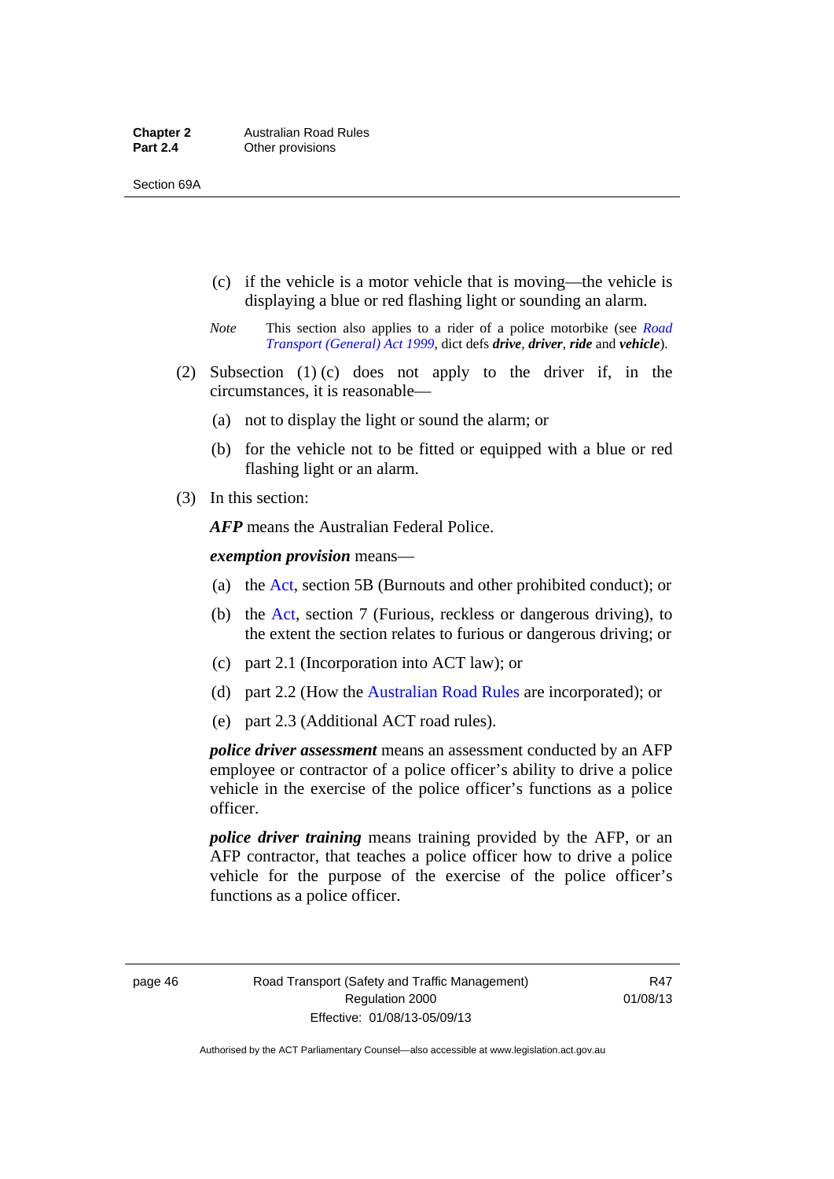(c) if the vehicle is a motor vehicle that is moving—the vehicle is displaying a blue or red flashing light or sounding an alarm.

*Note* This section also applies to a rider of a police motorbike (see *Road Transport (General) Act 1999*, dict defs ***drive***, ***driver***, ***ride*** and ***vehicle***).

(2) Subsection (1) (c) does not apply to the driver if, in the circumstances, it is reasonable—

(a) not to display the light or sound the alarm; or

(b) for the vehicle not to be fitted or equipped with a blue or red flashing light or an alarm.

(3) In this section:

***AFP*** means the Australian Federal Police.

***exemption provision*** means—

(a) the Act, section 5B (Burnouts and other prohibited conduct); or

(b) the Act, section 7 (Furious, reckless or dangerous driving), to the extent the section relates to furious or dangerous driving; or

(c) part 2.1 (Incorporation into ACT law); or

(d) part 2.2 (How the Australian Road Rules are incorporated); or

(e) part 2.3 (Additional ACT road rules).

***police driver assessment*** means an assessment conducted by an AFP employee or contractor of a police officer's ability to drive a police vehicle in the exercise of the police officer's functions as a police officer.

***police driver training*** means training provided by the AFP, or an AFP contractor, that teaches a police officer how to drive a police vehicle for the purpose of the exercise of the police officer's functions as a police officer.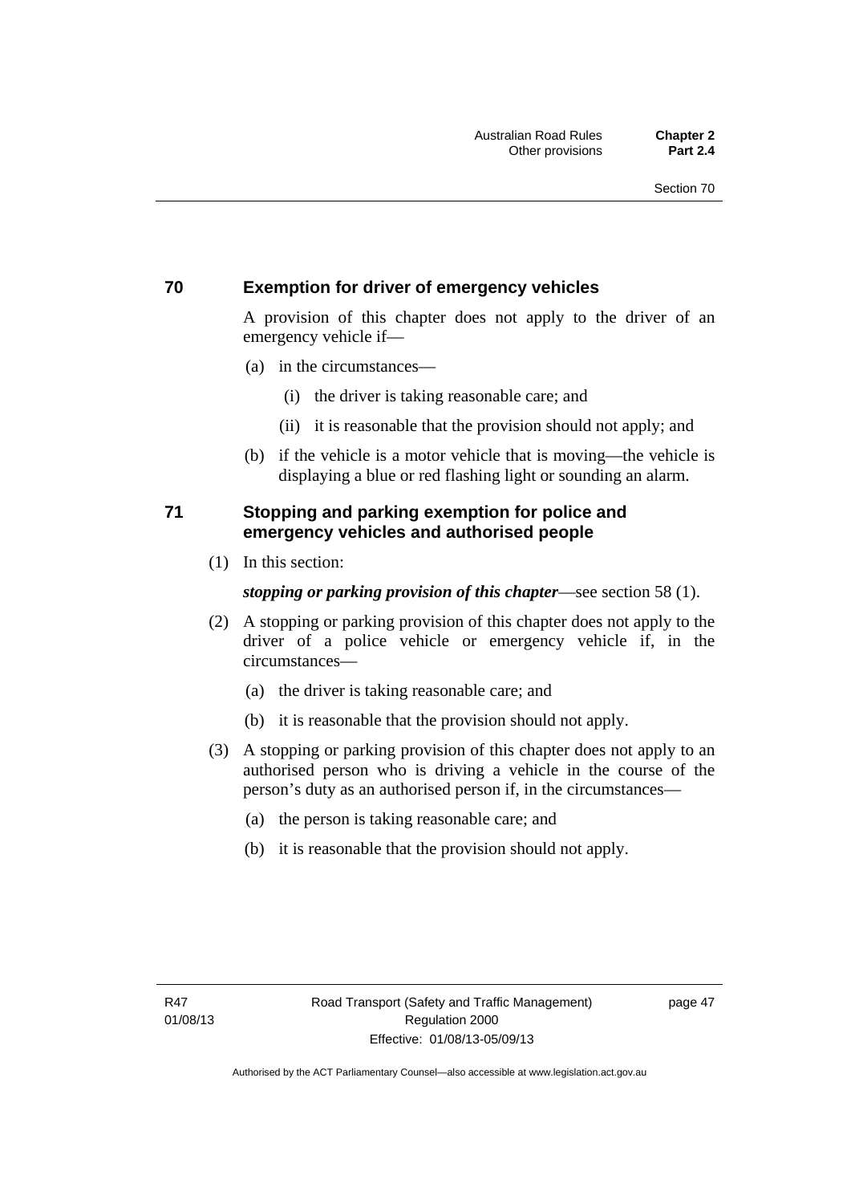### 70 Exemption for driver of emergency vehicles

A provision of this chapter does not apply to the driver of an emergency vehicle if—

(a) in the circumstances—

(i) the driver is taking reasonable care; and

(ii) it is reasonable that the provision should not apply; and

(b) if the vehicle is a motor vehicle that is moving—the vehicle is displaying a blue or red flashing light or sounding an alarm.

### 71 Stopping and parking exemption for police and emergency vehicles and authorised people

(1) In this section:

***stopping or parking provision of this chapter***—see section 58 (1).

(2) A stopping or parking provision of this chapter does not apply to the driver of a police vehicle or emergency vehicle if, in the circumstances—

(a) the driver is taking reasonable care; and

(b) it is reasonable that the provision should not apply.

(3) A stopping or parking provision of this chapter does not apply to an authorised person who is driving a vehicle in the course of the person's duty as an authorised person if, in the circumstances—

(a) the person is taking reasonable care; and

(b) it is reasonable that the provision should not apply.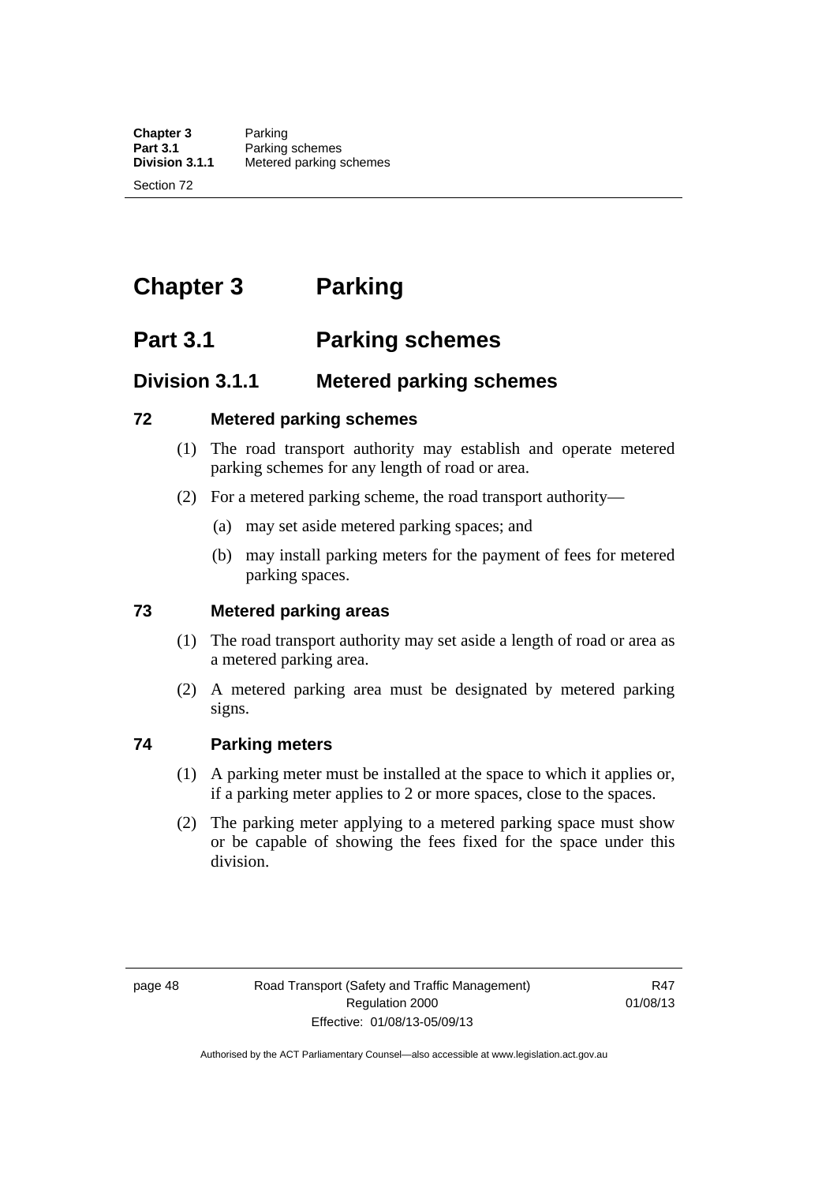# Chapter 3 Parking

## Part 3.1 Parking schemes

### Division 3.1.1 Metered parking schemes

#### 72 Metered parking schemes

(1) The road transport authority may establish and operate metered parking schemes for any length of road or area.

(2) For a metered parking scheme, the road transport authority—

(a) may set aside metered parking spaces; and

(b) may install parking meters for the payment of fees for metered parking spaces.

#### 73 Metered parking areas

(1) The road transport authority may set aside a length of road or area as a metered parking area.

(2) A metered parking area must be designated by metered parking signs.

#### 74 Parking meters

(1) A parking meter must be installed at the space to which it applies or, if a parking meter applies to 2 or more spaces, close to the spaces.

(2) The parking meter applying to a metered parking space must show or be capable of showing the fees fixed for the space under this division.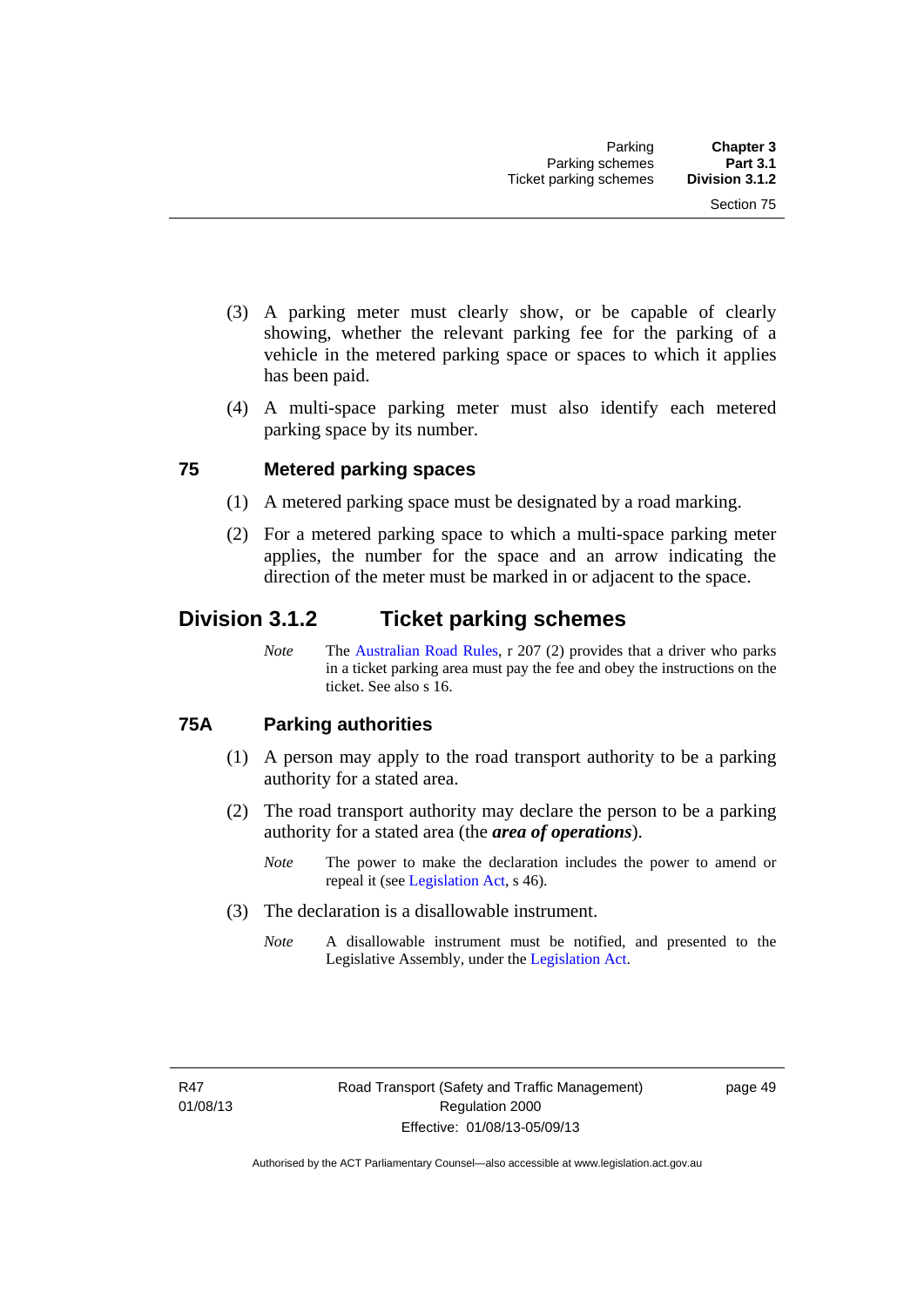(3) A parking meter must clearly show, or be capable of clearly showing, whether the relevant parking fee for the parking of a vehicle in the metered parking space or spaces to which it applies has been paid.

(4) A multi-space parking meter must also identify each metered parking space by its number.

### 75 Metered parking spaces

(1) A metered parking space must be designated by a road marking.

(2) For a metered parking space to which a multi-space parking meter applies, the number for the space and an arrow indicating the direction of the meter must be marked in or adjacent to the space.

## Division 3.1.2 Ticket parking schemes

*Note* The Australian Road Rules, r 207 (2) provides that a driver who parks in a ticket parking area must pay the fee and obey the instructions on the ticket. See also s 16.

### 75A Parking authorities

(1) A person may apply to the road transport authority to be a parking authority for a stated area.

(2) The road transport authority may declare the person to be a parking authority for a stated area (the ***area of operations***).

*Note* The power to make the declaration includes the power to amend or repeal it (see Legislation Act, s 46).

(3) The declaration is a disallowable instrument.

*Note* A disallowable instrument must be notified, and presented to the Legislative Assembly, under the Legislation Act.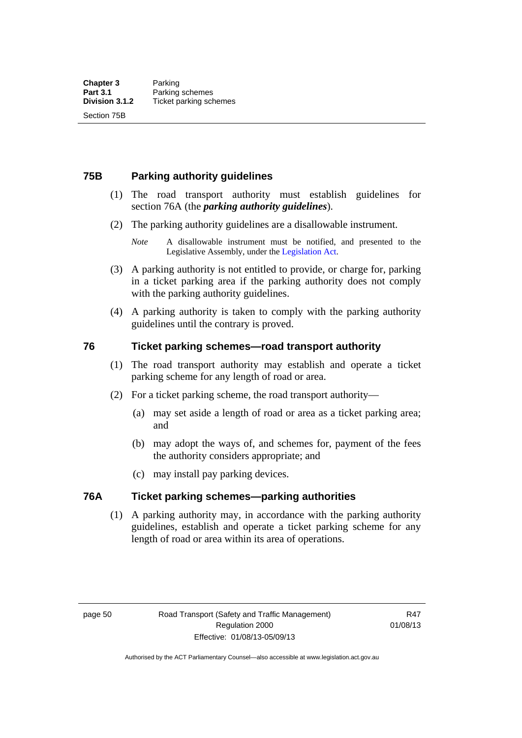## 75B Parking authority guidelines

(1) The road transport authority must establish guidelines for section 76A (the ***parking authority guidelines***).

(2) The parking authority guidelines are a disallowable instrument.

*Note* A disallowable instrument must be notified, and presented to the Legislative Assembly, under the Legislation Act.

(3) A parking authority is not entitled to provide, or charge for, parking in a ticket parking area if the parking authority does not comply with the parking authority guidelines.

(4) A parking authority is taken to comply with the parking authority guidelines until the contrary is proved.

## 76 Ticket parking schemes—road transport authority

(1) The road transport authority may establish and operate a ticket parking scheme for any length of road or area.

(2) For a ticket parking scheme, the road transport authority—

(a) may set aside a length of road or area as a ticket parking area; and

(b) may adopt the ways of, and schemes for, payment of the fees the authority considers appropriate; and

(c) may install pay parking devices.

## 76A Ticket parking schemes—parking authorities

(1) A parking authority may, in accordance with the parking authority guidelines, establish and operate a ticket parking scheme for any length of road or area within its area of operations.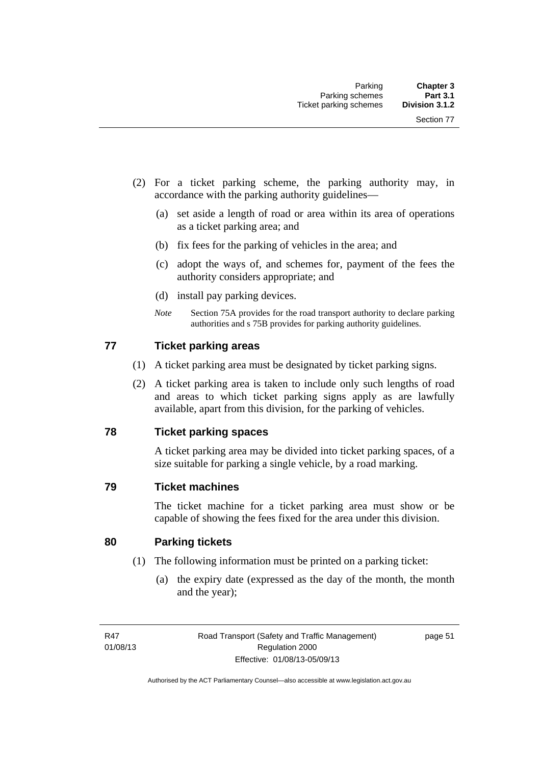(2) For a ticket parking scheme, the parking authority may, in accordance with the parking authority guidelines—

  (a) set aside a length of road or area within its area of operations as a ticket parking area; and

  (b) fix fees for the parking of vehicles in the area; and

  (c) adopt the ways of, and schemes for, payment of the fees the authority considers appropriate; and

  (d) install pay parking devices.

*Note* Section 75A provides for the road transport authority to declare parking authorities and s 75B provides for parking authority guidelines.

## 77 Ticket parking areas

(1) A ticket parking area must be designated by ticket parking signs.

(2) A ticket parking area is taken to include only such lengths of road and areas to which ticket parking signs apply as are lawfully available, apart from this division, for the parking of vehicles.

## 78 Ticket parking spaces

A ticket parking area may be divided into ticket parking spaces, of a size suitable for parking a single vehicle, by a road marking.

## 79 Ticket machines

The ticket machine for a ticket parking area must show or be capable of showing the fees fixed for the area under this division.

## 80 Parking tickets

(1) The following information must be printed on a parking ticket:

  (a) the expiry date (expressed as the day of the month, the month and the year);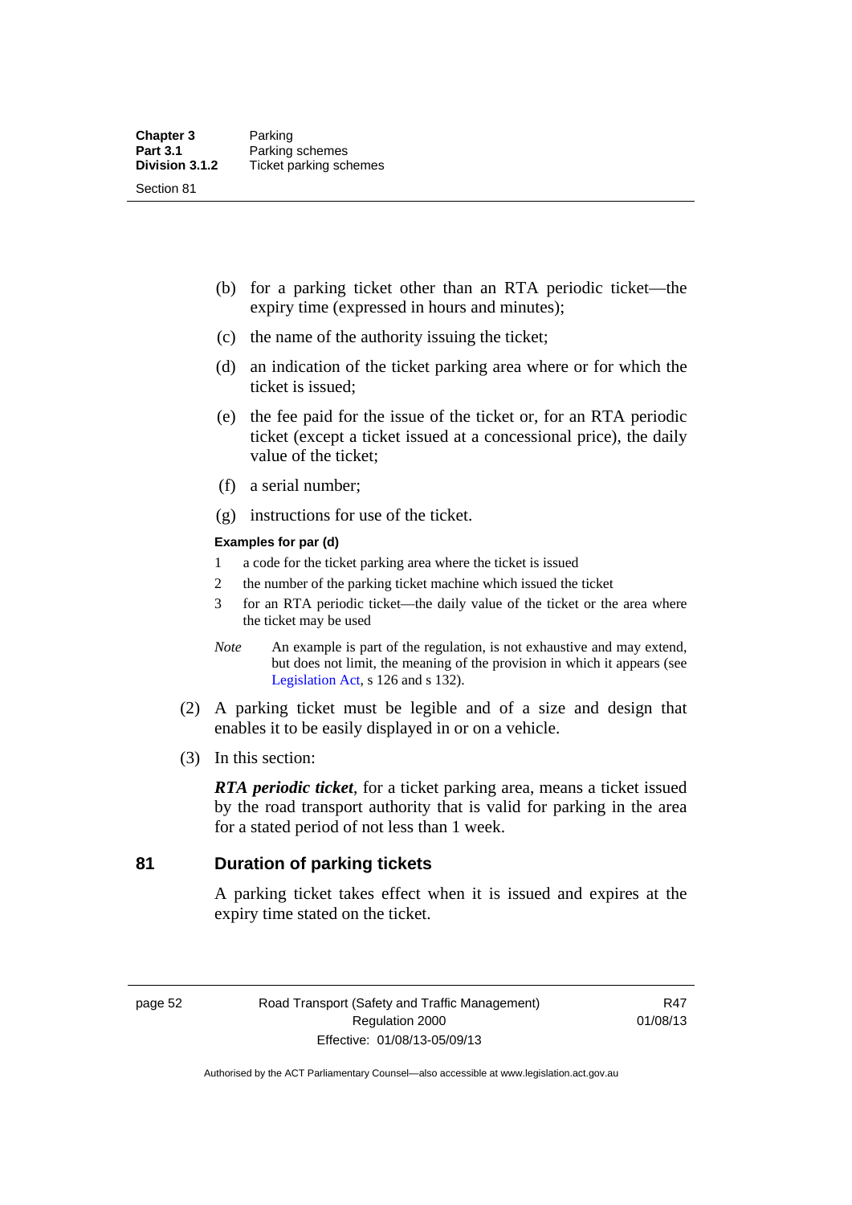(b) for a parking ticket other than an RTA periodic ticket—the expiry time (expressed in hours and minutes);

(c) the name of the authority issuing the ticket;

(d) an indication of the ticket parking area where or for which the ticket is issued;

(e) the fee paid for the issue of the ticket or, for an RTA periodic ticket (except a ticket issued at a concessional price), the daily value of the ticket;

(f) a serial number;

(g) instructions for use of the ticket.

**Examples for par (d)**

1 a code for the ticket parking area where the ticket is issued

2 the number of the parking ticket machine which issued the ticket

3 for an RTA periodic ticket—the daily value of the ticket or the area where the ticket may be used

*Note* An example is part of the regulation, is not exhaustive and may extend, but does not limit, the meaning of the provision in which it appears (see Legislation Act, s 126 and s 132).

(2) A parking ticket must be legible and of a size and design that enables it to be easily displayed in or on a vehicle.

(3) In this section:

***RTA periodic ticket***, for a ticket parking area, means a ticket issued by the road transport authority that is valid for parking in the area for a stated period of not less than 1 week.

## 81 Duration of parking tickets

A parking ticket takes effect when it is issued and expires at the expiry time stated on the ticket.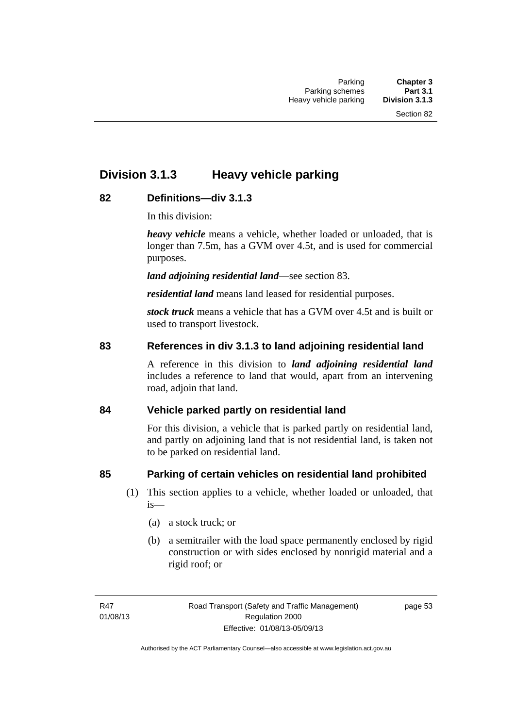## Division 3.1.3 Heavy vehicle parking

### 82 Definitions—div 3.1.3

In this division:

***heavy vehicle*** means a vehicle, whether loaded or unloaded, that is longer than 7.5m, has a GVM over 4.5t, and is used for commercial purposes.

***land adjoining residential land***—see section 83.

***residential land*** means land leased for residential purposes.

***stock truck*** means a vehicle that has a GVM over 4.5t and is built or used to transport livestock.

### 83 References in div 3.1.3 to land adjoining residential land

A reference in this division to ***land adjoining residential land*** includes a reference to land that would, apart from an intervening road, adjoin that land.

### 84 Vehicle parked partly on residential land

For this division, a vehicle that is parked partly on residential land, and partly on adjoining land that is not residential land, is taken not to be parked on residential land.

### 85 Parking of certain vehicles on residential land prohibited

(1) This section applies to a vehicle, whether loaded or unloaded, that is—

(a) a stock truck; or

(b) a semitrailer with the load space permanently enclosed by rigid construction or with sides enclosed by nonrigid material and a rigid roof; or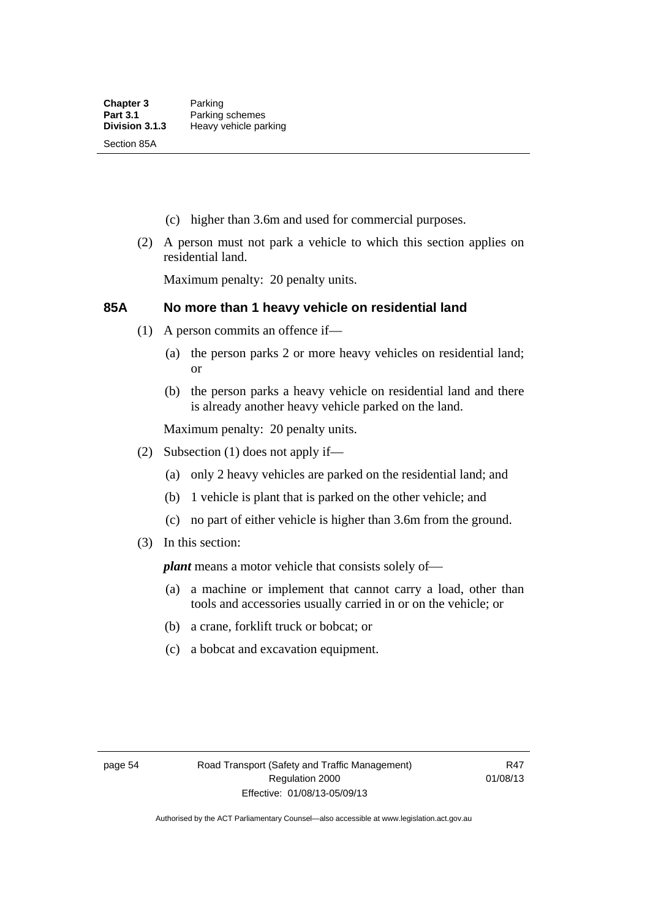(c) higher than 3.6m and used for commercial purposes.

(2) A person must not park a vehicle to which this section applies on residential land.

Maximum penalty: 20 penalty units.

### 85A No more than 1 heavy vehicle on residential land

(1) A person commits an offence if—

(a) the person parks 2 or more heavy vehicles on residential land; or

(b) the person parks a heavy vehicle on residential land and there is already another heavy vehicle parked on the land.

Maximum penalty: 20 penalty units.

(2) Subsection (1) does not apply if—

(a) only 2 heavy vehicles are parked on the residential land; and

(b) 1 vehicle is plant that is parked on the other vehicle; and

(c) no part of either vehicle is higher than 3.6m from the ground.

(3) In this section:

***plant*** means a motor vehicle that consists solely of—

(a) a machine or implement that cannot carry a load, other than tools and accessories usually carried in or on the vehicle; or

(b) a crane, forklift truck or bobcat; or

(c) a bobcat and excavation equipment.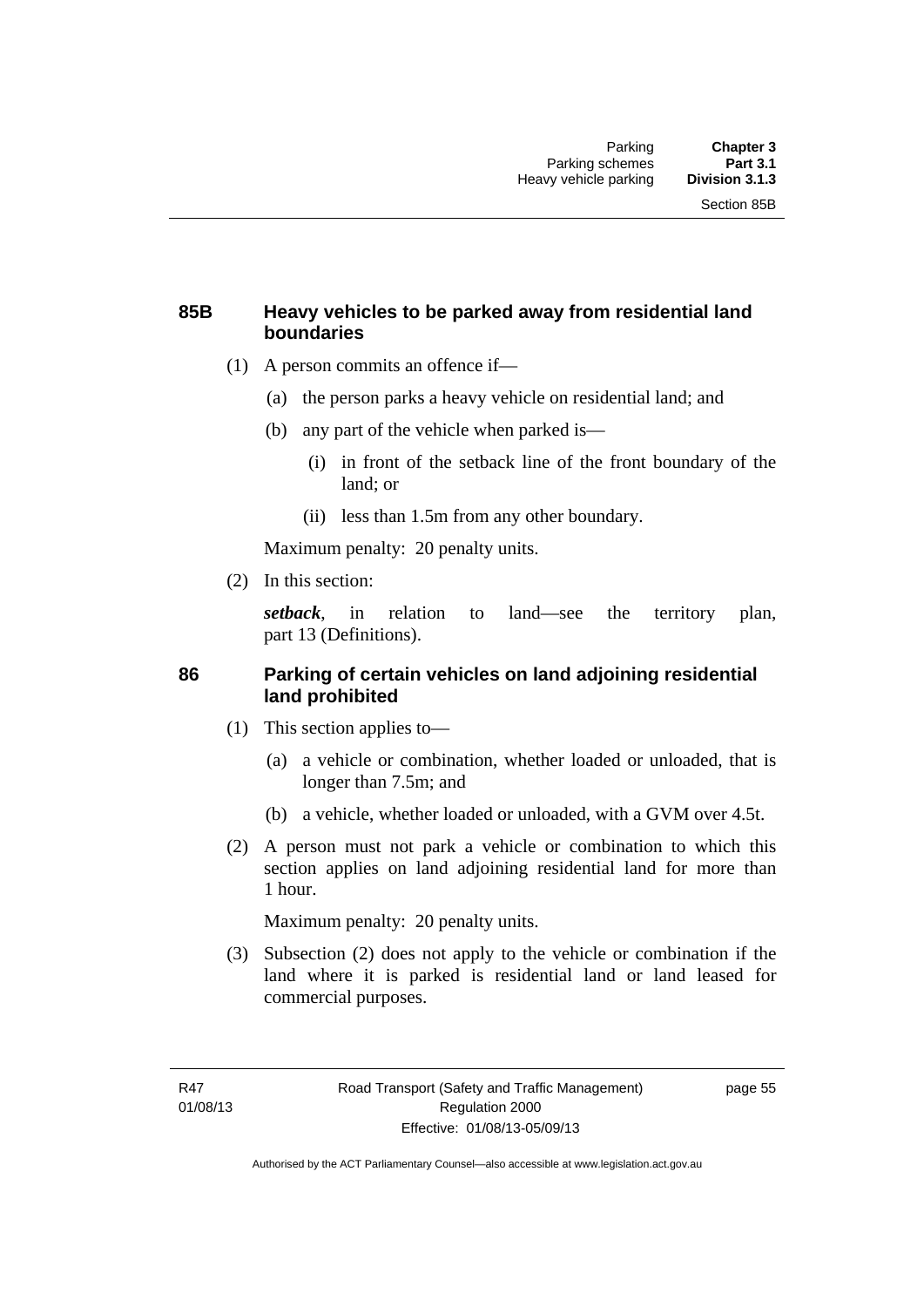## 85B Heavy vehicles to be parked away from residential land boundaries

(1) A person commits an offence if—

(a) the person parks a heavy vehicle on residential land; and

(b) any part of the vehicle when parked is—

(i) in front of the setback line of the front boundary of the land; or

(ii) less than 1.5m from any other boundary.

Maximum penalty: 20 penalty units.

(2) In this section:

***setback***, in relation to land—see the territory plan, part 13 (Definitions).

## 86 Parking of certain vehicles on land adjoining residential land prohibited

(1) This section applies to—

(a) a vehicle or combination, whether loaded or unloaded, that is longer than 7.5m; and

(b) a vehicle, whether loaded or unloaded, with a GVM over 4.5t.

(2) A person must not park a vehicle or combination to which this section applies on land adjoining residential land for more than 1 hour.

Maximum penalty: 20 penalty units.

(3) Subsection (2) does not apply to the vehicle or combination if the land where it is parked is residential land or land leased for commercial purposes.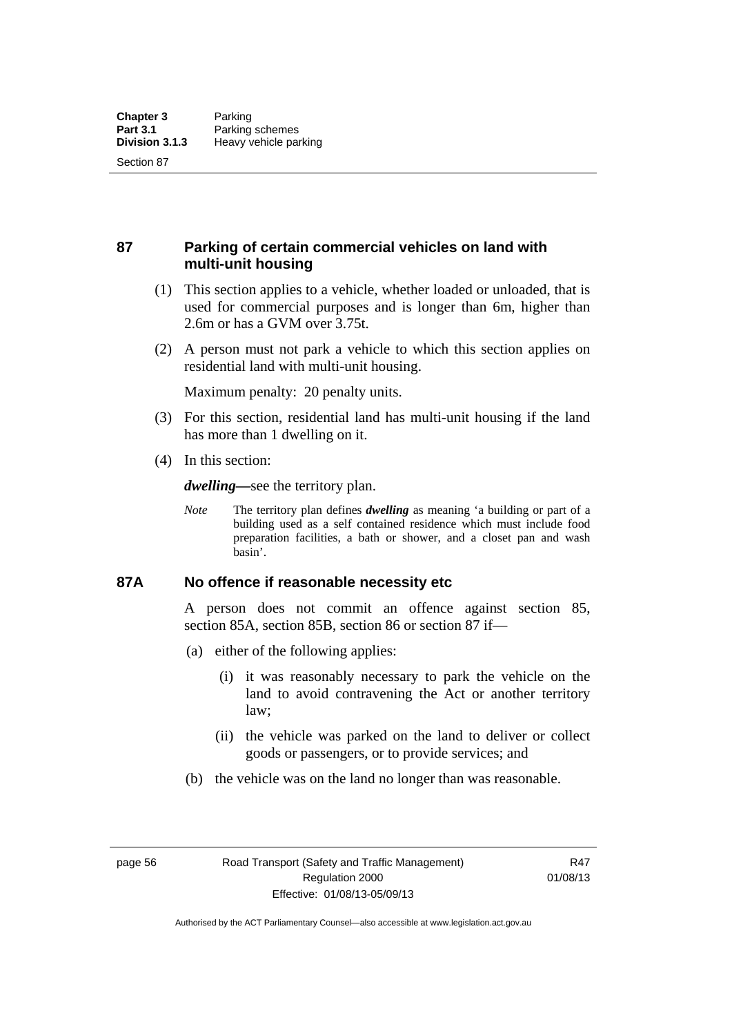## 87 Parking of certain commercial vehicles on land with multi-unit housing

(1) This section applies to a vehicle, whether loaded or unloaded, that is used for commercial purposes and is longer than 6m, higher than 2.6m or has a GVM over 3.75t.

(2) A person must not park a vehicle to which this section applies on residential land with multi-unit housing.

Maximum penalty: 20 penalty units.

(3) For this section, residential land has multi-unit housing if the land has more than 1 dwelling on it.

(4) In this section:

***dwelling***—see the territory plan.

*Note* The territory plan defines ***dwelling*** as meaning 'a building or part of a building used as a self contained residence which must include food preparation facilities, a bath or shower, and a closet pan and wash basin'.

## 87A No offence if reasonable necessity etc

A person does not commit an offence against section 85, section 85A, section 85B, section 86 or section 87 if—

(a) either of the following applies:

(i) it was reasonably necessary to park the vehicle on the land to avoid contravening the Act or another territory law;

(ii) the vehicle was parked on the land to deliver or collect goods or passengers, or to provide services; and

(b) the vehicle was on the land no longer than was reasonable.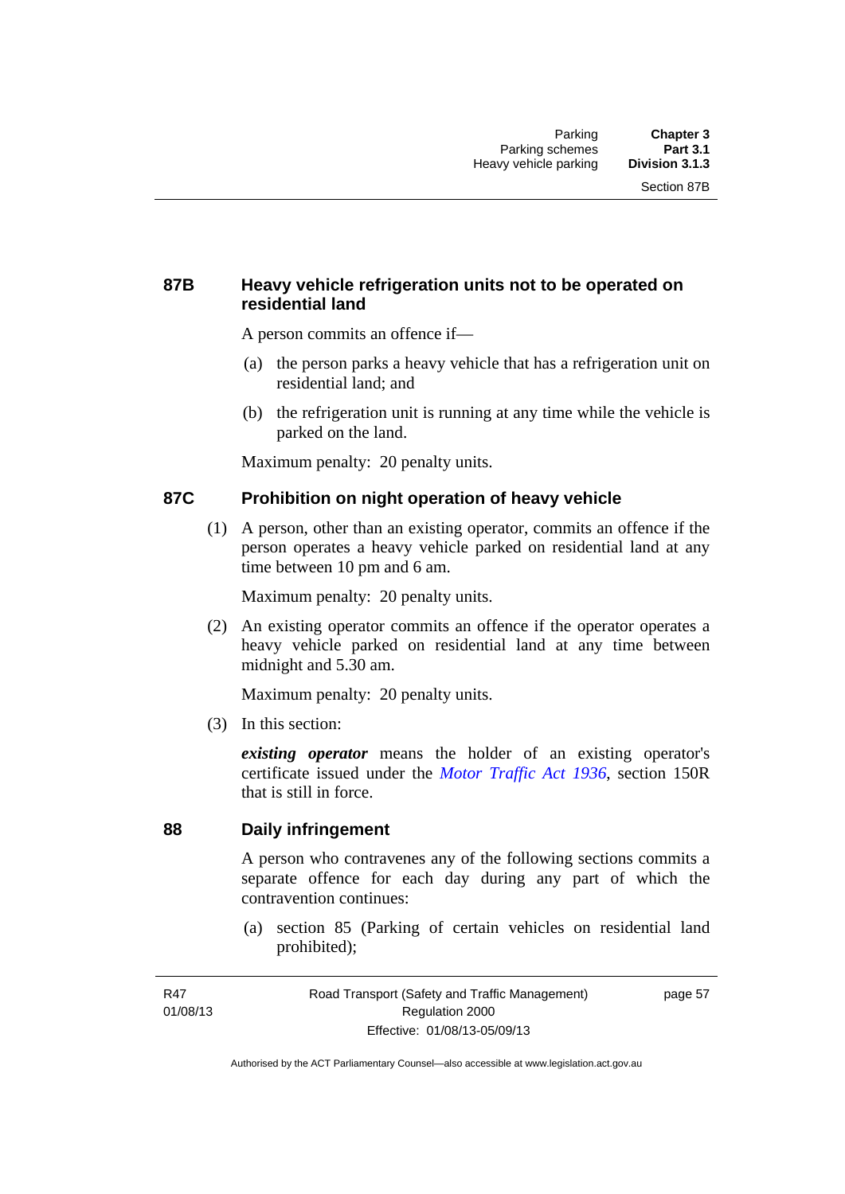### 87B Heavy vehicle refrigeration units not to be operated on residential land

A person commits an offence if—

(a) the person parks a heavy vehicle that has a refrigeration unit on residential land; and

(b) the refrigeration unit is running at any time while the vehicle is parked on the land.

Maximum penalty: 20 penalty units.

### 87C Prohibition on night operation of heavy vehicle

(1) A person, other than an existing operator, commits an offence if the person operates a heavy vehicle parked on residential land at any time between 10 pm and 6 am.

Maximum penalty: 20 penalty units.

(2) An existing operator commits an offence if the operator operates a heavy vehicle parked on residential land at any time between midnight and 5.30 am.

Maximum penalty: 20 penalty units.

(3) In this section:

***existing operator*** means the holder of an existing operator's certificate issued under the *Motor Traffic Act 1936*, section 150R that is still in force.

### 88 Daily infringement

A person who contravenes any of the following sections commits a separate offence for each day during any part of which the contravention continues:

(a) section 85 (Parking of certain vehicles on residential land prohibited);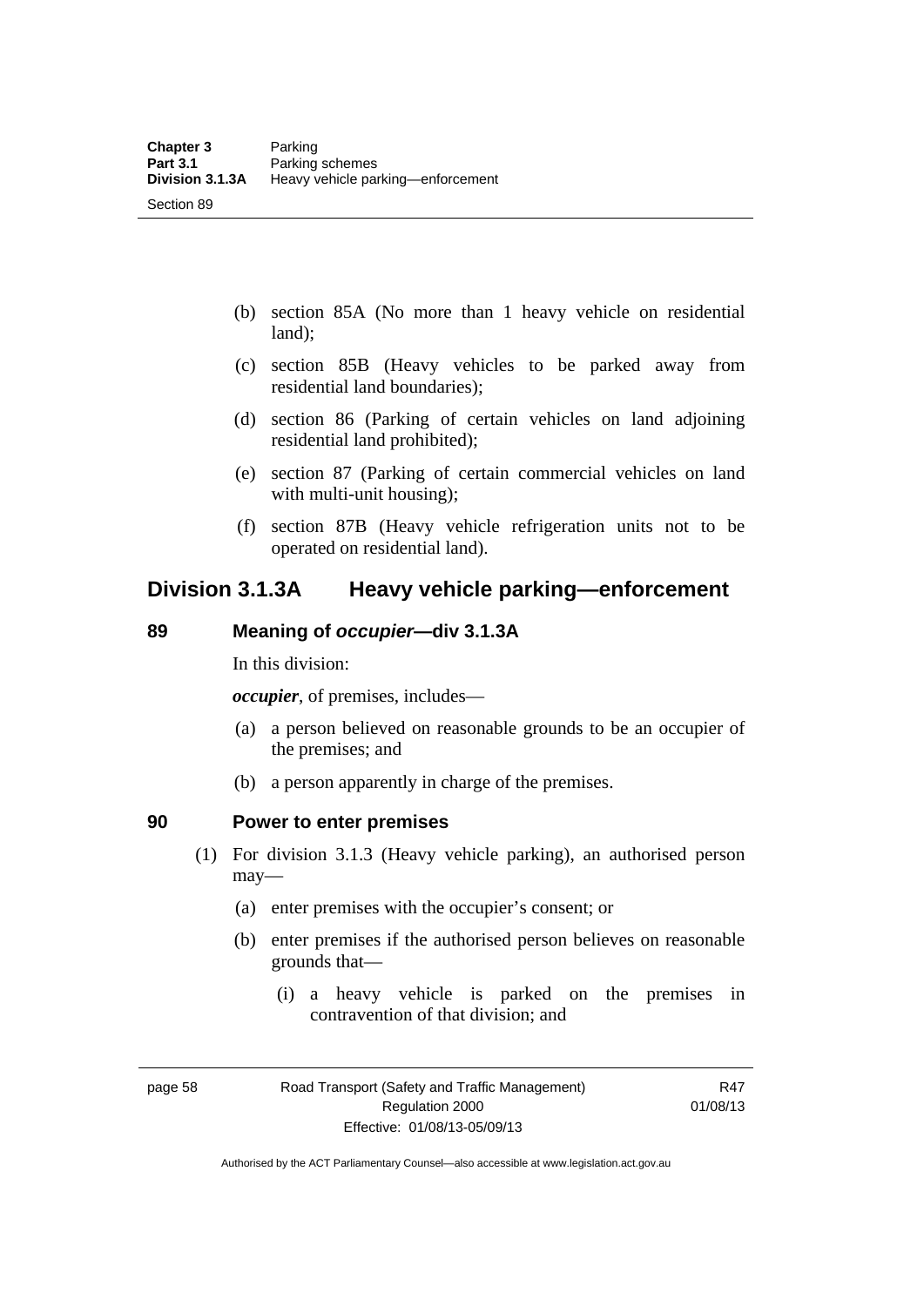(b) section 85A (No more than 1 heavy vehicle on residential land);

(c) section 85B (Heavy vehicles to be parked away from residential land boundaries);

(d) section 86 (Parking of certain vehicles on land adjoining residential land prohibited);

(e) section 87 (Parking of certain commercial vehicles on land with multi-unit housing);

(f) section 87B (Heavy vehicle refrigeration units not to be operated on residential land).

## Division 3.1.3A Heavy vehicle parking—enforcement

### 89 Meaning of *occupier*—div 3.1.3A

In this division:

***occupier***, of premises, includes—

(a) a person believed on reasonable grounds to be an occupier of the premises; and

(b) a person apparently in charge of the premises.

### 90 Power to enter premises

(1) For division 3.1.3 (Heavy vehicle parking), an authorised person may—

(a) enter premises with the occupier's consent; or

(b) enter premises if the authorised person believes on reasonable grounds that—

(i) a heavy vehicle is parked on the premises in contravention of that division; and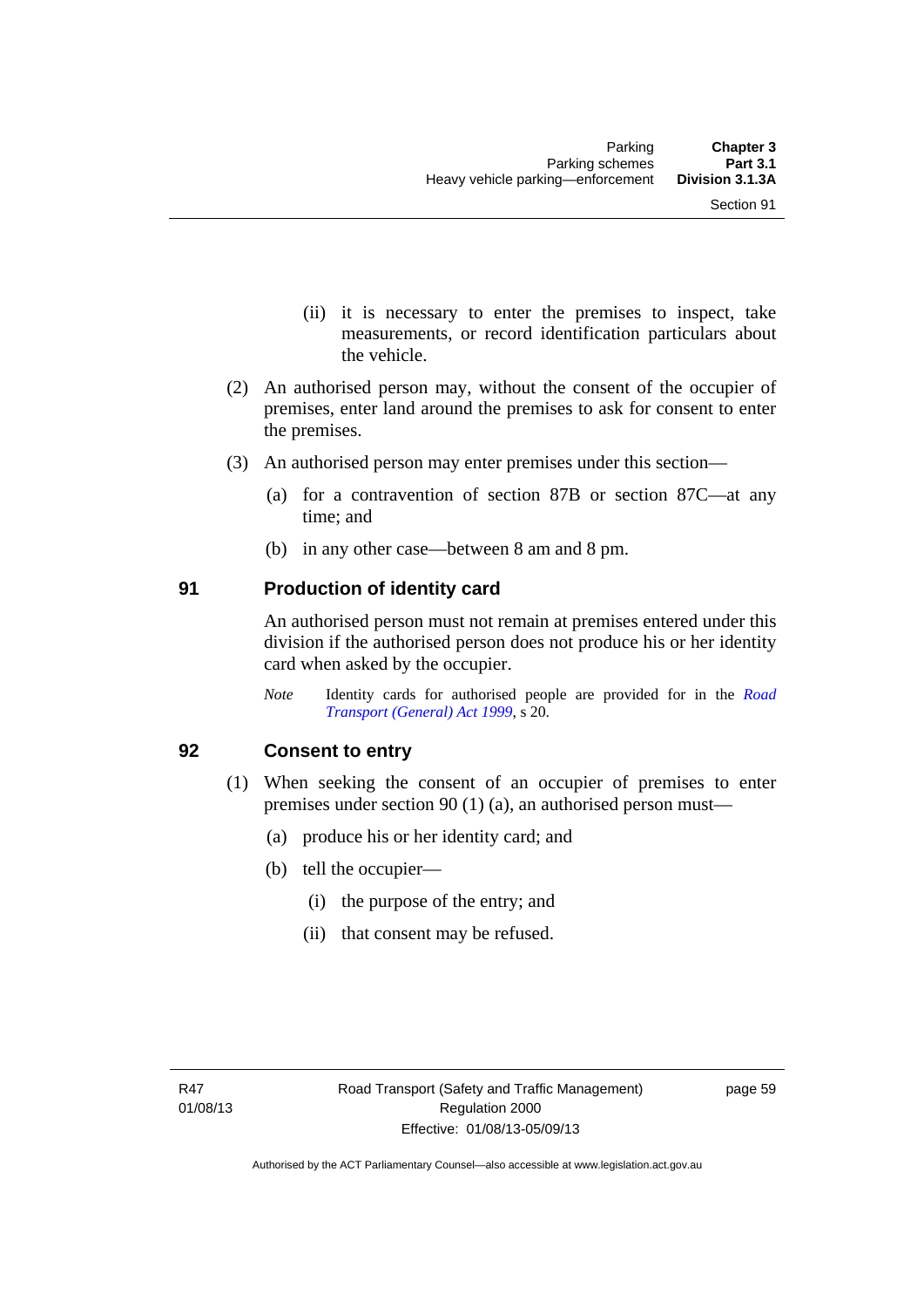(ii) it is necessary to enter the premises to inspect, take measurements, or record identification particulars about the vehicle.

(2) An authorised person may, without the consent of the occupier of premises, enter land around the premises to ask for consent to enter the premises.

(3) An authorised person may enter premises under this section—

(a) for a contravention of section 87B or section 87C—at any time; and

(b) in any other case—between 8 am and 8 pm.

## 91 Production of identity card

An authorised person must not remain at premises entered under this division if the authorised person does not produce his or her identity card when asked by the occupier.

*Note* Identity cards for authorised people are provided for in the *Road Transport (General) Act 1999*, s 20.

## 92 Consent to entry

(1) When seeking the consent of an occupier of premises to enter premises under section 90 (1) (a), an authorised person must—

(a) produce his or her identity card; and

(b) tell the occupier—

(i) the purpose of the entry; and

(ii) that consent may be refused.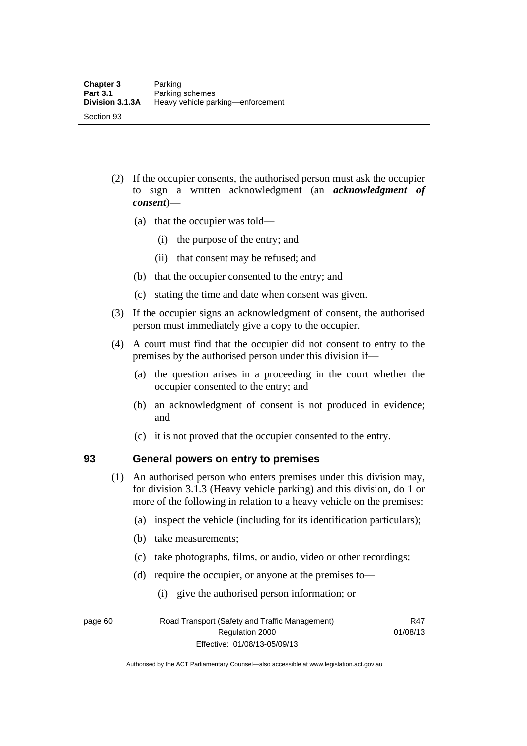(2) If the occupier consents, the authorised person must ask the occupier to sign a written acknowledgment (an ***acknowledgment of consent***)—

(a) that the occupier was told—

(i) the purpose of the entry; and

(ii) that consent may be refused; and

(b) that the occupier consented to the entry; and

(c) stating the time and date when consent was given.

(3) If the occupier signs an acknowledgment of consent, the authorised person must immediately give a copy to the occupier.

(4) A court must find that the occupier did not consent to entry to the premises by the authorised person under this division if—

(a) the question arises in a proceeding in the court whether the occupier consented to the entry; and

(b) an acknowledgment of consent is not produced in evidence; and

(c) it is not proved that the occupier consented to the entry.

## 93 General powers on entry to premises

(1) An authorised person who enters premises under this division may, for division 3.1.3 (Heavy vehicle parking) and this division, do 1 or more of the following in relation to a heavy vehicle on the premises:

(a) inspect the vehicle (including for its identification particulars);

(b) take measurements;

(c) take photographs, films, or audio, video or other recordings;

(d) require the occupier, or anyone at the premises to—

(i) give the authorised person information; or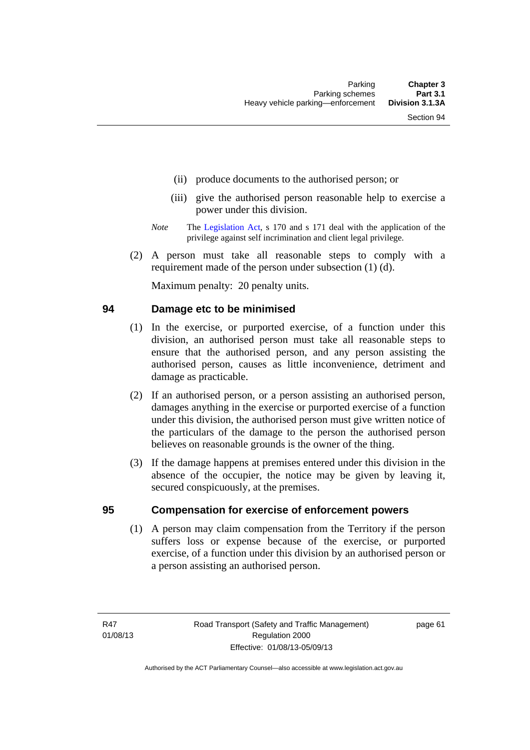(ii) produce documents to the authorised person; or

(iii) give the authorised person reasonable help to exercise a power under this division.

*Note* The Legislation Act, s 170 and s 171 deal with the application of the privilege against self incrimination and client legal privilege.

(2) A person must take all reasonable steps to comply with a requirement made of the person under subsection (1) (d).

Maximum penalty: 20 penalty units.

### 94 Damage etc to be minimised

(1) In the exercise, or purported exercise, of a function under this division, an authorised person must take all reasonable steps to ensure that the authorised person, and any person assisting the authorised person, causes as little inconvenience, detriment and damage as practicable.

(2) If an authorised person, or a person assisting an authorised person, damages anything in the exercise or purported exercise of a function under this division, the authorised person must give written notice of the particulars of the damage to the person the authorised person believes on reasonable grounds is the owner of the thing.

(3) If the damage happens at premises entered under this division in the absence of the occupier, the notice may be given by leaving it, secured conspicuously, at the premises.

### 95 Compensation for exercise of enforcement powers

(1) A person may claim compensation from the Territory if the person suffers loss or expense because of the exercise, or purported exercise, of a function under this division by an authorised person or a person assisting an authorised person.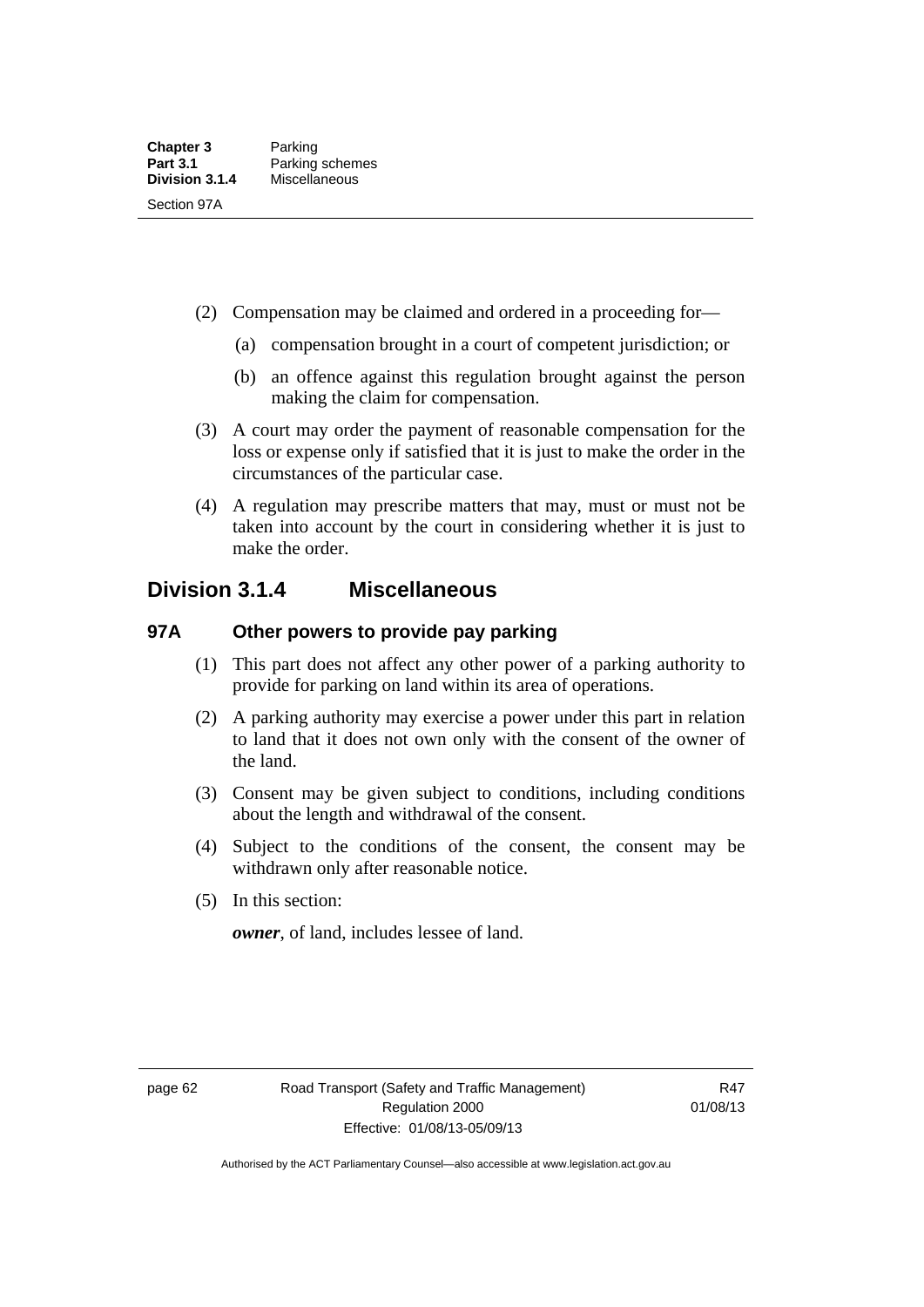(2) Compensation may be claimed and ordered in a proceeding for—

(a) compensation brought in a court of competent jurisdiction; or

(b) an offence against this regulation brought against the person making the claim for compensation.

(3) A court may order the payment of reasonable compensation for the loss or expense only if satisfied that it is just to make the order in the circumstances of the particular case.

(4) A regulation may prescribe matters that may, must or must not be taken into account by the court in considering whether it is just to make the order.

## Division 3.1.4 Miscellaneous

### 97A Other powers to provide pay parking

(1) This part does not affect any other power of a parking authority to provide for parking on land within its area of operations.

(2) A parking authority may exercise a power under this part in relation to land that it does not own only with the consent of the owner of the land.

(3) Consent may be given subject to conditions, including conditions about the length and withdrawal of the consent.

(4) Subject to the conditions of the consent, the consent may be withdrawn only after reasonable notice.

(5) In this section:

***owner***, of land, includes lessee of land.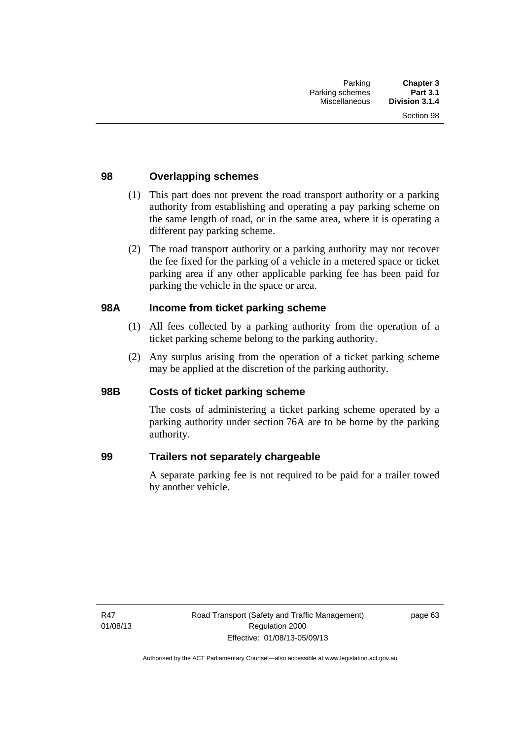## 98 Overlapping schemes

(1) This part does not prevent the road transport authority or a parking authority from establishing and operating a pay parking scheme on the same length of road, or in the same area, where it is operating a different pay parking scheme.

(2) The road transport authority or a parking authority may not recover the fee fixed for the parking of a vehicle in a metered space or ticket parking area if any other applicable parking fee has been paid for parking the vehicle in the space or area.

## 98A Income from ticket parking scheme

(1) All fees collected by a parking authority from the operation of a ticket parking scheme belong to the parking authority.

(2) Any surplus arising from the operation of a ticket parking scheme may be applied at the discretion of the parking authority.

## 98B Costs of ticket parking scheme

The costs of administering a ticket parking scheme operated by a parking authority under section 76A are to be borne by the parking authority.

## 99 Trailers not separately chargeable

A separate parking fee is not required to be paid for a trailer towed by another vehicle.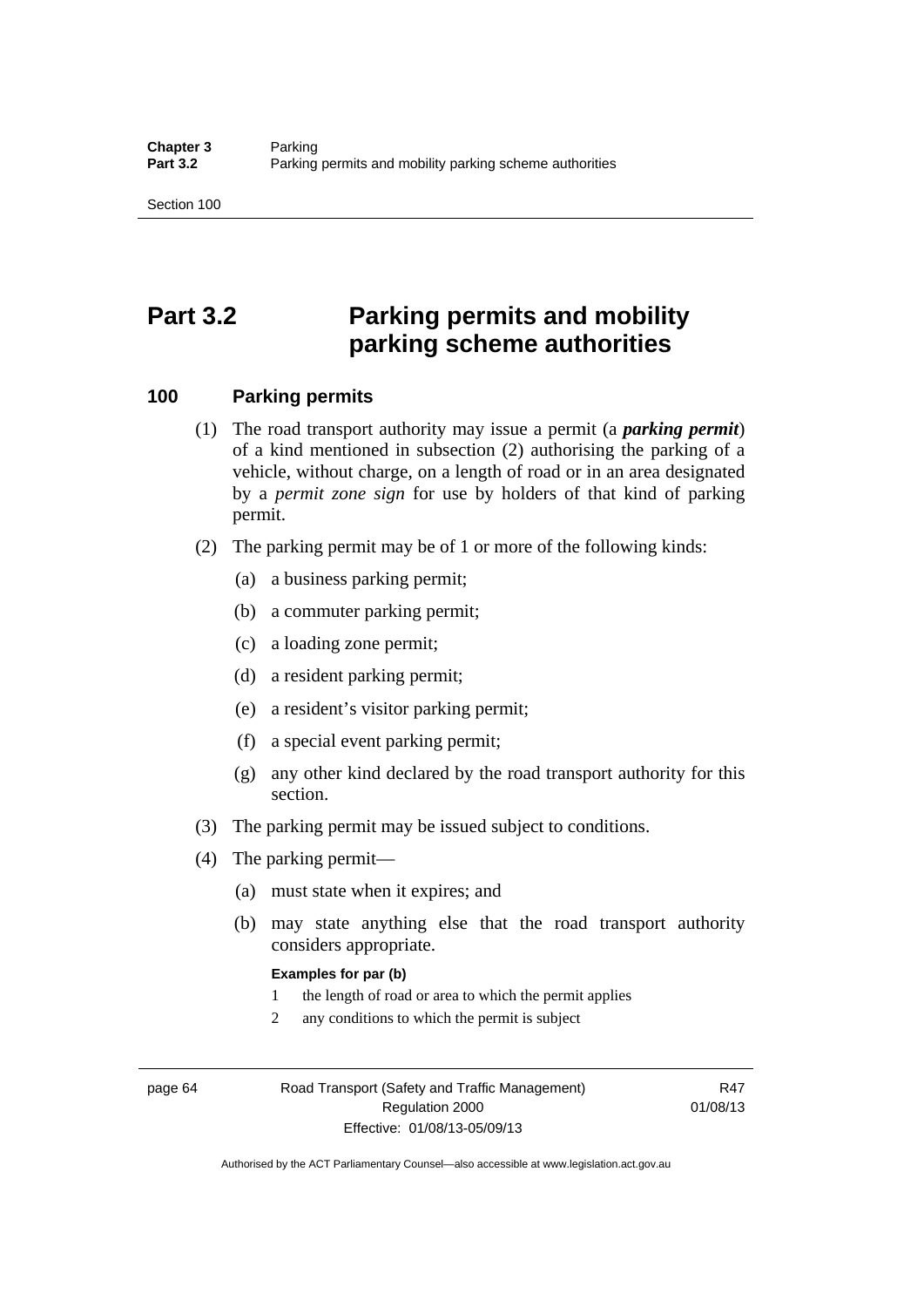# Part 3.2 Parking permits and mobility parking scheme authorities

## 100 Parking permits

(1) The road transport authority may issue a permit (a ***parking permit***) of a kind mentioned in subsection (2) authorising the parking of a vehicle, without charge, on a length of road or in an area designated by a *permit zone sign* for use by holders of that kind of parking permit.

(2) The parking permit may be of 1 or more of the following kinds:

(a) a business parking permit;

(b) a commuter parking permit;

(c) a loading zone permit;

(d) a resident parking permit;

(e) a resident's visitor parking permit;

(f) a special event parking permit;

(g) any other kind declared by the road transport authority for this section.

(3) The parking permit may be issued subject to conditions.

(4) The parking permit—

(a) must state when it expires; and

(b) may state anything else that the road transport authority considers appropriate.

**Examples for par (b)**

1 the length of road or area to which the permit applies

2 any conditions to which the permit is subject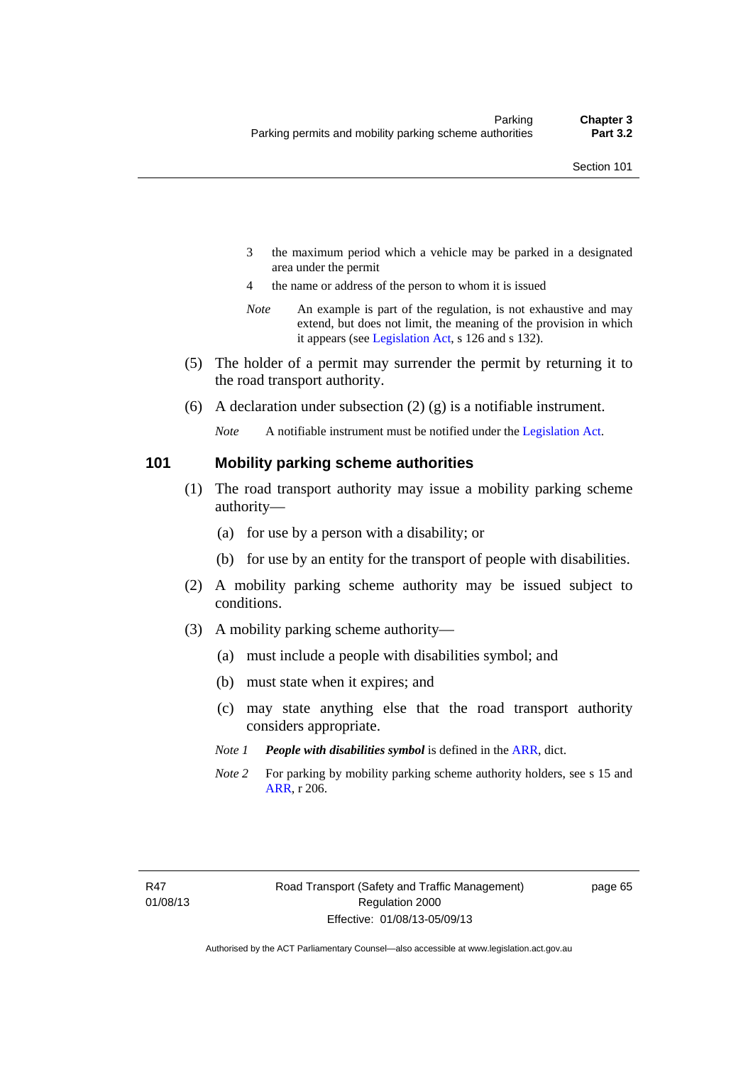3 the maximum period which a vehicle may be parked in a designated area under the permit

4 the name or address of the person to whom it is issued

*Note* An example is part of the regulation, is not exhaustive and may extend, but does not limit, the meaning of the provision in which it appears (see Legislation Act, s 126 and s 132).

(5) The holder of a permit may surrender the permit by returning it to the road transport authority.

(6) A declaration under subsection (2) (g) is a notifiable instrument.

*Note* A notifiable instrument must be notified under the Legislation Act.

## 101 Mobility parking scheme authorities

(1) The road transport authority may issue a mobility parking scheme authority—

(a) for use by a person with a disability; or

(b) for use by an entity for the transport of people with disabilities.

(2) A mobility parking scheme authority may be issued subject to conditions.

(3) A mobility parking scheme authority—

(a) must include a people with disabilities symbol; and

(b) must state when it expires; and

(c) may state anything else that the road transport authority considers appropriate.

*Note 1* ***People with disabilities symbol*** is defined in the ARR, dict.

*Note 2* For parking by mobility parking scheme authority holders, see s 15 and ARR, r 206.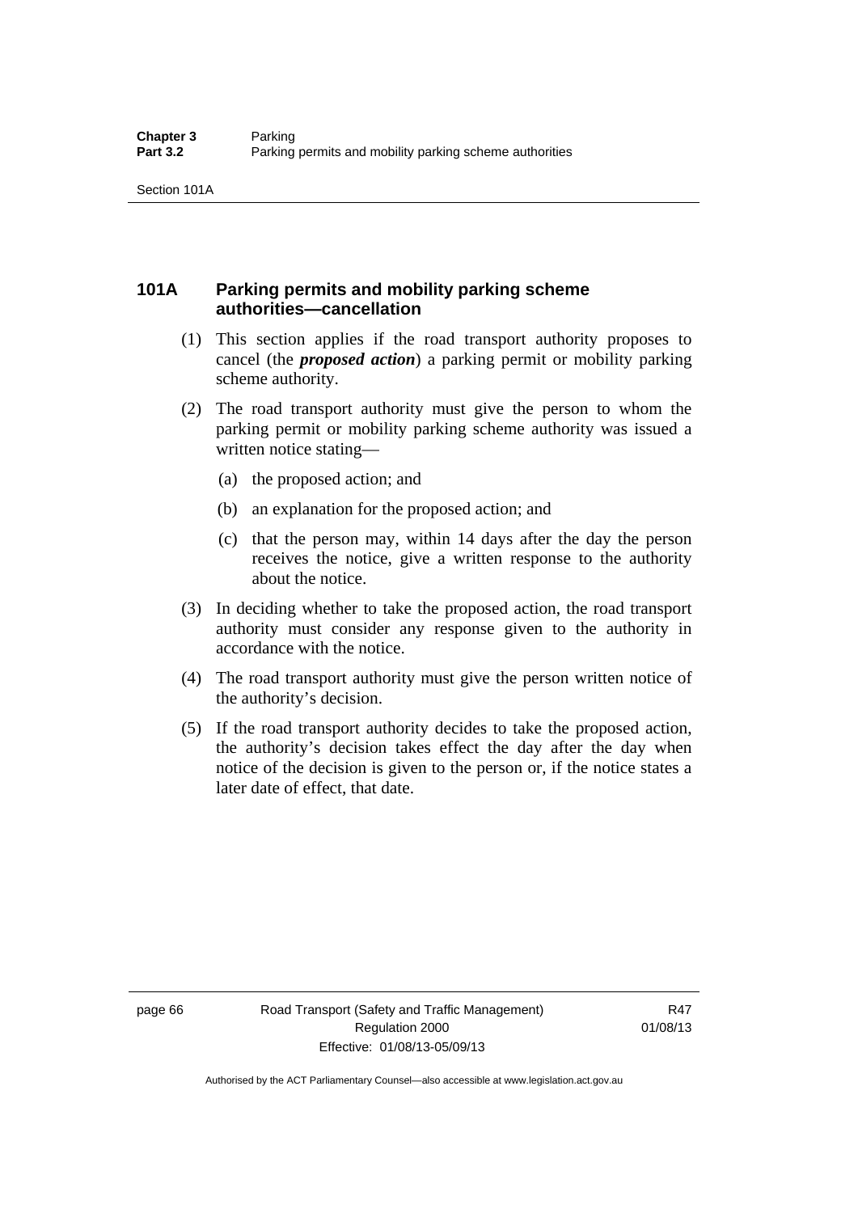## 101A Parking permits and mobility parking scheme authorities—cancellation

(1) This section applies if the road transport authority proposes to cancel (the ***proposed action***) a parking permit or mobility parking scheme authority.

(2) The road transport authority must give the person to whom the parking permit or mobility parking scheme authority was issued a written notice stating—

(a) the proposed action; and

(b) an explanation for the proposed action; and

(c) that the person may, within 14 days after the day the person receives the notice, give a written response to the authority about the notice.

(3) In deciding whether to take the proposed action, the road transport authority must consider any response given to the authority in accordance with the notice.

(4) The road transport authority must give the person written notice of the authority's decision.

(5) If the road transport authority decides to take the proposed action, the authority's decision takes effect the day after the day when notice of the decision is given to the person or, if the notice states a later date of effect, that date.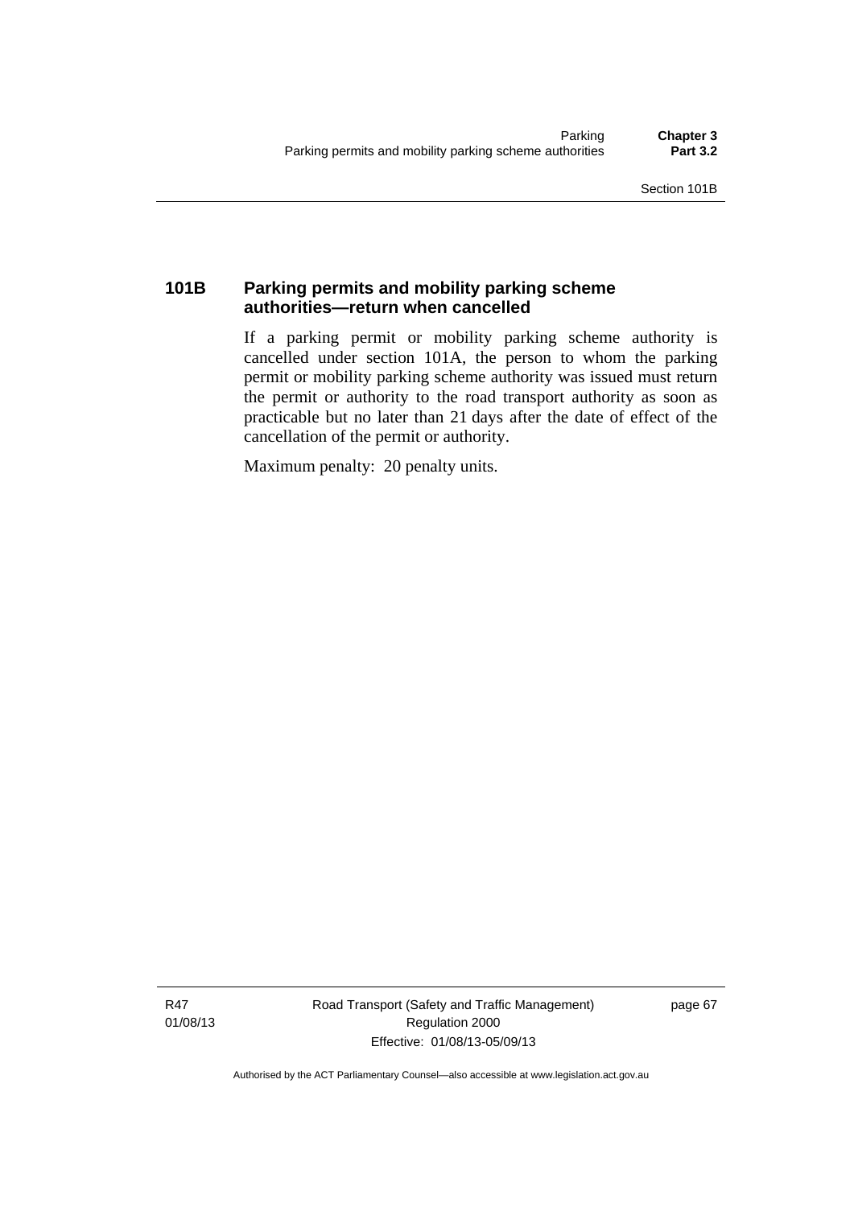### 101B Parking permits and mobility parking scheme authorities—return when cancelled

If a parking permit or mobility parking scheme authority is cancelled under section 101A, the person to whom the parking permit or mobility parking scheme authority was issued must return the permit or authority to the road transport authority as soon as practicable but no later than 21 days after the date of effect of the cancellation of the permit or authority.

Maximum penalty: 20 penalty units.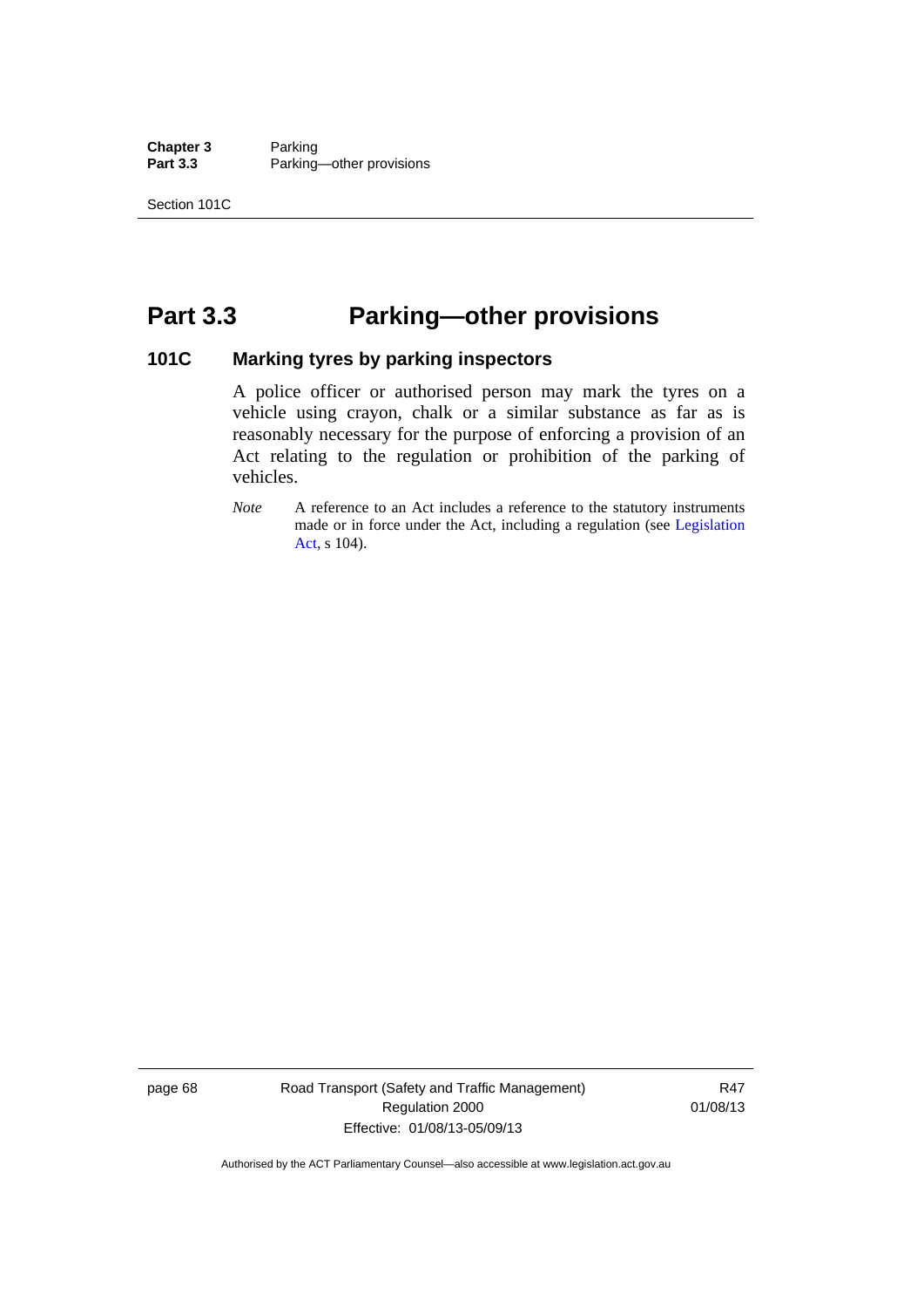# Part 3.3 Parking—other provisions

## 101C Marking tyres by parking inspectors

A police officer or authorised person may mark the tyres on a vehicle using crayon, chalk or a similar substance as far as is reasonably necessary for the purpose of enforcing a provision of an Act relating to the regulation or prohibition of the parking of vehicles.

*Note* A reference to an Act includes a reference to the statutory instruments made or in force under the Act, including a regulation (see Legislation Act, s 104).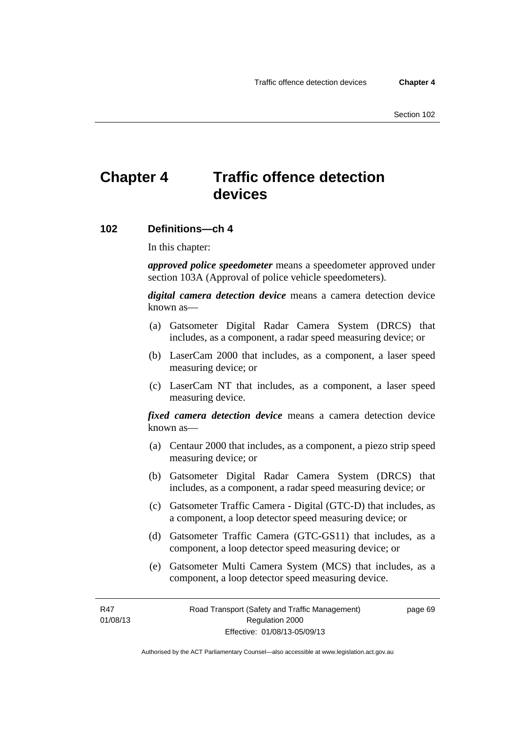# Chapter 4 Traffic offence detection devices

## 102 Definitions—ch 4

In this chapter:

***approved police speedometer*** means a speedometer approved under section 103A (Approval of police vehicle speedometers).

***digital camera detection device*** means a camera detection device known as—

(a) Gatsometer Digital Radar Camera System (DRCS) that includes, as a component, a radar speed measuring device; or

(b) LaserCam 2000 that includes, as a component, a laser speed measuring device; or

(c) LaserCam NT that includes, as a component, a laser speed measuring device.

***fixed camera detection device*** means a camera detection device known as—

(a) Centaur 2000 that includes, as a component, a piezo strip speed measuring device; or

(b) Gatsometer Digital Radar Camera System (DRCS) that includes, as a component, a radar speed measuring device; or

(c) Gatsometer Traffic Camera - Digital (GTC-D) that includes, as a component, a loop detector speed measuring device; or

(d) Gatsometer Traffic Camera (GTC-GS11) that includes, as a component, a loop detector speed measuring device; or

(e) Gatsometer Multi Camera System (MCS) that includes, as a component, a loop detector speed measuring device.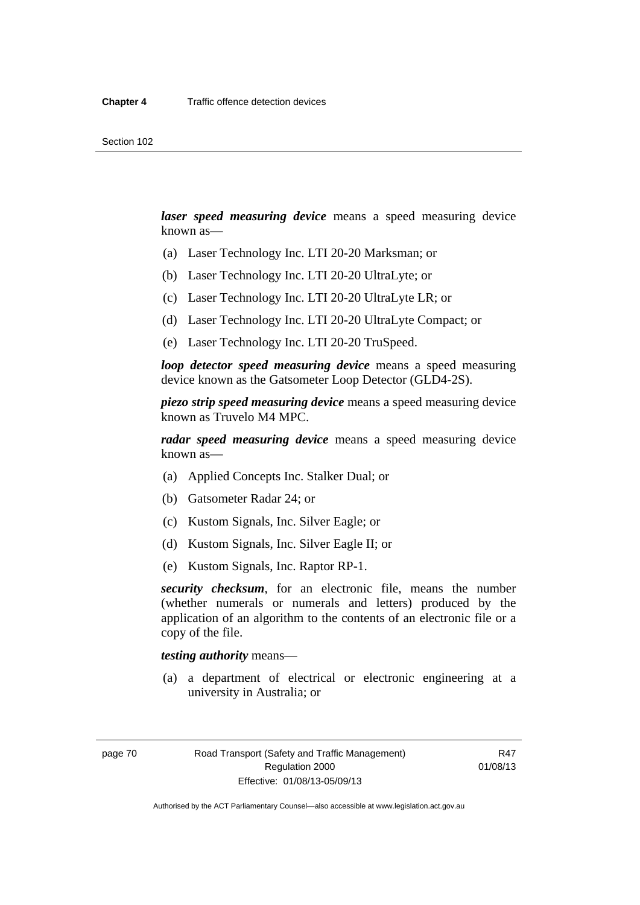***laser speed measuring device*** means a speed measuring device known as—

(a) Laser Technology Inc. LTI 20-20 Marksman; or

(b) Laser Technology Inc. LTI 20-20 UltraLyte; or

(c) Laser Technology Inc. LTI 20-20 UltraLyte LR; or

(d) Laser Technology Inc. LTI 20-20 UltraLyte Compact; or

(e) Laser Technology Inc. LTI 20-20 TruSpeed.

***loop detector speed measuring device*** means a speed measuring device known as the Gatsometer Loop Detector (GLD4-2S).

***piezo strip speed measuring device*** means a speed measuring device known as Truvelo M4 MPC.

***radar speed measuring device*** means a speed measuring device known as—

(a) Applied Concepts Inc. Stalker Dual; or

(b) Gatsometer Radar 24; or

(c) Kustom Signals, Inc. Silver Eagle; or

(d) Kustom Signals, Inc. Silver Eagle II; or

(e) Kustom Signals, Inc. Raptor RP-1.

***security checksum***, for an electronic file, means the number (whether numerals or numerals and letters) produced by the application of an algorithm to the contents of an electronic file or a copy of the file.

***testing authority*** means—

(a) a department of electrical or electronic engineering at a university in Australia; or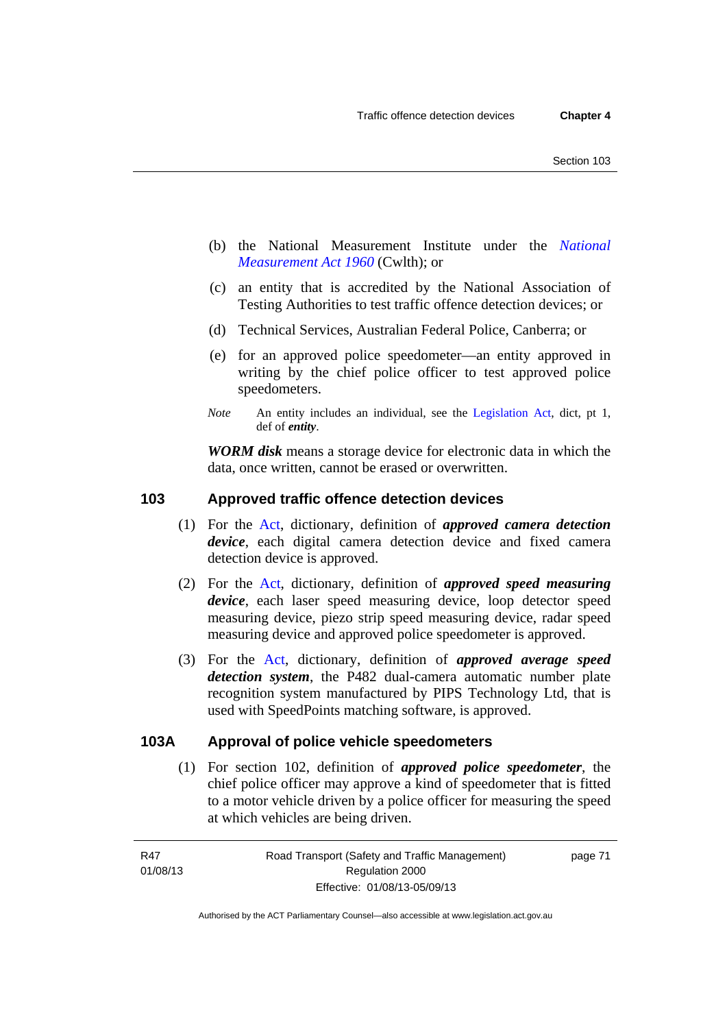(b) the National Measurement Institute under the *National Measurement Act 1960* (Cwlth); or

(c) an entity that is accredited by the National Association of Testing Authorities to test traffic offence detection devices; or

(d) Technical Services, Australian Federal Police, Canberra; or

(e) for an approved police speedometer—an entity approved in writing by the chief police officer to test approved police speedometers.

*Note* An entity includes an individual, see the Legislation Act, dict, pt 1, def of ***entity***.

***WORM disk*** means a storage device for electronic data in which the data, once written, cannot be erased or overwritten.

## 103 Approved traffic offence detection devices

(1) For the Act, dictionary, definition of ***approved camera detection device***, each digital camera detection device and fixed camera detection device is approved.

(2) For the Act, dictionary, definition of ***approved speed measuring device***, each laser speed measuring device, loop detector speed measuring device, piezo strip speed measuring device, radar speed measuring device and approved police speedometer is approved.

(3) For the Act, dictionary, definition of ***approved average speed detection system***, the P482 dual-camera automatic number plate recognition system manufactured by PIPS Technology Ltd, that is used with SpeedPoints matching software, is approved.

## 103A Approval of police vehicle speedometers

(1) For section 102, definition of ***approved police speedometer***, the chief police officer may approve a kind of speedometer that is fitted to a motor vehicle driven by a police officer for measuring the speed at which vehicles are being driven.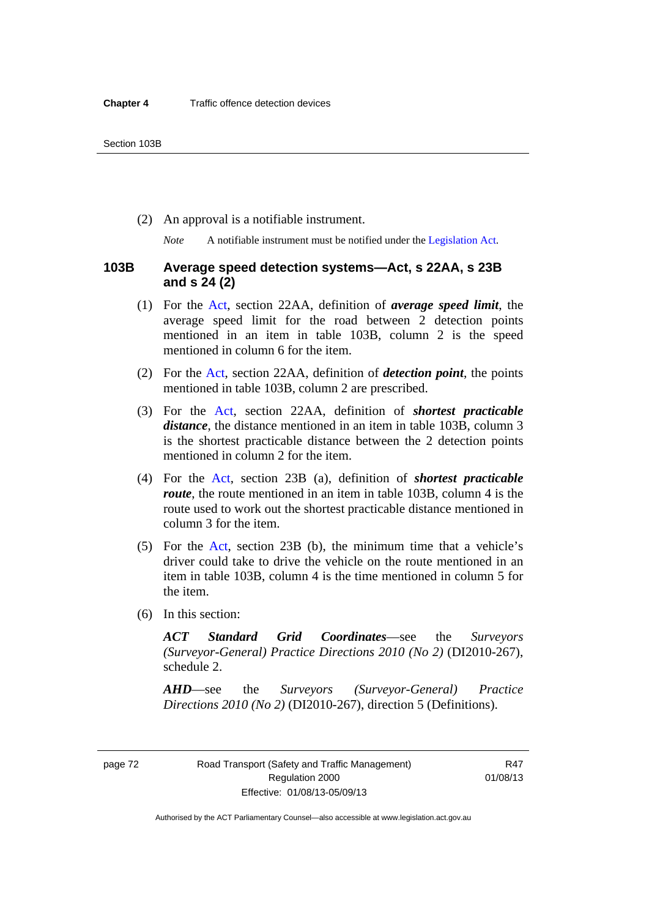(2) An approval is a notifiable instrument.

*Note* A notifiable instrument must be notified under the Legislation Act.

### 103B Average speed detection systems—Act, s 22AA, s 23B and s 24 (2)

(1) For the Act, section 22AA, definition of ***average speed limit***, the average speed limit for the road between 2 detection points mentioned in an item in table 103B, column 2 is the speed mentioned in column 6 for the item.

(2) For the Act, section 22AA, definition of ***detection point***, the points mentioned in table 103B, column 2 are prescribed.

(3) For the Act, section 22AA, definition of ***shortest practicable distance***, the distance mentioned in an item in table 103B, column 3 is the shortest practicable distance between the 2 detection points mentioned in column 2 for the item.

(4) For the Act, section 23B (a), definition of ***shortest practicable route***, the route mentioned in an item in table 103B, column 4 is the route used to work out the shortest practicable distance mentioned in column 3 for the item.

(5) For the Act, section 23B (b), the minimum time that a vehicle's driver could take to drive the vehicle on the route mentioned in an item in table 103B, column 4 is the time mentioned in column 5 for the item.

(6) In this section:

***ACT Standard Grid Coordinates***—see the *Surveyors (Surveyor-General) Practice Directions 2010 (No 2)* (DI2010-267), schedule 2.

***AHD***—see the *Surveyors (Surveyor-General) Practice Directions 2010 (No 2)* (DI2010-267), direction 5 (Definitions).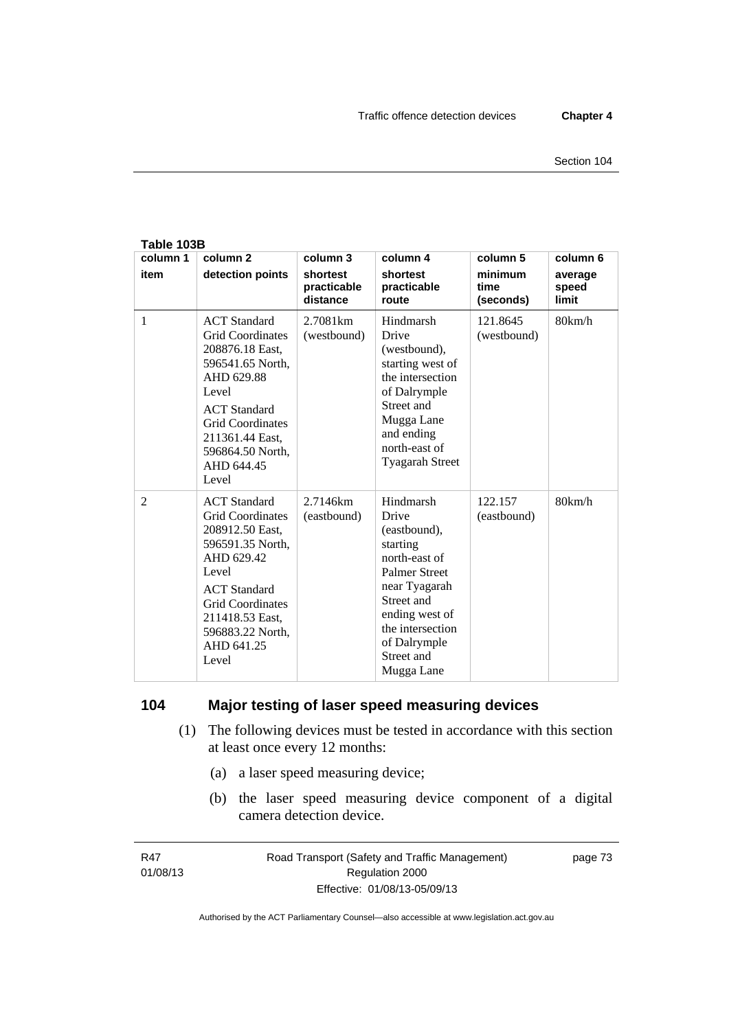**Table 103B**

| column 1 item | column 2 detection points | column 3 shortest practicable distance | column 4 shortest practicable route | column 5 minimum time (seconds) | column 6 average speed limit |
|---|---|---|---|---|---|
| 1 | ACT Standard Grid Coordinates 208876.18 East, 596541.65 North, AHD 629.88 Level<br>ACT Standard Grid Coordinates 211361.44 East, 596864.50 North, AHD 644.45 Level | 2.7081km (westbound) | Hindmarsh Drive (westbound), starting west of the intersection of Dalrymple Street and Mugga Lane and ending north-east of Tyagarah Street | 121.8645 (westbound) | 80km/h |
| 2 | ACT Standard Grid Coordinates 208912.50 East, 596591.35 North, AHD 629.42 Level<br>ACT Standard Grid Coordinates 211418.53 East, 596883.22 North, AHD 641.25 Level | 2.7146km (eastbound) | Hindmarsh Drive (eastbound), starting north-east of Palmer Street near Tyagarah Street and ending west of the intersection of Dalrymple Street and Mugga Lane | 122.157 (eastbound) | 80km/h |

## 104 Major testing of laser speed measuring devices

(1) The following devices must be tested in accordance with this section at least once every 12 months:

(a) a laser speed measuring device;

(b) the laser speed measuring device component of a digital camera detection device.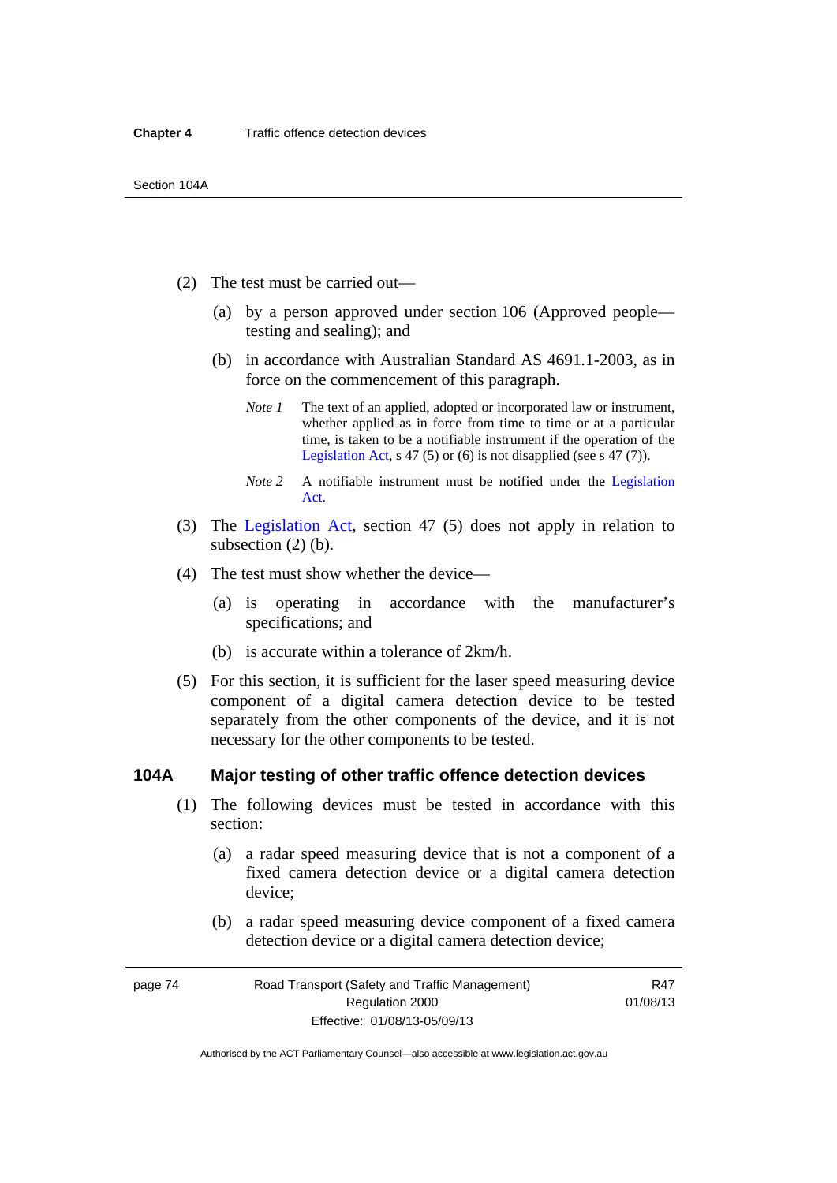(2) The test must be carried out—

(a) by a person approved under section 106 (Approved people—testing and sealing); and

(b) in accordance with Australian Standard AS 4691.1-2003, as in force on the commencement of this paragraph.

*Note 1* The text of an applied, adopted or incorporated law or instrument, whether applied as in force from time to time or at a particular time, is taken to be a notifiable instrument if the operation of the Legislation Act, s 47 (5) or (6) is not disapplied (see s 47 (7)).

*Note 2* A notifiable instrument must be notified under the Legislation Act.

(3) The Legislation Act, section 47 (5) does not apply in relation to subsection (2) (b).

(4) The test must show whether the device—

(a) is operating in accordance with the manufacturer's specifications; and

(b) is accurate within a tolerance of 2km/h.

(5) For this section, it is sufficient for the laser speed measuring device component of a digital camera detection device to be tested separately from the other components of the device, and it is not necessary for the other components to be tested.

### 104A Major testing of other traffic offence detection devices

(1) The following devices must be tested in accordance with this section:

(a) a radar speed measuring device that is not a component of a fixed camera detection device or a digital camera detection device;

(b) a radar speed measuring device component of a fixed camera detection device or a digital camera detection device;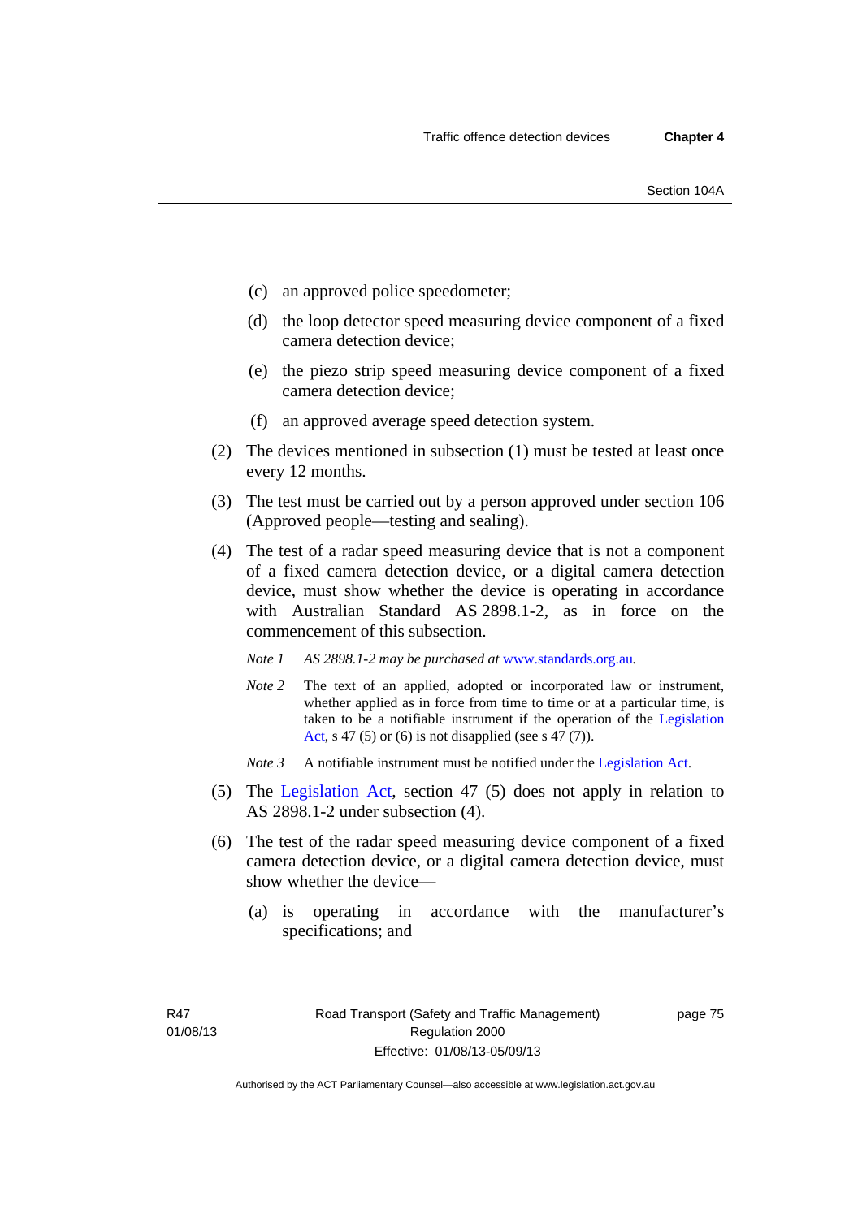(c) an approved police speedometer;

(d) the loop detector speed measuring device component of a fixed camera detection device;

(e) the piezo strip speed measuring device component of a fixed camera detection device;

(f) an approved average speed detection system.

(2) The devices mentioned in subsection (1) must be tested at least once every 12 months.

(3) The test must be carried out by a person approved under section 106 (Approved people—testing and sealing).

(4) The test of a radar speed measuring device that is not a component of a fixed camera detection device, or a digital camera detection device, must show whether the device is operating in accordance with Australian Standard AS 2898.1-2, as in force on the commencement of this subsection.

*Note 1* *AS 2898.1-2 may be purchased at* www.standards.org.au*.*

*Note 2* The text of an applied, adopted or incorporated law or instrument, whether applied as in force from time to time or at a particular time, is taken to be a notifiable instrument if the operation of the Legislation Act, s 47 (5) or (6) is not disapplied (see s 47 (7)).

*Note 3* A notifiable instrument must be notified under the Legislation Act.

(5) The Legislation Act, section 47 (5) does not apply in relation to AS 2898.1-2 under subsection (4).

(6) The test of the radar speed measuring device component of a fixed camera detection device, or a digital camera detection device, must show whether the device—

(a) is operating in accordance with the manufacturer's specifications; and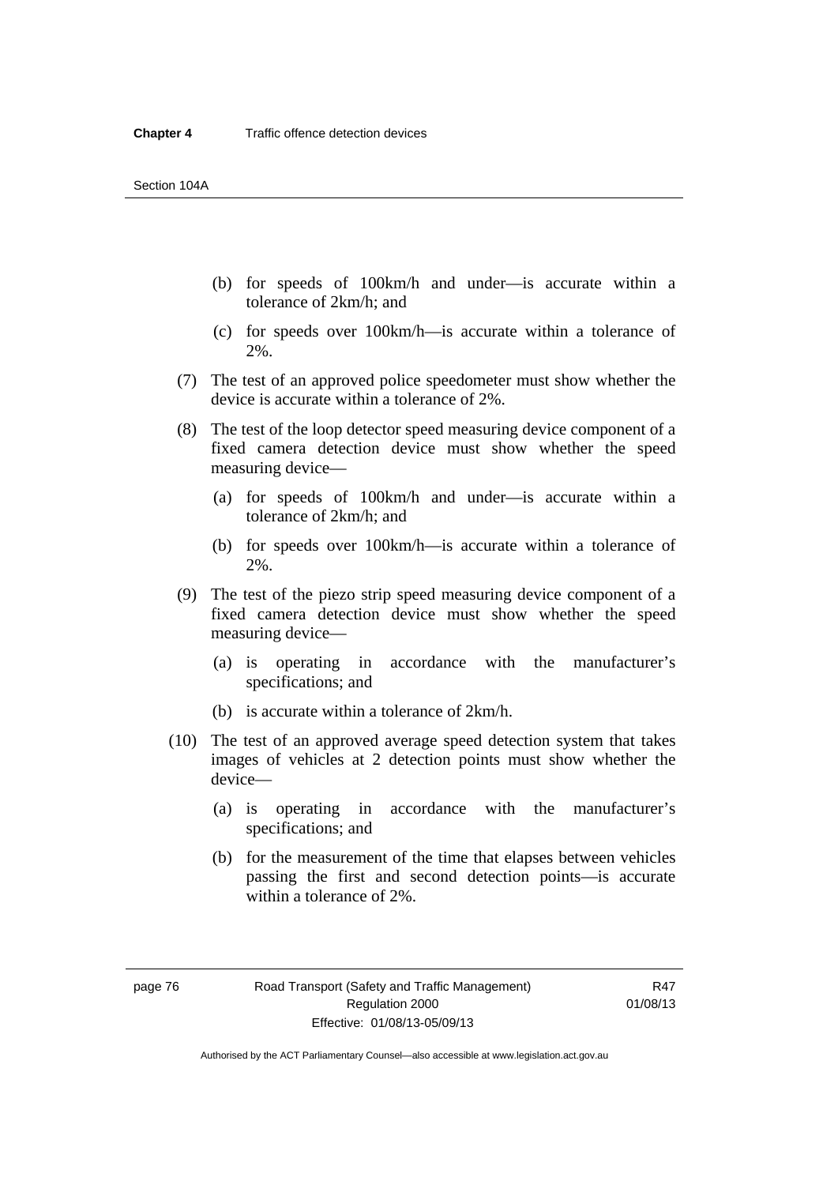(b) for speeds of 100km/h and under—is accurate within a tolerance of 2km/h; and

(c) for speeds over 100km/h—is accurate within a tolerance of 2%.

(7) The test of an approved police speedometer must show whether the device is accurate within a tolerance of 2%.

(8) The test of the loop detector speed measuring device component of a fixed camera detection device must show whether the speed measuring device—

(a) for speeds of 100km/h and under—is accurate within a tolerance of 2km/h; and

(b) for speeds over 100km/h—is accurate within a tolerance of 2%.

(9) The test of the piezo strip speed measuring device component of a fixed camera detection device must show whether the speed measuring device—

(a) is operating in accordance with the manufacturer's specifications; and

(b) is accurate within a tolerance of 2km/h.

(10) The test of an approved average speed detection system that takes images of vehicles at 2 detection points must show whether the device—

(a) is operating in accordance with the manufacturer's specifications; and

(b) for the measurement of the time that elapses between vehicles passing the first and second detection points—is accurate within a tolerance of 2%.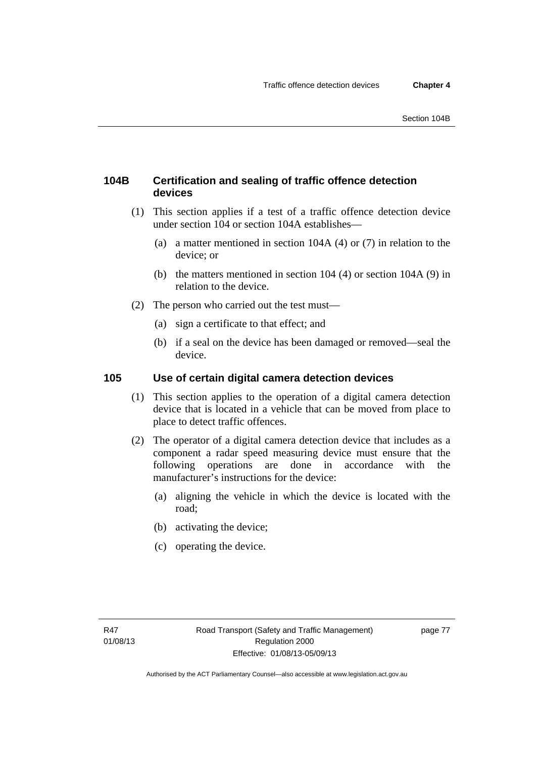### 104B Certification and sealing of traffic offence detection devices

(1) This section applies if a test of a traffic offence detection device under section 104 or section 104A establishes—

(a) a matter mentioned in section 104A (4) or (7) in relation to the device; or

(b) the matters mentioned in section 104 (4) or section 104A (9) in relation to the device.

(2) The person who carried out the test must—

(a) sign a certificate to that effect; and

(b) if a seal on the device has been damaged or removed—seal the device.

### 105 Use of certain digital camera detection devices

(1) This section applies to the operation of a digital camera detection device that is located in a vehicle that can be moved from place to place to detect traffic offences.

(2) The operator of a digital camera detection device that includes as a component a radar speed measuring device must ensure that the following operations are done in accordance with the manufacturer's instructions for the device:

(a) aligning the vehicle in which the device is located with the road;

(b) activating the device;

(c) operating the device.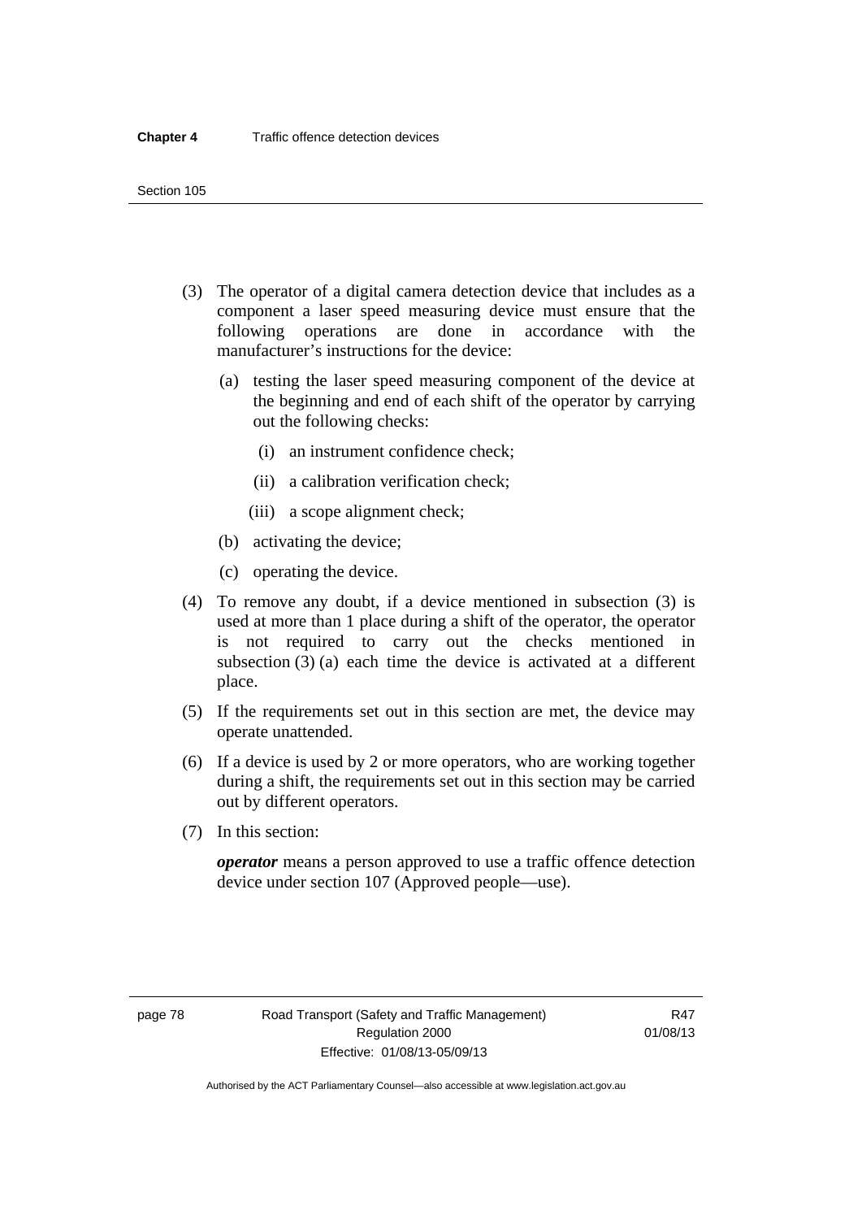(3) The operator of a digital camera detection device that includes as a component a laser speed measuring device must ensure that the following operations are done in accordance with the manufacturer's instructions for the device:

  (a) testing the laser speed measuring component of the device at the beginning and end of each shift of the operator by carrying out the following checks:

    (i) an instrument confidence check;

    (ii) a calibration verification check;

    (iii) a scope alignment check;

  (b) activating the device;

  (c) operating the device.

(4) To remove any doubt, if a device mentioned in subsection (3) is used at more than 1 place during a shift of the operator, the operator is not required to carry out the checks mentioned in subsection (3) (a) each time the device is activated at a different place.

(5) If the requirements set out in this section are met, the device may operate unattended.

(6) If a device is used by 2 or more operators, who are working together during a shift, the requirements set out in this section may be carried out by different operators.

(7) In this section:

***operator*** means a person approved to use a traffic offence detection device under section 107 (Approved people—use).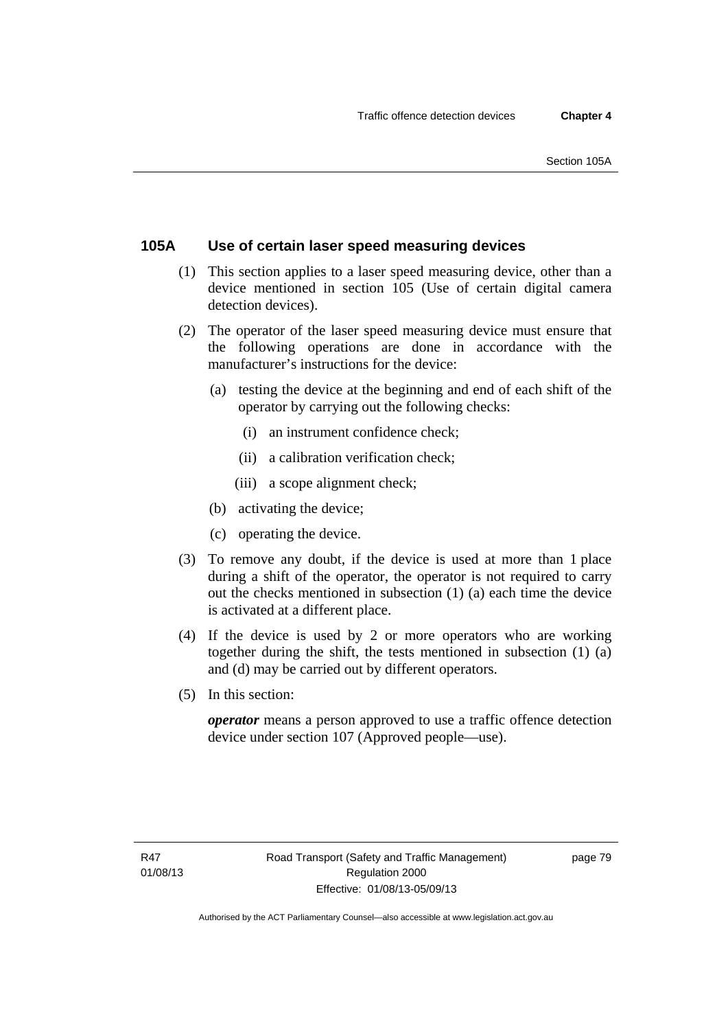## 105A Use of certain laser speed measuring devices

(1) This section applies to a laser speed measuring device, other than a device mentioned in section 105 (Use of certain digital camera detection devices).

(2) The operator of the laser speed measuring device must ensure that the following operations are done in accordance with the manufacturer's instructions for the device:

(a) testing the device at the beginning and end of each shift of the operator by carrying out the following checks:

(i) an instrument confidence check;

(ii) a calibration verification check;

(iii) a scope alignment check;

(b) activating the device;

(c) operating the device.

(3) To remove any doubt, if the device is used at more than 1 place during a shift of the operator, the operator is not required to carry out the checks mentioned in subsection (1) (a) each time the device is activated at a different place.

(4) If the device is used by 2 or more operators who are working together during the shift, the tests mentioned in subsection (1) (a) and (d) may be carried out by different operators.

(5) In this section:

***operator*** means a person approved to use a traffic offence detection device under section 107 (Approved people—use).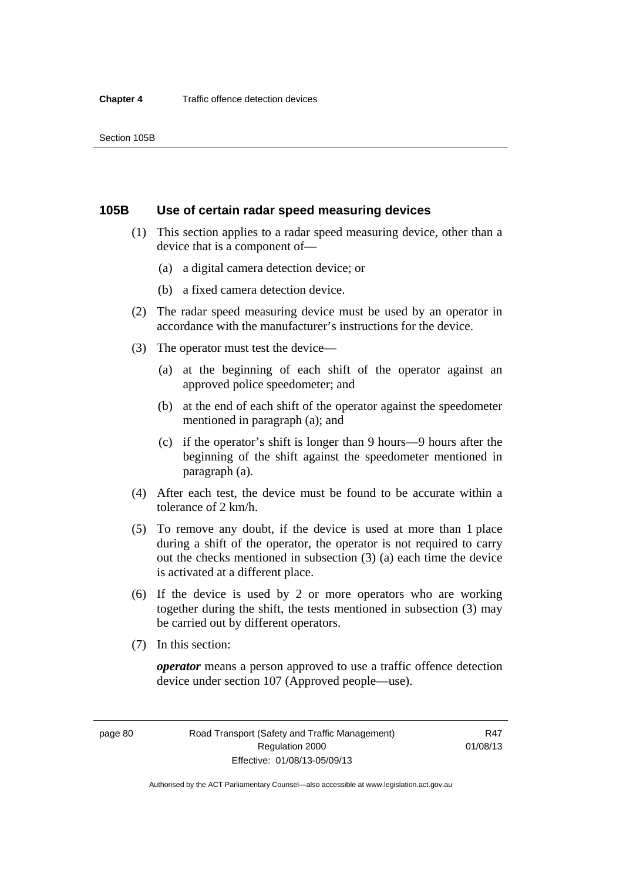### 105B Use of certain radar speed measuring devices

(1) This section applies to a radar speed measuring device, other than a device that is a component of—

  (a) a digital camera detection device; or

  (b) a fixed camera detection device.

(2) The radar speed measuring device must be used by an operator in accordance with the manufacturer's instructions for the device.

(3) The operator must test the device—

  (a) at the beginning of each shift of the operator against an approved police speedometer; and

  (b) at the end of each shift of the operator against the speedometer mentioned in paragraph (a); and

  (c) if the operator's shift is longer than 9 hours—9 hours after the beginning of the shift against the speedometer mentioned in paragraph (a).

(4) After each test, the device must be found to be accurate within a tolerance of 2 km/h.

(5) To remove any doubt, if the device is used at more than 1 place during a shift of the operator, the operator is not required to carry out the checks mentioned in subsection (3) (a) each time the device is activated at a different place.

(6) If the device is used by 2 or more operators who are working together during the shift, the tests mentioned in subsection (3) may be carried out by different operators.

(7) In this section:

***operator*** means a person approved to use a traffic offence detection device under section 107 (Approved people—use).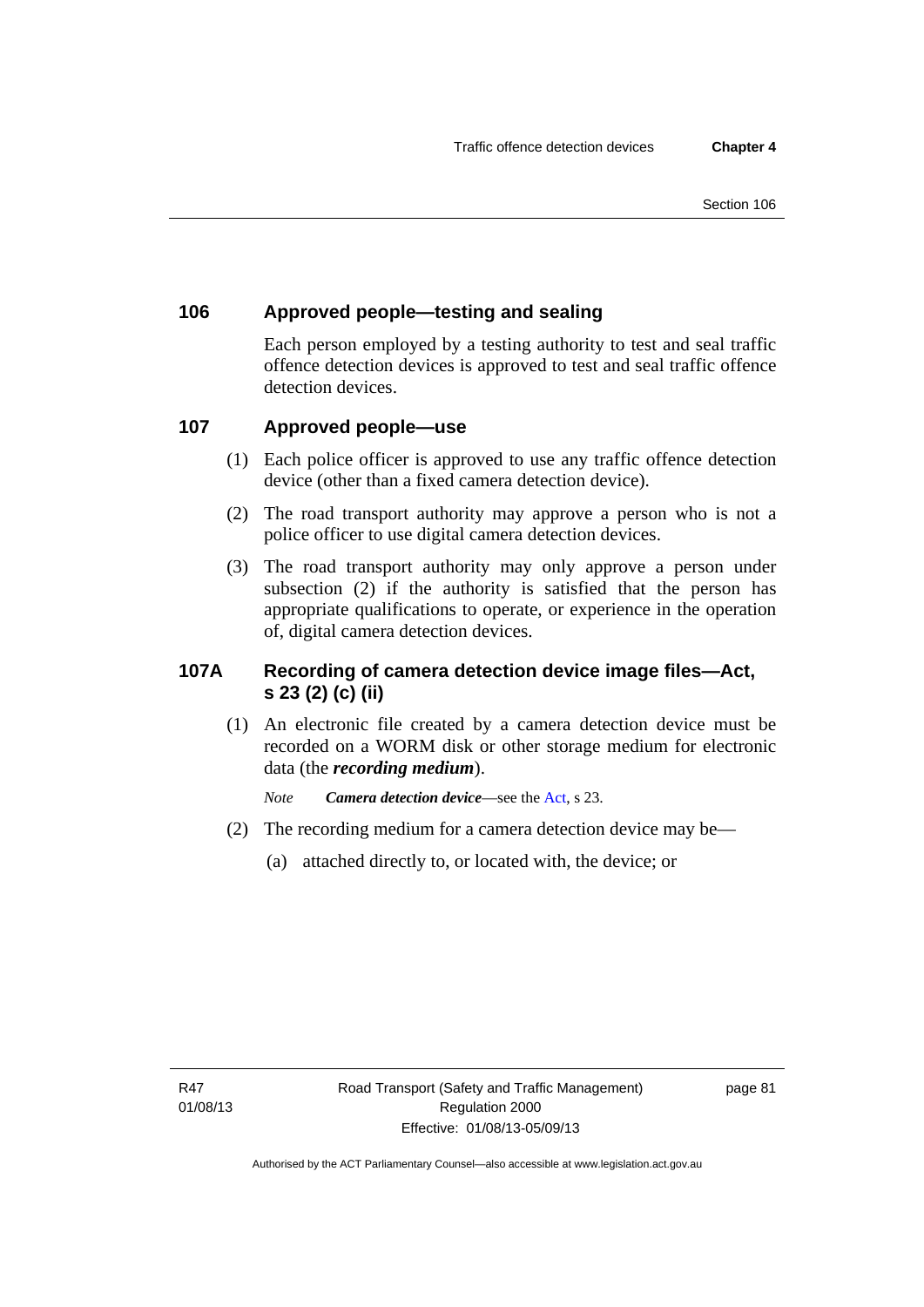## 106 Approved people—testing and sealing

Each person employed by a testing authority to test and seal traffic offence detection devices is approved to test and seal traffic offence detection devices.

## 107 Approved people—use

(1) Each police officer is approved to use any traffic offence detection device (other than a fixed camera detection device).

(2) The road transport authority may approve a person who is not a police officer to use digital camera detection devices.

(3) The road transport authority may only approve a person under subsection (2) if the authority is satisfied that the person has appropriate qualifications to operate, or experience in the operation of, digital camera detection devices.

## 107A Recording of camera detection device image files—Act, s 23 (2) (c) (ii)

(1) An electronic file created by a camera detection device must be recorded on a WORM disk or other storage medium for electronic data (the ***recording medium***).

*Note* ***Camera detection device***—see the Act, s 23.

(2) The recording medium for a camera detection device may be—

(a) attached directly to, or located with, the device; or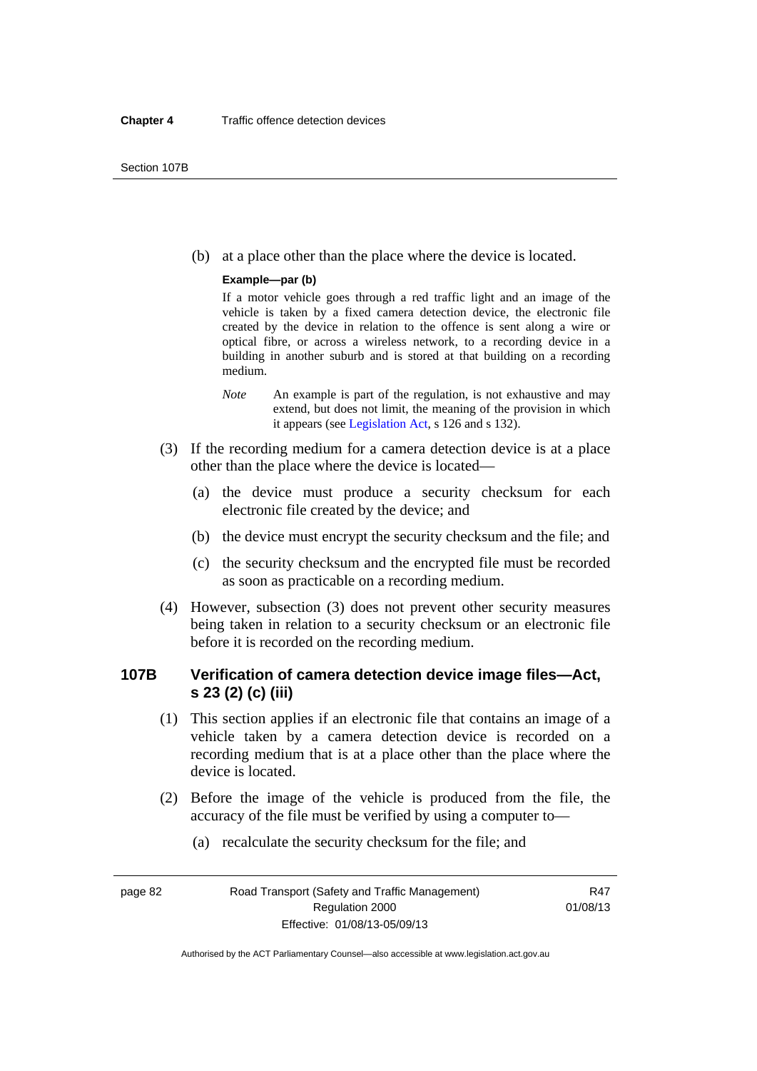(b) at a place other than the place where the device is located.

**Example—par (b)**

If a motor vehicle goes through a red traffic light and an image of the vehicle is taken by a fixed camera detection device, the electronic file created by the device in relation to the offence is sent along a wire or optical fibre, or across a wireless network, to a recording device in a building in another suburb and is stored at that building on a recording medium.

*Note* An example is part of the regulation, is not exhaustive and may extend, but does not limit, the meaning of the provision in which it appears (see Legislation Act, s 126 and s 132).

(3) If the recording medium for a camera detection device is at a place other than the place where the device is located—

(a) the device must produce a security checksum for each electronic file created by the device; and

(b) the device must encrypt the security checksum and the file; and

(c) the security checksum and the encrypted file must be recorded as soon as practicable on a recording medium.

(4) However, subsection (3) does not prevent other security measures being taken in relation to a security checksum or an electronic file before it is recorded on the recording medium.

## 107B Verification of camera detection device image files—Act, s 23 (2) (c) (iii)

(1) This section applies if an electronic file that contains an image of a vehicle taken by a camera detection device is recorded on a recording medium that is at a place other than the place where the device is located.

(2) Before the image of the vehicle is produced from the file, the accuracy of the file must be verified by using a computer to—

(a) recalculate the security checksum for the file; and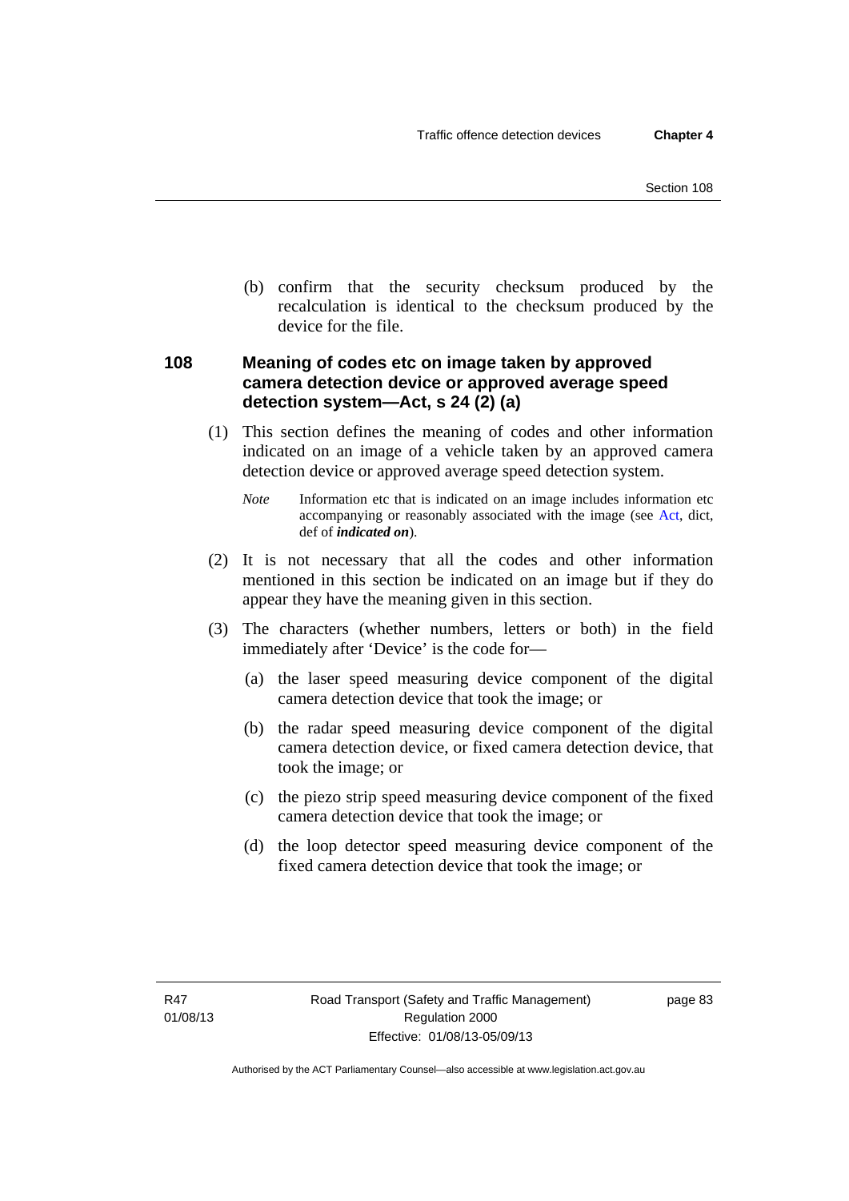(b) confirm that the security checksum produced by the recalculation is identical to the checksum produced by the device for the file.

### 108 Meaning of codes etc on image taken by approved camera detection device or approved average speed detection system—Act, s 24 (2) (a)

(1) This section defines the meaning of codes and other information indicated on an image of a vehicle taken by an approved camera detection device or approved average speed detection system.

*Note* Information etc that is indicated on an image includes information etc accompanying or reasonably associated with the image (see Act, dict, def of ***indicated on***).

(2) It is not necessary that all the codes and other information mentioned in this section be indicated on an image but if they do appear they have the meaning given in this section.

(3) The characters (whether numbers, letters or both) in the field immediately after 'Device' is the code for—

(a) the laser speed measuring device component of the digital camera detection device that took the image; or

(b) the radar speed measuring device component of the digital camera detection device, or fixed camera detection device, that took the image; or

(c) the piezo strip speed measuring device component of the fixed camera detection device that took the image; or

(d) the loop detector speed measuring device component of the fixed camera detection device that took the image; or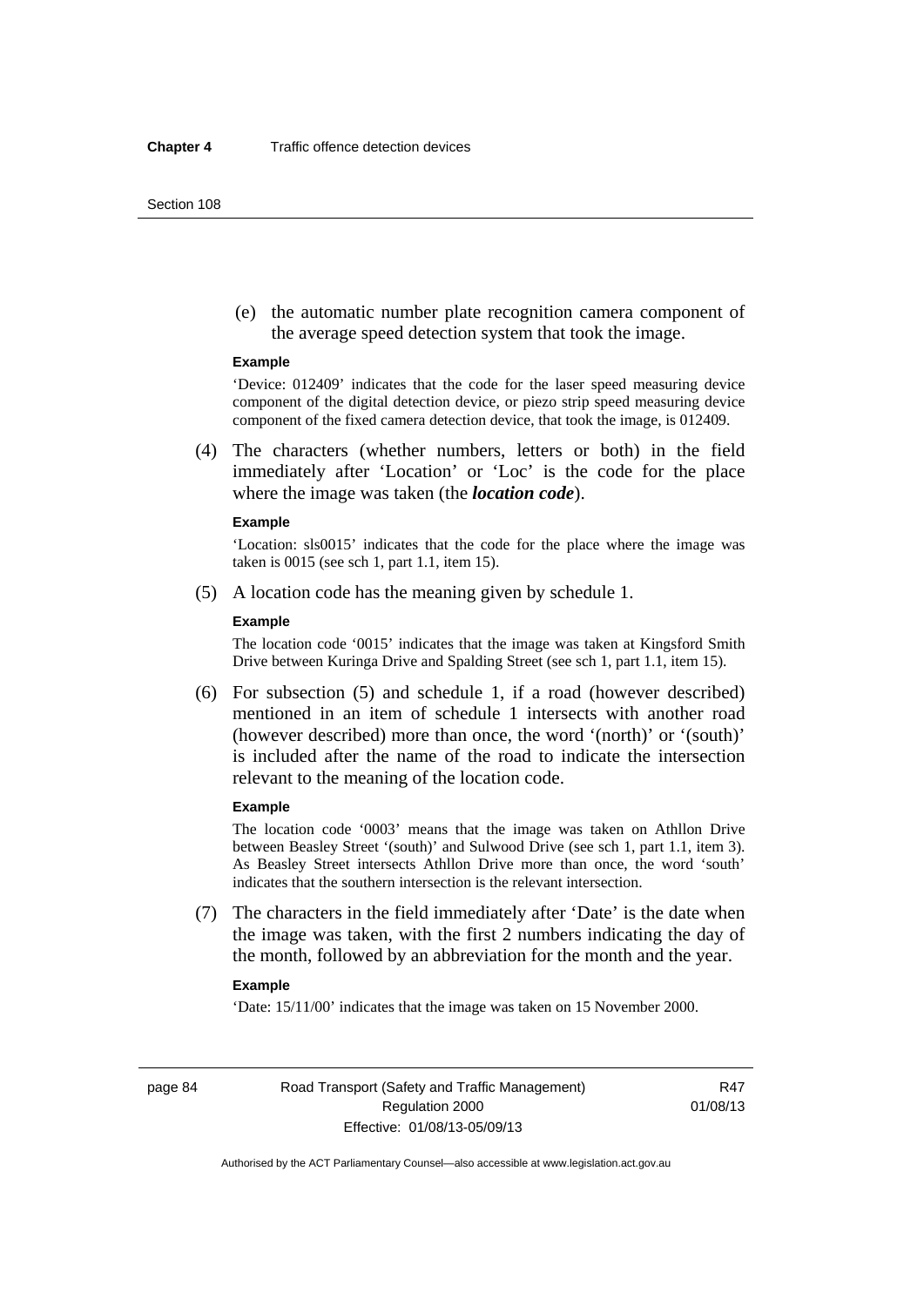(e) the automatic number plate recognition camera component of the average speed detection system that took the image.

**Example**

'Device: 012409' indicates that the code for the laser speed measuring device component of the digital detection device, or piezo strip speed measuring device component of the fixed camera detection device, that took the image, is 012409.

(4) The characters (whether numbers, letters or both) in the field immediately after 'Location' or 'Loc' is the code for the place where the image was taken (the ***location code***).

**Example**

'Location: sls0015' indicates that the code for the place where the image was taken is 0015 (see sch 1, part 1.1, item 15).

(5) A location code has the meaning given by schedule 1.

**Example**

The location code '0015' indicates that the image was taken at Kingsford Smith Drive between Kuringa Drive and Spalding Street (see sch 1, part 1.1, item 15).

(6) For subsection (5) and schedule 1, if a road (however described) mentioned in an item of schedule 1 intersects with another road (however described) more than once, the word '(north)' or '(south)' is included after the name of the road to indicate the intersection relevant to the meaning of the location code.

**Example**

The location code '0003' means that the image was taken on Athllon Drive between Beasley Street '(south)' and Sulwood Drive (see sch 1, part 1.1, item 3). As Beasley Street intersects Athllon Drive more than once, the word 'south' indicates that the southern intersection is the relevant intersection.

(7) The characters in the field immediately after 'Date' is the date when the image was taken, with the first 2 numbers indicating the day of the month, followed by an abbreviation for the month and the year.

**Example**

'Date: 15/11/00' indicates that the image was taken on 15 November 2000.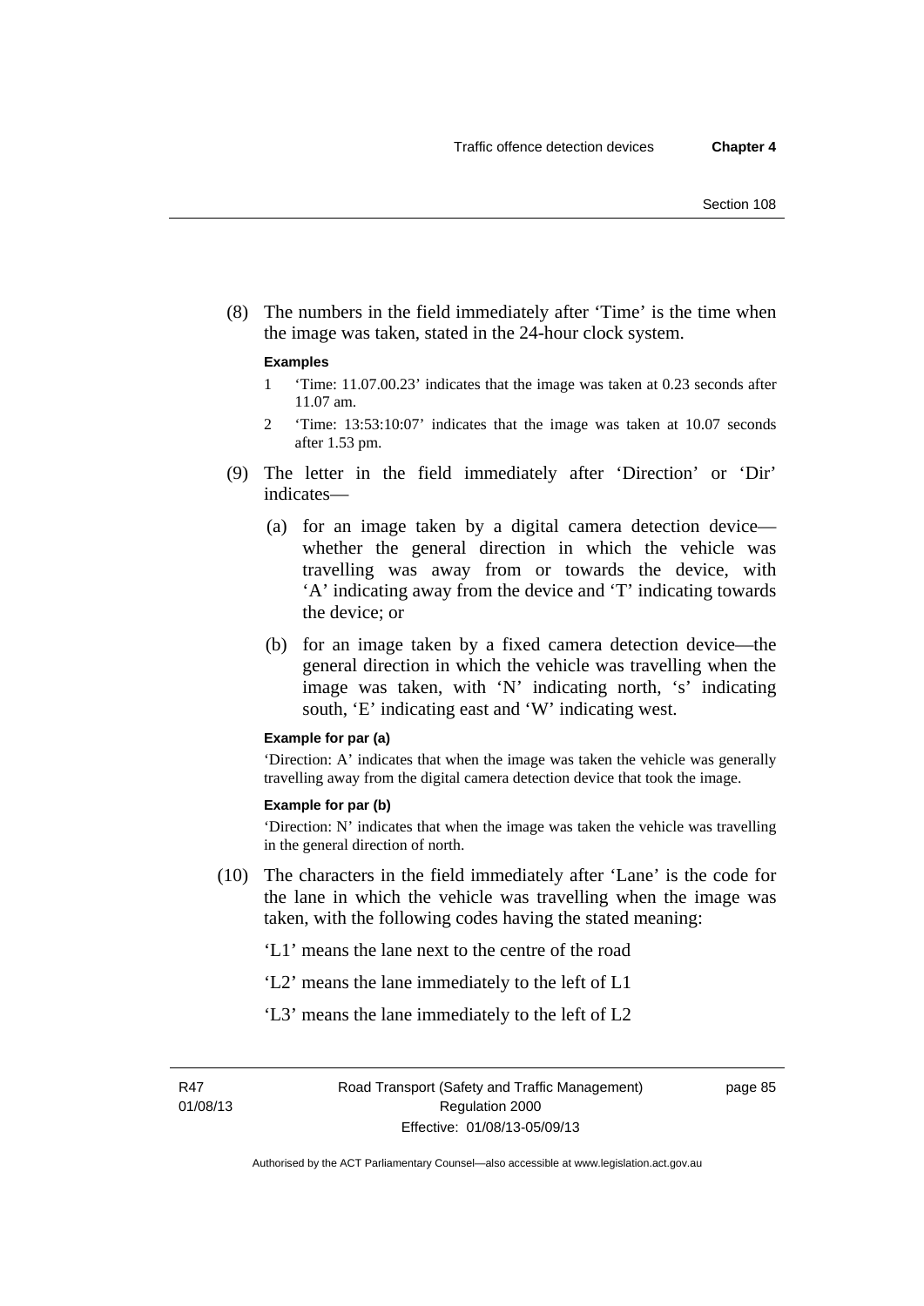(8) The numbers in the field immediately after 'Time' is the time when the image was taken, stated in the 24-hour clock system.

**Examples**

1 'Time: 11.07.00.23' indicates that the image was taken at 0.23 seconds after 11.07 am.

2 'Time: 13:53:10:07' indicates that the image was taken at 10.07 seconds after 1.53 pm.

(9) The letter in the field immediately after 'Direction' or 'Dir' indicates—

(a) for an image taken by a digital camera detection device—whether the general direction in which the vehicle was travelling was away from or towards the device, with 'A' indicating away from the device and 'T' indicating towards the device; or

(b) for an image taken by a fixed camera detection device—the general direction in which the vehicle was travelling when the image was taken, with 'N' indicating north, 's' indicating south, 'E' indicating east and 'W' indicating west.

**Example for par (a)**

'Direction: A' indicates that when the image was taken the vehicle was generally travelling away from the digital camera detection device that took the image.

**Example for par (b)**

'Direction: N' indicates that when the image was taken the vehicle was travelling in the general direction of north.

(10) The characters in the field immediately after 'Lane' is the code for the lane in which the vehicle was travelling when the image was taken, with the following codes having the stated meaning:

'L1' means the lane next to the centre of the road

'L2' means the lane immediately to the left of L1

'L3' means the lane immediately to the left of L2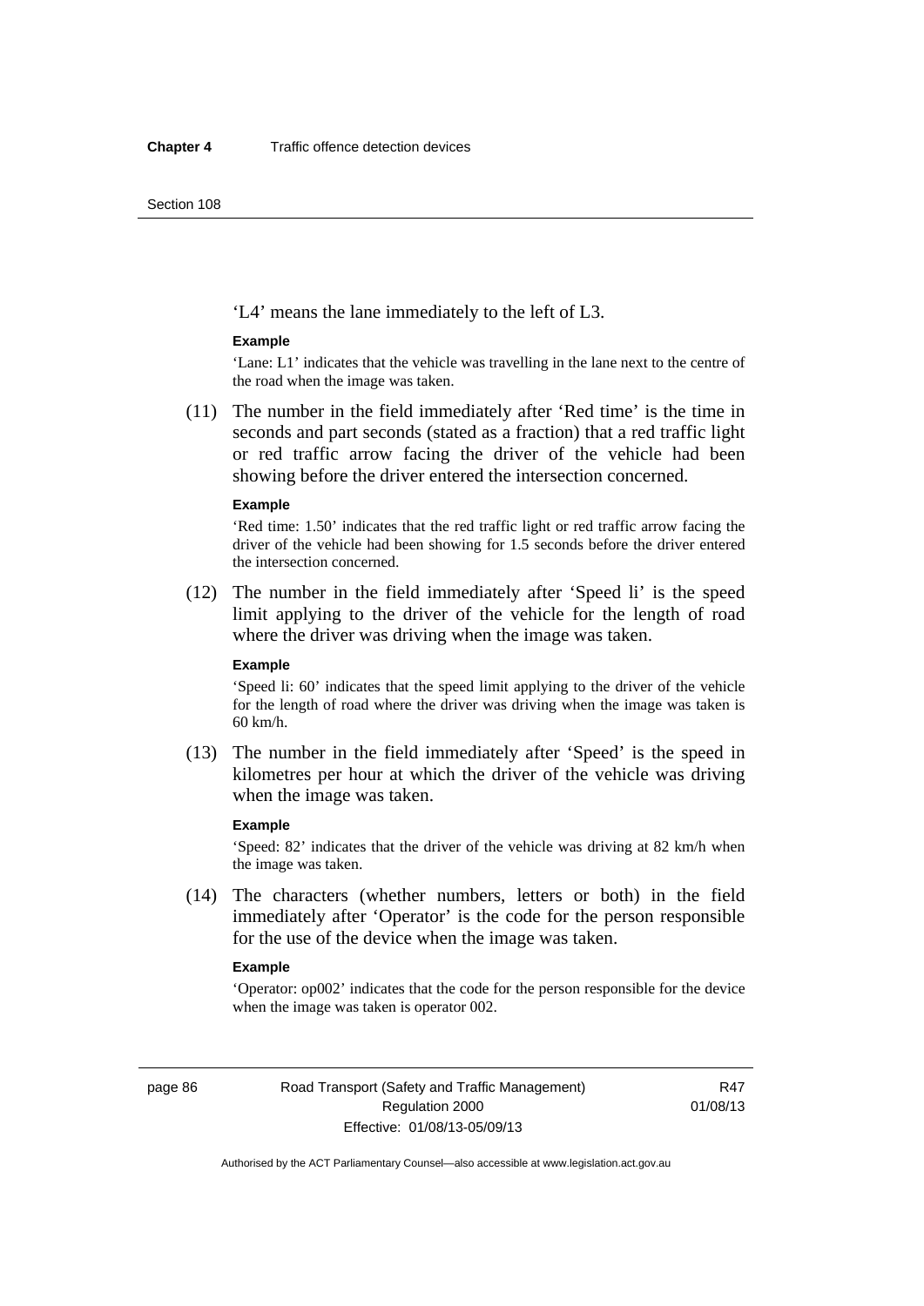'L4' means the lane immediately to the left of L3.

**Example**

'Lane: L1' indicates that the vehicle was travelling in the lane next to the centre of the road when the image was taken.

(11) The number in the field immediately after 'Red time' is the time in seconds and part seconds (stated as a fraction) that a red traffic light or red traffic arrow facing the driver of the vehicle had been showing before the driver entered the intersection concerned.

**Example**

'Red time: 1.50' indicates that the red traffic light or red traffic arrow facing the driver of the vehicle had been showing for 1.5 seconds before the driver entered the intersection concerned.

(12) The number in the field immediately after 'Speed li' is the speed limit applying to the driver of the vehicle for the length of road where the driver was driving when the image was taken.

**Example**

'Speed li: 60' indicates that the speed limit applying to the driver of the vehicle for the length of road where the driver was driving when the image was taken is 60 km/h.

(13) The number in the field immediately after 'Speed' is the speed in kilometres per hour at which the driver of the vehicle was driving when the image was taken.

**Example**

'Speed: 82' indicates that the driver of the vehicle was driving at 82 km/h when the image was taken.

(14) The characters (whether numbers, letters or both) in the field immediately after 'Operator' is the code for the person responsible for the use of the device when the image was taken.

**Example**

'Operator: op002' indicates that the code for the person responsible for the device when the image was taken is operator 002.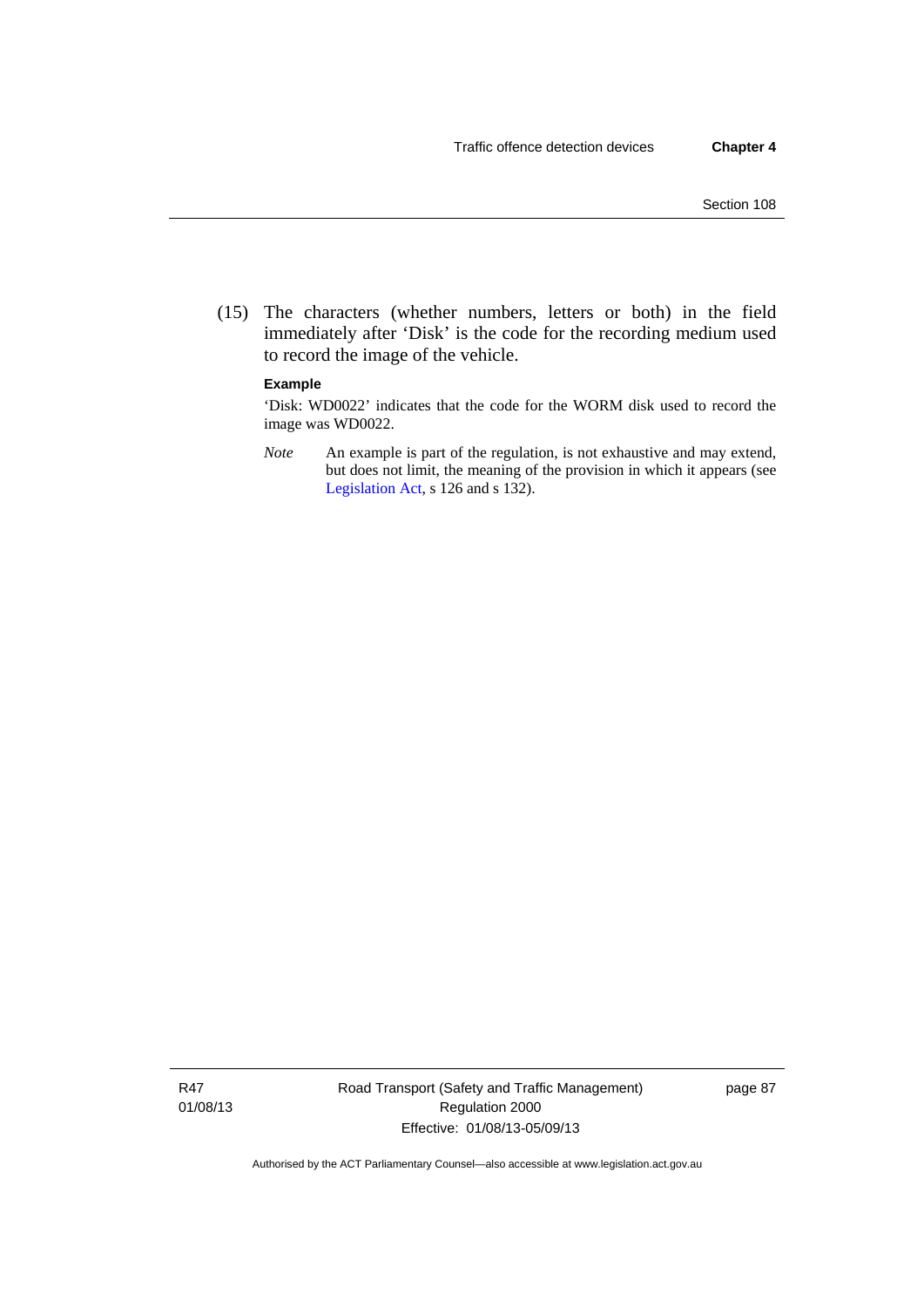(15) The characters (whether numbers, letters or both) in the field immediately after 'Disk' is the code for the recording medium used to record the image of the vehicle.

**Example**

'Disk: WD0022' indicates that the code for the WORM disk used to record the image was WD0022.

*Note* An example is part of the regulation, is not exhaustive and may extend, but does not limit, the meaning of the provision in which it appears (see Legislation Act, s 126 and s 132).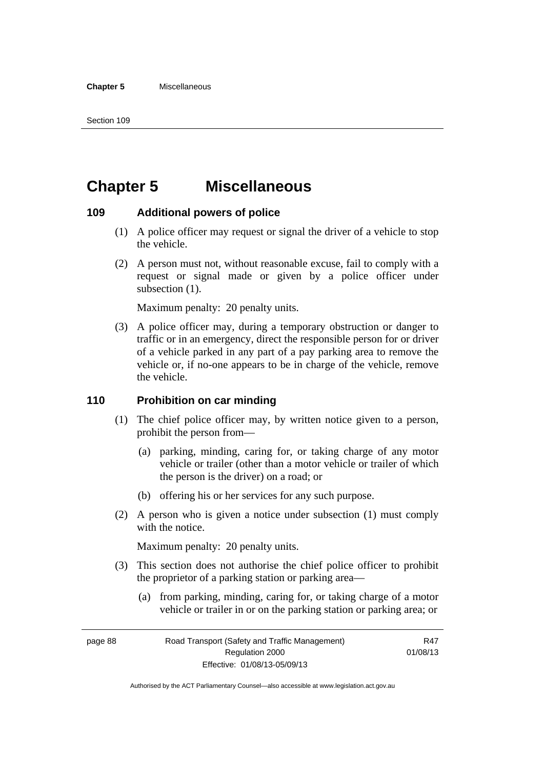# Chapter 5 Miscellaneous

## 109 Additional powers of police

(1) A police officer may request or signal the driver of a vehicle to stop the vehicle.

(2) A person must not, without reasonable excuse, fail to comply with a request or signal made or given by a police officer under subsection (1).

Maximum penalty: 20 penalty units.

(3) A police officer may, during a temporary obstruction or danger to traffic or in an emergency, direct the responsible person for or driver of a vehicle parked in any part of a pay parking area to remove the vehicle or, if no-one appears to be in charge of the vehicle, remove the vehicle.

## 110 Prohibition on car minding

(1) The chief police officer may, by written notice given to a person, prohibit the person from—

(a) parking, minding, caring for, or taking charge of any motor vehicle or trailer (other than a motor vehicle or trailer of which the person is the driver) on a road; or

(b) offering his or her services for any such purpose.

(2) A person who is given a notice under subsection (1) must comply with the notice.

Maximum penalty: 20 penalty units.

(3) This section does not authorise the chief police officer to prohibit the proprietor of a parking station or parking area—

(a) from parking, minding, caring for, or taking charge of a motor vehicle or trailer in or on the parking station or parking area; or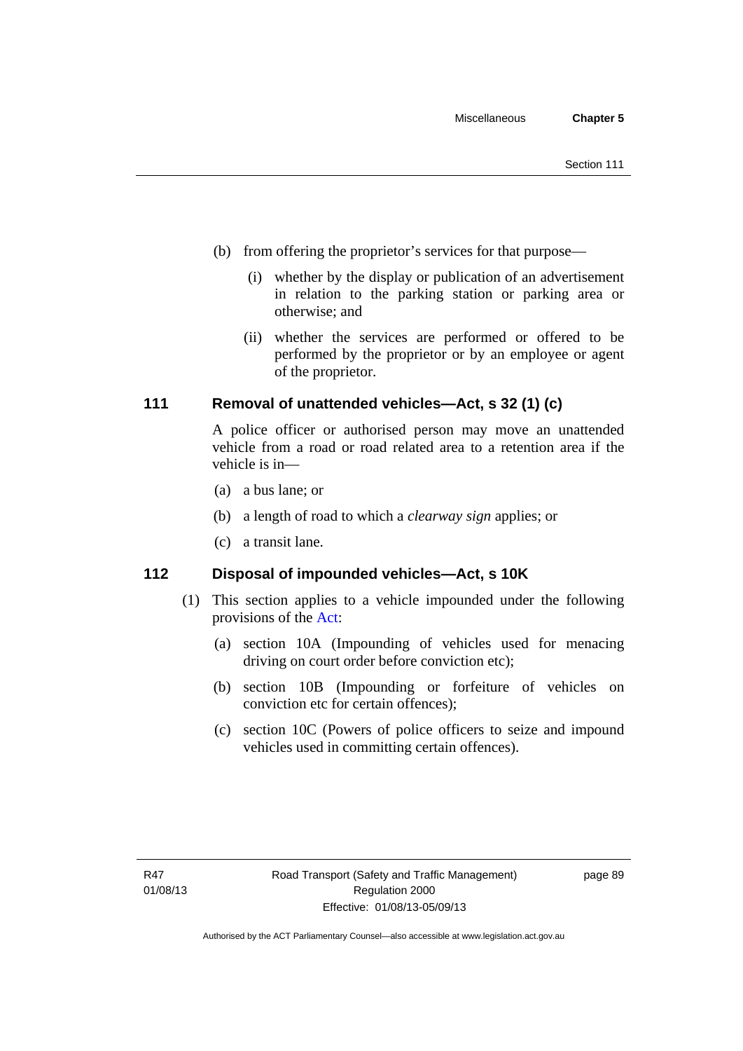(b) from offering the proprietor's services for that purpose—

   (i) whether by the display or publication of an advertisement in relation to the parking station or parking area or otherwise; and

   (ii) whether the services are performed or offered to be performed by the proprietor or by an employee or agent of the proprietor.

## 111 Removal of unattended vehicles—Act, s 32 (1) (c)

A police officer or authorised person may move an unattended vehicle from a road or road related area to a retention area if the vehicle is in—

(a) a bus lane; or

(b) a length of road to which a *clearway sign* applies; or

(c) a transit lane.

## 112 Disposal of impounded vehicles—Act, s 10K

(1) This section applies to a vehicle impounded under the following provisions of the Act:

   (a) section 10A (Impounding of vehicles used for menacing driving on court order before conviction etc);

   (b) section 10B (Impounding or forfeiture of vehicles on conviction etc for certain offences);

   (c) section 10C (Powers of police officers to seize and impound vehicles used in committing certain offences).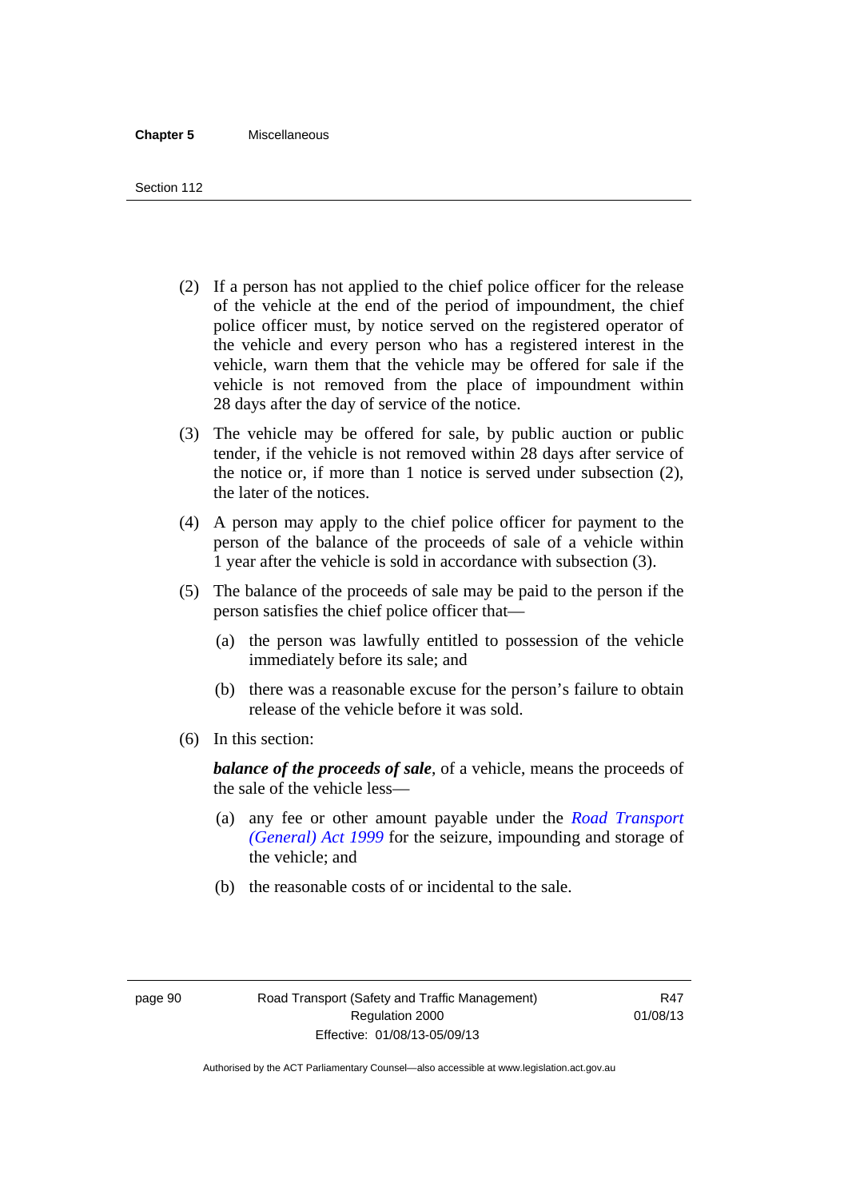(2) If a person has not applied to the chief police officer for the release of the vehicle at the end of the period of impoundment, the chief police officer must, by notice served on the registered operator of the vehicle and every person who has a registered interest in the vehicle, warn them that the vehicle may be offered for sale if the vehicle is not removed from the place of impoundment within 28 days after the day of service of the notice.

(3) The vehicle may be offered for sale, by public auction or public tender, if the vehicle is not removed within 28 days after service of the notice or, if more than 1 notice is served under subsection (2), the later of the notices.

(4) A person may apply to the chief police officer for payment to the person of the balance of the proceeds of sale of a vehicle within 1 year after the vehicle is sold in accordance with subsection (3).

(5) The balance of the proceeds of sale may be paid to the person if the person satisfies the chief police officer that—

(a) the person was lawfully entitled to possession of the vehicle immediately before its sale; and

(b) there was a reasonable excuse for the person's failure to obtain release of the vehicle before it was sold.

(6) In this section:

***balance of the proceeds of sale***, of a vehicle, means the proceeds of the sale of the vehicle less—

(a) any fee or other amount payable under the *Road Transport (General) Act 1999* for the seizure, impounding and storage of the vehicle; and

(b) the reasonable costs of or incidental to the sale.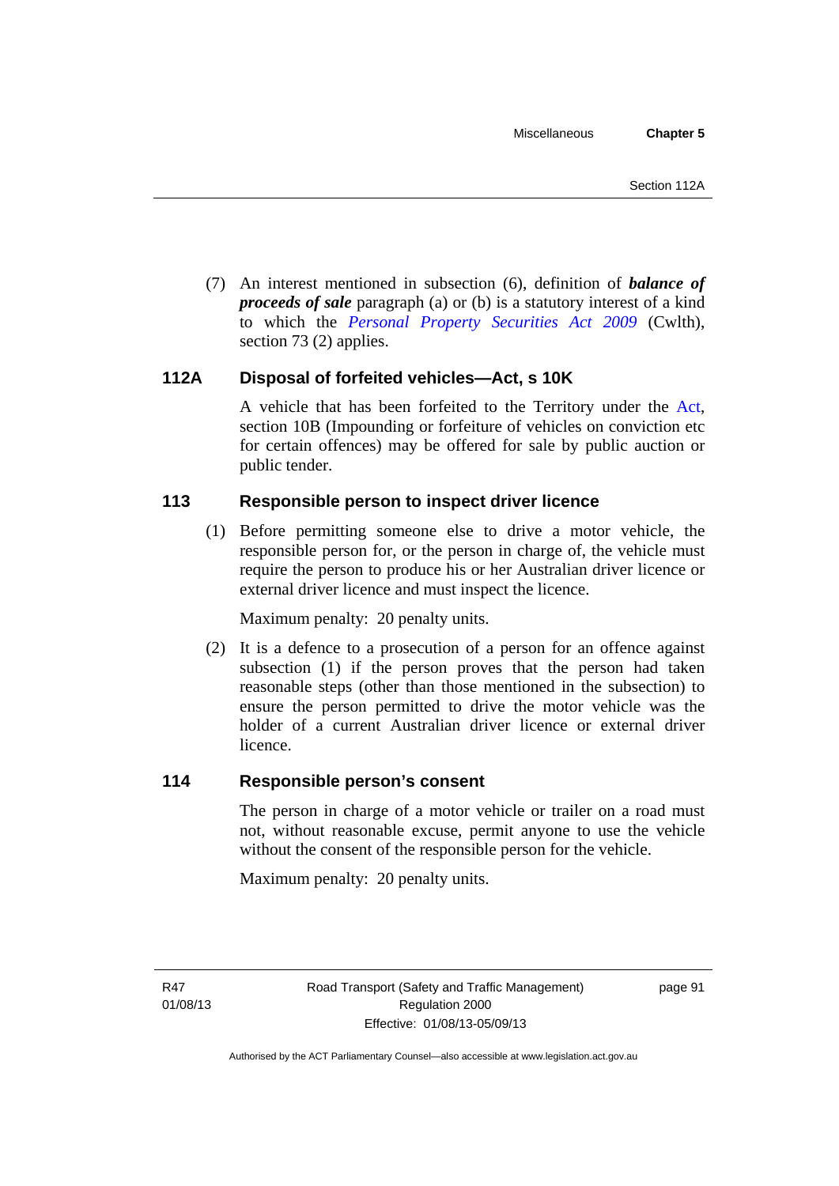(7) An interest mentioned in subsection (6), definition of ***balance of proceeds of sale*** paragraph (a) or (b) is a statutory interest of a kind to which the *Personal Property Securities Act 2009* (Cwlth), section 73 (2) applies.

### 112A Disposal of forfeited vehicles—Act, s 10K

A vehicle that has been forfeited to the Territory under the Act, section 10B (Impounding or forfeiture of vehicles on conviction etc for certain offences) may be offered for sale by public auction or public tender.

### 113 Responsible person to inspect driver licence

(1) Before permitting someone else to drive a motor vehicle, the responsible person for, or the person in charge of, the vehicle must require the person to produce his or her Australian driver licence or external driver licence and must inspect the licence.

Maximum penalty: 20 penalty units.

(2) It is a defence to a prosecution of a person for an offence against subsection (1) if the person proves that the person had taken reasonable steps (other than those mentioned in the subsection) to ensure the person permitted to drive the motor vehicle was the holder of a current Australian driver licence or external driver licence.

### 114 Responsible person's consent

The person in charge of a motor vehicle or trailer on a road must not, without reasonable excuse, permit anyone to use the vehicle without the consent of the responsible person for the vehicle.

Maximum penalty: 20 penalty units.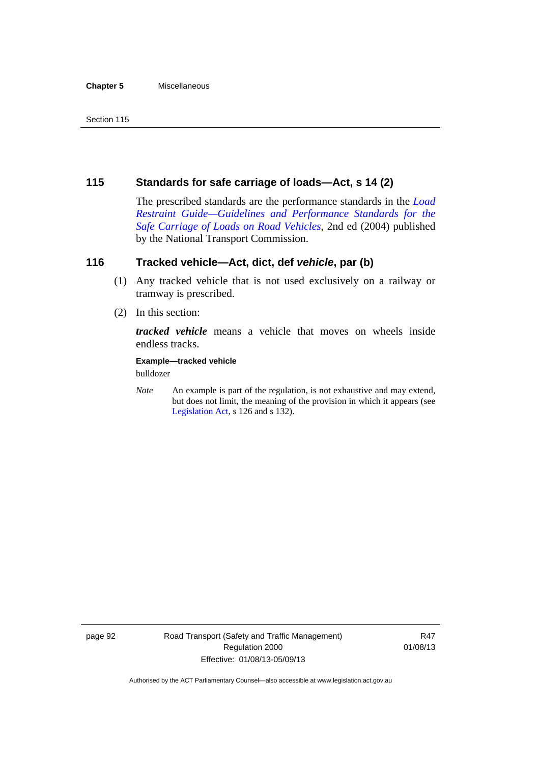## 115 Standards for safe carriage of loads—Act, s 14 (2)

The prescribed standards are the performance standards in the *Load Restraint Guide—Guidelines and Performance Standards for the Safe Carriage of Loads on Road Vehicles*, 2nd ed (2004) published by the National Transport Commission.

## 116 Tracked vehicle—Act, dict, def *vehicle*, par (b)

(1) Any tracked vehicle that is not used exclusively on a railway or tramway is prescribed.

(2) In this section:

***tracked vehicle*** means a vehicle that moves on wheels inside endless tracks.

**Example—tracked vehicle**

bulldozer

*Note* An example is part of the regulation, is not exhaustive and may extend, but does not limit, the meaning of the provision in which it appears (see Legislation Act, s 126 and s 132).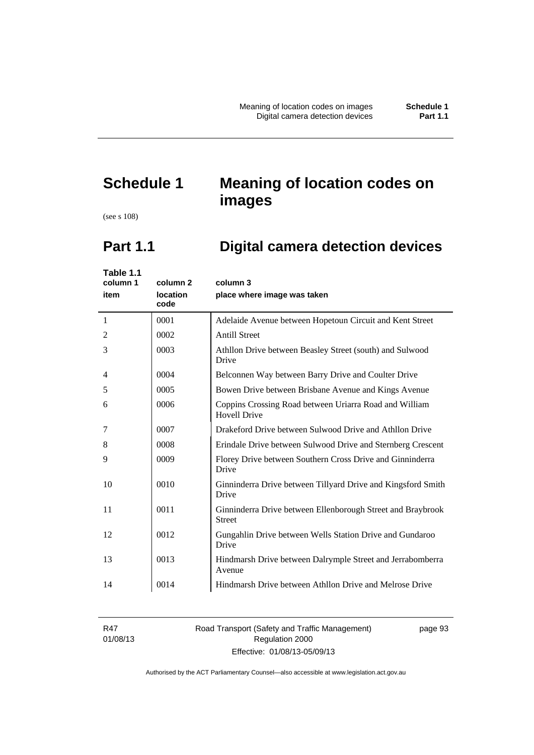# Schedule 1 Meaning of location codes on images

(see s 108)

## Part 1.1 Digital camera detection devices

**Table 1.1**

| column 1<br>item | column 2<br>location code | column 3<br>place where image was taken |
|---|---|---|
| 1 | 0001 | Adelaide Avenue between Hopetoun Circuit and Kent Street |
| 2 | 0002 | Antill Street |
| 3 | 0003 | Athllon Drive between Beasley Street (south) and Sulwood Drive |
| 4 | 0004 | Belconnen Way between Barry Drive and Coulter Drive |
| 5 | 0005 | Bowen Drive between Brisbane Avenue and Kings Avenue |
| 6 | 0006 | Coppins Crossing Road between Uriarra Road and William Hovell Drive |
| 7 | 0007 | Drakeford Drive between Sulwood Drive and Athllon Drive |
| 8 | 0008 | Erindale Drive between Sulwood Drive and Sternberg Crescent |
| 9 | 0009 | Florey Drive between Southern Cross Drive and Ginninderra Drive |
| 10 | 0010 | Ginninderra Drive between Tillyard Drive and Kingsford Smith Drive |
| 11 | 0011 | Ginninderra Drive between Ellenborough Street and Braybrook Street |
| 12 | 0012 | Gungahlin Drive between Wells Station Drive and Gundaroo Drive |
| 13 | 0013 | Hindmarsh Drive between Dalrymple Street and Jerrabomberra Avenue |
| 14 | 0014 | Hindmarsh Drive between Athllon Drive and Melrose Drive |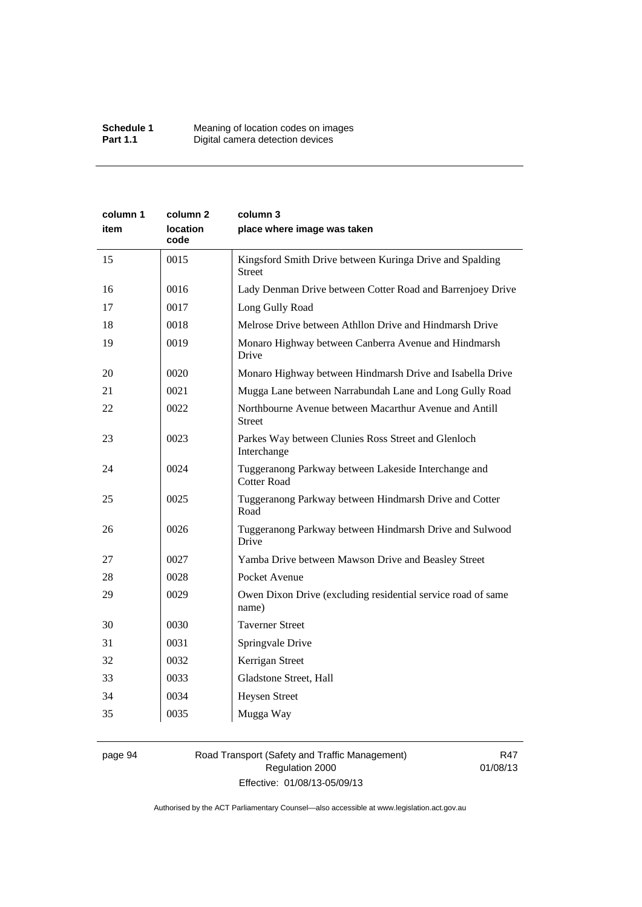| column 1 item | column 2 location code | column 3 place where image was taken |
|---|---|---|
| 15 | 0015 | Kingsford Smith Drive between Kuringa Drive and Spalding Street |
| 16 | 0016 | Lady Denman Drive between Cotter Road and Barrenjoey Drive |
| 17 | 0017 | Long Gully Road |
| 18 | 0018 | Melrose Drive between Athllon Drive and Hindmarsh Drive |
| 19 | 0019 | Monaro Highway between Canberra Avenue and Hindmarsh Drive |
| 20 | 0020 | Monaro Highway between Hindmarsh Drive and Isabella Drive |
| 21 | 0021 | Mugga Lane between Narrabundah Lane and Long Gully Road |
| 22 | 0022 | Northbourne Avenue between Macarthur Avenue and Antill Street |
| 23 | 0023 | Parkes Way between Clunies Ross Street and Glenloch Interchange |
| 24 | 0024 | Tuggeranong Parkway between Lakeside Interchange and Cotter Road |
| 25 | 0025 | Tuggeranong Parkway between Hindmarsh Drive and Cotter Road |
| 26 | 0026 | Tuggeranong Parkway between Hindmarsh Drive and Sulwood Drive |
| 27 | 0027 | Yamba Drive between Mawson Drive and Beasley Street |
| 28 | 0028 | Pocket Avenue |
| 29 | 0029 | Owen Dixon Drive (excluding residential service road of same name) |
| 30 | 0030 | Taverner Street |
| 31 | 0031 | Springvale Drive |
| 32 | 0032 | Kerrigan Street |
| 33 | 0033 | Gladstone Street, Hall |
| 34 | 0034 | Heysen Street |
| 35 | 0035 | Mugga Way |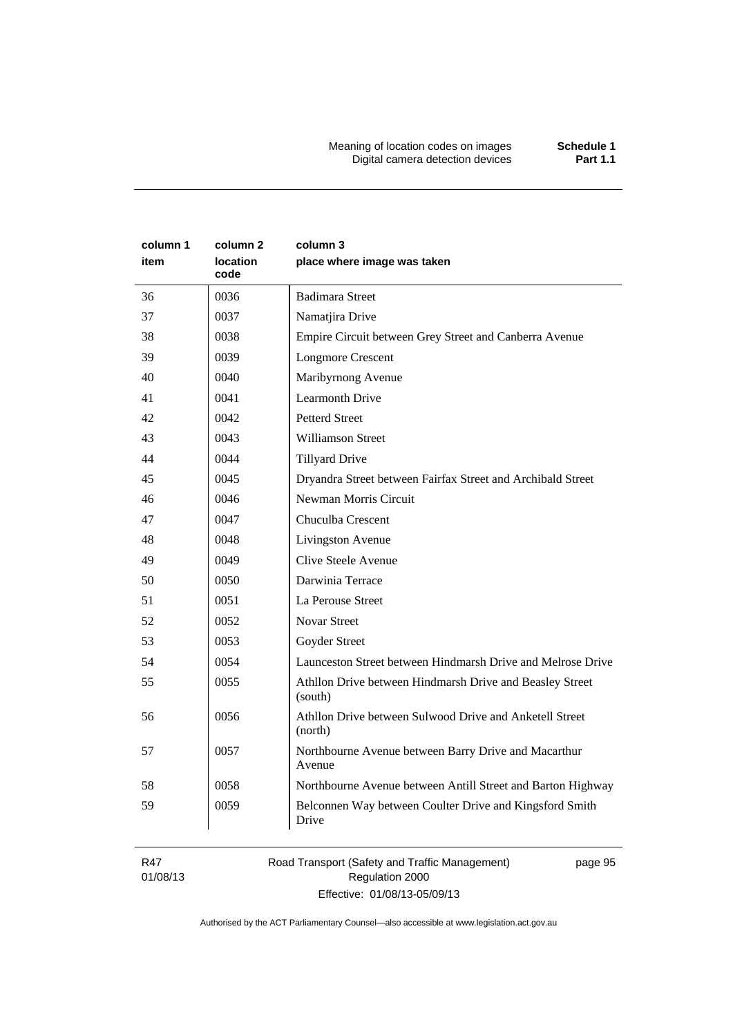| column 1 item | column 2 location code | column 3 place where image was taken |
|---|---|---|
| 36 | 0036 | Badimara Street |
| 37 | 0037 | Namatjira Drive |
| 38 | 0038 | Empire Circuit between Grey Street and Canberra Avenue |
| 39 | 0039 | Longmore Crescent |
| 40 | 0040 | Maribyrnong Avenue |
| 41 | 0041 | Learmonth Drive |
| 42 | 0042 | Petterd Street |
| 43 | 0043 | Williamson Street |
| 44 | 0044 | Tillyard Drive |
| 45 | 0045 | Dryandra Street between Fairfax Street and Archibald Street |
| 46 | 0046 | Newman Morris Circuit |
| 47 | 0047 | Chuculba Crescent |
| 48 | 0048 | Livingston Avenue |
| 49 | 0049 | Clive Steele Avenue |
| 50 | 0050 | Darwinia Terrace |
| 51 | 0051 | La Perouse Street |
| 52 | 0052 | Novar Street |
| 53 | 0053 | Goyder Street |
| 54 | 0054 | Launceston Street between Hindmarsh Drive and Melrose Drive |
| 55 | 0055 | Athllon Drive between Hindmarsh Drive and Beasley Street (south) |
| 56 | 0056 | Athllon Drive between Sulwood Drive and Anketell Street (north) |
| 57 | 0057 | Northbourne Avenue between Barry Drive and Macarthur Avenue |
| 58 | 0058 | Northbourne Avenue between Antill Street and Barton Highway |
| 59 | 0059 | Belconnen Way between Coulter Drive and Kingsford Smith Drive |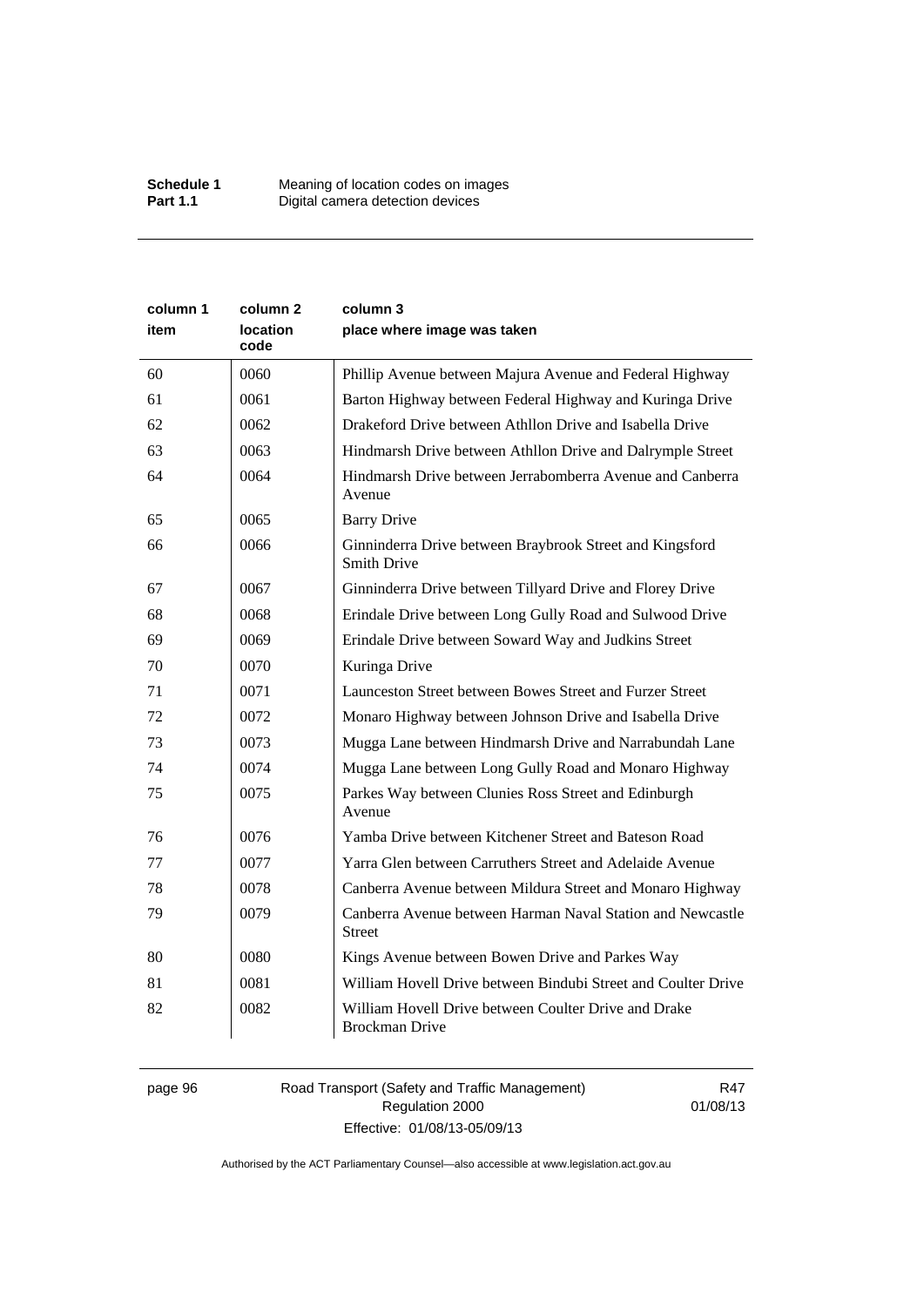| column 1 item | column 2 location code | column 3 place where image was taken |
| --- | --- | --- |
| 60 | 0060 | Phillip Avenue between Majura Avenue and Federal Highway |
| 61 | 0061 | Barton Highway between Federal Highway and Kuringa Drive |
| 62 | 0062 | Drakeford Drive between Athllon Drive and Isabella Drive |
| 63 | 0063 | Hindmarsh Drive between Athllon Drive and Dalrymple Street |
| 64 | 0064 | Hindmarsh Drive between Jerrabomberra Avenue and Canberra Avenue |
| 65 | 0065 | Barry Drive |
| 66 | 0066 | Ginninderra Drive between Braybrook Street and Kingsford Smith Drive |
| 67 | 0067 | Ginninderra Drive between Tillyard Drive and Florey Drive |
| 68 | 0068 | Erindale Drive between Long Gully Road and Sulwood Drive |
| 69 | 0069 | Erindale Drive between Soward Way and Judkins Street |
| 70 | 0070 | Kuringa Drive |
| 71 | 0071 | Launceston Street between Bowes Street and Furzer Street |
| 72 | 0072 | Monaro Highway between Johnson Drive and Isabella Drive |
| 73 | 0073 | Mugga Lane between Hindmarsh Drive and Narrabundah Lane |
| 74 | 0074 | Mugga Lane between Long Gully Road and Monaro Highway |
| 75 | 0075 | Parkes Way between Clunies Ross Street and Edinburgh Avenue |
| 76 | 0076 | Yamba Drive between Kitchener Street and Bateson Road |
| 77 | 0077 | Yarra Glen between Carruthers Street and Adelaide Avenue |
| 78 | 0078 | Canberra Avenue between Mildura Street and Monaro Highway |
| 79 | 0079 | Canberra Avenue between Harman Naval Station and Newcastle Street |
| 80 | 0080 | Kings Avenue between Bowen Drive and Parkes Way |
| 81 | 0081 | William Hovell Drive between Bindubi Street and Coulter Drive |
| 82 | 0082 | William Hovell Drive between Coulter Drive and Drake Brockman Drive |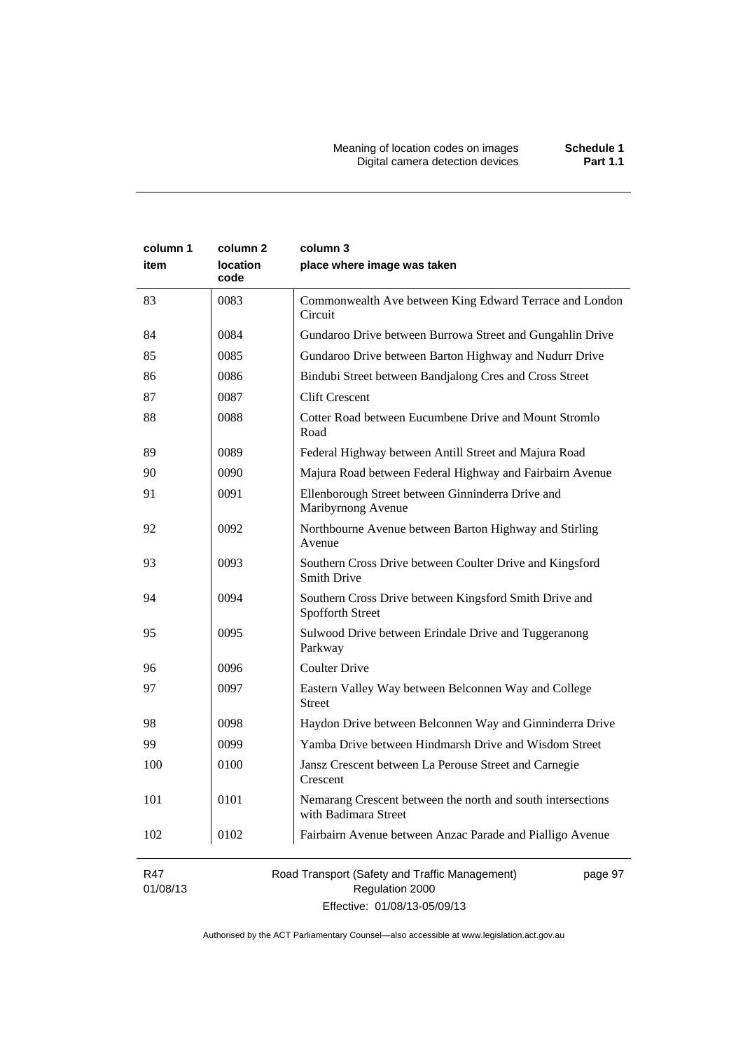| column 1 item | column 2 location code | column 3 place where image was taken |
|---|---|---|
| 83 | 0083 | Commonwealth Ave between King Edward Terrace and London Circuit |
| 84 | 0084 | Gundaroo Drive between Burrowa Street and Gungahlin Drive |
| 85 | 0085 | Gundaroo Drive between Barton Highway and Nudurr Drive |
| 86 | 0086 | Bindubi Street between Bandjalong Cres and Cross Street |
| 87 | 0087 | Clift Crescent |
| 88 | 0088 | Cotter Road between Eucumbene Drive and Mount Stromlo Road |
| 89 | 0089 | Federal Highway between Antill Street and Majura Road |
| 90 | 0090 | Majura Road between Federal Highway and Fairbairn Avenue |
| 91 | 0091 | Ellenborough Street between Ginninderra Drive and Maribyrnong Avenue |
| 92 | 0092 | Northbourne Avenue between Barton Highway and Stirling Avenue |
| 93 | 0093 | Southern Cross Drive between Coulter Drive and Kingsford Smith Drive |
| 94 | 0094 | Southern Cross Drive between Kingsford Smith Drive and Spofforth Street |
| 95 | 0095 | Sulwood Drive between Erindale Drive and Tuggeranong Parkway |
| 96 | 0096 | Coulter Drive |
| 97 | 0097 | Eastern Valley Way between Belconnen Way and College Street |
| 98 | 0098 | Haydon Drive between Belconnen Way and Ginninderra Drive |
| 99 | 0099 | Yamba Drive between Hindmarsh Drive and Wisdom Street |
| 100 | 0100 | Jansz Crescent between La Perouse Street and Carnegie Crescent |
| 101 | 0101 | Nemarang Crescent between the north and south intersections with Badimara Street |
| 102 | 0102 | Fairbairn Avenue between Anzac Parade and Pialligo Avenue |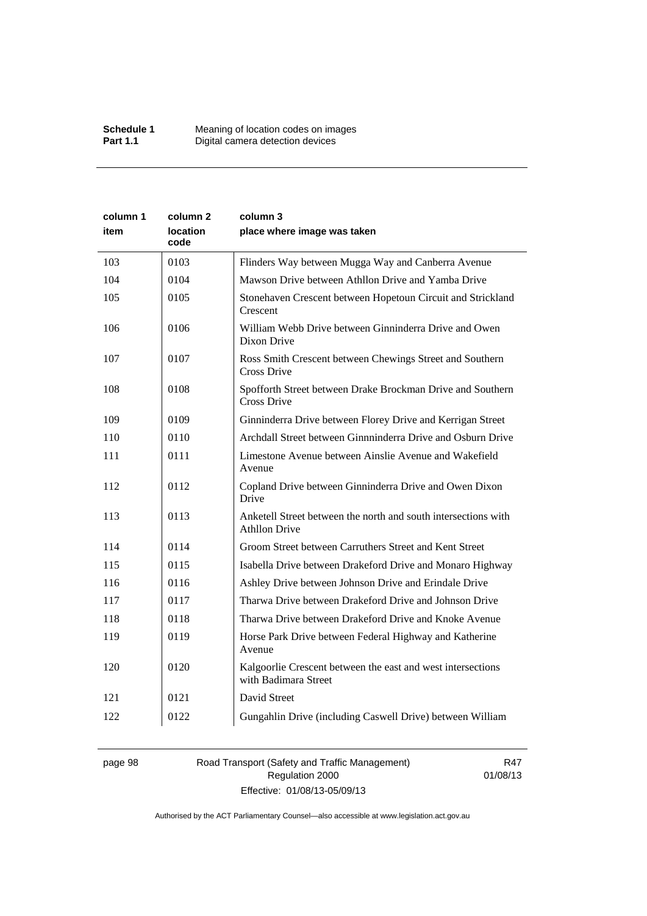| column 1 item | column 2 location code | column 3 place where image was taken |
|---|---|---|
| 103 | 0103 | Flinders Way between Mugga Way and Canberra Avenue |
| 104 | 0104 | Mawson Drive between Athllon Drive and Yamba Drive |
| 105 | 0105 | Stonehaven Crescent between Hopetoun Circuit and Strickland Crescent |
| 106 | 0106 | William Webb Drive between Ginninderra Drive and Owen Dixon Drive |
| 107 | 0107 | Ross Smith Crescent between Chewings Street and Southern Cross Drive |
| 108 | 0108 | Spofforth Street between Drake Brockman Drive and Southern Cross Drive |
| 109 | 0109 | Ginninderra Drive between Florey Drive and Kerrigan Street |
| 110 | 0110 | Archdall Street between Ginnninderra Drive and Osburn Drive |
| 111 | 0111 | Limestone Avenue between Ainslie Avenue and Wakefield Avenue |
| 112 | 0112 | Copland Drive between Ginninderra Drive and Owen Dixon Drive |
| 113 | 0113 | Anketell Street between the north and south intersections with Athllon Drive |
| 114 | 0114 | Groom Street between Carruthers Street and Kent Street |
| 115 | 0115 | Isabella Drive between Drakeford Drive and Monaro Highway |
| 116 | 0116 | Ashley Drive between Johnson Drive and Erindale Drive |
| 117 | 0117 | Tharwa Drive between Drakeford Drive and Johnson Drive |
| 118 | 0118 | Tharwa Drive between Drakeford Drive and Knoke Avenue |
| 119 | 0119 | Horse Park Drive between Federal Highway and Katherine Avenue |
| 120 | 0120 | Kalgoorlie Crescent between the east and west intersections with Badimara Street |
| 121 | 0121 | David Street |
| 122 | 0122 | Gungahlin Drive (including Caswell Drive) between William |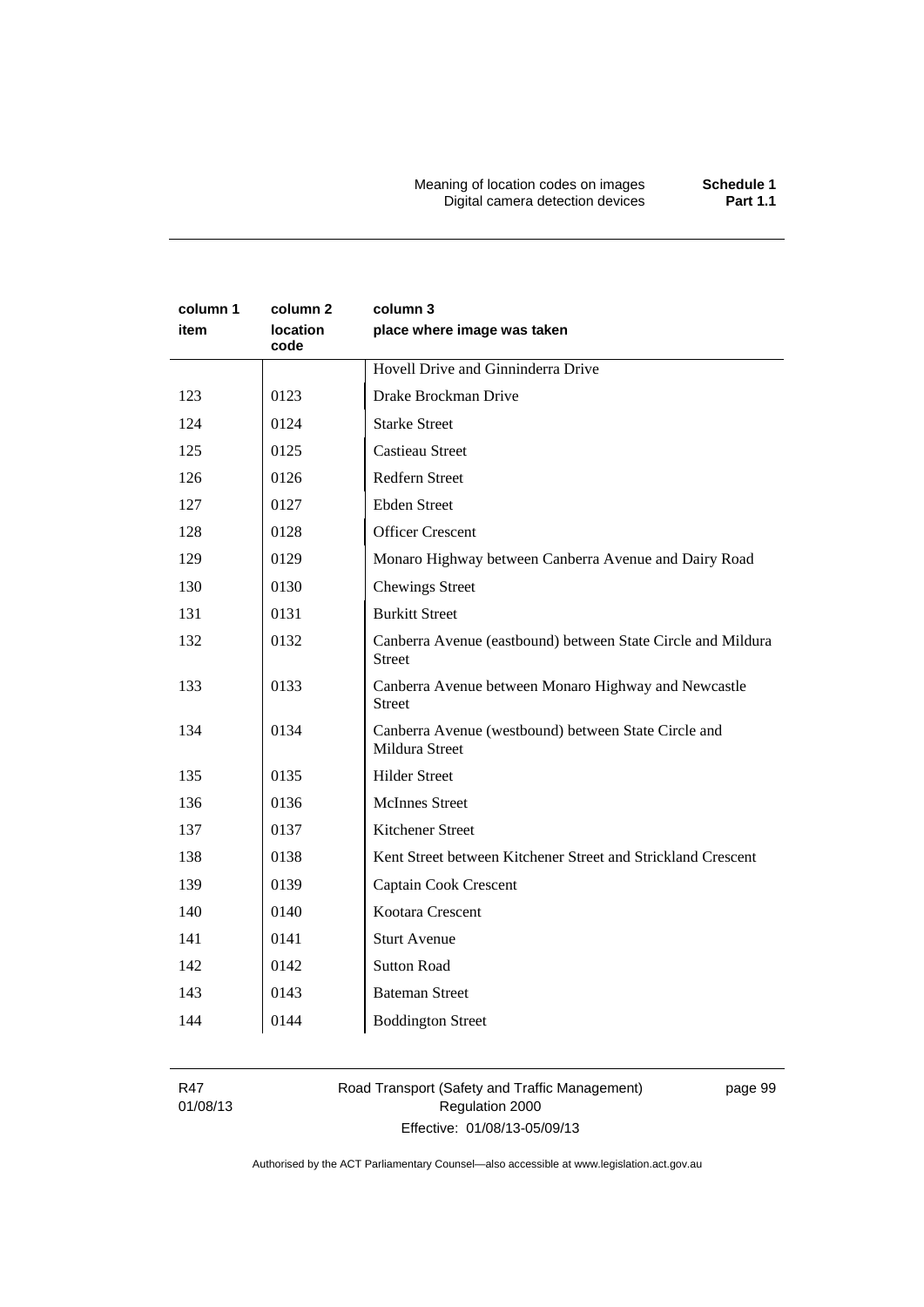| column 1<br>item | column 2<br>location code | column 3<br>place where image was taken |
|---|---|---|
| | | Hovell Drive and Ginninderra Drive |
| 123 | 0123 | Drake Brockman Drive |
| 124 | 0124 | Starke Street |
| 125 | 0125 | Castieau Street |
| 126 | 0126 | Redfern Street |
| 127 | 0127 | Ebden Street |
| 128 | 0128 | Officer Crescent |
| 129 | 0129 | Monaro Highway between Canberra Avenue and Dairy Road |
| 130 | 0130 | Chewings Street |
| 131 | 0131 | Burkitt Street |
| 132 | 0132 | Canberra Avenue (eastbound) between State Circle and Mildura Street |
| 133 | 0133 | Canberra Avenue between Monaro Highway and Newcastle Street |
| 134 | 0134 | Canberra Avenue (westbound) between State Circle and Mildura Street |
| 135 | 0135 | Hilder Street |
| 136 | 0136 | McInnes Street |
| 137 | 0137 | Kitchener Street |
| 138 | 0138 | Kent Street between Kitchener Street and Strickland Crescent |
| 139 | 0139 | Captain Cook Crescent |
| 140 | 0140 | Kootara Crescent |
| 141 | 0141 | Sturt Avenue |
| 142 | 0142 | Sutton Road |
| 143 | 0143 | Bateman Street |
| 144 | 0144 | Boddington Street |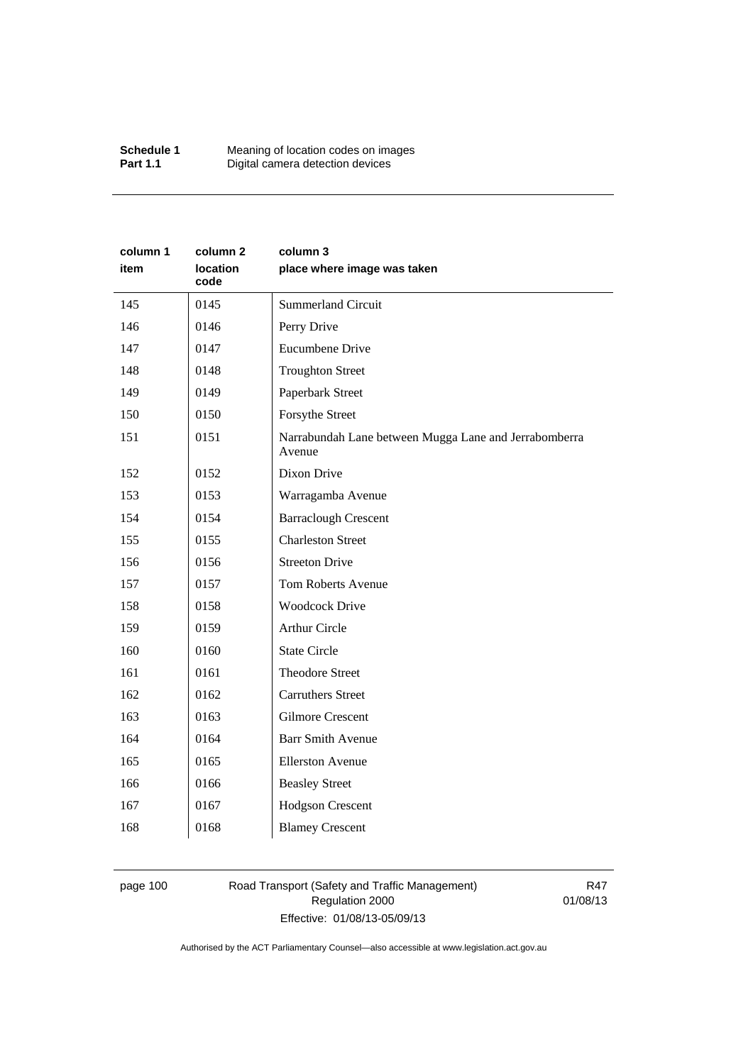| column 1 item | column 2 location code | column 3 place where image was taken |
|---|---|---|
| 145 | 0145 | Summerland Circuit |
| 146 | 0146 | Perry Drive |
| 147 | 0147 | Eucumbene Drive |
| 148 | 0148 | Troughton Street |
| 149 | 0149 | Paperbark Street |
| 150 | 0150 | Forsythe Street |
| 151 | 0151 | Narrabundah Lane between Mugga Lane and Jerrabomberra Avenue |
| 152 | 0152 | Dixon Drive |
| 153 | 0153 | Warragamba Avenue |
| 154 | 0154 | Barraclough Crescent |
| 155 | 0155 | Charleston Street |
| 156 | 0156 | Streeton Drive |
| 157 | 0157 | Tom Roberts Avenue |
| 158 | 0158 | Woodcock Drive |
| 159 | 0159 | Arthur Circle |
| 160 | 0160 | State Circle |
| 161 | 0161 | Theodore Street |
| 162 | 0162 | Carruthers Street |
| 163 | 0163 | Gilmore Crescent |
| 164 | 0164 | Barr Smith Avenue |
| 165 | 0165 | Ellerston Avenue |
| 166 | 0166 | Beasley Street |
| 167 | 0167 | Hodgson Crescent |
| 168 | 0168 | Blamey Crescent |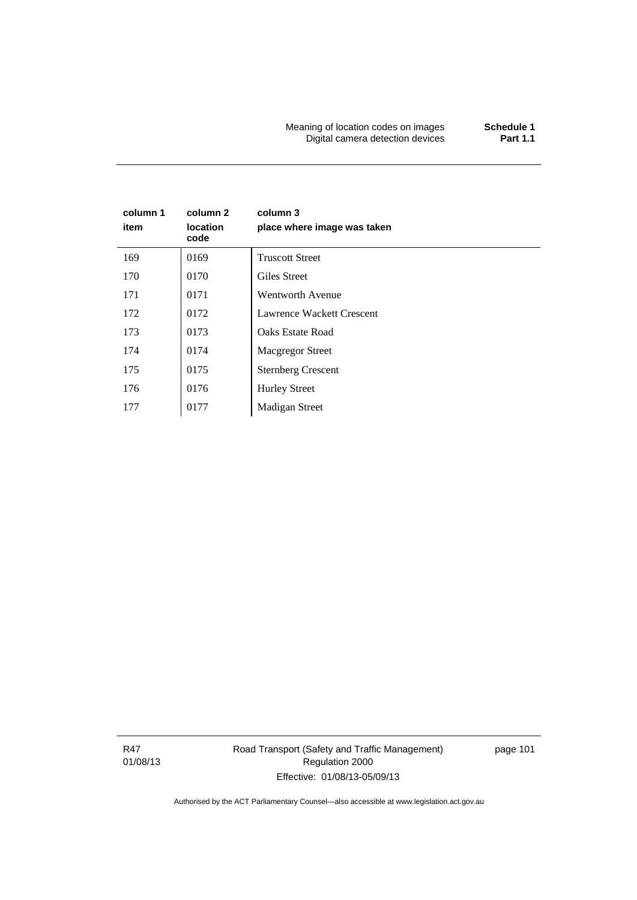| column 1 item | column 2 location code | column 3 place where image was taken |
|---|---|---|
| 169 | 0169 | Truscott Street |
| 170 | 0170 | Giles Street |
| 171 | 0171 | Wentworth Avenue |
| 172 | 0172 | Lawrence Wackett Crescent |
| 173 | 0173 | Oaks Estate Road |
| 174 | 0174 | Macgregor Street |
| 175 | 0175 | Sternberg Crescent |
| 176 | 0176 | Hurley Street |
| 177 | 0177 | Madigan Street |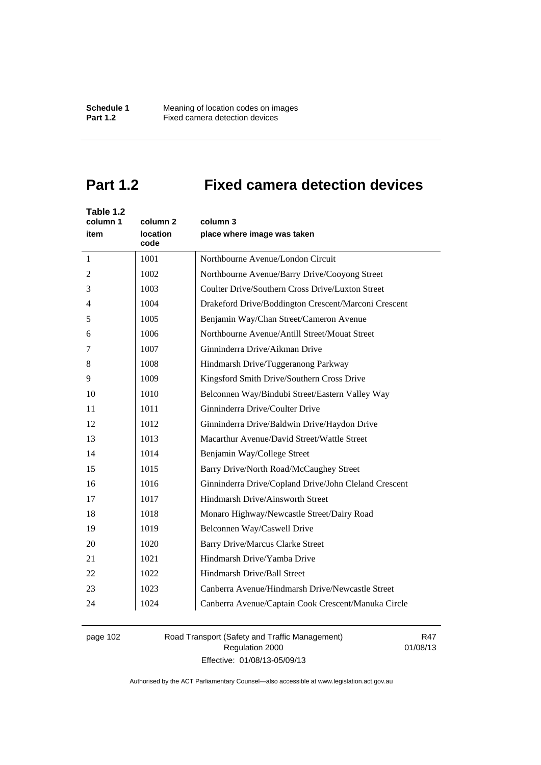# Part 1.2 Fixed camera detection devices

**Table 1.2**

| column 1<br>item | column 2<br>location code | column 3<br>place where image was taken |
|---|---|---|
| 1 | 1001 | Northbourne Avenue/London Circuit |
| 2 | 1002 | Northbourne Avenue/Barry Drive/Cooyong Street |
| 3 | 1003 | Coulter Drive/Southern Cross Drive/Luxton Street |
| 4 | 1004 | Drakeford Drive/Boddington Crescent/Marconi Crescent |
| 5 | 1005 | Benjamin Way/Chan Street/Cameron Avenue |
| 6 | 1006 | Northbourne Avenue/Antill Street/Mouat Street |
| 7 | 1007 | Ginninderra Drive/Aikman Drive |
| 8 | 1008 | Hindmarsh Drive/Tuggeranong Parkway |
| 9 | 1009 | Kingsford Smith Drive/Southern Cross Drive |
| 10 | 1010 | Belconnen Way/Bindubi Street/Eastern Valley Way |
| 11 | 1011 | Ginninderra Drive/Coulter Drive |
| 12 | 1012 | Ginninderra Drive/Baldwin Drive/Haydon Drive |
| 13 | 1013 | Macarthur Avenue/David Street/Wattle Street |
| 14 | 1014 | Benjamin Way/College Street |
| 15 | 1015 | Barry Drive/North Road/McCaughey Street |
| 16 | 1016 | Ginninderra Drive/Copland Drive/John Cleland Crescent |
| 17 | 1017 | Hindmarsh Drive/Ainsworth Street |
| 18 | 1018 | Monaro Highway/Newcastle Street/Dairy Road |
| 19 | 1019 | Belconnen Way/Caswell Drive |
| 20 | 1020 | Barry Drive/Marcus Clarke Street |
| 21 | 1021 | Hindmarsh Drive/Yamba Drive |
| 22 | 1022 | Hindmarsh Drive/Ball Street |
| 23 | 1023 | Canberra Avenue/Hindmarsh Drive/Newcastle Street |
| 24 | 1024 | Canberra Avenue/Captain Cook Crescent/Manuka Circle |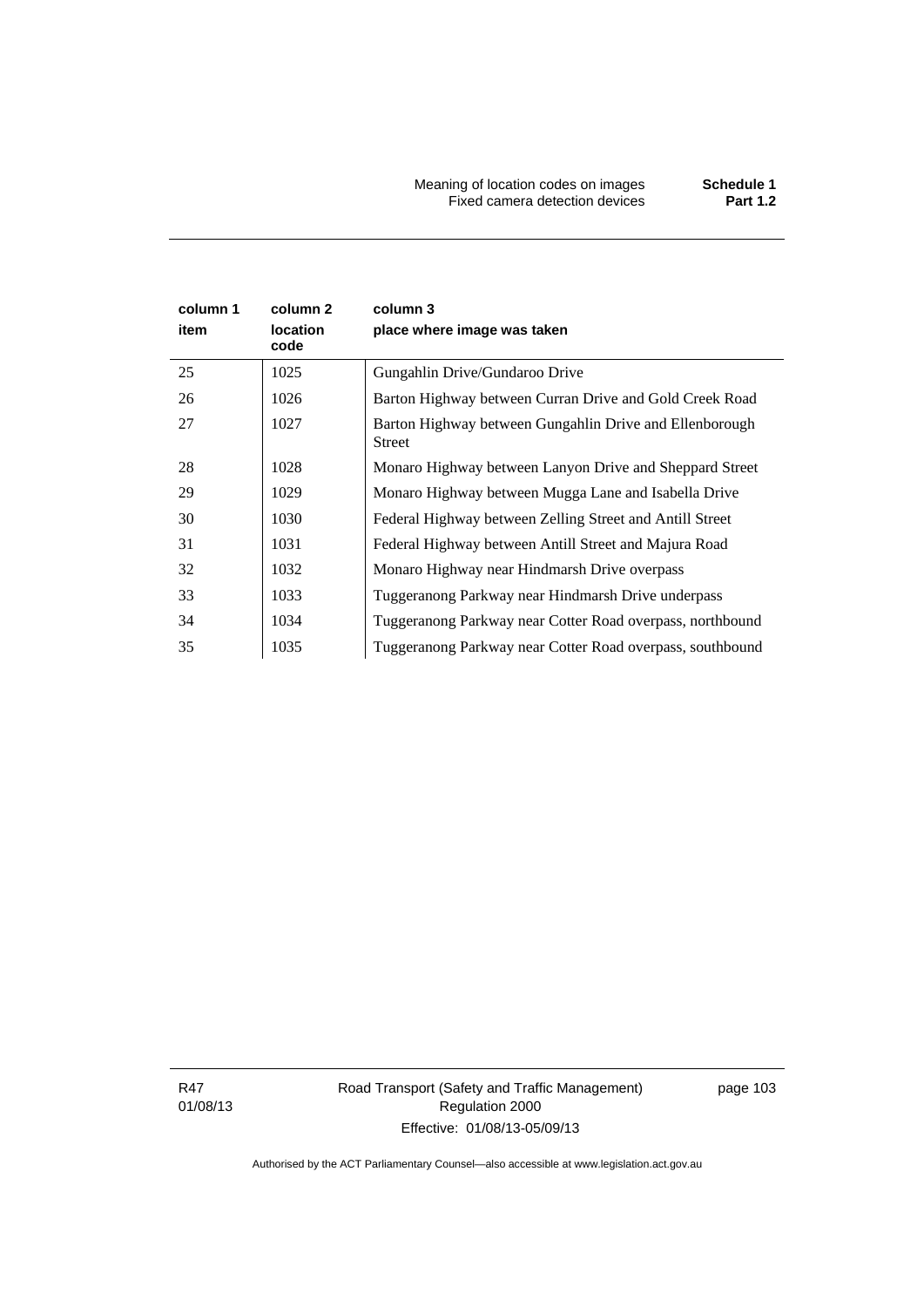| column 1<br>item | column 2<br>location code | column 3<br>place where image was taken |
|---|---|---|
| 25 | 1025 | Gungahlin Drive/Gundaroo Drive |
| 26 | 1026 | Barton Highway between Curran Drive and Gold Creek Road |
| 27 | 1027 | Barton Highway between Gungahlin Drive and Ellenborough Street |
| 28 | 1028 | Monaro Highway between Lanyon Drive and Sheppard Street |
| 29 | 1029 | Monaro Highway between Mugga Lane and Isabella Drive |
| 30 | 1030 | Federal Highway between Zelling Street and Antill Street |
| 31 | 1031 | Federal Highway between Antill Street and Majura Road |
| 32 | 1032 | Monaro Highway near Hindmarsh Drive overpass |
| 33 | 1033 | Tuggeranong Parkway near Hindmarsh Drive underpass |
| 34 | 1034 | Tuggeranong Parkway near Cotter Road overpass, northbound |
| 35 | 1035 | Tuggeranong Parkway near Cotter Road overpass, southbound |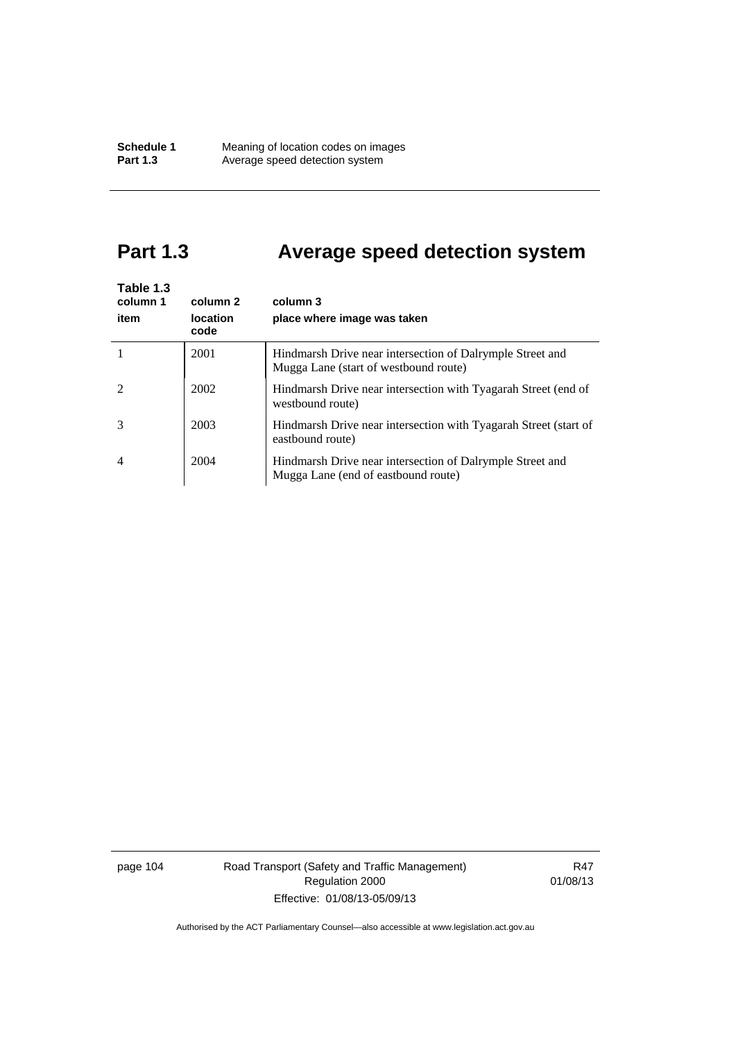# Part 1.3 Average speed detection system

**Table 1.3**

| column 1<br>item | column 2<br>location code | column 3<br>place where image was taken |
|---|---|---|
| 1 | 2001 | Hindmarsh Drive near intersection of Dalrymple Street and Mugga Lane (start of westbound route) |
| 2 | 2002 | Hindmarsh Drive near intersection with Tyagarah Street (end of westbound route) |
| 3 | 2003 | Hindmarsh Drive near intersection with Tyagarah Street (start of eastbound route) |
| 4 | 2004 | Hindmarsh Drive near intersection of Dalrymple Street and Mugga Lane (end of eastbound route) |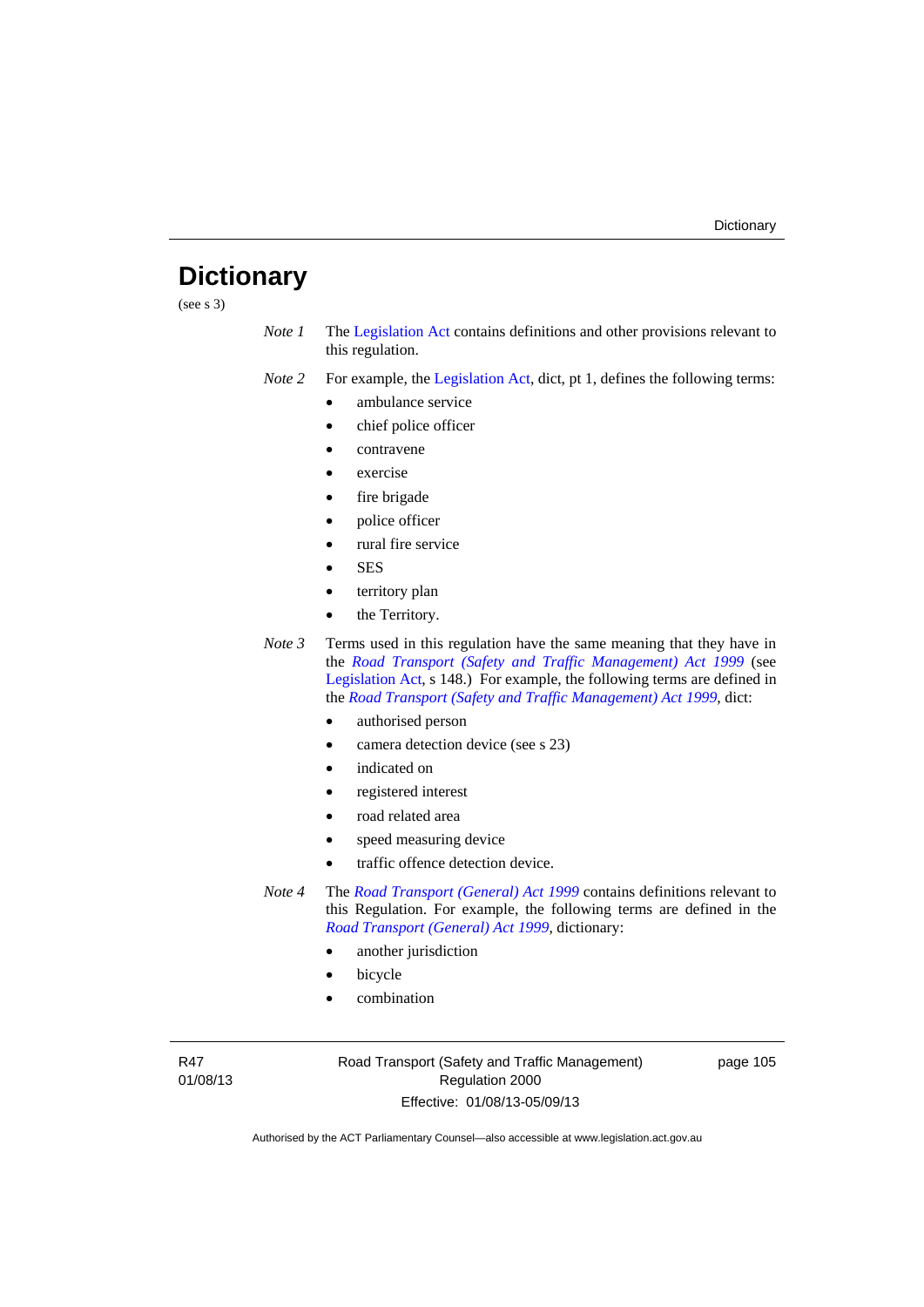# Dictionary

(see s 3)

*Note 1* The Legislation Act contains definitions and other provisions relevant to this regulation.

*Note 2* For example, the Legislation Act, dict, pt 1, defines the following terms:

- ambulance service
- chief police officer
- contravene
- exercise
- fire brigade
- police officer
- rural fire service
- SES
- territory plan
- the Territory.

*Note 3* Terms used in this regulation have the same meaning that they have in the *Road Transport (Safety and Traffic Management) Act 1999* (see Legislation Act, s 148.) For example, the following terms are defined in the *Road Transport (Safety and Traffic Management) Act 1999*, dict:

- authorised person
- camera detection device (see s 23)
- indicated on
- registered interest
- road related area
- speed measuring device
- traffic offence detection device.

*Note 4* The *Road Transport (General) Act 1999* contains definitions relevant to this Regulation. For example, the following terms are defined in the *Road Transport (General) Act 1999*, dictionary:

- another jurisdiction
- bicycle
- combination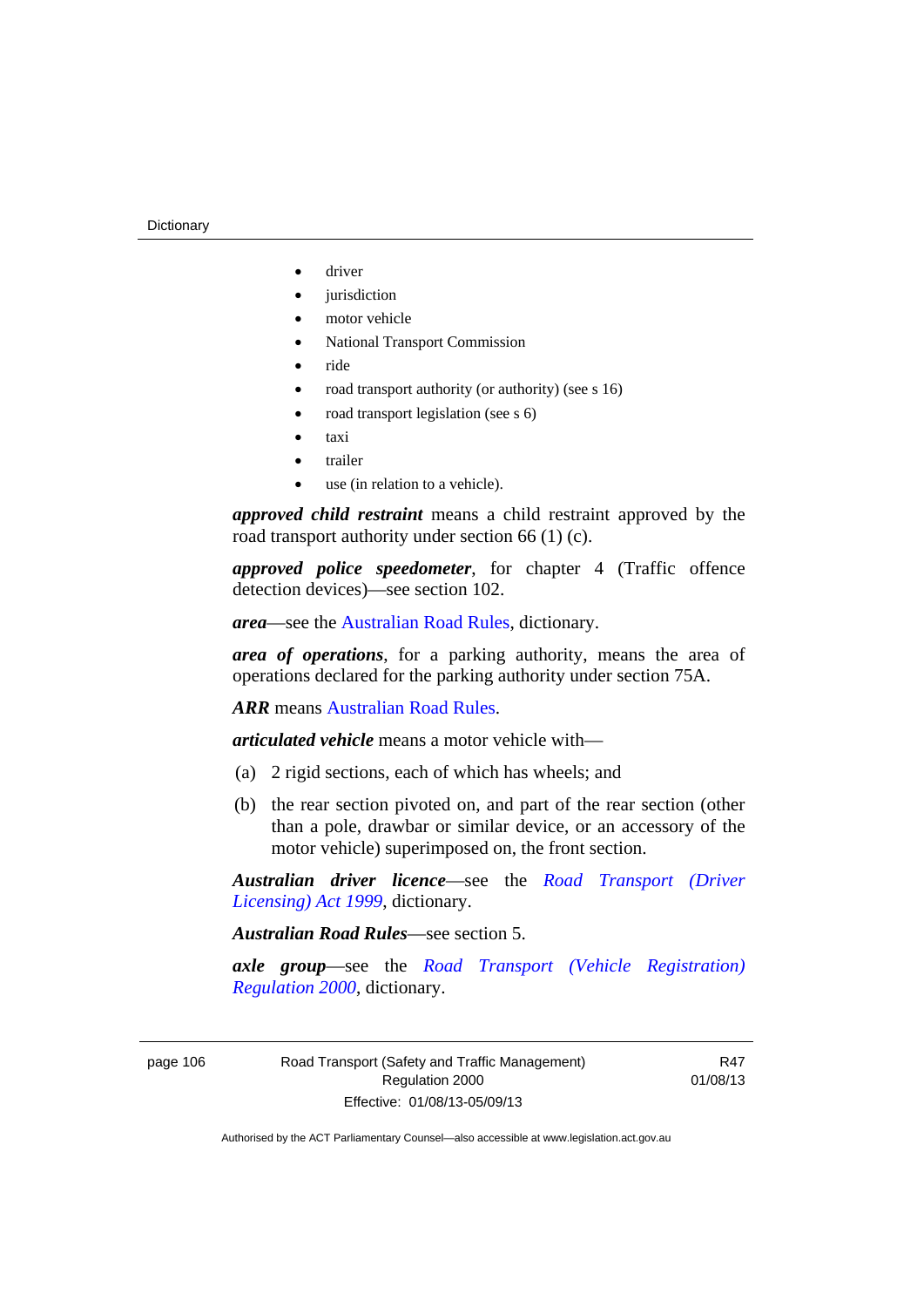- driver
- jurisdiction
- motor vehicle
- National Transport Commission
- ride
- road transport authority (or authority) (see s 16)
- road transport legislation (see s 6)
- taxi
- trailer
- use (in relation to a vehicle).

***approved child restraint*** means a child restraint approved by the road transport authority under section 66 (1) (c).

***approved police speedometer***, for chapter 4 (Traffic offence detection devices)—see section 102.

***area***—see the Australian Road Rules, dictionary.

***area of operations***, for a parking authority, means the area of operations declared for the parking authority under section 75A.

***ARR*** means Australian Road Rules.

***articulated vehicle*** means a motor vehicle with—

(a) 2 rigid sections, each of which has wheels; and

(b) the rear section pivoted on, and part of the rear section (other than a pole, drawbar or similar device, or an accessory of the motor vehicle) superimposed on, the front section.

***Australian driver licence***—see the *Road Transport (Driver Licensing) Act 1999*, dictionary.

***Australian Road Rules***—see section 5.

***axle group***—see the *Road Transport (Vehicle Registration) Regulation 2000*, dictionary.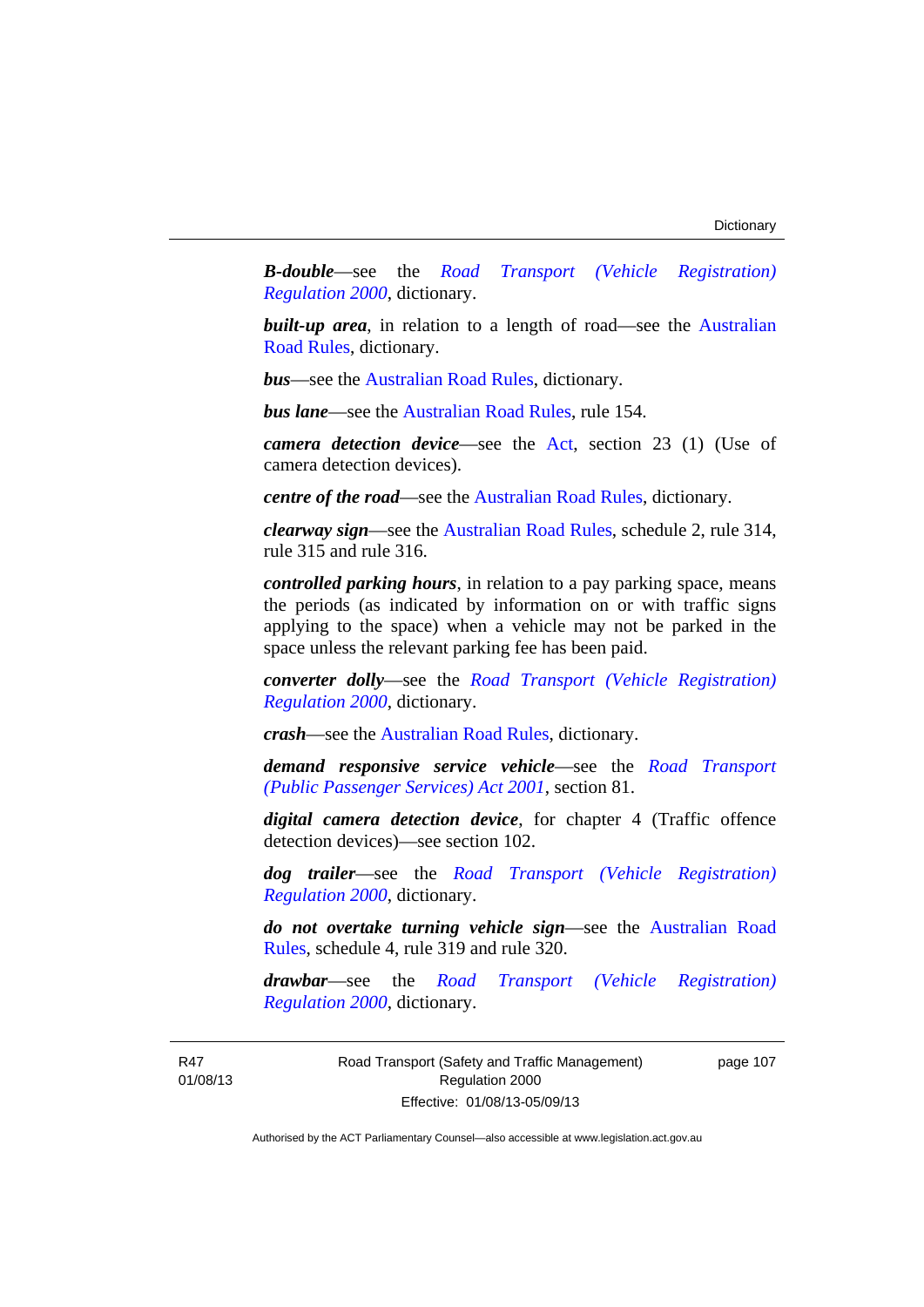***B-double***—see the *Road Transport (Vehicle Registration) Regulation 2000*, dictionary.

***built-up area***, in relation to a length of road—see the Australian Road Rules, dictionary.

***bus***—see the Australian Road Rules, dictionary.

***bus lane***—see the Australian Road Rules, rule 154.

***camera detection device***—see the Act, section 23 (1) (Use of camera detection devices).

***centre of the road***—see the Australian Road Rules, dictionary.

***clearway sign***—see the Australian Road Rules, schedule 2, rule 314, rule 315 and rule 316.

***controlled parking hours***, in relation to a pay parking space, means the periods (as indicated by information on or with traffic signs applying to the space) when a vehicle may not be parked in the space unless the relevant parking fee has been paid.

***converter dolly***—see the *Road Transport (Vehicle Registration) Regulation 2000*, dictionary.

***crash***—see the Australian Road Rules, dictionary.

***demand responsive service vehicle***—see the *Road Transport (Public Passenger Services) Act 2001*, section 81.

***digital camera detection device***, for chapter 4 (Traffic offence detection devices)—see section 102.

***dog trailer***—see the *Road Transport (Vehicle Registration) Regulation 2000*, dictionary.

***do not overtake turning vehicle sign***—see the Australian Road Rules, schedule 4, rule 319 and rule 320.

***drawbar***—see the *Road Transport (Vehicle Registration) Regulation 2000*, dictionary.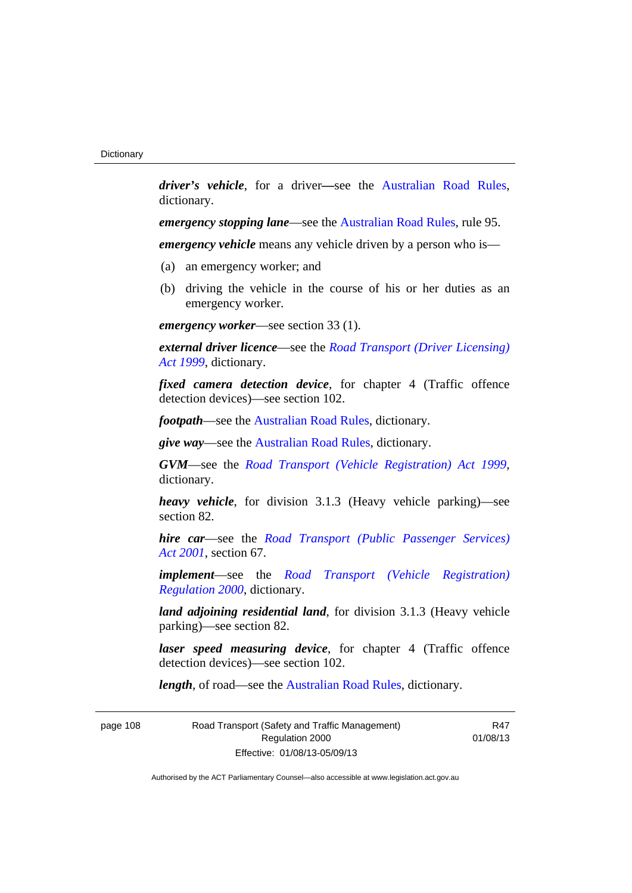***driver's vehicle***, for a driver—see the Australian Road Rules, dictionary.

***emergency stopping lane***—see the Australian Road Rules, rule 95.

***emergency vehicle*** means any vehicle driven by a person who is—

(a) an emergency worker; and

(b) driving the vehicle in the course of his or her duties as an emergency worker.

***emergency worker***—see section 33 (1).

***external driver licence***—see the *Road Transport (Driver Licensing) Act 1999*, dictionary.

***fixed camera detection device***, for chapter 4 (Traffic offence detection devices)—see section 102.

***footpath***—see the Australian Road Rules, dictionary.

***give way***—see the Australian Road Rules, dictionary.

***GVM***—see the *Road Transport (Vehicle Registration) Act 1999*, dictionary.

***heavy vehicle***, for division 3.1.3 (Heavy vehicle parking)—see section 82.

***hire car***—see the *Road Transport (Public Passenger Services) Act 2001*, section 67.

***implement***—see the *Road Transport (Vehicle Registration) Regulation 2000*, dictionary.

***land adjoining residential land***, for division 3.1.3 (Heavy vehicle parking)—see section 82.

***laser speed measuring device***, for chapter 4 (Traffic offence detection devices)—see section 102.

***length***, of road—see the Australian Road Rules, dictionary.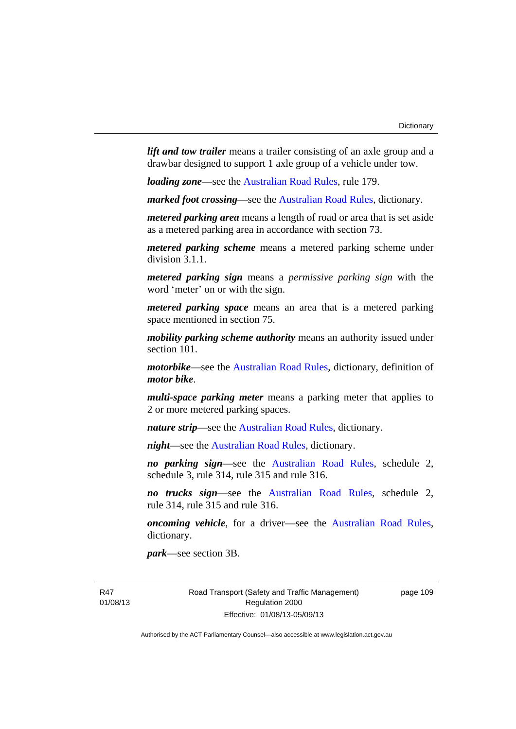***lift and tow trailer*** means a trailer consisting of an axle group and a drawbar designed to support 1 axle group of a vehicle under tow.

***loading zone***—see the Australian Road Rules, rule 179.

***marked foot crossing***—see the Australian Road Rules, dictionary.

***metered parking area*** means a length of road or area that is set aside as a metered parking area in accordance with section 73.

***metered parking scheme*** means a metered parking scheme under division 3.1.1.

***metered parking sign*** means a *permissive parking sign* with the word 'meter' on or with the sign.

***metered parking space*** means an area that is a metered parking space mentioned in section 75.

***mobility parking scheme authority*** means an authority issued under section 101.

***motorbike***—see the Australian Road Rules, dictionary, definition of ***motor bike***.

***multi-space parking meter*** means a parking meter that applies to 2 or more metered parking spaces.

***nature strip***—see the Australian Road Rules, dictionary.

***night***—see the Australian Road Rules, dictionary.

***no parking sign***—see the Australian Road Rules, schedule 2, schedule 3, rule 314, rule 315 and rule 316.

***no trucks sign***—see the Australian Road Rules, schedule 2, rule 314, rule 315 and rule 316.

***oncoming vehicle***, for a driver—see the Australian Road Rules, dictionary.

***park***—see section 3B.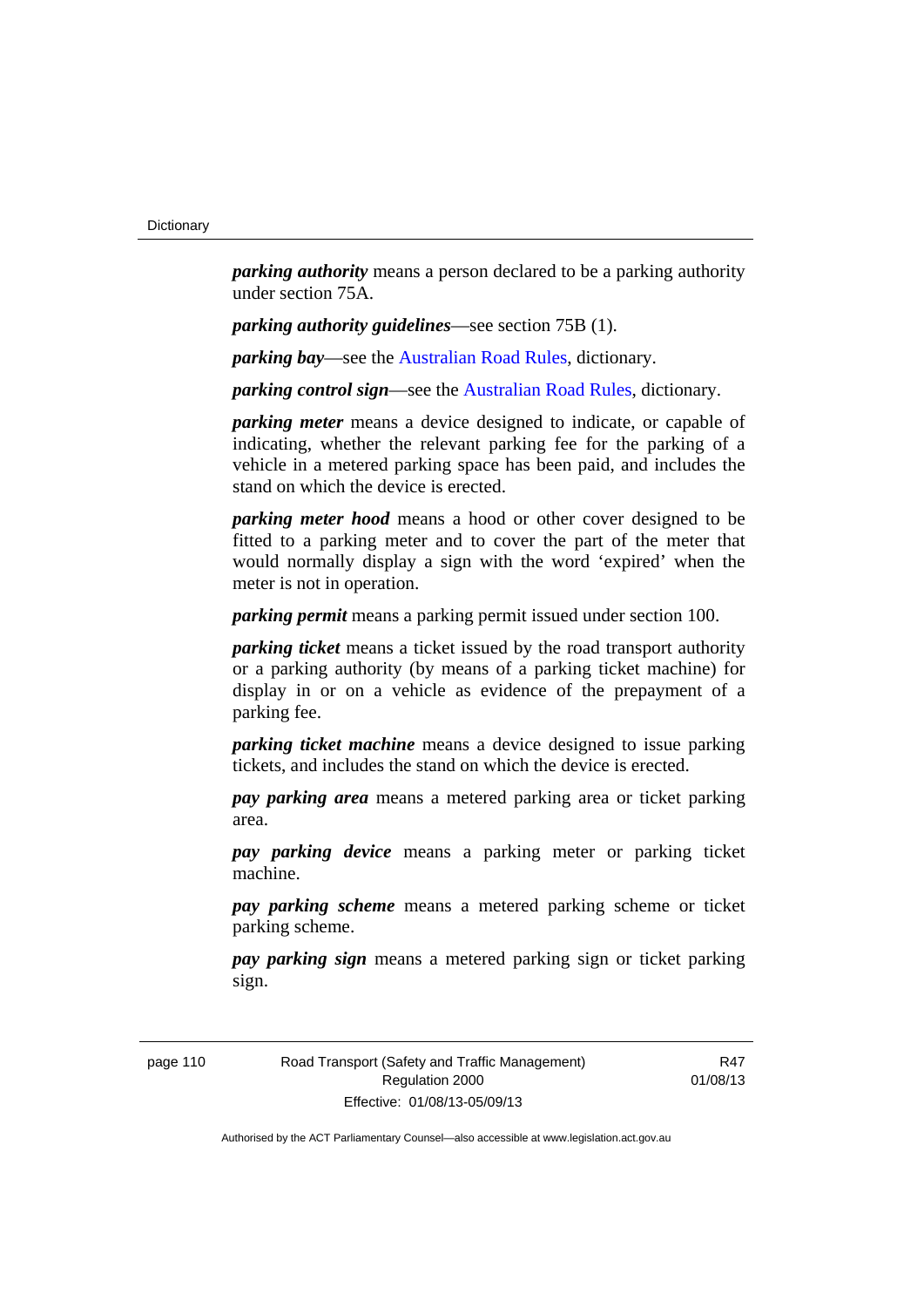***parking authority*** means a person declared to be a parking authority under section 75A.

***parking authority guidelines***—see section 75B (1).

***parking bay***—see the Australian Road Rules, dictionary.

***parking control sign***—see the Australian Road Rules, dictionary.

***parking meter*** means a device designed to indicate, or capable of indicating, whether the relevant parking fee for the parking of a vehicle in a metered parking space has been paid, and includes the stand on which the device is erected.

***parking meter hood*** means a hood or other cover designed to be fitted to a parking meter and to cover the part of the meter that would normally display a sign with the word 'expired' when the meter is not in operation.

***parking permit*** means a parking permit issued under section 100.

***parking ticket*** means a ticket issued by the road transport authority or a parking authority (by means of a parking ticket machine) for display in or on a vehicle as evidence of the prepayment of a parking fee.

***parking ticket machine*** means a device designed to issue parking tickets, and includes the stand on which the device is erected.

***pay parking area*** means a metered parking area or ticket parking area.

***pay parking device*** means a parking meter or parking ticket machine.

***pay parking scheme*** means a metered parking scheme or ticket parking scheme.

***pay parking sign*** means a metered parking sign or ticket parking sign.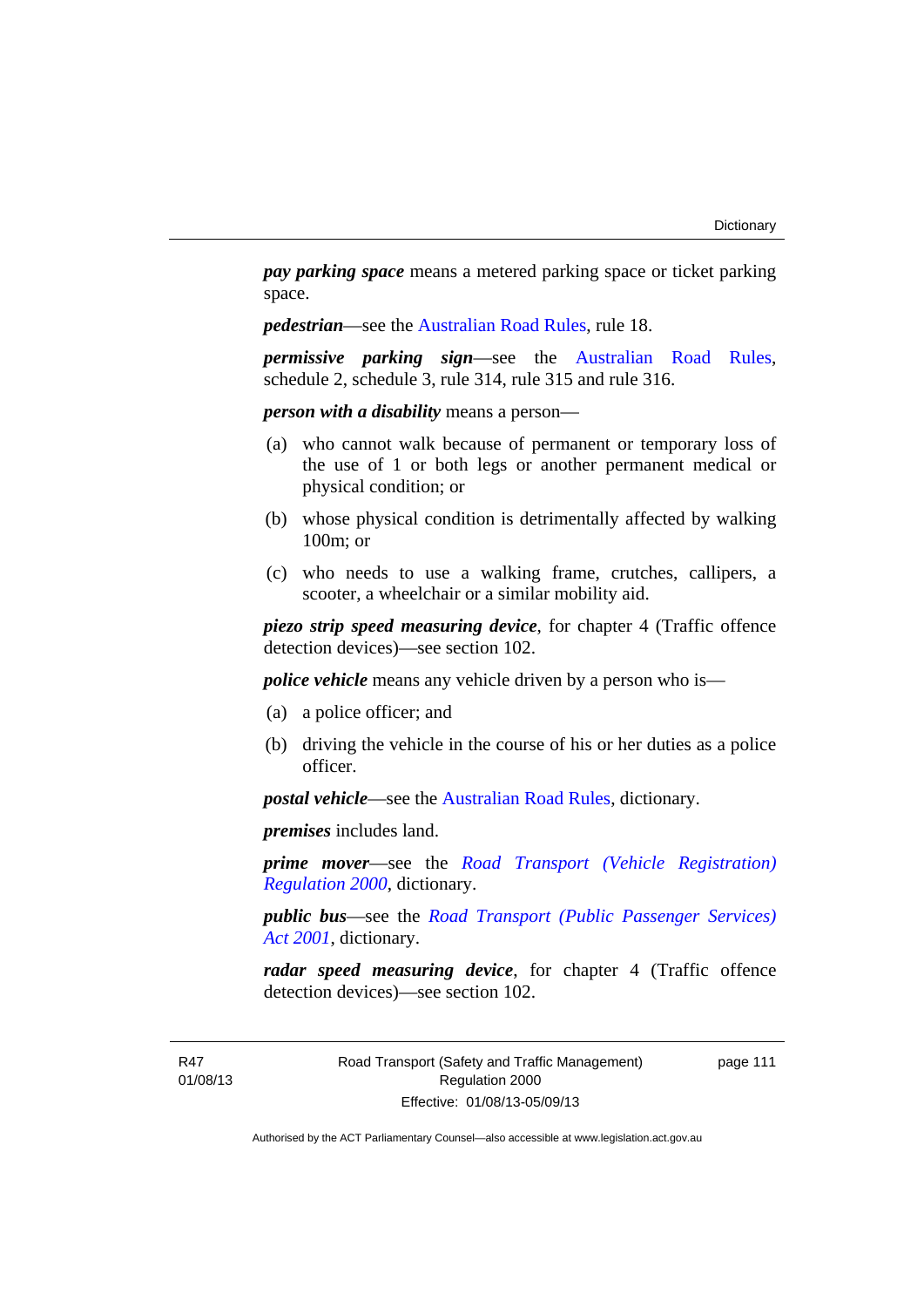***pay parking space*** means a metered parking space or ticket parking space.

***pedestrian***—see the Australian Road Rules, rule 18.

***permissive parking sign***—see the Australian Road Rules, schedule 2, schedule 3, rule 314, rule 315 and rule 316.

***person with a disability*** means a person—

(a) who cannot walk because of permanent or temporary loss of the use of 1 or both legs or another permanent medical or physical condition; or

(b) whose physical condition is detrimentally affected by walking 100m; or

(c) who needs to use a walking frame, crutches, callipers, a scooter, a wheelchair or a similar mobility aid.

***piezo strip speed measuring device***, for chapter 4 (Traffic offence detection devices)—see section 102.

***police vehicle*** means any vehicle driven by a person who is—

(a) a police officer; and

(b) driving the vehicle in the course of his or her duties as a police officer.

***postal vehicle***—see the Australian Road Rules, dictionary.

***premises*** includes land.

***prime mover***—see the *Road Transport (Vehicle Registration) Regulation 2000*, dictionary.

***public bus***—see the *Road Transport (Public Passenger Services) Act 2001*, dictionary.

***radar speed measuring device***, for chapter 4 (Traffic offence detection devices)—see section 102.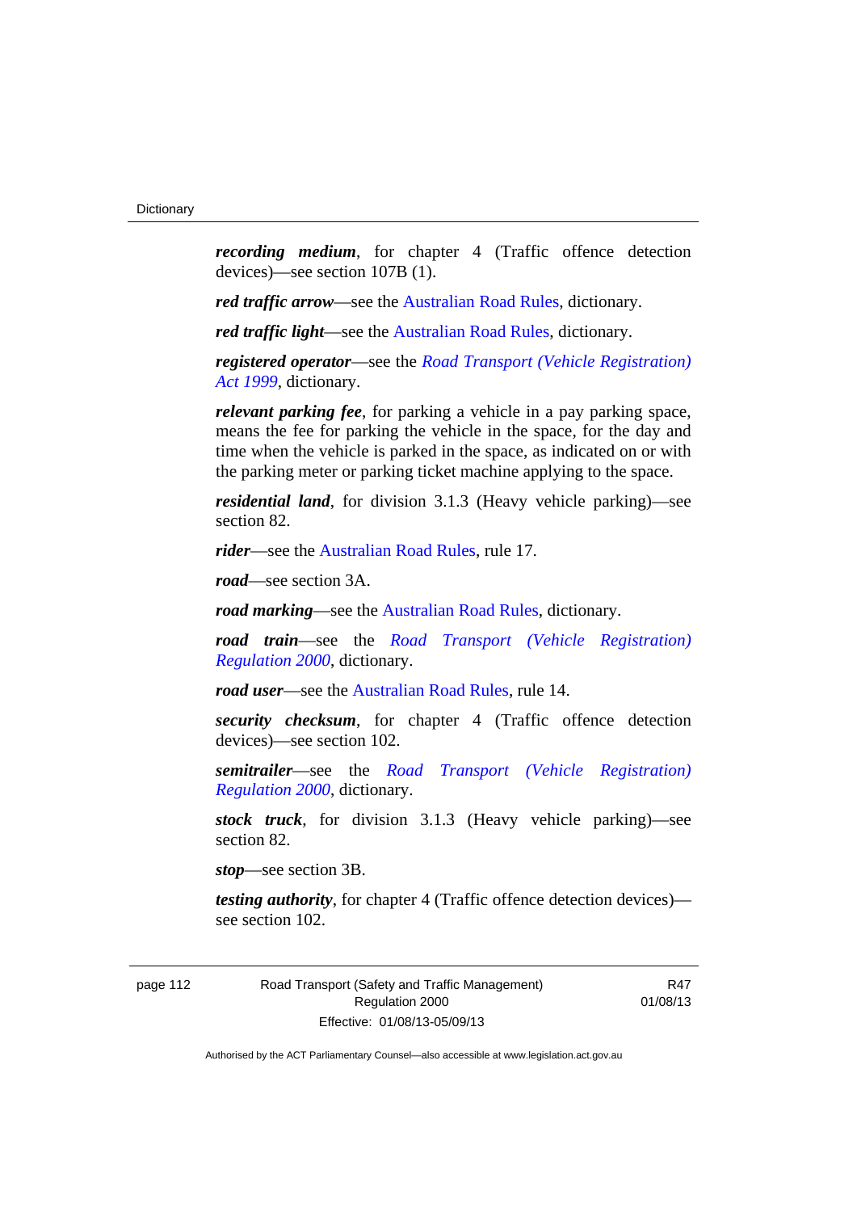***recording medium***, for chapter 4 (Traffic offence detection devices)—see section 107B (1).

***red traffic arrow***—see the Australian Road Rules, dictionary.

***red traffic light***—see the Australian Road Rules, dictionary.

***registered operator***—see the *Road Transport (Vehicle Registration) Act 1999*, dictionary.

***relevant parking fee***, for parking a vehicle in a pay parking space, means the fee for parking the vehicle in the space, for the day and time when the vehicle is parked in the space, as indicated on or with the parking meter or parking ticket machine applying to the space.

***residential land***, for division 3.1.3 (Heavy vehicle parking)—see section 82.

***rider***—see the Australian Road Rules, rule 17.

***road***—see section 3A.

***road marking***—see the Australian Road Rules, dictionary.

***road train***—see the *Road Transport (Vehicle Registration) Regulation 2000*, dictionary.

***road user***—see the Australian Road Rules, rule 14.

***security checksum***, for chapter 4 (Traffic offence detection devices)—see section 102.

***semitrailer***—see the *Road Transport (Vehicle Registration) Regulation 2000*, dictionary.

***stock truck***, for division 3.1.3 (Heavy vehicle parking)—see section 82.

***stop***—see section 3B.

***testing authority***, for chapter 4 (Traffic offence detection devices)—see section 102.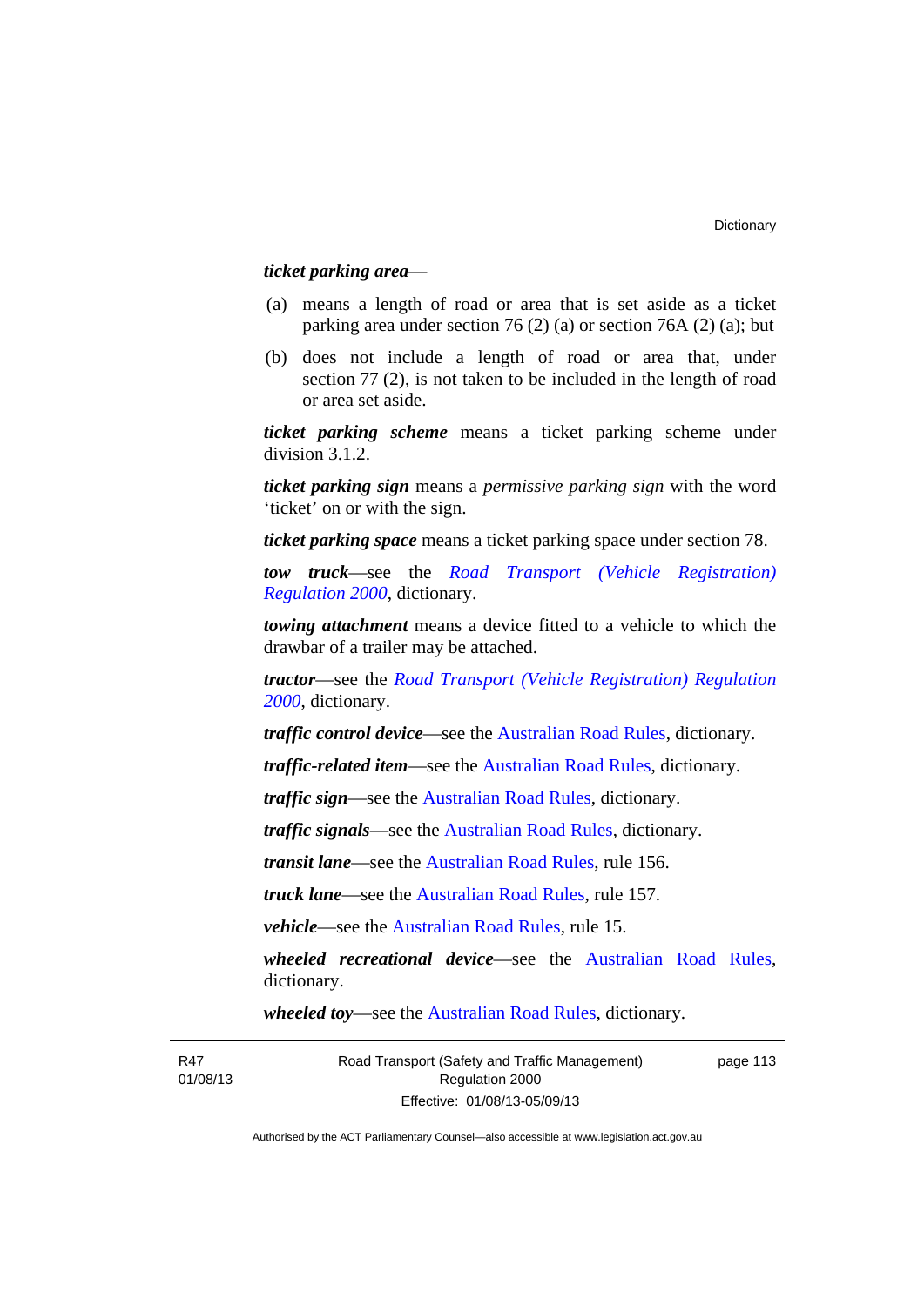***ticket parking area***—

(a) means a length of road or area that is set aside as a ticket parking area under section 76 (2) (a) or section 76A (2) (a); but

(b) does not include a length of road or area that, under section 77 (2), is not taken to be included in the length of road or area set aside.

***ticket parking scheme*** means a ticket parking scheme under division 3.1.2.

***ticket parking sign*** means a *permissive parking sign* with the word 'ticket' on or with the sign.

***ticket parking space*** means a ticket parking space under section 78.

***tow truck***—see the *Road Transport (Vehicle Registration) Regulation 2000*, dictionary.

***towing attachment*** means a device fitted to a vehicle to which the drawbar of a trailer may be attached.

***tractor***—see the *Road Transport (Vehicle Registration) Regulation 2000*, dictionary.

***traffic control device***—see the Australian Road Rules, dictionary.

***traffic-related item***—see the Australian Road Rules, dictionary.

***traffic sign***—see the Australian Road Rules, dictionary.

***traffic signals***—see the Australian Road Rules, dictionary.

***transit lane***—see the Australian Road Rules, rule 156.

***truck lane***—see the Australian Road Rules, rule 157.

***vehicle***—see the Australian Road Rules, rule 15.

***wheeled recreational device***—see the Australian Road Rules, dictionary.

***wheeled toy***—see the Australian Road Rules, dictionary.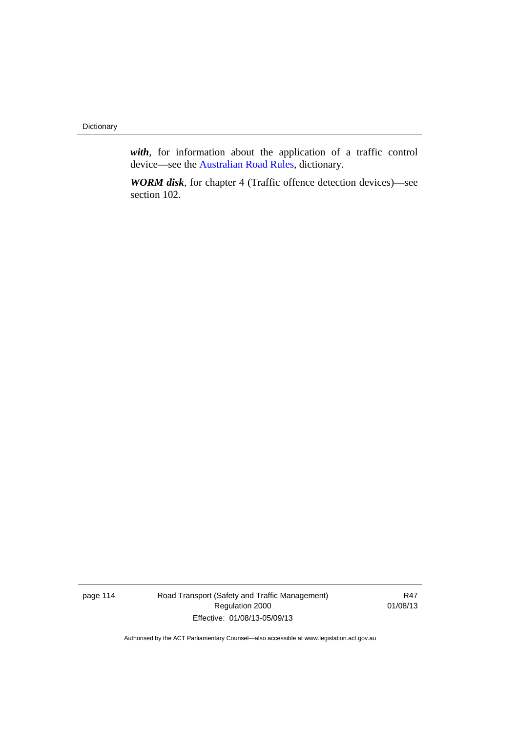***with***, for information about the application of a traffic control device—see the Australian Road Rules, dictionary.

***WORM disk***, for chapter 4 (Traffic offence detection devices)—see section 102.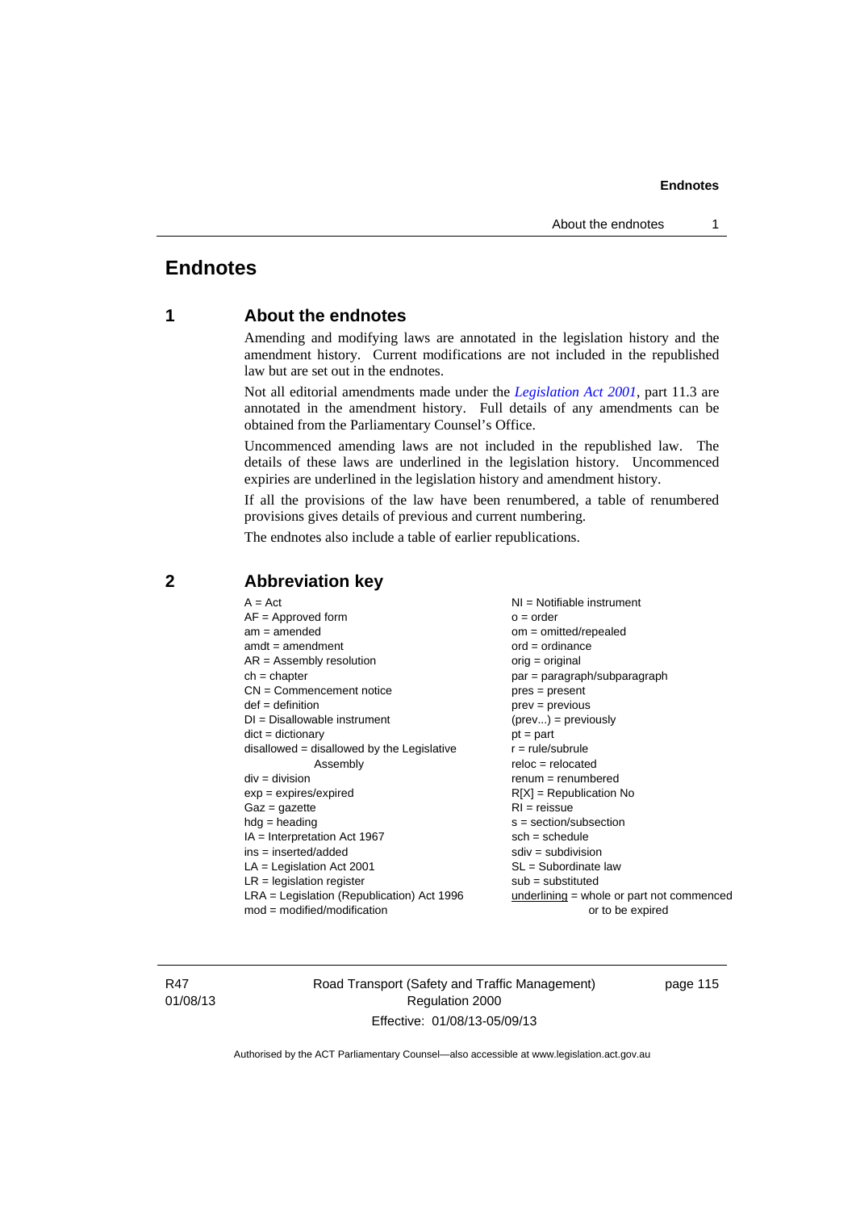# Endnotes

## 1 About the endnotes

Amending and modifying laws are annotated in the legislation history and the amendment history. Current modifications are not included in the republished law but are set out in the endnotes.

Not all editorial amendments made under the *Legislation Act 2001*, part 11.3 are annotated in the amendment history. Full details of any amendments can be obtained from the Parliamentary Counsel's Office.

Uncommenced amending laws are not included in the republished law. The details of these laws are underlined in the legislation history. Uncommenced expiries are underlined in the legislation history and amendment history.

If all the provisions of the law have been renumbered, a table of renumbered provisions gives details of previous and current numbering.

The endnotes also include a table of earlier republications.

## 2 Abbreviation key

A = Act
AF = Approved form
am = amended
amdt = amendment
AR = Assembly resolution
ch = chapter
CN = Commencement notice
def = definition
DI = Disallowable instrument
dict = dictionary
disallowed = disallowed by the Legislative Assembly
div = division
exp = expires/expired
Gaz = gazette
hdg = heading
IA = Interpretation Act 1967
ins = inserted/added
LA = Legislation Act 2001
LR = legislation register
LRA = Legislation (Republication) Act 1996
mod = modified/modification
NI = Notifiable instrument
o = order
om = omitted/repealed
ord = ordinance
orig = original
par = paragraph/subparagraph
pres = present
prev = previous
(prev...) = previously
pt = part
r = rule/subrule
reloc = relocated
renum = renumbered
R[X] = Republication No
RI = reissue
s = section/subsection
sch = schedule
sdiv = subdivision
SL = Subordinate law
sub = substituted
underlining = whole or part not commenced or to be expired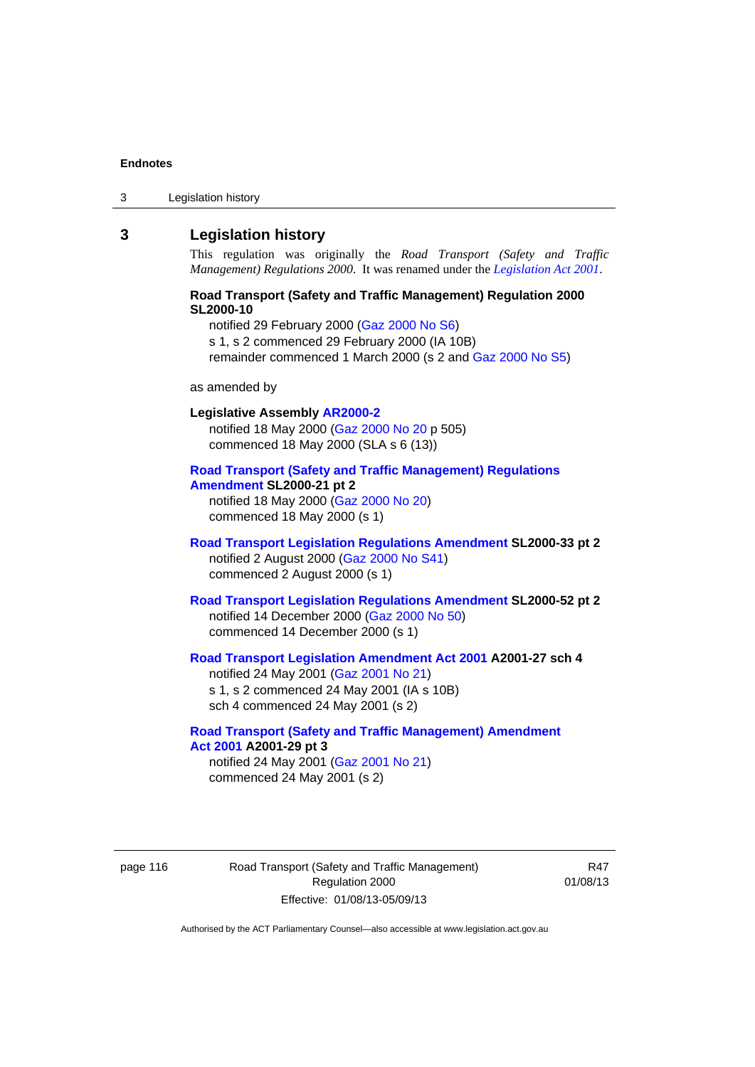## 3 Legislation history

This regulation was originally the *Road Transport (Safety and Traffic Management) Regulations 2000*. It was renamed under the *Legislation Act 2001*.

**Road Transport (Safety and Traffic Management) Regulation 2000 SL2000-10**

notified 29 February 2000 (Gaz 2000 No S6)
s 1, s 2 commenced 29 February 2000 (IA 10B)
remainder commenced 1 March 2000 (s 2 and Gaz 2000 No S5)

as amended by

**Legislative Assembly AR2000-2**

notified 18 May 2000 (Gaz 2000 No 20 p 505)
commenced 18 May 2000 (SLA s 6 (13))

**Road Transport (Safety and Traffic Management) Regulations Amendment SL2000-21 pt 2**

notified 18 May 2000 (Gaz 2000 No 20)
commenced 18 May 2000 (s 1)

**Road Transport Legislation Regulations Amendment SL2000-33 pt 2**

notified 2 August 2000 (Gaz 2000 No S41)
commenced 2 August 2000 (s 1)

**Road Transport Legislation Regulations Amendment SL2000-52 pt 2**

notified 14 December 2000 (Gaz 2000 No 50)
commenced 14 December 2000 (s 1)

**Road Transport Legislation Amendment Act 2001 A2001-27 sch 4**

notified 24 May 2001 (Gaz 2001 No 21)
s 1, s 2 commenced 24 May 2001 (IA s 10B)
sch 4 commenced 24 May 2001 (s 2)

**Road Transport (Safety and Traffic Management) Amendment Act 2001 A2001-29 pt 3**

notified 24 May 2001 (Gaz 2001 No 21)
commenced 24 May 2001 (s 2)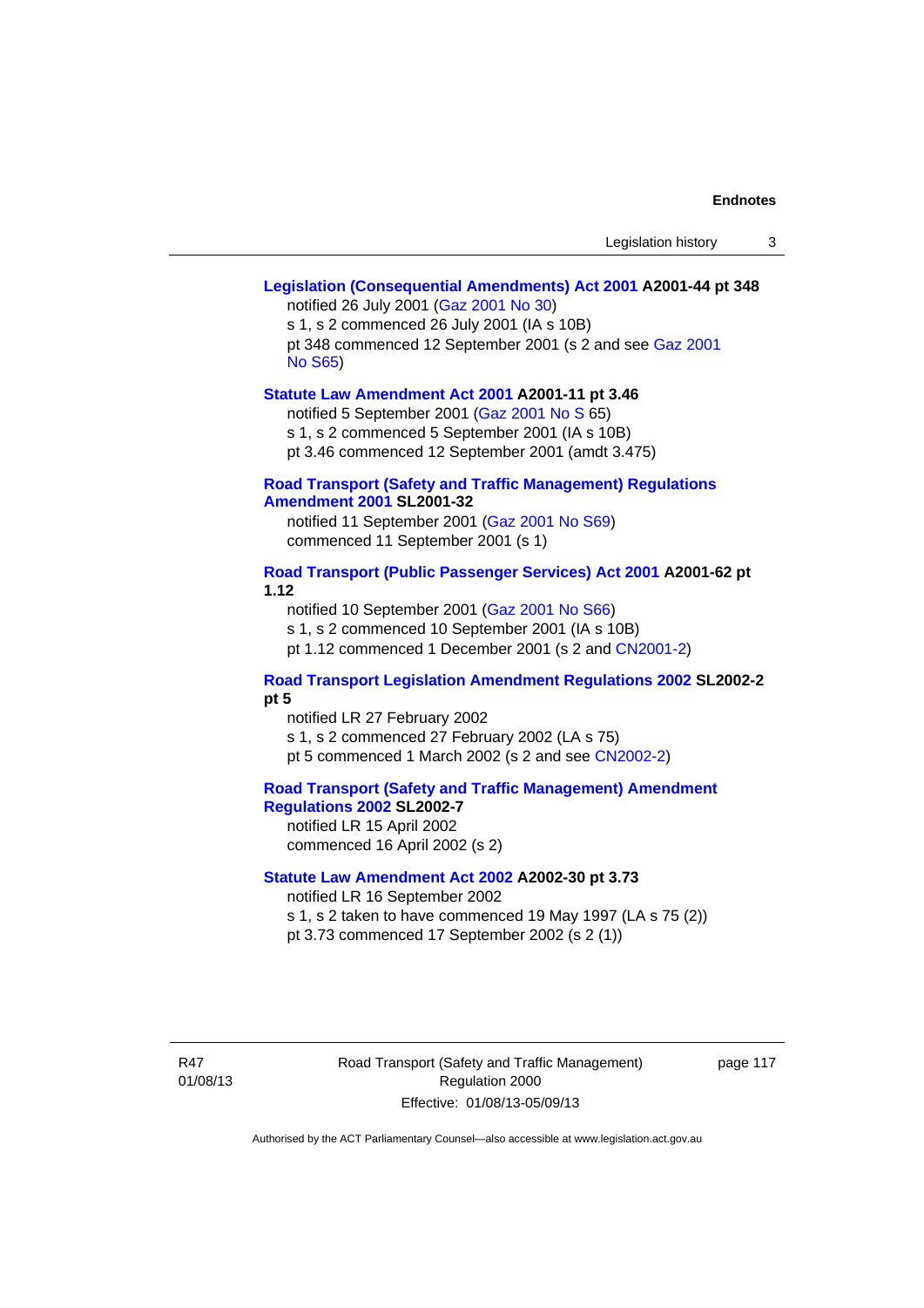**Legislation (Consequential Amendments) Act 2001 A2001-44 pt 348**

notified 26 July 2001 (Gaz 2001 No 30)
s 1, s 2 commenced 26 July 2001 (IA s 10B)
pt 348 commenced 12 September 2001 (s 2 and see Gaz 2001 No S65)

**Statute Law Amendment Act 2001 A2001-11 pt 3.46**

notified 5 September 2001 (Gaz 2001 No S 65)
s 1, s 2 commenced 5 September 2001 (IA s 10B)
pt 3.46 commenced 12 September 2001 (amdt 3.475)

**Road Transport (Safety and Traffic Management) Regulations Amendment 2001 SL2001-32**

notified 11 September 2001 (Gaz 2001 No S69)
commenced 11 September 2001 (s 1)

**Road Transport (Public Passenger Services) Act 2001 A2001-62 pt 1.12**

notified 10 September 2001 (Gaz 2001 No S66)
s 1, s 2 commenced 10 September 2001 (IA s 10B)
pt 1.12 commenced 1 December 2001 (s 2 and CN2001-2)

**Road Transport Legislation Amendment Regulations 2002 SL2002-2 pt 5**

notified LR 27 February 2002
s 1, s 2 commenced 27 February 2002 (LA s 75)
pt 5 commenced 1 March 2002 (s 2 and see CN2002-2)

**Road Transport (Safety and Traffic Management) Amendment Regulations 2002 SL2002-7**

notified LR 15 April 2002
commenced 16 April 2002 (s 2)

**Statute Law Amendment Act 2002 A2002-30 pt 3.73**

notified LR 16 September 2002
s 1, s 2 taken to have commenced 19 May 1997 (LA s 75 (2))
pt 3.73 commenced 17 September 2002 (s 2 (1))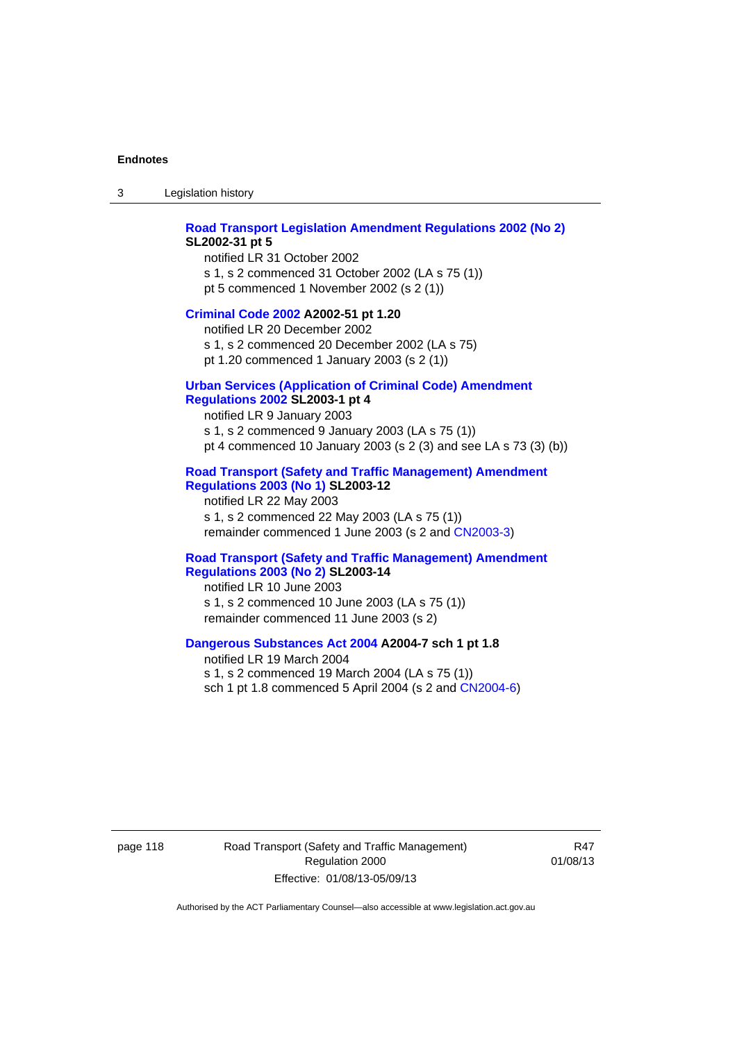**Road Transport Legislation Amendment Regulations 2002 (No 2) SL2002-31 pt 5**

notified LR 31 October 2002
s 1, s 2 commenced 31 October 2002 (LA s 75 (1))
pt 5 commenced 1 November 2002 (s 2 (1))

**Criminal Code 2002 A2002-51 pt 1.20**

notified LR 20 December 2002
s 1, s 2 commenced 20 December 2002 (LA s 75)
pt 1.20 commenced 1 January 2003 (s 2 (1))

**Urban Services (Application of Criminal Code) Amendment Regulations 2002 SL2003-1 pt 4**

notified LR 9 January 2003
s 1, s 2 commenced 9 January 2003 (LA s 75 (1))
pt 4 commenced 10 January 2003 (s 2 (3) and see LA s 73 (3) (b))

**Road Transport (Safety and Traffic Management) Amendment Regulations 2003 (No 1) SL2003-12**

notified LR 22 May 2003
s 1, s 2 commenced 22 May 2003 (LA s 75 (1))
remainder commenced 1 June 2003 (s 2 and CN2003-3)

**Road Transport (Safety and Traffic Management) Amendment Regulations 2003 (No 2) SL2003-14**

notified LR 10 June 2003
s 1, s 2 commenced 10 June 2003 (LA s 75 (1))
remainder commenced 11 June 2003 (s 2)

**Dangerous Substances Act 2004 A2004-7 sch 1 pt 1.8**

notified LR 19 March 2004
s 1, s 2 commenced 19 March 2004 (LA s 75 (1))
sch 1 pt 1.8 commenced 5 April 2004 (s 2 and CN2004-6)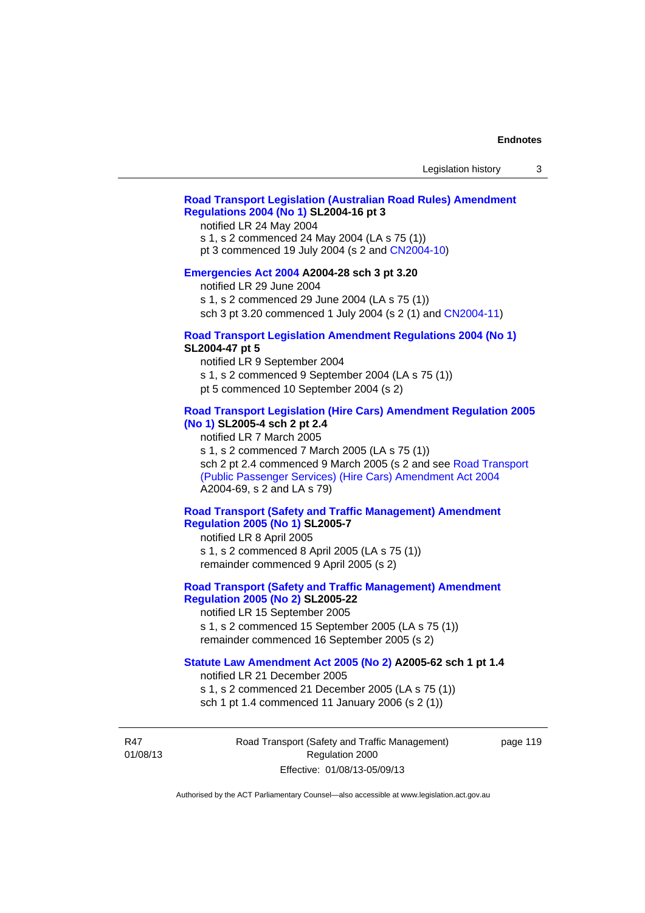**Road Transport Legislation (Australian Road Rules) Amendment Regulations 2004 (No 1) SL2004-16 pt 3**

notified LR 24 May 2004

s 1, s 2 commenced 24 May 2004 (LA s 75 (1))

pt 3 commenced 19 July 2004 (s 2 and CN2004-10)

**Emergencies Act 2004 A2004-28 sch 3 pt 3.20**

notified LR 29 June 2004

s 1, s 2 commenced 29 June 2004 (LA s 75 (1))

sch 3 pt 3.20 commenced 1 July 2004 (s 2 (1) and CN2004-11)

**Road Transport Legislation Amendment Regulations 2004 (No 1) SL2004-47 pt 5**

notified LR 9 September 2004

s 1, s 2 commenced 9 September 2004 (LA s 75 (1))

pt 5 commenced 10 September 2004 (s 2)

**Road Transport Legislation (Hire Cars) Amendment Regulation 2005 (No 1) SL2005-4 sch 2 pt 2.4**

notified LR 7 March 2005

s 1, s 2 commenced 7 March 2005 (LA s 75 (1))

sch 2 pt 2.4 commenced 9 March 2005 (s 2 and see Road Transport (Public Passenger Services) (Hire Cars) Amendment Act 2004 A2004-69, s 2 and LA s 79)

**Road Transport (Safety and Traffic Management) Amendment Regulation 2005 (No 1) SL2005-7**

notified LR 8 April 2005

s 1, s 2 commenced 8 April 2005 (LA s 75 (1))

remainder commenced 9 April 2005 (s 2)

**Road Transport (Safety and Traffic Management) Amendment Regulation 2005 (No 2) SL2005-22**

notified LR 15 September 2005

s 1, s 2 commenced 15 September 2005 (LA s 75 (1))

remainder commenced 16 September 2005 (s 2)

**Statute Law Amendment Act 2005 (No 2) A2005-62 sch 1 pt 1.4**

notified LR 21 December 2005

s 1, s 2 commenced 21 December 2005 (LA s 75 (1))

sch 1 pt 1.4 commenced 11 January 2006 (s 2 (1))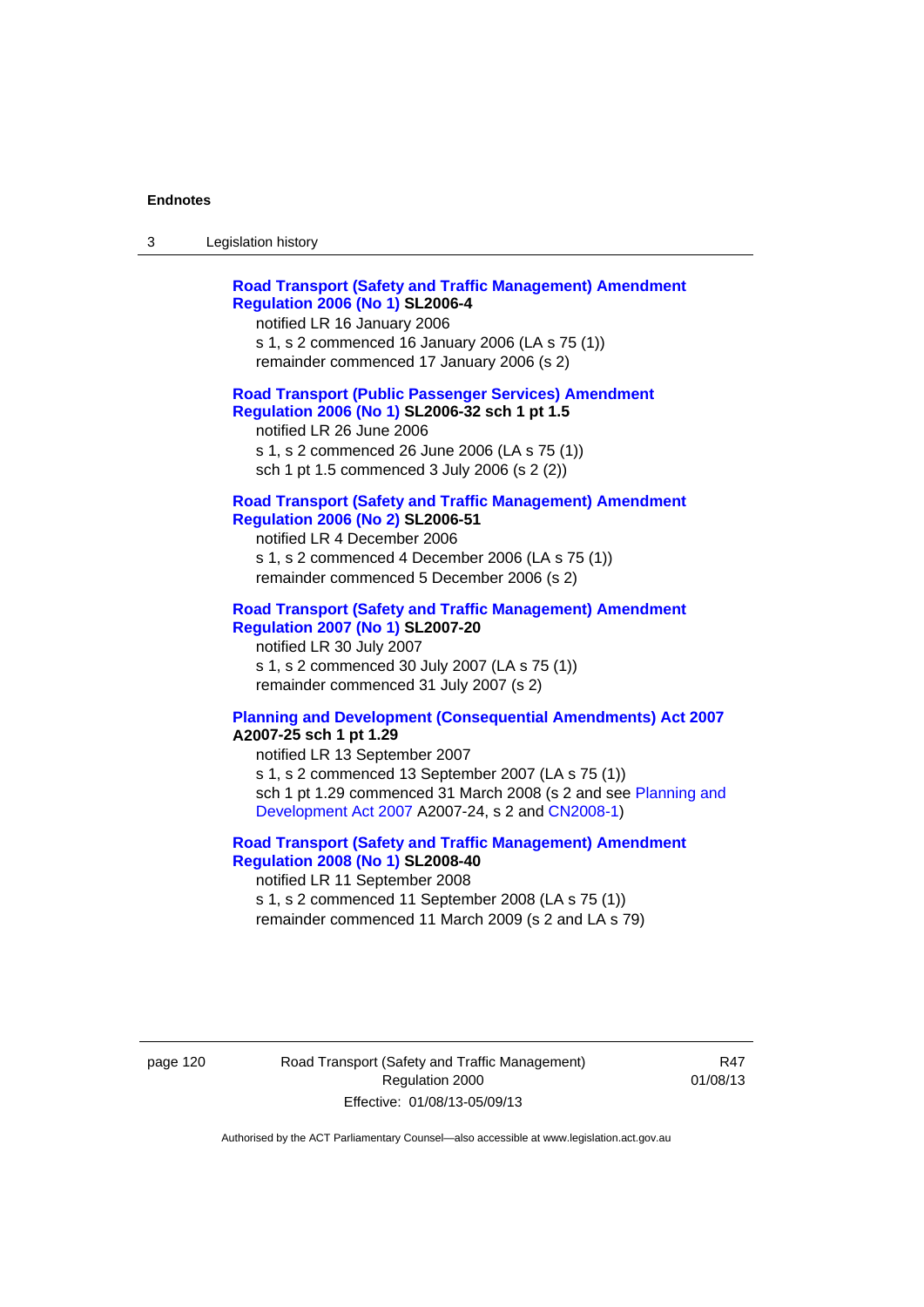**Road Transport (Safety and Traffic Management) Amendment Regulation 2006 (No 1) SL2006-4**

notified LR 16 January 2006

s 1, s 2 commenced 16 January 2006 (LA s 75 (1))

remainder commenced 17 January 2006 (s 2)

**Road Transport (Public Passenger Services) Amendment Regulation 2006 (No 1) SL2006-32 sch 1 pt 1.5**

notified LR 26 June 2006

s 1, s 2 commenced 26 June 2006 (LA s 75 (1))

sch 1 pt 1.5 commenced 3 July 2006 (s 2 (2))

**Road Transport (Safety and Traffic Management) Amendment Regulation 2006 (No 2) SL2006-51**

notified LR 4 December 2006

s 1, s 2 commenced 4 December 2006 (LA s 75 (1))

remainder commenced 5 December 2006 (s 2)

**Road Transport (Safety and Traffic Management) Amendment Regulation 2007 (No 1) SL2007-20**

notified LR 30 July 2007

s 1, s 2 commenced 30 July 2007 (LA s 75 (1))

remainder commenced 31 July 2007 (s 2)

**Planning and Development (Consequential Amendments) Act 2007 A2007-25 sch 1 pt 1.29**

notified LR 13 September 2007

s 1, s 2 commenced 13 September 2007 (LA s 75 (1))

sch 1 pt 1.29 commenced 31 March 2008 (s 2 and see Planning and Development Act 2007 A2007-24, s 2 and CN2008-1)

**Road Transport (Safety and Traffic Management) Amendment Regulation 2008 (No 1) SL2008-40**

notified LR 11 September 2008

s 1, s 2 commenced 11 September 2008 (LA s 75 (1))

remainder commenced 11 March 2009 (s 2 and LA s 79)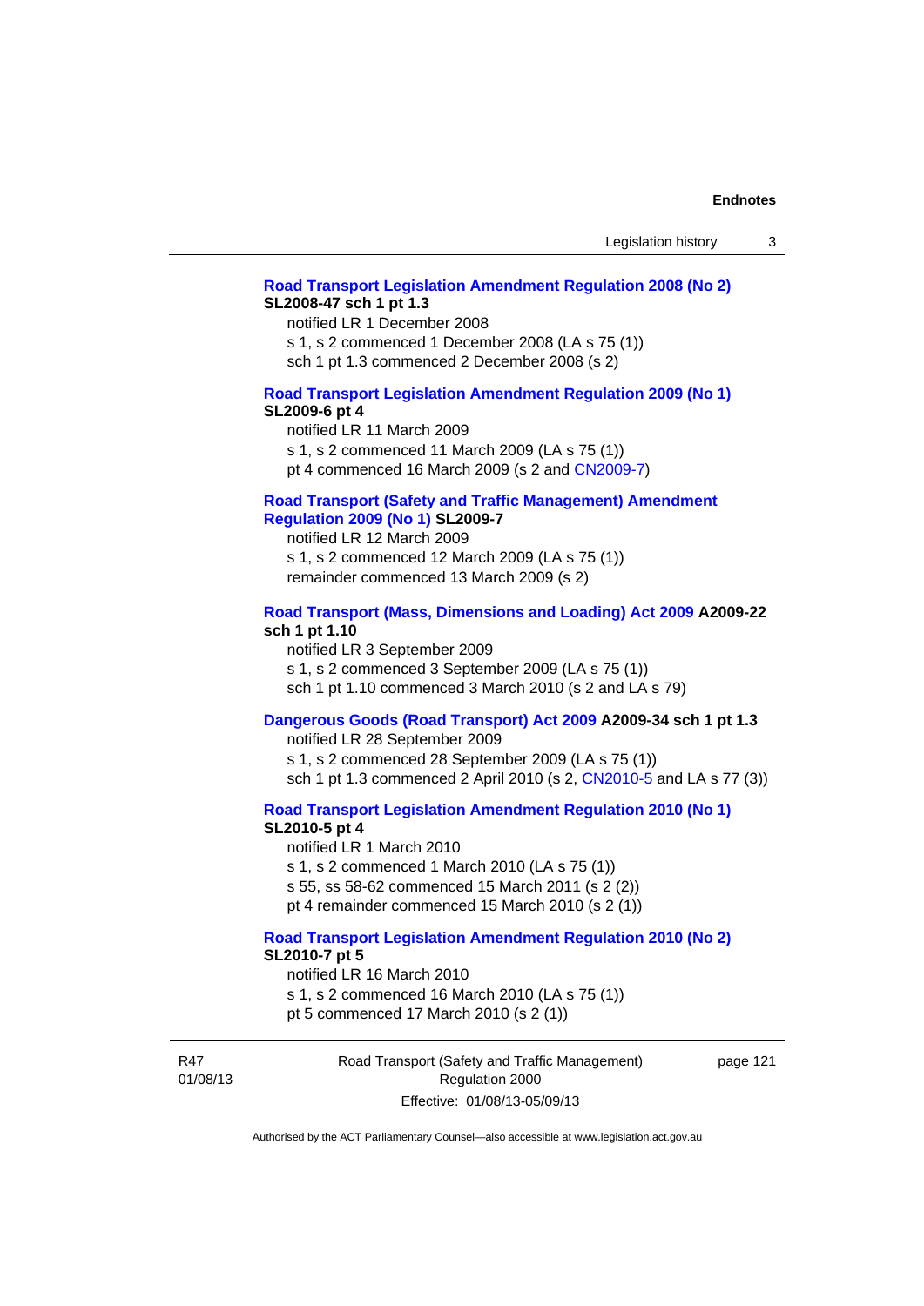**Road Transport Legislation Amendment Regulation 2008 (No 2) SL2008-47 sch 1 pt 1.3**

notified LR 1 December 2008

s 1, s 2 commenced 1 December 2008 (LA s 75 (1))

sch 1 pt 1.3 commenced 2 December 2008 (s 2)

**Road Transport Legislation Amendment Regulation 2009 (No 1) SL2009-6 pt 4**

notified LR 11 March 2009

s 1, s 2 commenced 11 March 2009 (LA s 75 (1))

pt 4 commenced 16 March 2009 (s 2 and CN2009-7)

**Road Transport (Safety and Traffic Management) Amendment Regulation 2009 (No 1) SL2009-7**

notified LR 12 March 2009

s 1, s 2 commenced 12 March 2009 (LA s 75 (1))

remainder commenced 13 March 2009 (s 2)

**Road Transport (Mass, Dimensions and Loading) Act 2009 A2009-22 sch 1 pt 1.10**

notified LR 3 September 2009

s 1, s 2 commenced 3 September 2009 (LA s 75 (1))

sch 1 pt 1.10 commenced 3 March 2010 (s 2 and LA s 79)

**Dangerous Goods (Road Transport) Act 2009 A2009-34 sch 1 pt 1.3**

notified LR 28 September 2009

s 1, s 2 commenced 28 September 2009 (LA s 75 (1))

sch 1 pt 1.3 commenced 2 April 2010 (s 2, CN2010-5 and LA s 77 (3))

**Road Transport Legislation Amendment Regulation 2010 (No 1) SL2010-5 pt 4**

notified LR 1 March 2010

s 1, s 2 commenced 1 March 2010 (LA s 75 (1))

s 55, ss 58-62 commenced 15 March 2011 (s 2 (2))

pt 4 remainder commenced 15 March 2010 (s 2 (1))

**Road Transport Legislation Amendment Regulation 2010 (No 2) SL2010-7 pt 5**

notified LR 16 March 2010

s 1, s 2 commenced 16 March 2010 (LA s 75 (1))

pt 5 commenced 17 March 2010 (s 2 (1))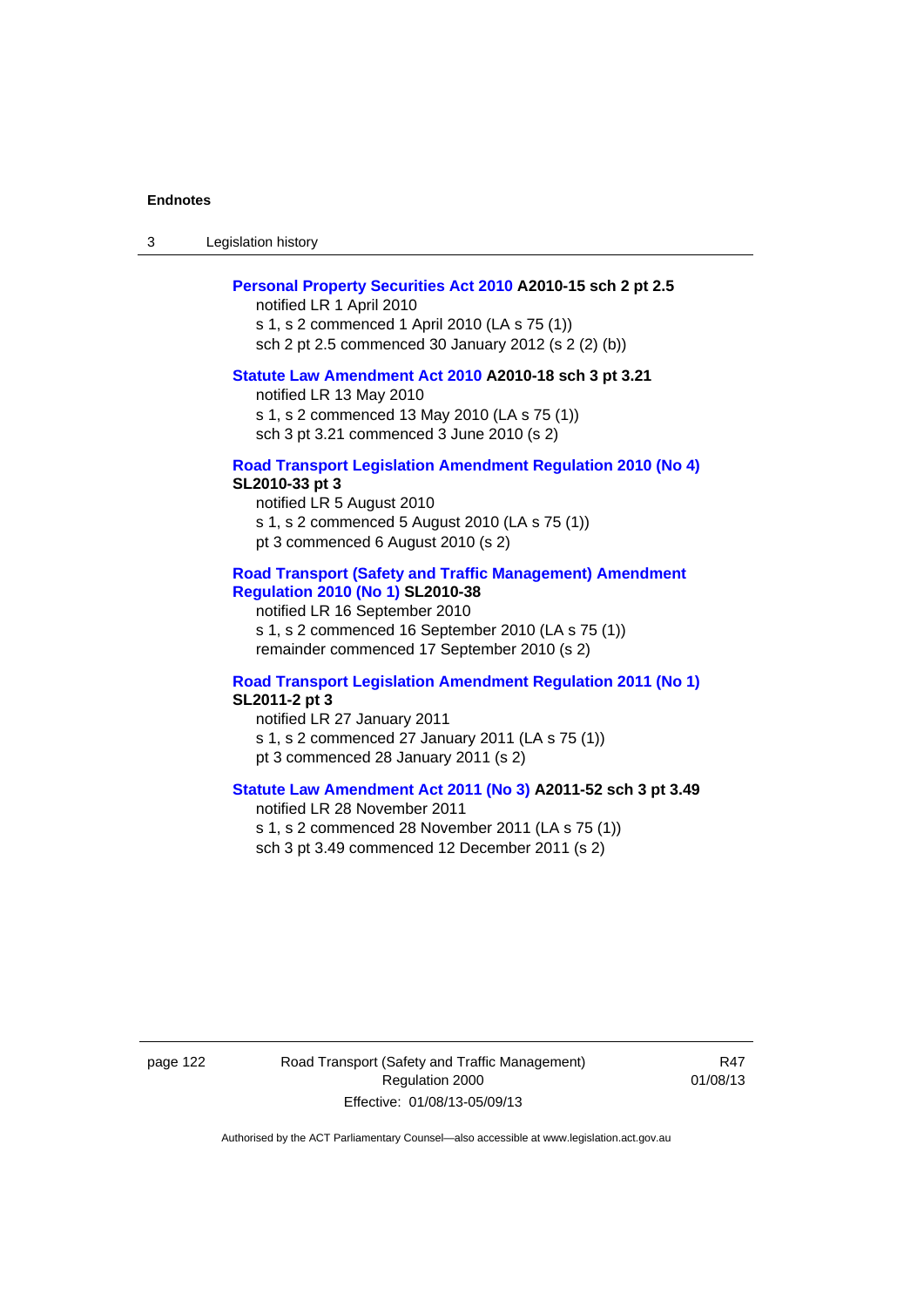**Personal Property Securities Act 2010** **A2010-15 sch 2 pt 2.5**
notified LR 1 April 2010
s 1, s 2 commenced 1 April 2010 (LA s 75 (1))
sch 2 pt 2.5 commenced 30 January 2012 (s 2 (2) (b))

**Statute Law Amendment Act 2010** **A2010-18 sch 3 pt 3.21**
notified LR 13 May 2010
s 1, s 2 commenced 13 May 2010 (LA s 75 (1))
sch 3 pt 3.21 commenced 3 June 2010 (s 2)

**Road Transport Legislation Amendment Regulation 2010 (No 4)** **SL2010-33 pt 3**
notified LR 5 August 2010
s 1, s 2 commenced 5 August 2010 (LA s 75 (1))
pt 3 commenced 6 August 2010 (s 2)

**Road Transport (Safety and Traffic Management) Amendment Regulation 2010 (No 1)** **SL2010-38**
notified LR 16 September 2010
s 1, s 2 commenced 16 September 2010 (LA s 75 (1))
remainder commenced 17 September 2010 (s 2)

**Road Transport Legislation Amendment Regulation 2011 (No 1)** **SL2011-2 pt 3**
notified LR 27 January 2011
s 1, s 2 commenced 27 January 2011 (LA s 75 (1))
pt 3 commenced 28 January 2011 (s 2)

**Statute Law Amendment Act 2011 (No 3)** **A2011-52 sch 3 pt 3.49**
notified LR 28 November 2011
s 1, s 2 commenced 28 November 2011 (LA s 75 (1))
sch 3 pt 3.49 commenced 12 December 2011 (s 2)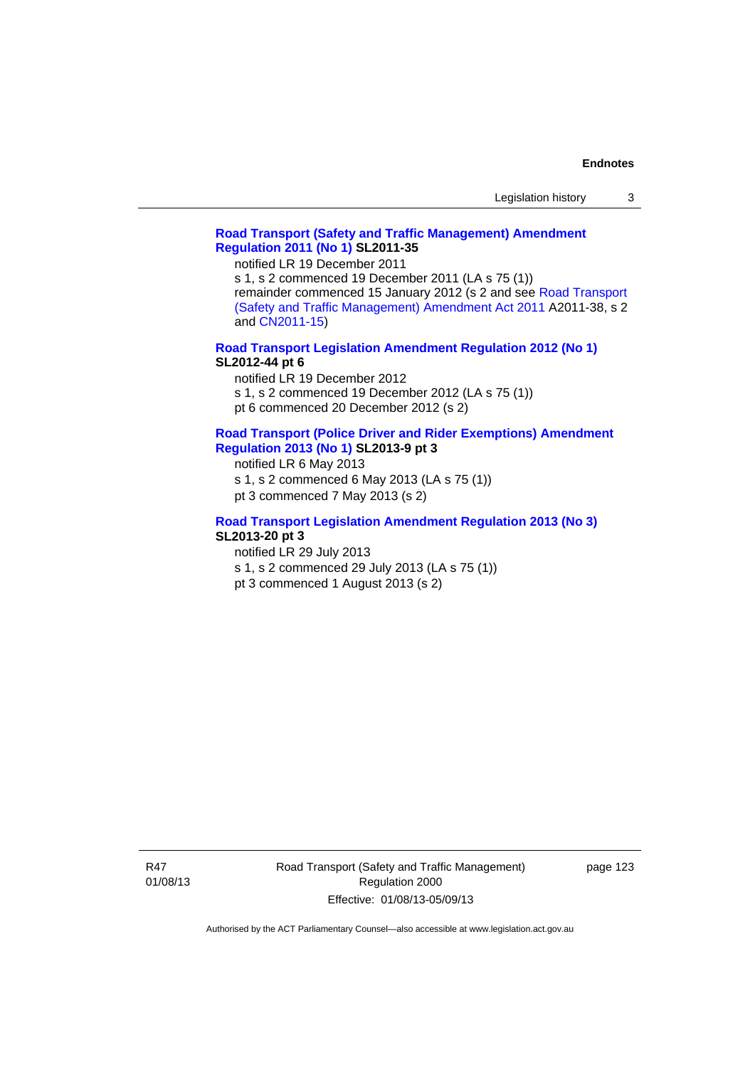**Road Transport (Safety and Traffic Management) Amendment Regulation 2011 (No 1) SL2011-35**

notified LR 19 December 2011

s 1, s 2 commenced 19 December 2011 (LA s 75 (1))

remainder commenced 15 January 2012 (s 2 and see Road Transport (Safety and Traffic Management) Amendment Act 2011 A2011-38, s 2 and CN2011-15)

**Road Transport Legislation Amendment Regulation 2012 (No 1) SL2012-44 pt 6**

notified LR 19 December 2012

s 1, s 2 commenced 19 December 2012 (LA s 75 (1))

pt 6 commenced 20 December 2012 (s 2)

**Road Transport (Police Driver and Rider Exemptions) Amendment Regulation 2013 (No 1) SL2013-9 pt 3**

notified LR 6 May 2013

s 1, s 2 commenced 6 May 2013 (LA s 75 (1))

pt 3 commenced 7 May 2013 (s 2)

**Road Transport Legislation Amendment Regulation 2013 (No 3) SL2013-20 pt 3**

notified LR 29 July 2013

s 1, s 2 commenced 29 July 2013 (LA s 75 (1))

pt 3 commenced 1 August 2013 (s 2)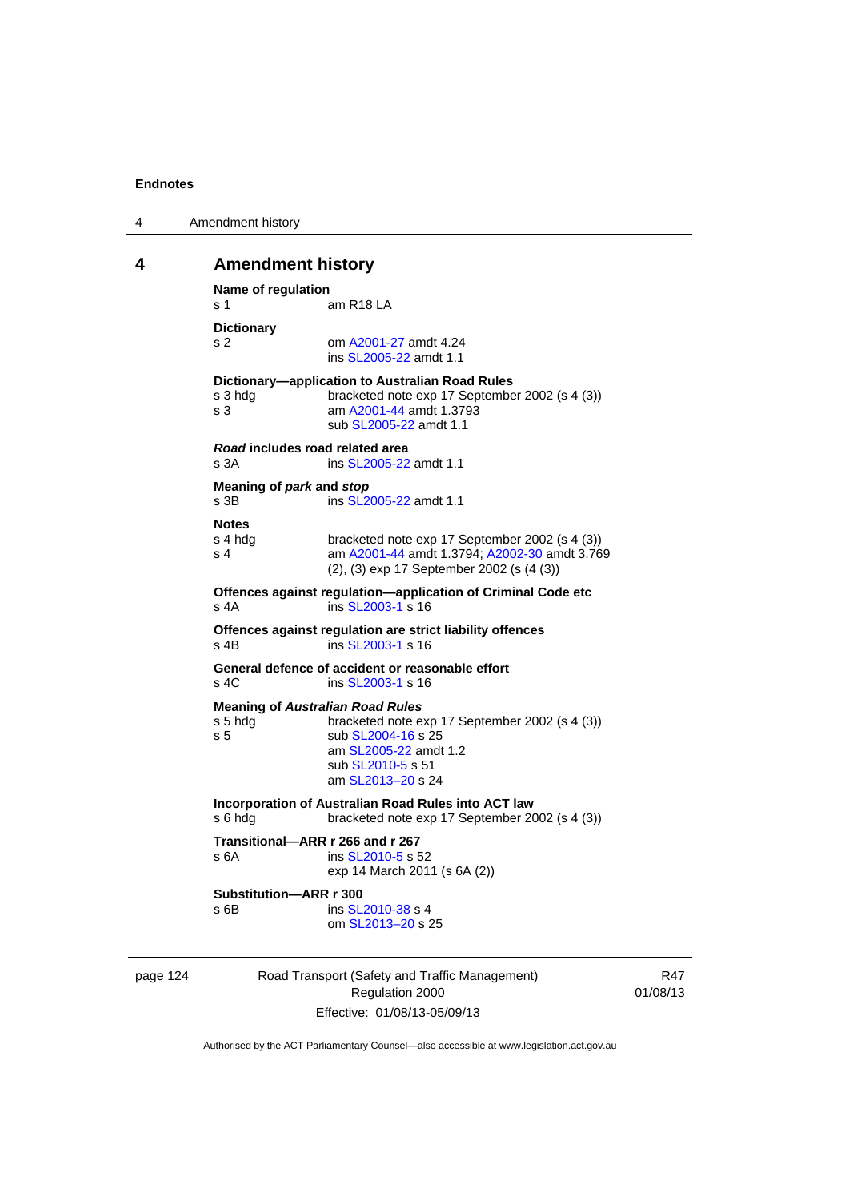## 4 Amendment history

**Name of regulation**
s 1 am R18 LA

**Dictionary**
s 2 om A2001-27 amdt 4.24
ins SL2005-22 amdt 1.1

**Dictionary—application to Australian Road Rules**
s 3 hdg bracketed note exp 17 September 2002 (s 4 (3))
s 3 am A2001-44 amdt 1.3793
sub SL2005-22 amdt 1.1

***Road* includes road related area**
s 3A ins SL2005-22 amdt 1.1

**Meaning of *park* and *stop***
s 3B ins SL2005-22 amdt 1.1

**Notes**
s 4 hdg bracketed note exp 17 September 2002 (s 4 (3))
s 4 am A2001-44 amdt 1.3794; A2002-30 amdt 3.769
(2), (3) exp 17 September 2002 (s (4 (3))

**Offences against regulation—application of Criminal Code etc**
s 4A ins SL2003-1 s 16

**Offences against regulation are strict liability offences**
s 4B ins SL2003-1 s 16

**General defence of accident or reasonable effort**
s 4C ins SL2003-1 s 16

**Meaning of *Australian Road Rules***
s 5 hdg bracketed note exp 17 September 2002 (s 4 (3))
s 5 sub SL2004-16 s 25
am SL2005-22 amdt 1.2
sub SL2010-5 s 51
am SL2013–20 s 24

**Incorporation of Australian Road Rules into ACT law**
s 6 hdg bracketed note exp 17 September 2002 (s 4 (3))

**Transitional—ARR r 266 and r 267**
s 6A ins SL2010-5 s 52
exp 14 March 2011 (s 6A (2))

**Substitution—ARR r 300**
s 6B ins SL2010-38 s 4
om SL2013–20 s 25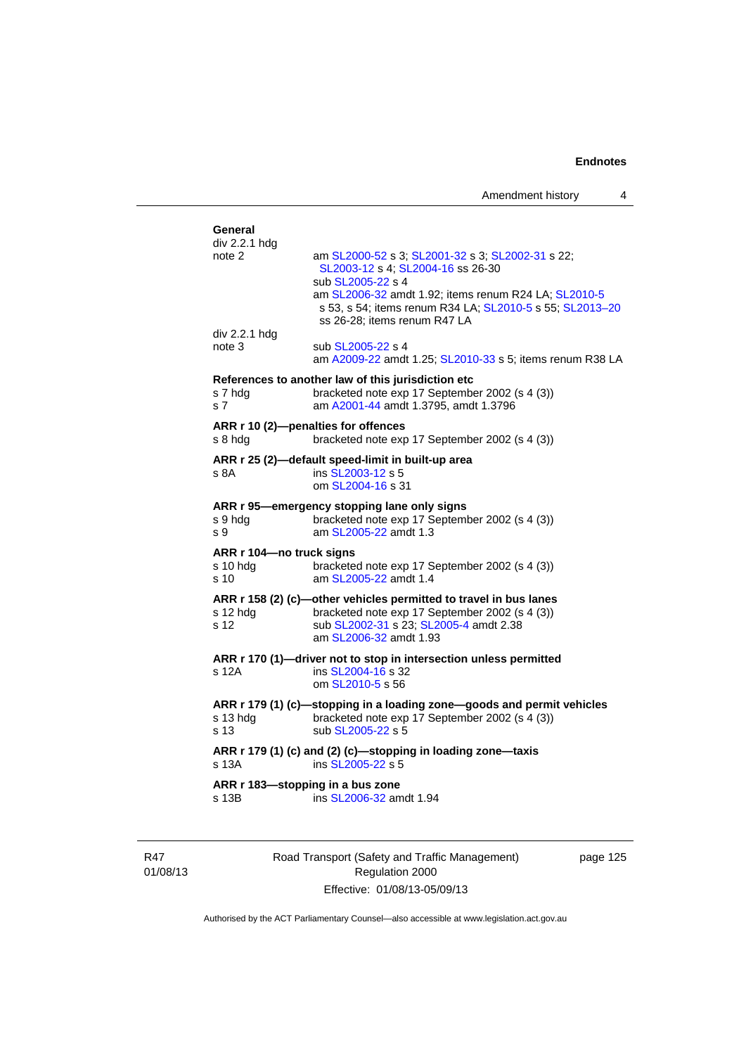**General**

| | |
|---|---|
| div 2.2.1 hdg | |
| note 2 | am SL2000-52 s 3; SL2001-32 s 3; SL2002-31 s 22; SL2003-12 s 4; SL2004-16 ss 26-30 |
| | sub SL2005-22 s 4 |
| | am SL2006-32 amdt 1.92; items renum R24 LA; SL2010-5 s 53, s 54; items renum R34 LA; SL2010-5 s 55; SL2013–20 ss 26-28; items renum R47 LA |
| div 2.2.1 hdg | |
| note 3 | sub SL2005-22 s 4 |
| | am A2009-22 amdt 1.25; SL2010-33 s 5; items renum R38 LA |

**References to another law of this jurisdiction etc**

| | |
|---|---|
| s 7 hdg | bracketed note exp 17 September 2002 (s 4 (3)) |
| s 7 | am A2001-44 amdt 1.3795, amdt 1.3796 |

**ARR r 10 (2)—penalties for offences**

| | |
|---|---|
| s 8 hdg | bracketed note exp 17 September 2002 (s 4 (3)) |

**ARR r 25 (2)—default speed-limit in built-up area**

| | |
|---|---|
| s 8A | ins SL2003-12 s 5 |
| | om SL2004-16 s 31 |

**ARR r 95—emergency stopping lane only signs**

| | |
|---|---|
| s 9 hdg | bracketed note exp 17 September 2002 (s 4 (3)) |
| s 9 | am SL2005-22 amdt 1.3 |

**ARR r 104—no truck signs**

| | |
|---|---|
| s 10 hdg | bracketed note exp 17 September 2002 (s 4 (3)) |
| s 10 | am SL2005-22 amdt 1.4 |

**ARR r 158 (2) (c)—other vehicles permitted to travel in bus lanes**

| | |
|---|---|
| s 12 hdg | bracketed note exp 17 September 2002 (s 4 (3)) |
| s 12 | sub SL2002-31 s 23; SL2005-4 amdt 2.38 |
| | am SL2006-32 amdt 1.93 |

**ARR r 170 (1)—driver not to stop in intersection unless permitted**

| | |
|---|---|
| s 12A | ins SL2004-16 s 32 |
| | om SL2010-5 s 56 |

**ARR r 179 (1) (c)—stopping in a loading zone—goods and permit vehicles**

| | |
|---|---|
| s 13 hdg | bracketed note exp 17 September 2002 (s 4 (3)) |
| s 13 | sub SL2005-22 s 5 |

**ARR r 179 (1) (c) and (2) (c)—stopping in loading zone—taxis**

| | |
|---|---|
| s 13A | ins SL2005-22 s 5 |

**ARR r 183—stopping in a bus zone**

| | |
|---|---|
| s 13B | ins SL2006-32 amdt 1.94 |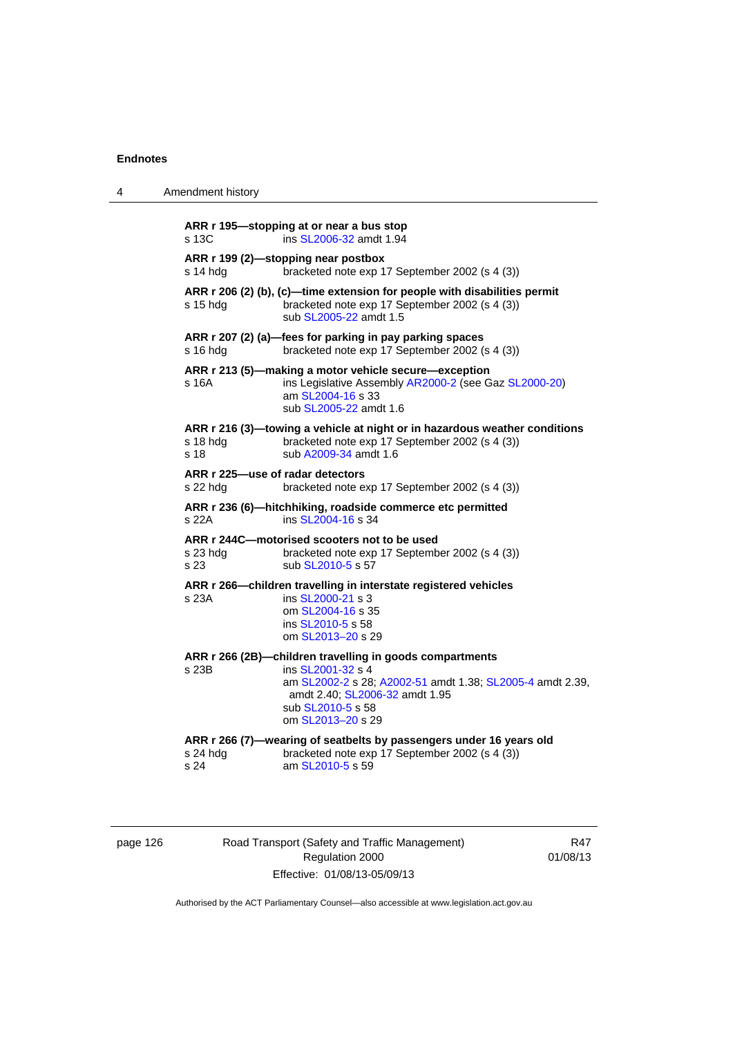**ARR r 195—stopping at or near a bus stop**
s 13C ins SL2006-32 amdt 1.94

**ARR r 199 (2)—stopping near postbox**
s 14 hdg bracketed note exp 17 September 2002 (s 4 (3))

**ARR r 206 (2) (b), (c)—time extension for people with disabilities permit**
s 15 hdg bracketed note exp 17 September 2002 (s 4 (3))
sub SL2005-22 amdt 1.5

**ARR r 207 (2) (a)—fees for parking in pay parking spaces**
s 16 hdg bracketed note exp 17 September 2002 (s 4 (3))

**ARR r 213 (5)—making a motor vehicle secure—exception**
s 16A ins Legislative Assembly AR2000-2 (see Gaz SL2000-20)
am SL2004-16 s 33
sub SL2005-22 amdt 1.6

**ARR r 216 (3)—towing a vehicle at night or in hazardous weather conditions**
s 18 hdg bracketed note exp 17 September 2002 (s 4 (3))
s 18 sub A2009-34 amdt 1.6

**ARR r 225—use of radar detectors**
s 22 hdg bracketed note exp 17 September 2002 (s 4 (3))

**ARR r 236 (6)—hitchhiking, roadside commerce etc permitted**
s 22A ins SL2004-16 s 34

**ARR r 244C—motorised scooters not to be used**
s 23 hdg bracketed note exp 17 September 2002 (s 4 (3))
s 23 sub SL2010-5 s 57

**ARR r 266—children travelling in interstate registered vehicles**
s 23A ins SL2000-21 s 3
om SL2004-16 s 35
ins SL2010-5 s 58
om SL2013–20 s 29

**ARR r 266 (2B)—children travelling in goods compartments**
s 23B ins SL2001-32 s 4
am SL2002-2 s 28; A2002-51 amdt 1.38; SL2005-4 amdt 2.39, amdt 2.40; SL2006-32 amdt 1.95
sub SL2010-5 s 58
om SL2013–20 s 29

**ARR r 266 (7)—wearing of seatbelts by passengers under 16 years old**
s 24 hdg bracketed note exp 17 September 2002 (s 4 (3))
s 24 am SL2010-5 s 59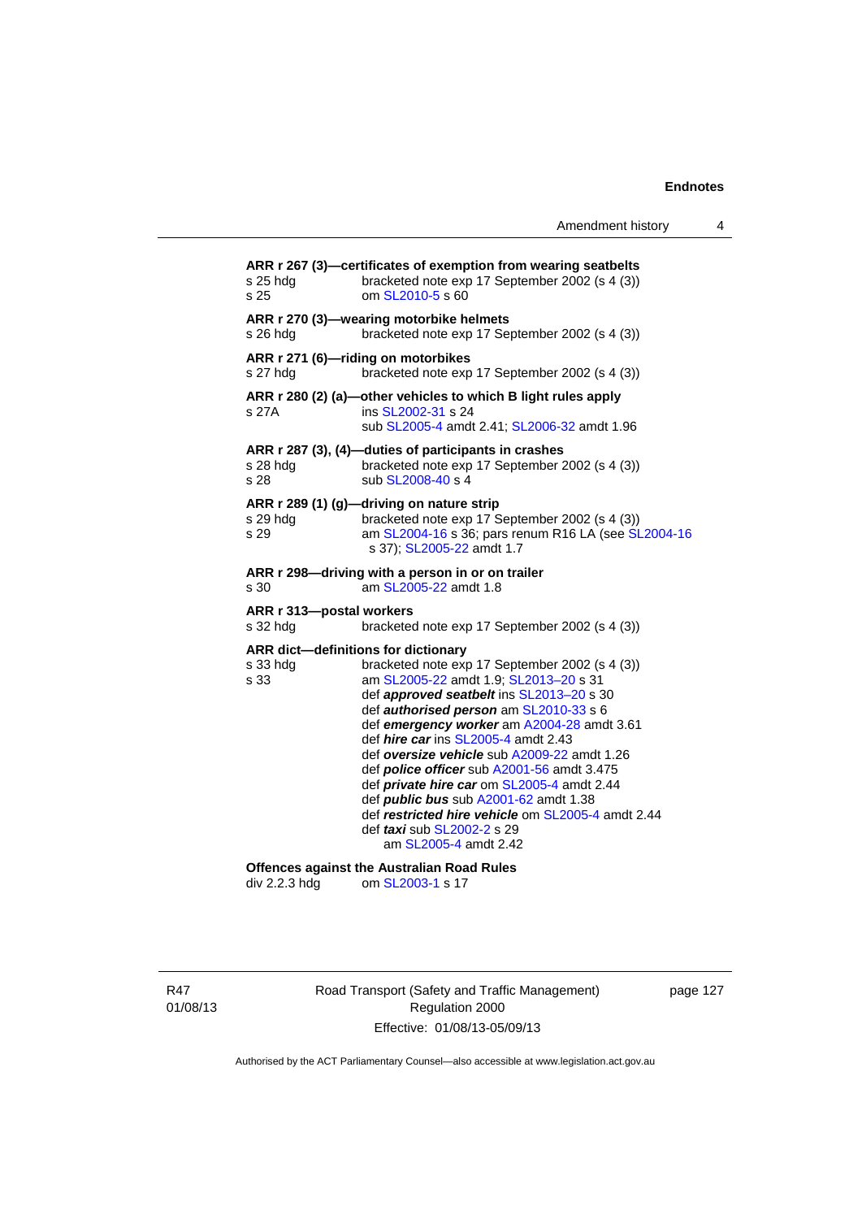**ARR r 267 (3)—certificates of exemption from wearing seatbelts**

s 25 hdg bracketed note exp 17 September 2002 (s 4 (3))
s 25 om SL2010-5 s 60

**ARR r 270 (3)—wearing motorbike helmets**

s 26 hdg bracketed note exp 17 September 2002 (s 4 (3))

**ARR r 271 (6)—riding on motorbikes**

s 27 hdg bracketed note exp 17 September 2002 (s 4 (3))

**ARR r 280 (2) (a)—other vehicles to which B light rules apply**

s 27A ins SL2002-31 s 24
sub SL2005-4 amdt 2.41; SL2006-32 amdt 1.96

**ARR r 287 (3), (4)—duties of participants in crashes**

s 28 hdg bracketed note exp 17 September 2002 (s 4 (3))
s 28 sub SL2008-40 s 4

**ARR r 289 (1) (g)—driving on nature strip**

s 29 hdg bracketed note exp 17 September 2002 (s 4 (3))
s 29 am SL2004-16 s 36; pars renum R16 LA (see SL2004-16 s 37); SL2005-22 amdt 1.7

**ARR r 298—driving with a person in or on trailer**

s 30 am SL2005-22 amdt 1.8

**ARR r 313—postal workers**

s 32 hdg bracketed note exp 17 September 2002 (s 4 (3))

**ARR dict—definitions for dictionary**

s 33 hdg bracketed note exp 17 September 2002 (s 4 (3))
s 33 am SL2005-22 amdt 1.9; SL2013–20 s 31
def ***approved seatbelt*** ins SL2013–20 s 30
def ***authorised person*** am SL2010-33 s 6
def ***emergency worker*** am A2004-28 amdt 3.61
def ***hire car*** ins SL2005-4 amdt 2.43
def ***oversize vehicle*** sub A2009-22 amdt 1.26
def ***police officer*** sub A2001-56 amdt 3.475
def ***private hire car*** om SL2005-4 amdt 2.44
def ***public bus*** sub A2001-62 amdt 1.38
def ***restricted hire vehicle*** om SL2005-4 amdt 2.44
def ***taxi*** sub SL2002-2 s 29
am SL2005-4 amdt 2.42

**Offences against the Australian Road Rules**

div 2.2.3 hdg om SL2003-1 s 17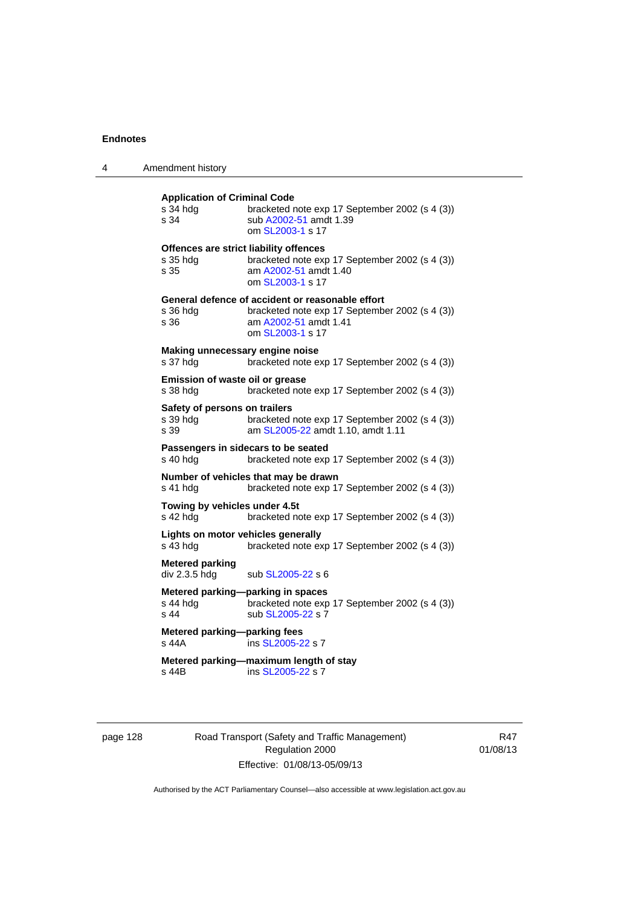**Application of Criminal Code**

| | |
|---|---|
| s 34 hdg | bracketed note exp 17 September 2002 (s 4 (3)) |
| s 34 | sub A2002-51 amdt 1.39<br>om SL2003-1 s 17 |

**Offences are strict liability offences**

| | |
|---|---|
| s 35 hdg | bracketed note exp 17 September 2002 (s 4 (3)) |
| s 35 | am A2002-51 amdt 1.40<br>om SL2003-1 s 17 |

**General defence of accident or reasonable effort**

| | |
|---|---|
| s 36 hdg | bracketed note exp 17 September 2002 (s 4 (3)) |
| s 36 | am A2002-51 amdt 1.41<br>om SL2003-1 s 17 |

**Making unnecessary engine noise**

| | |
|---|---|
| s 37 hdg | bracketed note exp 17 September 2002 (s 4 (3)) |

**Emission of waste oil or grease**

| | |
|---|---|
| s 38 hdg | bracketed note exp 17 September 2002 (s 4 (3)) |

**Safety of persons on trailers**

| | |
|---|---|
| s 39 hdg | bracketed note exp 17 September 2002 (s 4 (3)) |
| s 39 | am SL2005-22 amdt 1.10, amdt 1.11 |

**Passengers in sidecars to be seated**

| | |
|---|---|
| s 40 hdg | bracketed note exp 17 September 2002 (s 4 (3)) |

**Number of vehicles that may be drawn**

| | |
|---|---|
| s 41 hdg | bracketed note exp 17 September 2002 (s 4 (3)) |

**Towing by vehicles under 4.5t**

| | |
|---|---|
| s 42 hdg | bracketed note exp 17 September 2002 (s 4 (3)) |

**Lights on motor vehicles generally**

| | |
|---|---|
| s 43 hdg | bracketed note exp 17 September 2002 (s 4 (3)) |

**Metered parking**

| | |
|---|---|
| div 2.3.5 hdg | sub SL2005-22 s 6 |

**Metered parking—parking in spaces**

| | |
|---|---|
| s 44 hdg | bracketed note exp 17 September 2002 (s 4 (3)) |
| s 44 | sub SL2005-22 s 7 |

**Metered parking—parking fees**

| | |
|---|---|
| s 44A | ins SL2005-22 s 7 |

**Metered parking—maximum length of stay**

| | |
|---|---|
| s 44B | ins SL2005-22 s 7 |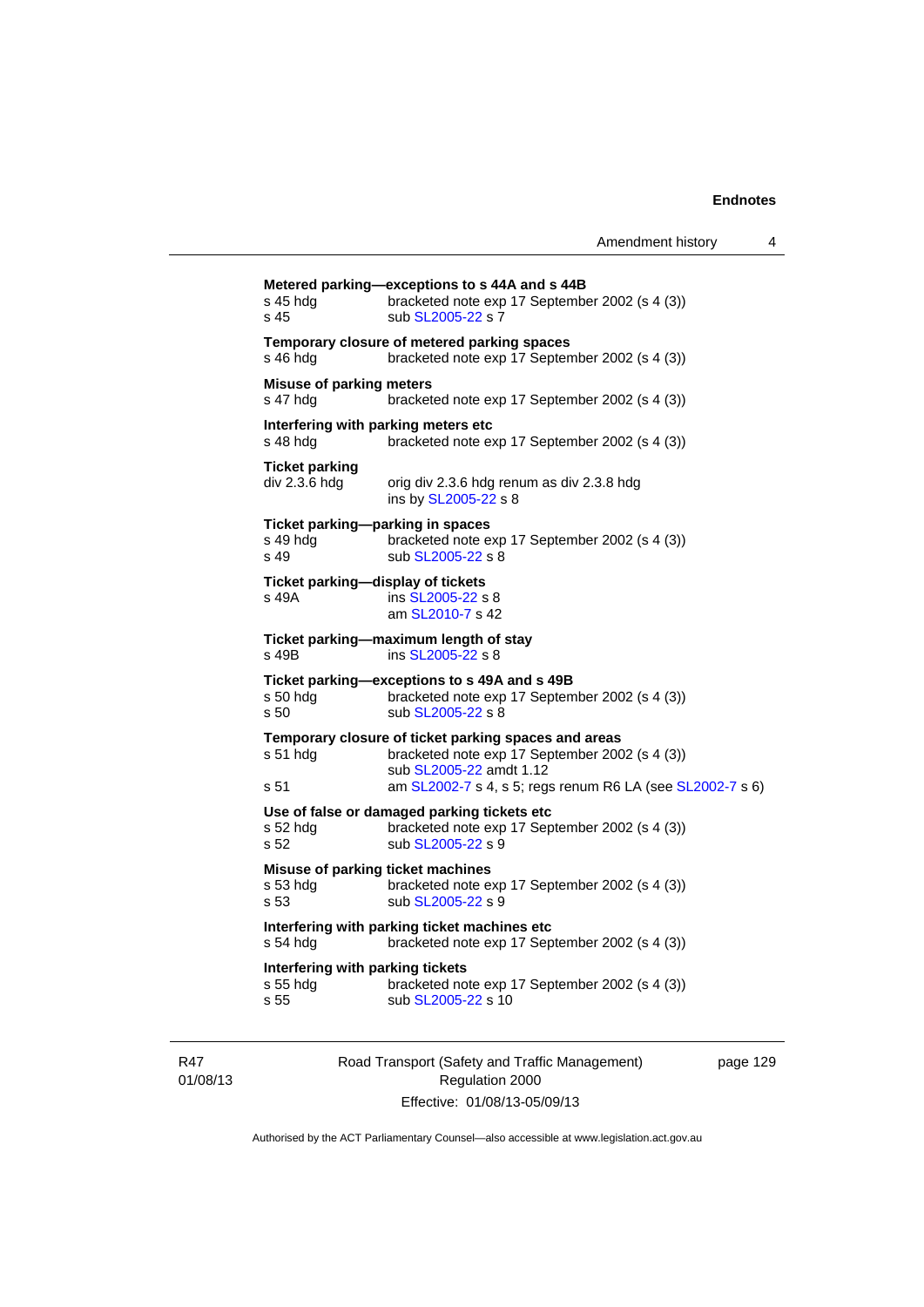**Metered parking—exceptions to s 44A and s 44B**

s 45 hdg bracketed note exp 17 September 2002 (s 4 (3))
s 45 sub SL2005-22 s 7

**Temporary closure of metered parking spaces**

s 46 hdg bracketed note exp 17 September 2002 (s 4 (3))

**Misuse of parking meters**

s 47 hdg bracketed note exp 17 September 2002 (s 4 (3))

**Interfering with parking meters etc**

s 48 hdg bracketed note exp 17 September 2002 (s 4 (3))

**Ticket parking**

div 2.3.6 hdg orig div 2.3.6 hdg renum as div 2.3.8 hdg
ins by SL2005-22 s 8

**Ticket parking—parking in spaces**

s 49 hdg bracketed note exp 17 September 2002 (s 4 (3))
s 49 sub SL2005-22 s 8

**Ticket parking—display of tickets**

s 49A ins SL2005-22 s 8
am SL2010-7 s 42

**Ticket parking—maximum length of stay**

s 49B ins SL2005-22 s 8

**Ticket parking—exceptions to s 49A and s 49B**

s 50 hdg bracketed note exp 17 September 2002 (s 4 (3))
s 50 sub SL2005-22 s 8

**Temporary closure of ticket parking spaces and areas**

s 51 hdg bracketed note exp 17 September 2002 (s 4 (3))
sub SL2005-22 amdt 1.12
s 51 am SL2002-7 s 4, s 5; regs renum R6 LA (see SL2002-7 s 6)

**Use of false or damaged parking tickets etc**

s 52 hdg bracketed note exp 17 September 2002 (s 4 (3))
s 52 sub SL2005-22 s 9

**Misuse of parking ticket machines**

s 53 hdg bracketed note exp 17 September 2002 (s 4 (3))
s 53 sub SL2005-22 s 9

**Interfering with parking ticket machines etc**

s 54 hdg bracketed note exp 17 September 2002 (s 4 (3))

**Interfering with parking tickets**

s 55 hdg bracketed note exp 17 September 2002 (s 4 (3))
s 55 sub SL2005-22 s 10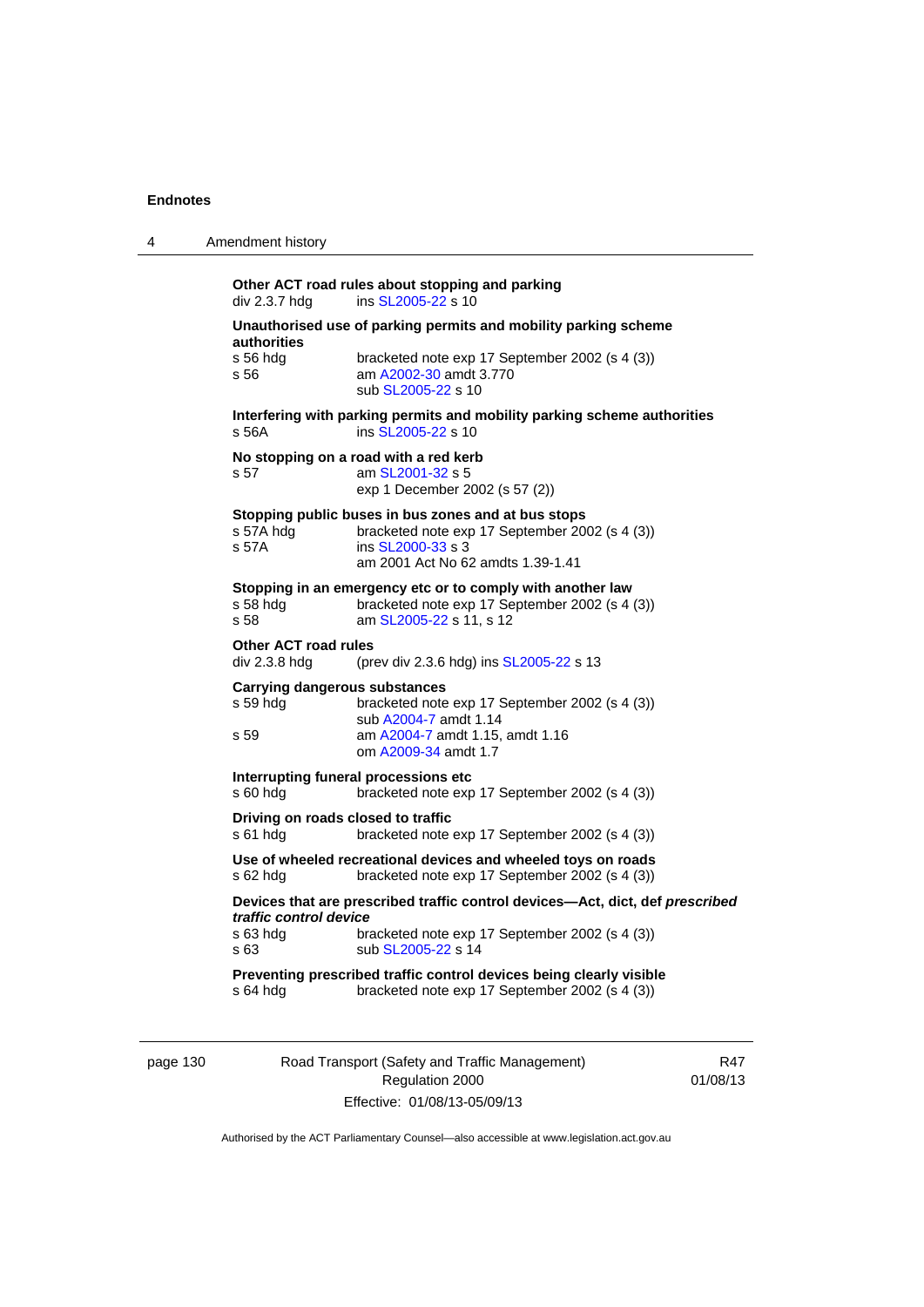**Other ACT road rules about stopping and parking**
div 2.3.7 hdg ins SL2005-22 s 10

**Unauthorised use of parking permits and mobility parking scheme authorities**
s 56 hdg bracketed note exp 17 September 2002 (s 4 (3))
s 56 am A2002-30 amdt 3.770
sub SL2005-22 s 10

**Interfering with parking permits and mobility parking scheme authorities**
s 56A ins SL2005-22 s 10

**No stopping on a road with a red kerb**
s 57 am SL2001-32 s 5
exp 1 December 2002 (s 57 (2))

**Stopping public buses in bus zones and at bus stops**
s 57A hdg bracketed note exp 17 September 2002 (s 4 (3))
s 57A ins SL2000-33 s 3
am 2001 Act No 62 amdts 1.39-1.41

**Stopping in an emergency etc or to comply with another law**
s 58 hdg bracketed note exp 17 September 2002 (s 4 (3))
s 58 am SL2005-22 s 11, s 12

**Other ACT road rules**
div 2.3.8 hdg (prev div 2.3.6 hdg) ins SL2005-22 s 13

**Carrying dangerous substances**
s 59 hdg bracketed note exp 17 September 2002 (s 4 (3))
sub A2004-7 amdt 1.14
s 59 am A2004-7 amdt 1.15, amdt 1.16
om A2009-34 amdt 1.7

**Interrupting funeral processions etc**
s 60 hdg bracketed note exp 17 September 2002 (s 4 (3))

**Driving on roads closed to traffic**
s 61 hdg bracketed note exp 17 September 2002 (s 4 (3))

**Use of wheeled recreational devices and wheeled toys on roads**
s 62 hdg bracketed note exp 17 September 2002 (s 4 (3))

**Devices that are prescribed traffic control devices—Act, dict, def *prescribed traffic control device***
s 63 hdg bracketed note exp 17 September 2002 (s 4 (3))
s 63 sub SL2005-22 s 14

**Preventing prescribed traffic control devices being clearly visible**
s 64 hdg bracketed note exp 17 September 2002 (s 4 (3))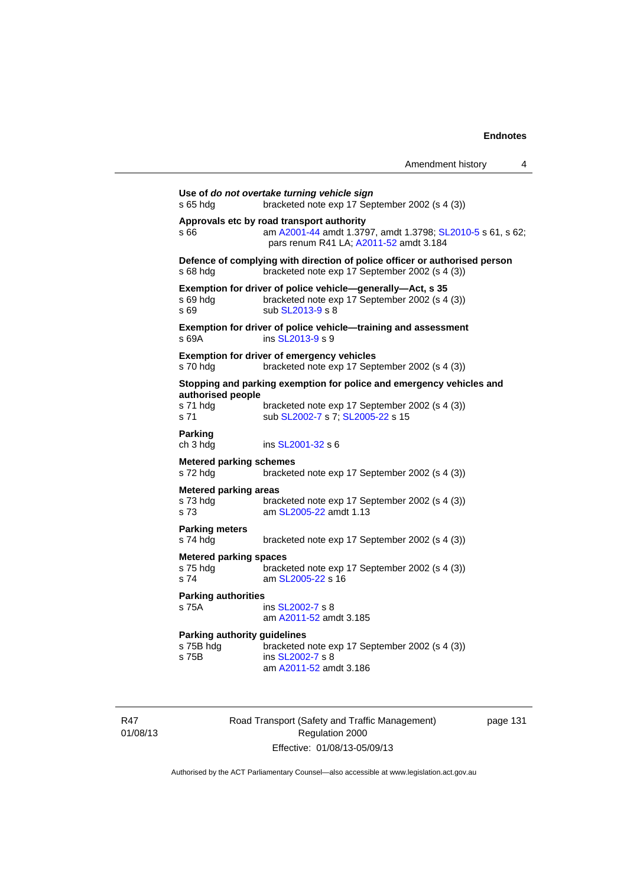**Use of *do not overtake turning vehicle sign***
s 65 hdg bracketed note exp 17 September 2002 (s 4 (3))

**Approvals etc by road transport authority**
s 66 am A2001-44 amdt 1.3797, amdt 1.3798; SL2010-5 s 61, s 62; pars renum R41 LA; A2011-52 amdt 3.184

**Defence of complying with direction of police officer or authorised person**
s 68 hdg bracketed note exp 17 September 2002 (s 4 (3))

**Exemption for driver of police vehicle—generally—Act, s 35**
s 69 hdg bracketed note exp 17 September 2002 (s 4 (3))
s 69 sub SL2013-9 s 8

**Exemption for driver of police vehicle—training and assessment**
s 69A ins SL2013-9 s 9

**Exemption for driver of emergency vehicles**
s 70 hdg bracketed note exp 17 September 2002 (s 4 (3))

**Stopping and parking exemption for police and emergency vehicles and authorised people**
s 71 hdg bracketed note exp 17 September 2002 (s 4 (3))
s 71 sub SL2002-7 s 7; SL2005-22 s 15

**Parking**
ch 3 hdg ins SL2001-32 s 6

**Metered parking schemes**
s 72 hdg bracketed note exp 17 September 2002 (s 4 (3))

**Metered parking areas**
s 73 hdg bracketed note exp 17 September 2002 (s 4 (3))
s 73 am SL2005-22 amdt 1.13

**Parking meters**
s 74 hdg bracketed note exp 17 September 2002 (s 4 (3))

**Metered parking spaces**
s 75 hdg bracketed note exp 17 September 2002 (s 4 (3))
s 74 am SL2005-22 s 16

**Parking authorities**
s 75A ins SL2002-7 s 8
am A2011-52 amdt 3.185

**Parking authority guidelines**
s 75B hdg bracketed note exp 17 September 2002 (s 4 (3))
s 75B ins SL2002-7 s 8
am A2011-52 amdt 3.186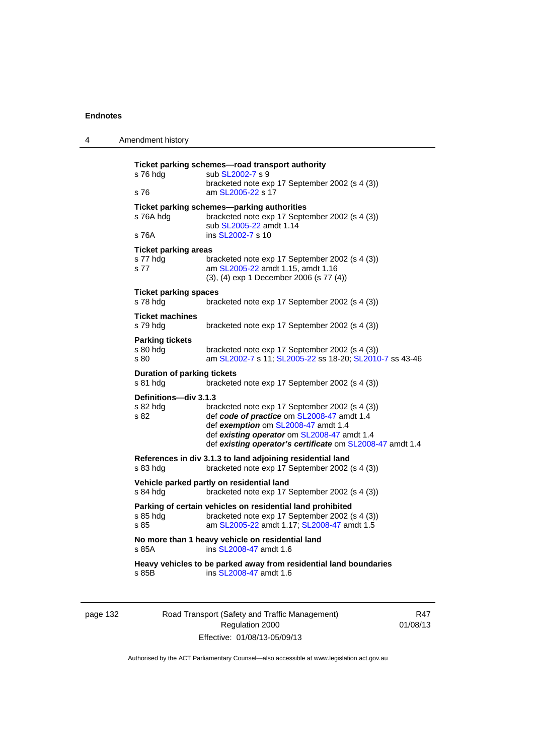**Ticket parking schemes—road transport authority**

s 76 hdg sub SL2002-7 s 9
bracketed note exp 17 September 2002 (s 4 (3))

s 76 am SL2005-22 s 17

**Ticket parking schemes—parking authorities**

s 76A hdg bracketed note exp 17 September 2002 (s 4 (3))
sub SL2005-22 amdt 1.14

s 76A ins SL2002-7 s 10

**Ticket parking areas**

s 77 hdg bracketed note exp 17 September 2002 (s 4 (3))

s 77 am SL2005-22 amdt 1.15, amdt 1.16
(3), (4) exp 1 December 2006 (s 77 (4))

**Ticket parking spaces**

s 78 hdg bracketed note exp 17 September 2002 (s 4 (3))

**Ticket machines**

s 79 hdg bracketed note exp 17 September 2002 (s 4 (3))

**Parking tickets**

s 80 hdg bracketed note exp 17 September 2002 (s 4 (3))

s 80 am SL2002-7 s 11; SL2005-22 ss 18-20; SL2010-7 ss 43-46

**Duration of parking tickets**

s 81 hdg bracketed note exp 17 September 2002 (s 4 (3))

**Definitions—div 3.1.3**

s 82 hdg bracketed note exp 17 September 2002 (s 4 (3))

s 82 def ***code of practice*** om SL2008-47 amdt 1.4
def ***exemption*** om SL2008-47 amdt 1.4
def ***existing operator*** om SL2008-47 amdt 1.4
def ***existing operator's certificate*** om SL2008-47 amdt 1.4

**References in div 3.1.3 to land adjoining residential land**

s 83 hdg bracketed note exp 17 September 2002 (s 4 (3))

**Vehicle parked partly on residential land**

s 84 hdg bracketed note exp 17 September 2002 (s 4 (3))

**Parking of certain vehicles on residential land prohibited**

s 85 hdg bracketed note exp 17 September 2002 (s 4 (3))

s 85 am SL2005-22 amdt 1.17; SL2008-47 amdt 1.5

**No more than 1 heavy vehicle on residential land**

s 85A ins SL2008-47 amdt 1.6

**Heavy vehicles to be parked away from residential land boundaries**

s 85B ins SL2008-47 amdt 1.6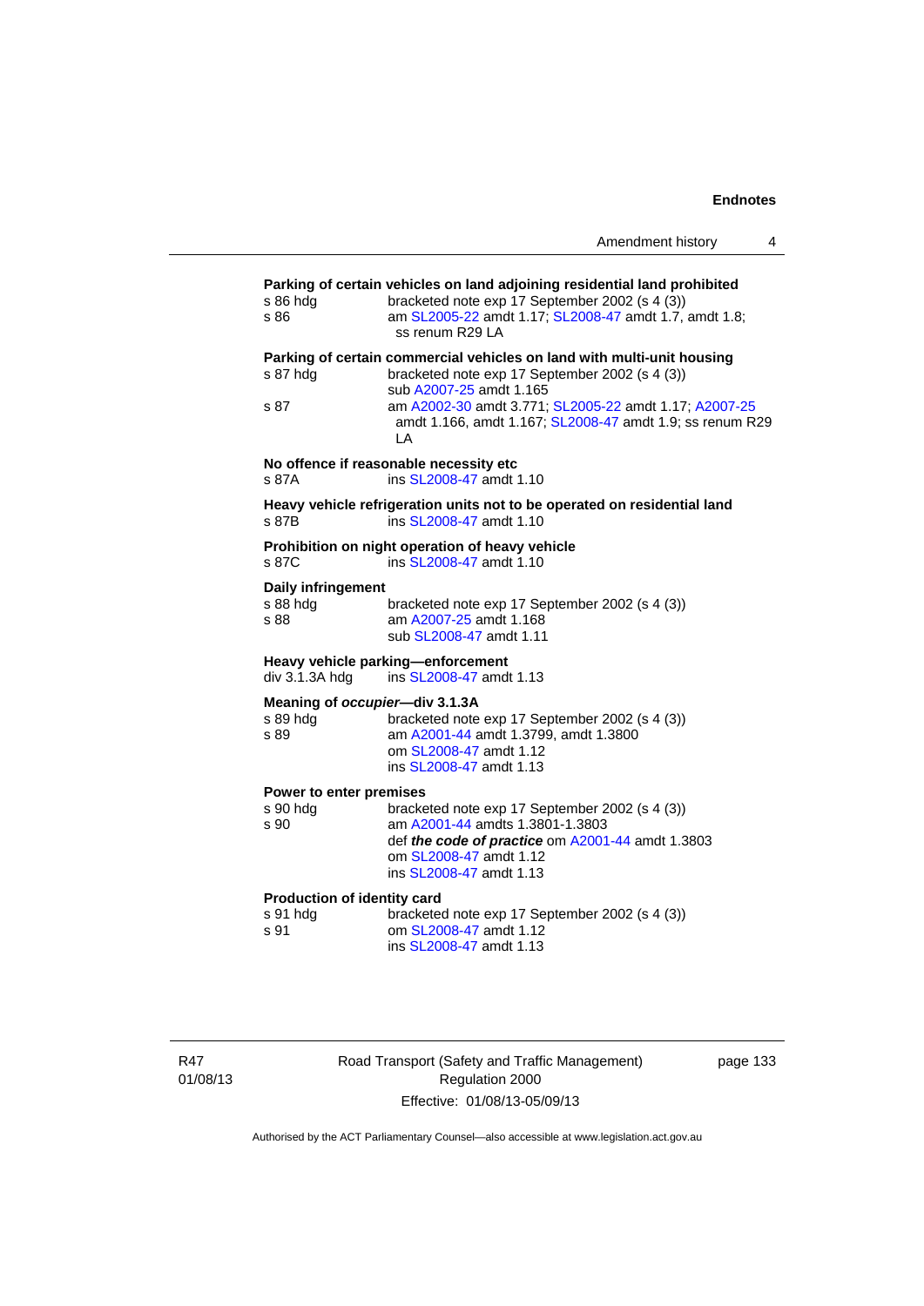**Parking of certain vehicles on land adjoining residential land prohibited**

s 86 hdg bracketed note exp 17 September 2002 (s 4 (3))
s 86 am SL2005-22 amdt 1.17; SL2008-47 amdt 1.7, amdt 1.8; ss renum R29 LA

**Parking of certain commercial vehicles on land with multi-unit housing**

s 87 hdg bracketed note exp 17 September 2002 (s 4 (3))
sub A2007-25 amdt 1.165
s 87 am A2002-30 amdt 3.771; SL2005-22 amdt 1.17; A2007-25 amdt 1.166, amdt 1.167; SL2008-47 amdt 1.9; ss renum R29 LA

**No offence if reasonable necessity etc**

s 87A ins SL2008-47 amdt 1.10

**Heavy vehicle refrigeration units not to be operated on residential land**

s 87B ins SL2008-47 amdt 1.10

**Prohibition on night operation of heavy vehicle**

s 87C ins SL2008-47 amdt 1.10

**Daily infringement**

s 88 hdg bracketed note exp 17 September 2002 (s 4 (3))
s 88 am A2007-25 amdt 1.168
sub SL2008-47 amdt 1.11

**Heavy vehicle parking—enforcement**

div 3.1.3A hdg ins SL2008-47 amdt 1.13

**Meaning of *occupier*—div 3.1.3A**

s 89 hdg bracketed note exp 17 September 2002 (s 4 (3))
s 89 am A2001-44 amdt 1.3799, amdt 1.3800
om SL2008-47 amdt 1.12
ins SL2008-47 amdt 1.13

**Power to enter premises**

s 90 hdg bracketed note exp 17 September 2002 (s 4 (3))
s 90 am A2001-44 amdts 1.3801-1.3803
def ***the code of practice*** om A2001-44 amdt 1.3803
om SL2008-47 amdt 1.12
ins SL2008-47 amdt 1.13

**Production of identity card**

s 91 hdg bracketed note exp 17 September 2002 (s 4 (3))
s 91 om SL2008-47 amdt 1.12
ins SL2008-47 amdt 1.13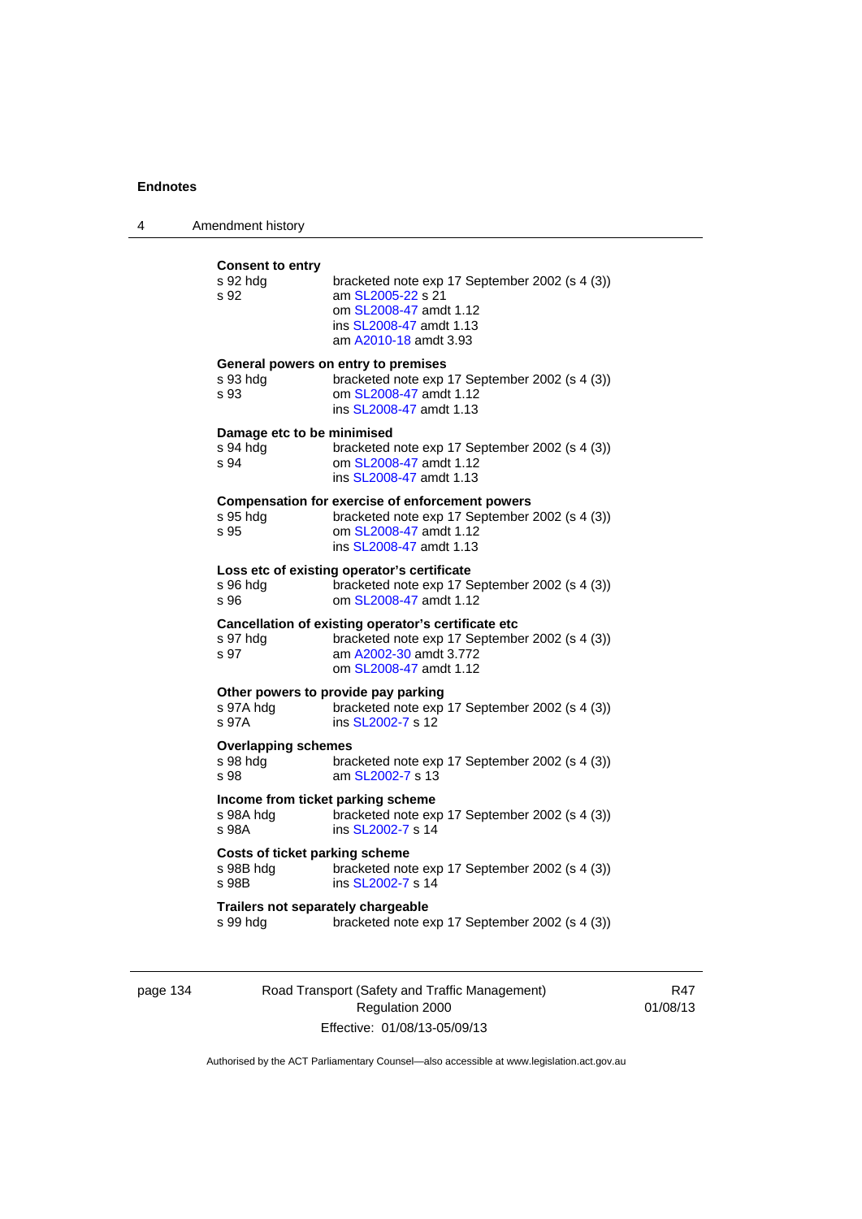**Consent to entry**

| | |
|---|---|
| s 92 hdg | bracketed note exp 17 September 2002 (s 4 (3)) |
| s 92 | am SL2005-22 s 21 |
| | om SL2008-47 amdt 1.12 |
| | ins SL2008-47 amdt 1.13 |
| | am A2010-18 amdt 3.93 |

**General powers on entry to premises**

| | |
|---|---|
| s 93 hdg | bracketed note exp 17 September 2002 (s 4 (3)) |
| s 93 | om SL2008-47 amdt 1.12 |
| | ins SL2008-47 amdt 1.13 |

**Damage etc to be minimised**

| | |
|---|---|
| s 94 hdg | bracketed note exp 17 September 2002 (s 4 (3)) |
| s 94 | om SL2008-47 amdt 1.12 |
| | ins SL2008-47 amdt 1.13 |

**Compensation for exercise of enforcement powers**

| | |
|---|---|
| s 95 hdg | bracketed note exp 17 September 2002 (s 4 (3)) |
| s 95 | om SL2008-47 amdt 1.12 |
| | ins SL2008-47 amdt 1.13 |

**Loss etc of existing operator's certificate**

| | |
|---|---|
| s 96 hdg | bracketed note exp 17 September 2002 (s 4 (3)) |
| s 96 | om SL2008-47 amdt 1.12 |

**Cancellation of existing operator's certificate etc**

| | |
|---|---|
| s 97 hdg | bracketed note exp 17 September 2002 (s 4 (3)) |
| s 97 | am A2002-30 amdt 3.772 |
| | om SL2008-47 amdt 1.12 |

**Other powers to provide pay parking**

| | |
|---|---|
| s 97A hdg | bracketed note exp 17 September 2002 (s 4 (3)) |
| s 97A | ins SL2002-7 s 12 |

**Overlapping schemes**

| | |
|---|---|
| s 98 hdg | bracketed note exp 17 September 2002 (s 4 (3)) |
| s 98 | am SL2002-7 s 13 |

**Income from ticket parking scheme**

| | |
|---|---|
| s 98A hdg | bracketed note exp 17 September 2002 (s 4 (3)) |
| s 98A | ins SL2002-7 s 14 |

**Costs of ticket parking scheme**

| | |
|---|---|
| s 98B hdg | bracketed note exp 17 September 2002 (s 4 (3)) |
| s 98B | ins SL2002-7 s 14 |

**Trailers not separately chargeable**

| | |
|---|---|
| s 99 hdg | bracketed note exp 17 September 2002 (s 4 (3)) |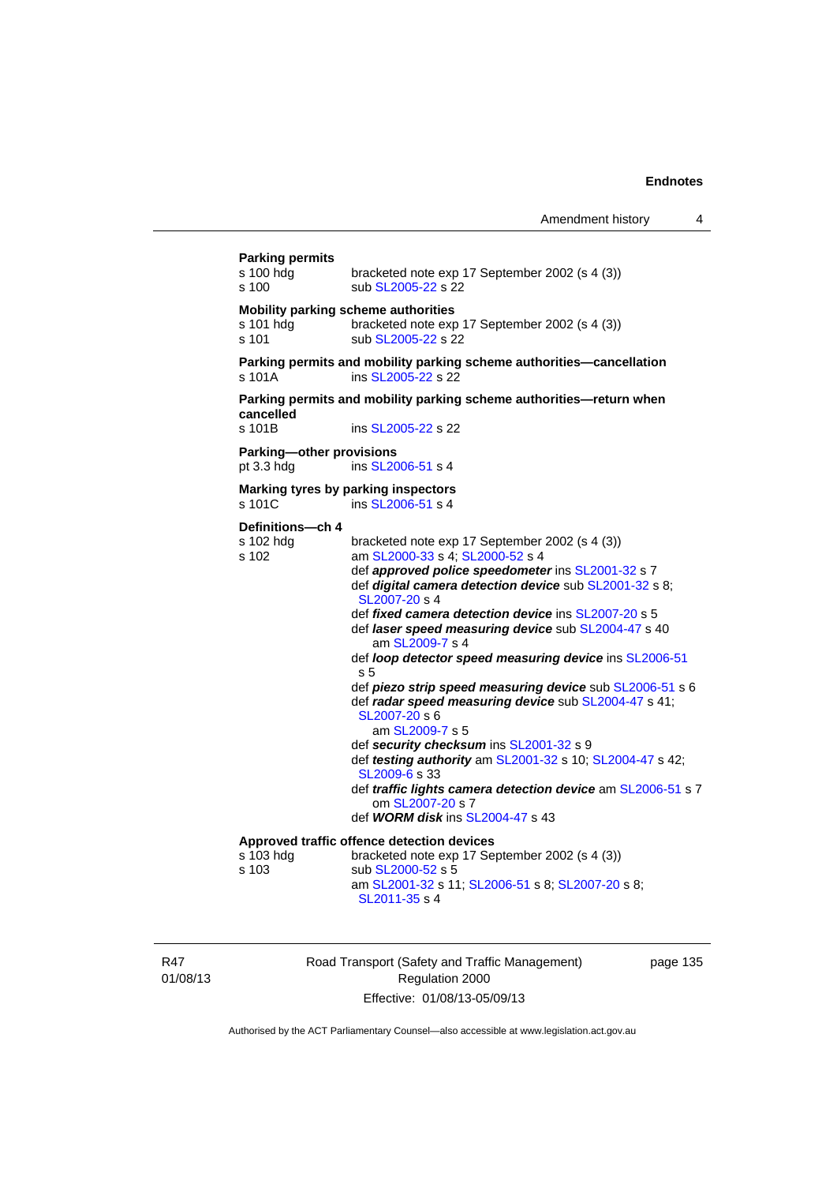**Parking permits**

s 100 hdg bracketed note exp 17 September 2002 (s 4 (3))

s 100 sub SL2005-22 s 22

**Mobility parking scheme authorities**

s 101 hdg bracketed note exp 17 September 2002 (s 4 (3))

s 101 sub SL2005-22 s 22

**Parking permits and mobility parking scheme authorities—cancellation**

s 101A ins SL2005-22 s 22

**Parking permits and mobility parking scheme authorities—return when cancelled**

s 101B ins SL2005-22 s 22

**Parking—other provisions**

pt 3.3 hdg ins SL2006-51 s 4

**Marking tyres by parking inspectors**

s 101C ins SL2006-51 s 4

**Definitions—ch 4**

s 102 hdg bracketed note exp 17 September 2002 (s 4 (3))

s 102 am SL2000-33 s 4; SL2000-52 s 4

def ***approved police speedometer*** ins SL2001-32 s 7

def ***digital camera detection device*** sub SL2001-32 s 8; SL2007-20 s 4

def ***fixed camera detection device*** ins SL2007-20 s 5

def ***laser speed measuring device*** sub SL2004-47 s 40

am SL2009-7 s 4

def ***loop detector speed measuring device*** ins SL2006-51 s 5

def ***piezo strip speed measuring device*** sub SL2006-51 s 6

def ***radar speed measuring device*** sub SL2004-47 s 41; SL2007-20 s 6

am SL2009-7 s 5

def ***security checksum*** ins SL2001-32 s 9

def ***testing authority*** am SL2001-32 s 10; SL2004-47 s 42; SL2009-6 s 33

def ***traffic lights camera detection device*** am SL2006-51 s 7

om SL2007-20 s 7

def ***WORM disk*** ins SL2004-47 s 43

**Approved traffic offence detection devices**

s 103 hdg bracketed note exp 17 September 2002 (s 4 (3))

s 103 sub SL2000-52 s 5

am SL2001-32 s 11; SL2006-51 s 8; SL2007-20 s 8; SL2011-35 s 4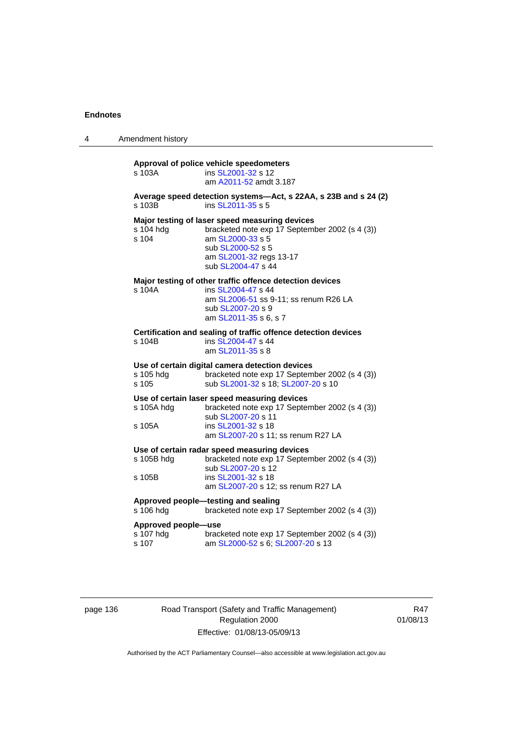**Approval of police vehicle speedometers**

s 103A ins SL2001-32 s 12
am A2011-52 amdt 3.187

**Average speed detection systems—Act, s 22AA, s 23B and s 24 (2)**

s 103B ins SL2011-35 s 5

**Major testing of laser speed measuring devices**

s 104 hdg bracketed note exp 17 September 2002 (s 4 (3))
s 104 am SL2000-33 s 5
sub SL2000-52 s 5
am SL2001-32 regs 13-17
sub SL2004-47 s 44

**Major testing of other traffic offence detection devices**

s 104A ins SL2004-47 s 44
am SL2006-51 ss 9-11; ss renum R26 LA
sub SL2007-20 s 9
am SL2011-35 s 6, s 7

**Certification and sealing of traffic offence detection devices**

s 104B ins SL2004-47 s 44
am SL2011-35 s 8

**Use of certain digital camera detection devices**

s 105 hdg bracketed note exp 17 September 2002 (s 4 (3))
s 105 sub SL2001-32 s 18; SL2007-20 s 10

**Use of certain laser speed measuring devices**

s 105A hdg bracketed note exp 17 September 2002 (s 4 (3))
sub SL2007-20 s 11
s 105A ins SL2001-32 s 18
am SL2007-20 s 11; ss renum R27 LA

**Use of certain radar speed measuring devices**

s 105B hdg bracketed note exp 17 September 2002 (s 4 (3))
sub SL2007-20 s 12
s 105B ins SL2001-32 s 18
am SL2007-20 s 12; ss renum R27 LA

**Approved people—testing and sealing**

s 106 hdg bracketed note exp 17 September 2002 (s 4 (3))

**Approved people—use**

s 107 hdg bracketed note exp 17 September 2002 (s 4 (3))
s 107 am SL2000-52 s 6; SL2007-20 s 13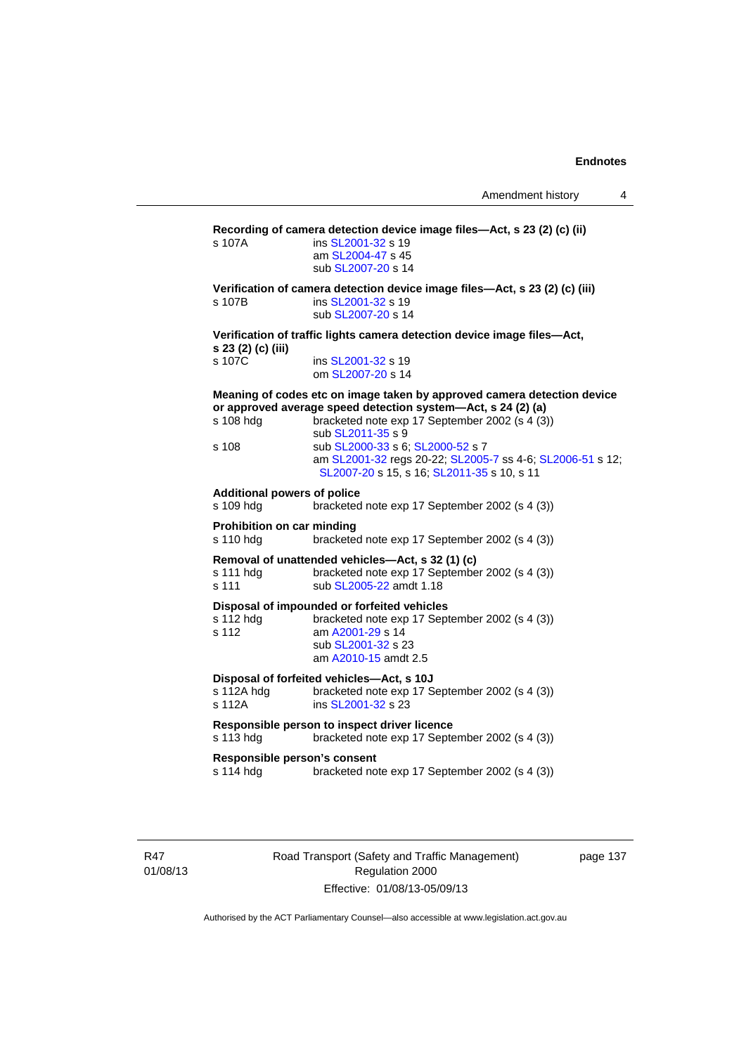**Recording of camera detection device image files—Act, s 23 (2) (c) (ii)**

s 107A ins SL2001-32 s 19
am SL2004-47 s 45
sub SL2007-20 s 14

**Verification of camera detection device image files—Act, s 23 (2) (c) (iii)**

s 107B ins SL2001-32 s 19
sub SL2007-20 s 14

**Verification of traffic lights camera detection device image files—Act, s 23 (2) (c) (iii)**

s 107C ins SL2001-32 s 19
om SL2007-20 s 14

**Meaning of codes etc on image taken by approved camera detection device or approved average speed detection system—Act, s 24 (2) (a)**

s 108 hdg bracketed note exp 17 September 2002 (s 4 (3))
sub SL2011-35 s 9

s 108 sub SL2000-33 s 6; SL2000-52 s 7
am SL2001-32 regs 20-22; SL2005-7 ss 4-6; SL2006-51 s 12; SL2007-20 s 15, s 16; SL2011-35 s 10, s 11

**Additional powers of police**

s 109 hdg bracketed note exp 17 September 2002 (s 4 (3))

**Prohibition on car minding**

s 110 hdg bracketed note exp 17 September 2002 (s 4 (3))

**Removal of unattended vehicles—Act, s 32 (1) (c)**

s 111 hdg bracketed note exp 17 September 2002 (s 4 (3))
s 111 sub SL2005-22 amdt 1.18

**Disposal of impounded or forfeited vehicles**

s 112 hdg bracketed note exp 17 September 2002 (s 4 (3))
s 112 am A2001-29 s 14
sub SL2001-32 s 23
am A2010-15 amdt 2.5

**Disposal of forfeited vehicles—Act, s 10J**

s 112A hdg bracketed note exp 17 September 2002 (s 4 (3))
s 112A ins SL2001-32 s 23

**Responsible person to inspect driver licence**

s 113 hdg bracketed note exp 17 September 2002 (s 4 (3))

**Responsible person's consent**

s 114 hdg bracketed note exp 17 September 2002 (s 4 (3))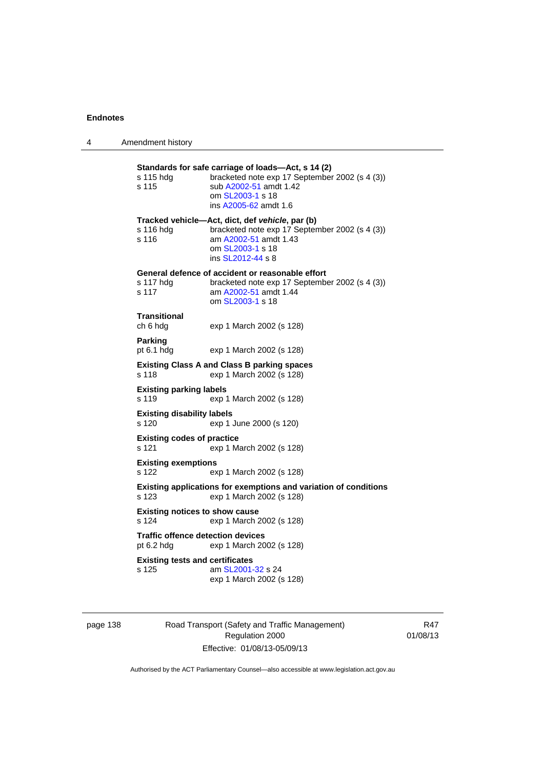**Standards for safe carriage of loads—Act, s 14 (2)**

s 115 hdg bracketed note exp 17 September 2002 (s 4 (3))
s 115 sub A2002-51 amdt 1.42
om SL2003-1 s 18
ins A2005-62 amdt 1.6

**Tracked vehicle—Act, dict, def *vehicle*, par (b)**

s 116 hdg bracketed note exp 17 September 2002 (s 4 (3))
s 116 am A2002-51 amdt 1.43
om SL2003-1 s 18
ins SL2012-44 s 8

**General defence of accident or reasonable effort**

s 117 hdg bracketed note exp 17 September 2002 (s 4 (3))
s 117 am A2002-51 amdt 1.44
om SL2003-1 s 18

**Transitional**

ch 6 hdg exp 1 March 2002 (s 128)

**Parking**

pt 6.1 hdg exp 1 March 2002 (s 128)

**Existing Class A and Class B parking spaces**

s 118 exp 1 March 2002 (s 128)

**Existing parking labels**

s 119 exp 1 March 2002 (s 128)

**Existing disability labels**

s 120 exp 1 June 2000 (s 120)

**Existing codes of practice**

s 121 exp 1 March 2002 (s 128)

**Existing exemptions**

s 122 exp 1 March 2002 (s 128)

**Existing applications for exemptions and variation of conditions**

s 123 exp 1 March 2002 (s 128)

**Existing notices to show cause**

s 124 exp 1 March 2002 (s 128)

**Traffic offence detection devices**

pt 6.2 hdg exp 1 March 2002 (s 128)

**Existing tests and certificates**

s 125 am SL2001-32 s 24
exp 1 March 2002 (s 128)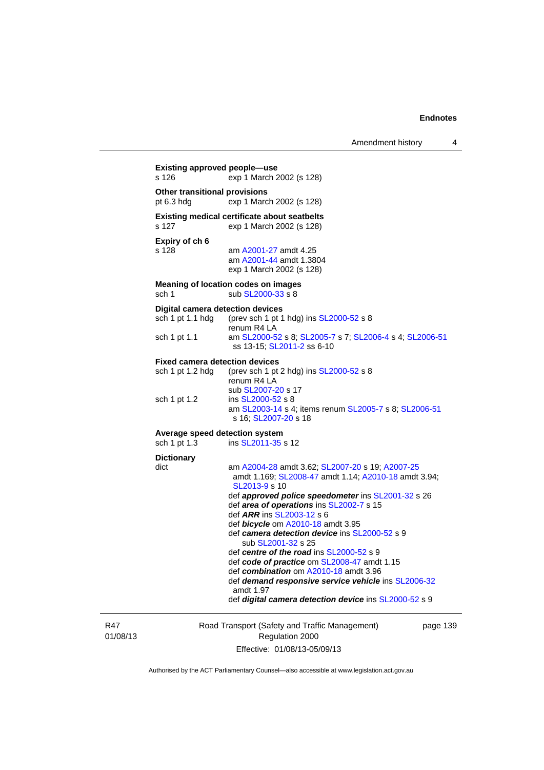**Existing approved people—use**

s 126 exp 1 March 2002 (s 128)

**Other transitional provisions**

pt 6.3 hdg exp 1 March 2002 (s 128)

**Existing medical certificate about seatbelts**

s 127 exp 1 March 2002 (s 128)

**Expiry of ch 6**

s 128 am A2001-27 amdt 4.25
am A2001-44 amdt 1.3804
exp 1 March 2002 (s 128)

**Meaning of location codes on images**

sch 1 sub SL2000-33 s 8

**Digital camera detection devices**

sch 1 pt 1.1 hdg (prev sch 1 pt 1 hdg) ins SL2000-52 s 8
renum R4 LA

sch 1 pt 1.1 am SL2000-52 s 8; SL2005-7 s 7; SL2006-4 s 4; SL2006-51 ss 13-15; SL2011-2 ss 6-10

**Fixed camera detection devices**

sch 1 pt 1.2 hdg (prev sch 1 pt 2 hdg) ins SL2000-52 s 8
renum R4 LA
sub SL2007-20 s 17

sch 1 pt 1.2 ins SL2000-52 s 8
am SL2003-14 s 4; items renum SL2005-7 s 8; SL2006-51 s 16; SL2007-20 s 18

**Average speed detection system**

sch 1 pt 1.3 ins SL2011-35 s 12

**Dictionary**

dict am A2004-28 amdt 3.62; SL2007-20 s 19; A2007-25 amdt 1.169; SL2008-47 amdt 1.14; A2010-18 amdt 3.94; SL2013-9 s 10
def ***approved police speedometer*** ins SL2001-32 s 26
def ***area of operations*** ins SL2002-7 s 15
def ***ARR*** ins SL2003-12 s 6
def ***bicycle*** om A2010-18 amdt 3.95
def ***camera detection device*** ins SL2000-52 s 9
sub SL2001-32 s 25
def ***centre of the road*** ins SL2000-52 s 9
def ***code of practice*** om SL2008-47 amdt 1.15
def ***combination*** om A2010-18 amdt 3.96
def ***demand responsive service vehicle*** ins SL2006-32 amdt 1.97
def ***digital camera detection device*** ins SL2000-52 s 9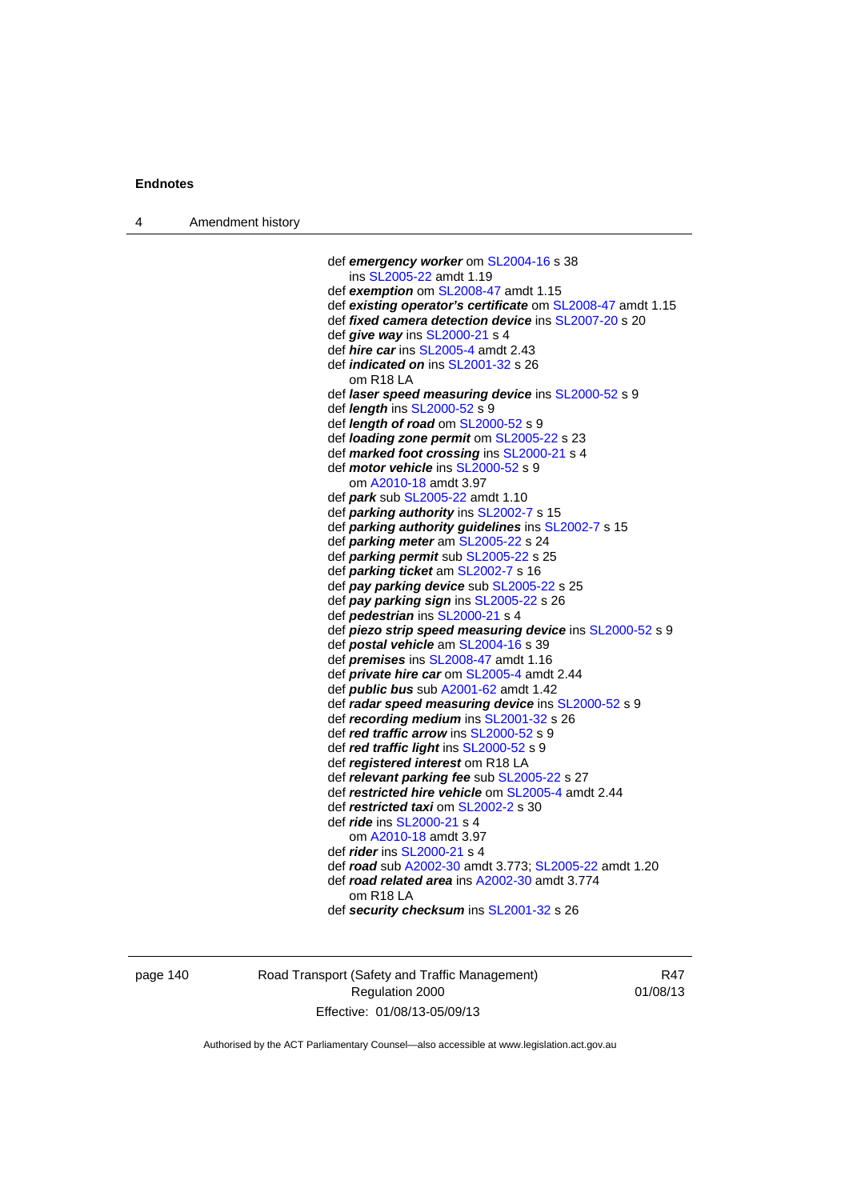def ***emergency worker*** om SL2004-16 s 38
 ins SL2005-22 amdt 1.19
def ***exemption*** om SL2008-47 amdt 1.15
def ***existing operator's certificate*** om SL2008-47 amdt 1.15
def ***fixed camera detection device*** ins SL2007-20 s 20
def ***give way*** ins SL2000-21 s 4
def ***hire car*** ins SL2005-4 amdt 2.43
def ***indicated on*** ins SL2001-32 s 26
 om R18 LA
def ***laser speed measuring device*** ins SL2000-52 s 9
def ***length*** ins SL2000-52 s 9
def ***length of road*** om SL2000-52 s 9
def ***loading zone permit*** om SL2005-22 s 23
def ***marked foot crossing*** ins SL2000-21 s 4
def ***motor vehicle*** ins SL2000-52 s 9
 om A2010-18 amdt 3.97
def ***park*** sub SL2005-22 amdt 1.10
def ***parking authority*** ins SL2002-7 s 15
def ***parking authority guidelines*** ins SL2002-7 s 15
def ***parking meter*** am SL2005-22 s 24
def ***parking permit*** sub SL2005-22 s 25
def ***parking ticket*** am SL2002-7 s 16
def ***pay parking device*** sub SL2005-22 s 25
def ***pay parking sign*** ins SL2005-22 s 26
def ***pedestrian*** ins SL2000-21 s 4
def ***piezo strip speed measuring device*** ins SL2000-52 s 9
def ***postal vehicle*** am SL2004-16 s 39
def ***premises*** ins SL2008-47 amdt 1.16
def ***private hire car*** om SL2005-4 amdt 2.44
def ***public bus*** sub A2001-62 amdt 1.42
def ***radar speed measuring device*** ins SL2000-52 s 9
def ***recording medium*** ins SL2001-32 s 26
def ***red traffic arrow*** ins SL2000-52 s 9
def ***red traffic light*** ins SL2000-52 s 9
def ***registered interest*** om R18 LA
def ***relevant parking fee*** sub SL2005-22 s 27
def ***restricted hire vehicle*** om SL2005-4 amdt 2.44
def ***restricted taxi*** om SL2002-2 s 30
def ***ride*** ins SL2000-21 s 4
 om A2010-18 amdt 3.97
def ***rider*** ins SL2000-21 s 4
def ***road*** sub A2002-30 amdt 3.773; SL2005-22 amdt 1.20
def ***road related area*** ins A2002-30 amdt 3.774
 om R18 LA
def ***security checksum*** ins SL2001-32 s 26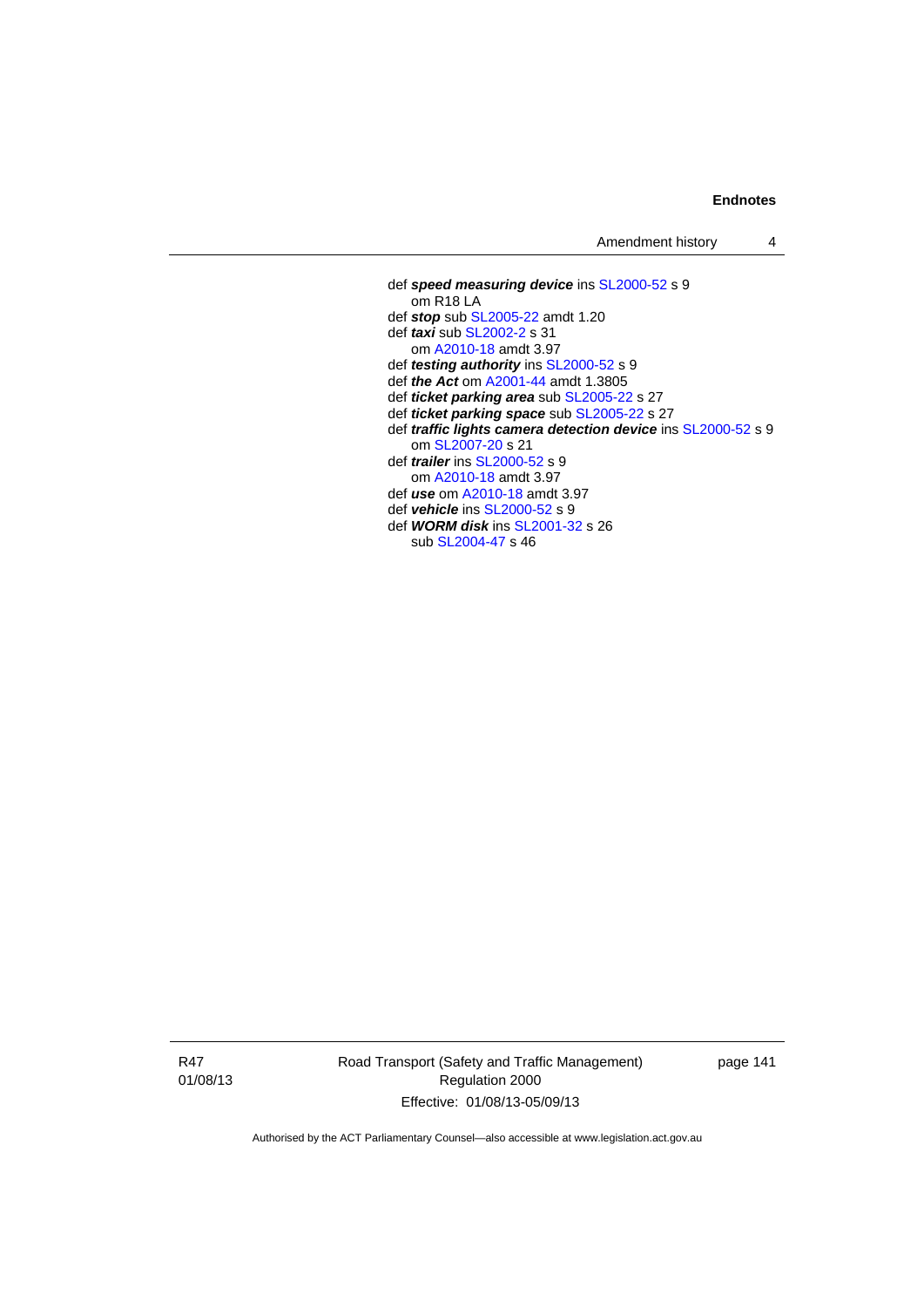def ***speed measuring device*** ins SL2000-52 s 9
om R18 LA
def ***stop*** sub SL2005-22 amdt 1.20
def ***taxi*** sub SL2002-2 s 31
om A2010-18 amdt 3.97
def ***testing authority*** ins SL2000-52 s 9
def ***the Act*** om A2001-44 amdt 1.3805
def ***ticket parking area*** sub SL2005-22 s 27
def ***ticket parking space*** sub SL2005-22 s 27
def ***traffic lights camera detection device*** ins SL2000-52 s 9
om SL2007-20 s 21
def ***trailer*** ins SL2000-52 s 9
om A2010-18 amdt 3.97
def ***use*** om A2010-18 amdt 3.97
def ***vehicle*** ins SL2000-52 s 9
def ***WORM disk*** ins SL2001-32 s 26
sub SL2004-47 s 46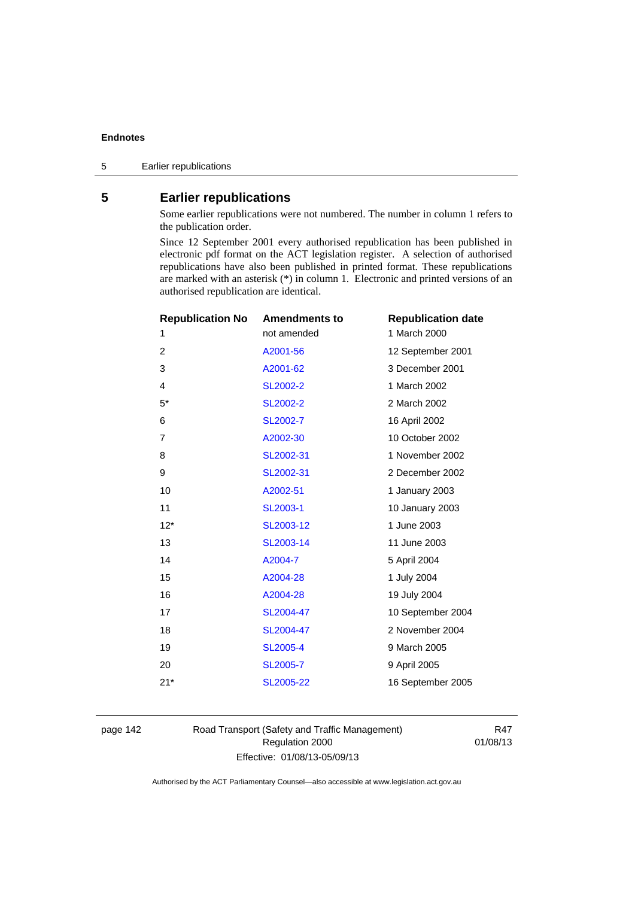# 5 Earlier republications

Some earlier republications were not numbered. The number in column 1 refers to the publication order.

Since 12 September 2001 every authorised republication has been published in electronic pdf format on the ACT legislation register. A selection of authorised republications have also been published in printed format. These republications are marked with an asterisk (*) in column 1. Electronic and printed versions of an authorised republication are identical.

| Republication No | Amendments to | Republication date |
|---|---|---|
| 1 | not amended | 1 March 2000 |
| 2 | A2001-56 | 12 September 2001 |
| 3 | A2001-62 | 3 December 2001 |
| 4 | SL2002-2 | 1 March 2002 |
| 5* | SL2002-2 | 2 March 2002 |
| 6 | SL2002-7 | 16 April 2002 |
| 7 | A2002-30 | 10 October 2002 |
| 8 | SL2002-31 | 1 November 2002 |
| 9 | SL2002-31 | 2 December 2002 |
| 10 | A2002-51 | 1 January 2003 |
| 11 | SL2003-1 | 10 January 2003 |
| 12* | SL2003-12 | 1 June 2003 |
| 13 | SL2003-14 | 11 June 2003 |
| 14 | A2004-7 | 5 April 2004 |
| 15 | A2004-28 | 1 July 2004 |
| 16 | A2004-28 | 19 July 2004 |
| 17 | SL2004-47 | 10 September 2004 |
| 18 | SL2004-47 | 2 November 2004 |
| 19 | SL2005-4 | 9 March 2005 |
| 20 | SL2005-7 | 9 April 2005 |
| 21* | SL2005-22 | 16 September 2005 |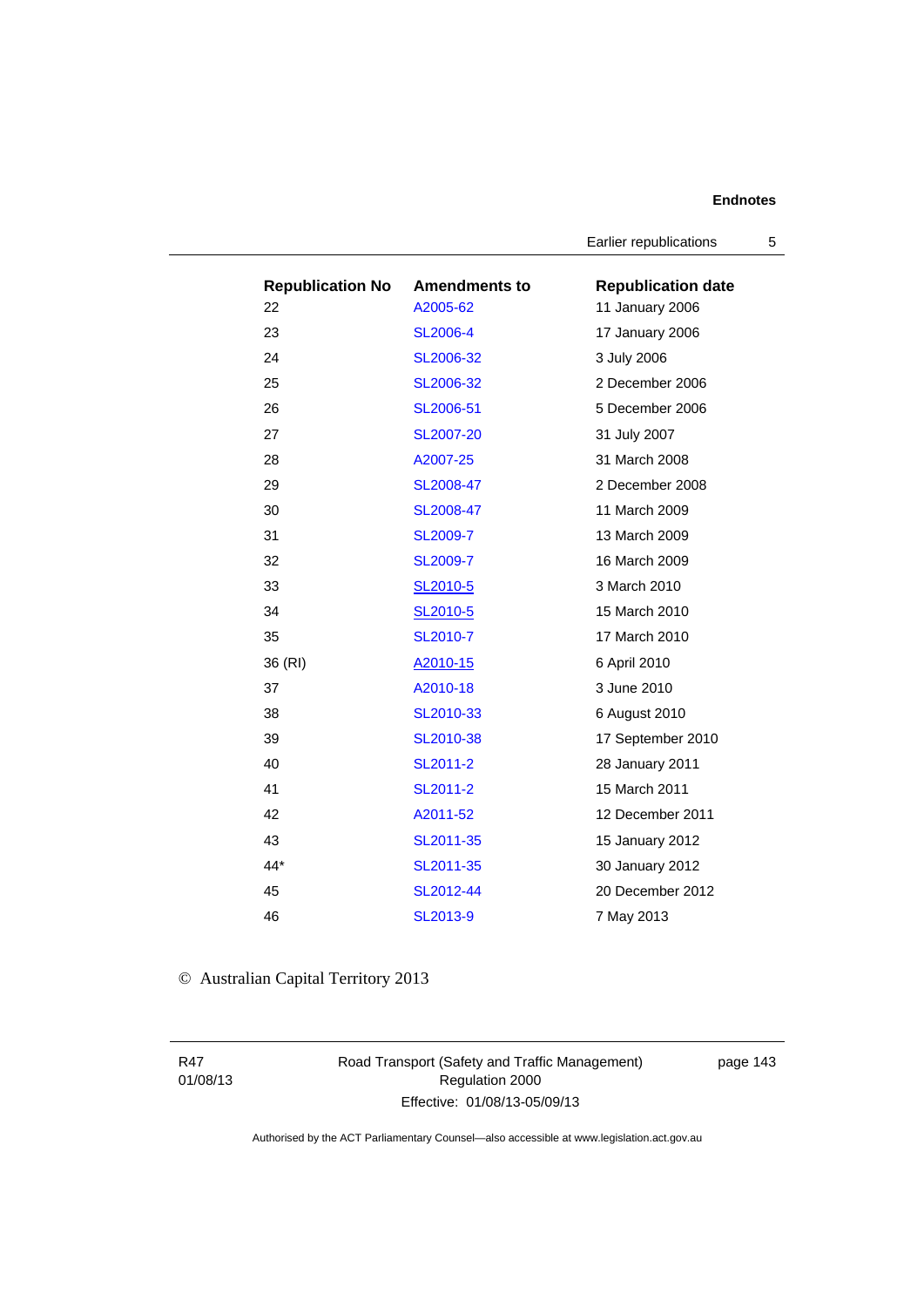| Republication No | Amendments to | Republication date |
|---|---|---|
| 22 | A2005-62 | 11 January 2006 |
| 23 | SL2006-4 | 17 January 2006 |
| 24 | SL2006-32 | 3 July 2006 |
| 25 | SL2006-32 | 2 December 2006 |
| 26 | SL2006-51 | 5 December 2006 |
| 27 | SL2007-20 | 31 July 2007 |
| 28 | A2007-25 | 31 March 2008 |
| 29 | SL2008-47 | 2 December 2008 |
| 30 | SL2008-47 | 11 March 2009 |
| 31 | SL2009-7 | 13 March 2009 |
| 32 | SL2009-7 | 16 March 2009 |
| 33 | SL2010-5 | 3 March 2010 |
| 34 | SL2010-5 | 15 March 2010 |
| 35 | SL2010-7 | 17 March 2010 |
| 36 (RI) | A2010-15 | 6 April 2010 |
| 37 | A2010-18 | 3 June 2010 |
| 38 | SL2010-33 | 6 August 2010 |
| 39 | SL2010-38 | 17 September 2010 |
| 40 | SL2011-2 | 28 January 2011 |
| 41 | SL2011-2 | 15 March 2011 |
| 42 | A2011-52 | 12 December 2011 |
| 43 | SL2011-35 | 15 January 2012 |
| 44* | SL2011-35 | 30 January 2012 |
| 45 | SL2012-44 | 20 December 2012 |
| 46 | SL2013-9 | 7 May 2013 |

© Australian Capital Territory 2013